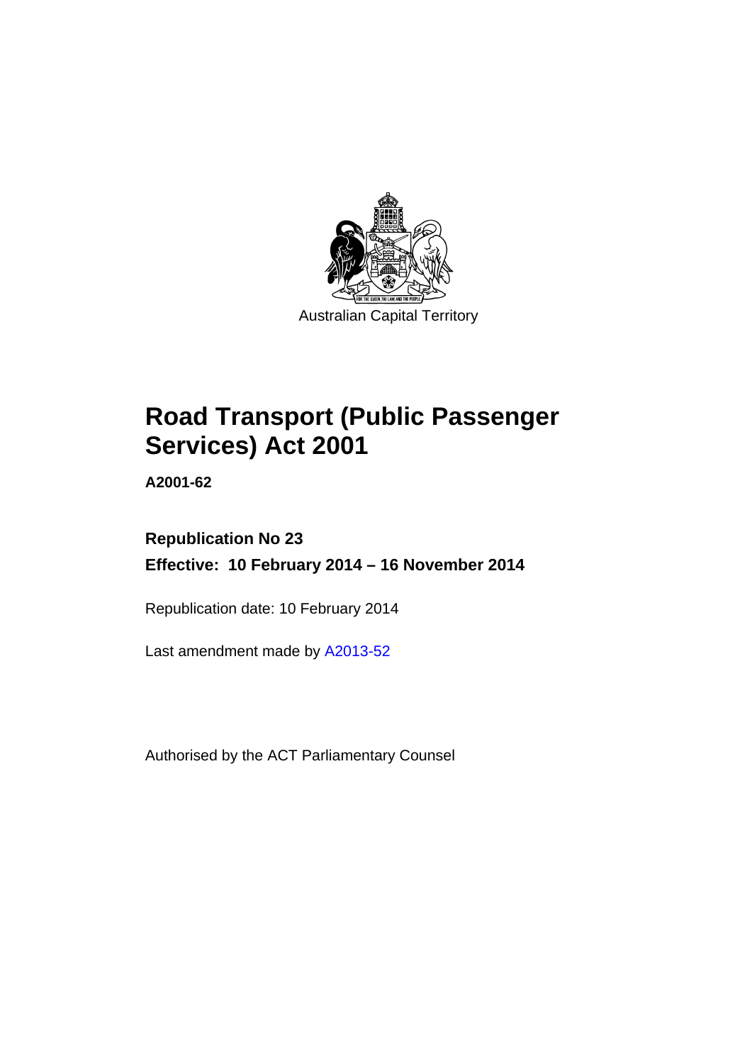Australian Capital Territory

# Road Transport (Public Passenger Services) Act 2001

**A2001-62**

## Republication No 23

**Effective: 10 February 2014 – 16 November 2014**

Republication date: 10 February 2014

Last amendment made by A2013-52

Authorised by the ACT Parliamentary Counsel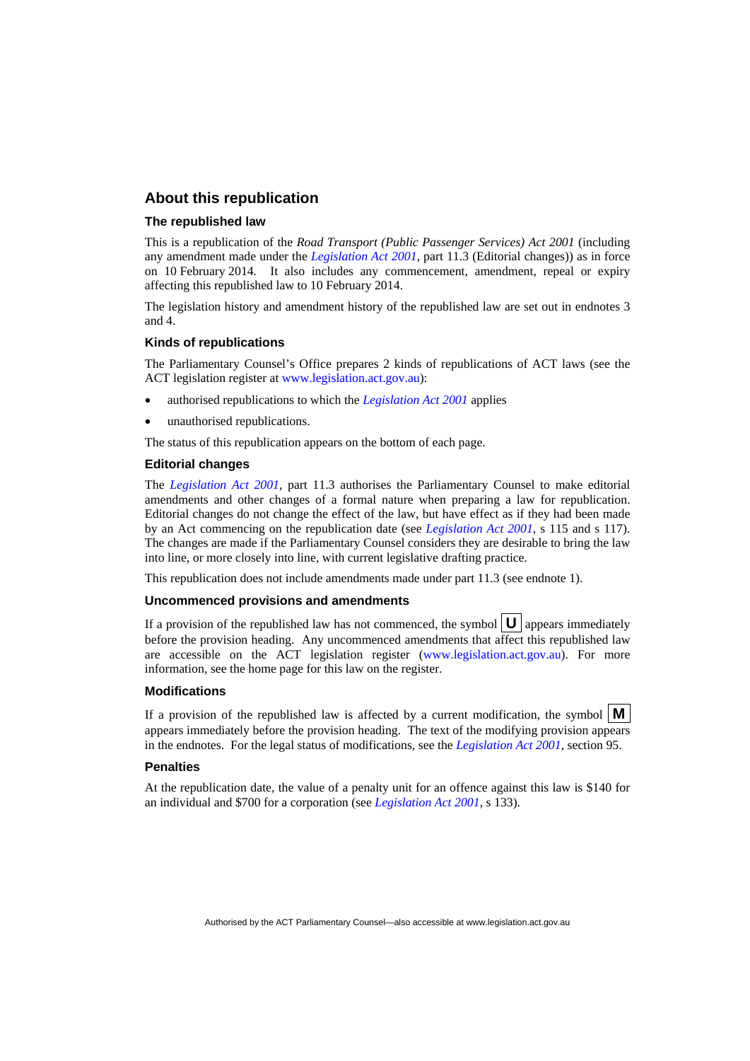## About this republication

### The republished law

This is a republication of the *Road Transport (Public Passenger Services) Act 2001* (including any amendment made under the *Legislation Act 2001*, part 11.3 (Editorial changes)) as in force on 10 February 2014. It also includes any commencement, amendment, repeal or expiry affecting this republished law to 10 February 2014.

The legislation history and amendment history of the republished law are set out in endnotes 3 and 4.

### Kinds of republications

The Parliamentary Counsel's Office prepares 2 kinds of republications of ACT laws (see the ACT legislation register at www.legislation.act.gov.au):

- authorised republications to which the *Legislation Act 2001* applies
- unauthorised republications.

The status of this republication appears on the bottom of each page.

### Editorial changes

The *Legislation Act 2001*, part 11.3 authorises the Parliamentary Counsel to make editorial amendments and other changes of a formal nature when preparing a law for republication. Editorial changes do not change the effect of the law, but have effect as if they had been made by an Act commencing on the republication date (see *Legislation Act 2001*, s 115 and s 117). The changes are made if the Parliamentary Counsel considers they are desirable to bring the law into line, or more closely into line, with current legislative drafting practice.

This republication does not include amendments made under part 11.3 (see endnote 1).

### Uncommenced provisions and amendments

If a provision of the republished law has not commenced, the symbol **U** appears immediately before the provision heading. Any uncommenced amendments that affect this republished law are accessible on the ACT legislation register (www.legislation.act.gov.au). For more information, see the home page for this law on the register.

### Modifications

If a provision of the republished law is affected by a current modification, the symbol **M** appears immediately before the provision heading. The text of the modifying provision appears in the endnotes. For the legal status of modifications, see the *Legislation Act 2001*, section 95.

### Penalties

At the republication date, the value of a penalty unit for an offence against this law is $140 for an individual and $700 for a corporation (see *Legislation Act 2001*, s 133).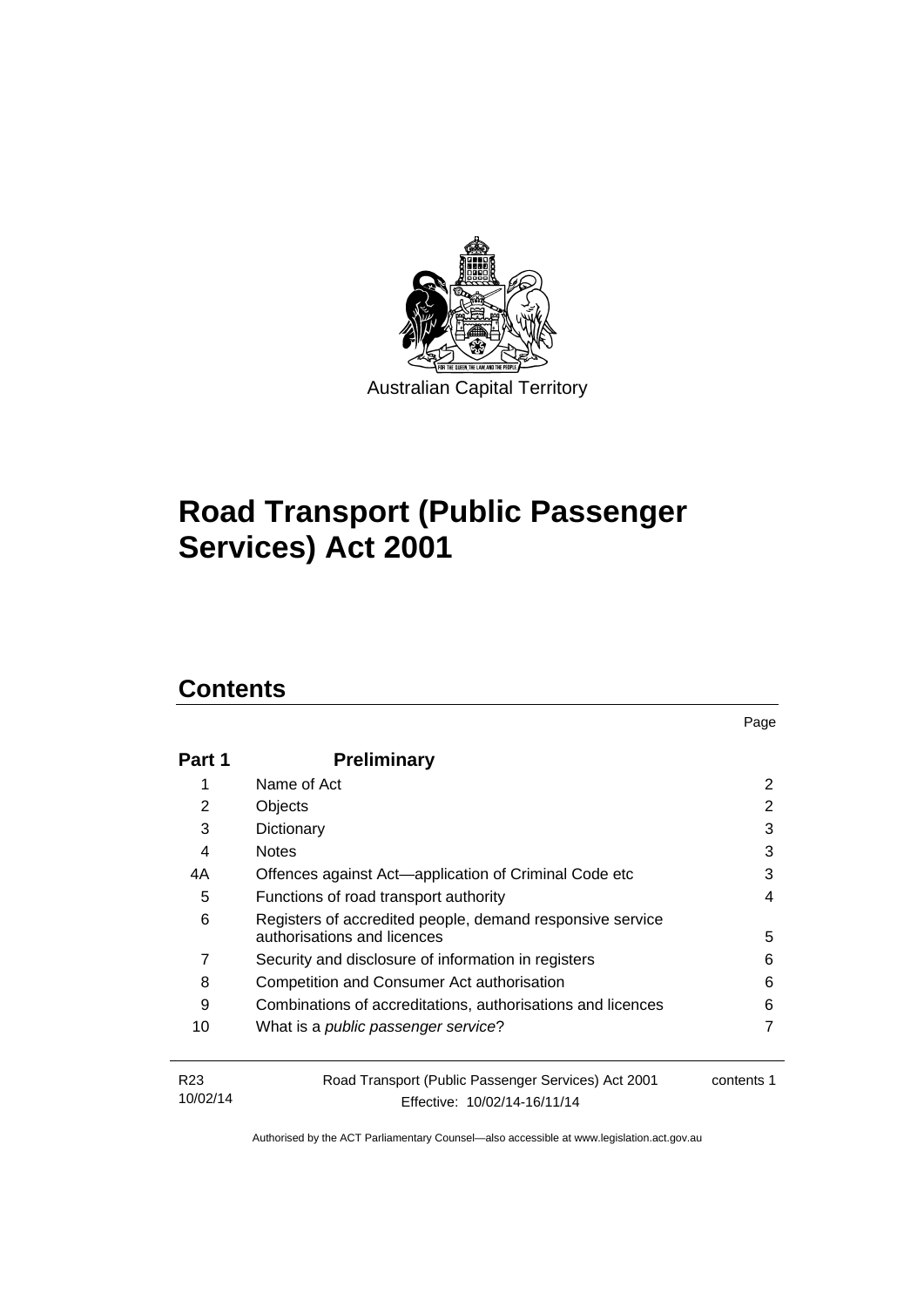Australian Capital Territory

# Road Transport (Public Passenger Services) Act 2001

## Contents

| | | Page |
|---|---|---|
| **Part 1** | **Preliminary** | |
| 1 | Name of Act | 2 |
| 2 | Objects | 2 |
| 3 | Dictionary | 3 |
| 4 | Notes | 3 |
| 4A | Offences against Act—application of Criminal Code etc | 3 |
| 5 | Functions of road transport authority | 4 |
| 6 | Registers of accredited people, demand responsive service authorisations and licences | 5 |
| 7 | Security and disclosure of information in registers | 6 |
| 8 | Competition and Consumer Act authorisation | 6 |
| 9 | Combinations of accreditations, authorisations and licences | 6 |
| 10 | What is a *public passenger service*? | 7 |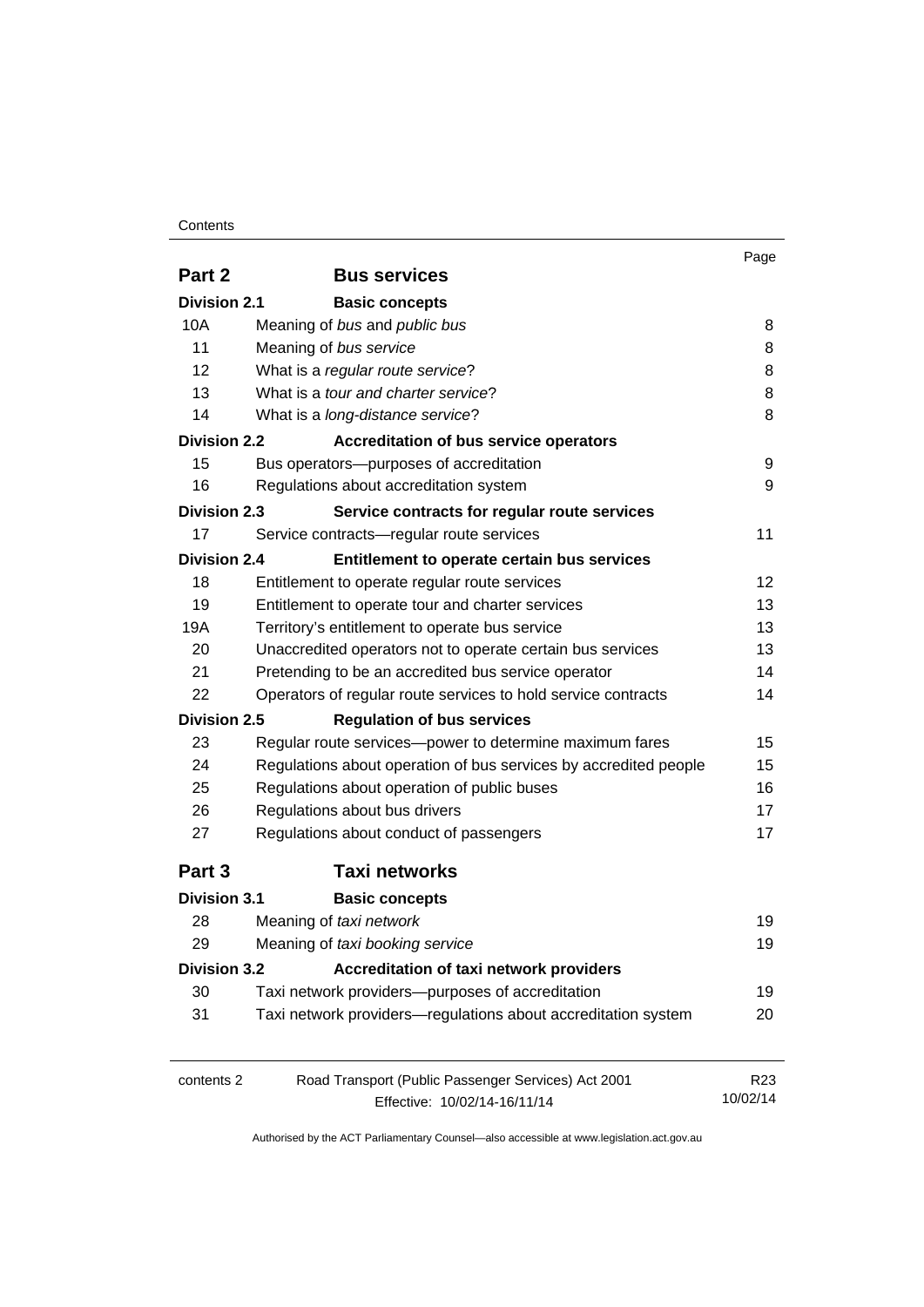| | | Page |
|---|---|---|
| **Part 2** | **Bus services** | |
| **Division 2.1** | **Basic concepts** | |
| 10A | Meaning of *bus* and *public bus* | 8 |
| 11 | Meaning of *bus service* | 8 |
| 12 | What is a *regular route service*? | 8 |
| 13 | What is a *tour and charter service*? | 8 |
| 14 | What is a *long-distance service*? | 8 |
| **Division 2.2** | **Accreditation of bus service operators** | |
| 15 | Bus operators—purposes of accreditation | 9 |
| 16 | Regulations about accreditation system | 9 |
| **Division 2.3** | **Service contracts for regular route services** | |
| 17 | Service contracts—regular route services | 11 |
| **Division 2.4** | **Entitlement to operate certain bus services** | |
| 18 | Entitlement to operate regular route services | 12 |
| 19 | Entitlement to operate tour and charter services | 13 |
| 19A | Territory's entitlement to operate bus service | 13 |
| 20 | Unaccredited operators not to operate certain bus services | 13 |
| 21 | Pretending to be an accredited bus service operator | 14 |
| 22 | Operators of regular route services to hold service contracts | 14 |
| **Division 2.5** | **Regulation of bus services** | |
| 23 | Regular route services—power to determine maximum fares | 15 |
| 24 | Regulations about operation of bus services by accredited people | 15 |
| 25 | Regulations about operation of public buses | 16 |
| 26 | Regulations about bus drivers | 17 |
| 27 | Regulations about conduct of passengers | 17 |
| **Part 3** | **Taxi networks** | |
| **Division 3.1** | **Basic concepts** | |
| 28 | Meaning of *taxi network* | 19 |
| 29 | Meaning of *taxi booking service* | 19 |
| **Division 3.2** | **Accreditation of taxi network providers** | |
| 30 | Taxi network providers—purposes of accreditation | 19 |
| 31 | Taxi network providers—regulations about accreditation system | 20 |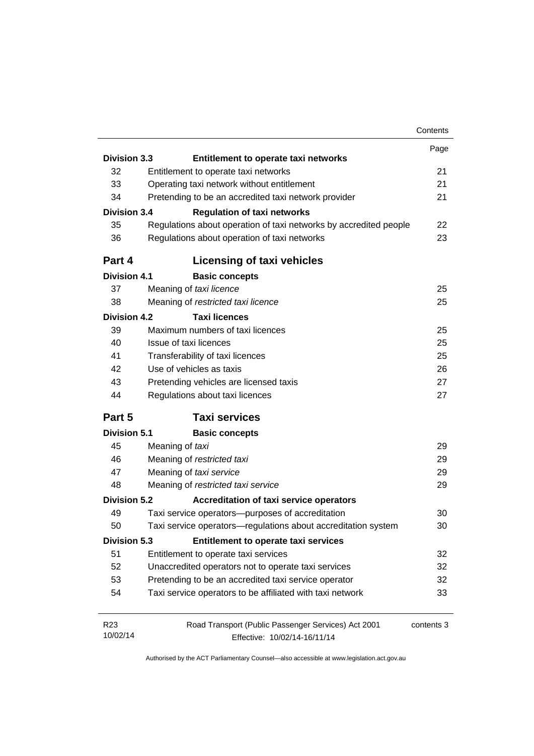| | | Page |
|---|---|---|
| **Division 3.3** | **Entitlement to operate taxi networks** | |
| 32 | Entitlement to operate taxi networks | 21 |
| 33 | Operating taxi network without entitlement | 21 |
| 34 | Pretending to be an accredited taxi network provider | 21 |
| **Division 3.4** | **Regulation of taxi networks** | |
| 35 | Regulations about operation of taxi networks by accredited people | 22 |
| 36 | Regulations about operation of taxi networks | 23 |
| **Part 4** | **Licensing of taxi vehicles** | |
| **Division 4.1** | **Basic concepts** | |
| 37 | Meaning of *taxi licence* | 25 |
| 38 | Meaning of *restricted taxi licence* | 25 |
| **Division 4.2** | **Taxi licences** | |
| 39 | Maximum numbers of taxi licences | 25 |
| 40 | Issue of taxi licences | 25 |
| 41 | Transferability of taxi licences | 25 |
| 42 | Use of vehicles as taxis | 26 |
| 43 | Pretending vehicles are licensed taxis | 27 |
| 44 | Regulations about taxi licences | 27 |
| **Part 5** | **Taxi services** | |
| **Division 5.1** | **Basic concepts** | |
| 45 | Meaning of *taxi* | 29 |
| 46 | Meaning of *restricted taxi* | 29 |
| 47 | Meaning of *taxi service* | 29 |
| 48 | Meaning of *restricted taxi service* | 29 |
| **Division 5.2** | **Accreditation of taxi service operators** | |
| 49 | Taxi service operators—purposes of accreditation | 30 |
| 50 | Taxi service operators—regulations about accreditation system | 30 |
| **Division 5.3** | **Entitlement to operate taxi services** | |
| 51 | Entitlement to operate taxi services | 32 |
| 52 | Unaccredited operators not to operate taxi services | 32 |
| 53 | Pretending to be an accredited taxi service operator | 32 |
| 54 | Taxi service operators to be affiliated with taxi network | 33 |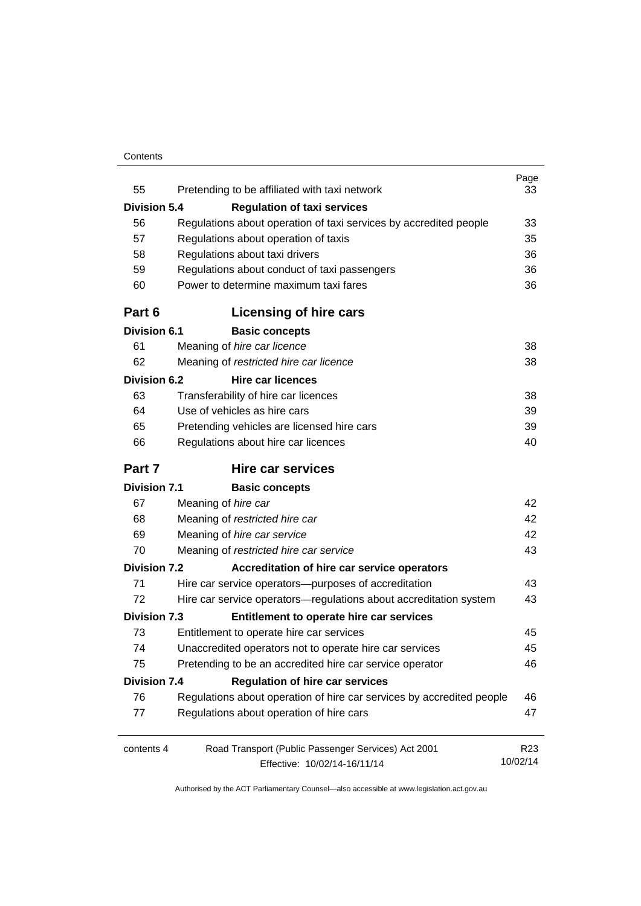| | | Page |
|---|---|---|
| 55 | Pretending to be affiliated with taxi network | 33 |
| **Division 5.4** | **Regulation of taxi services** | |
| 56 | Regulations about operation of taxi services by accredited people | 33 |
| 57 | Regulations about operation of taxis | 35 |
| 58 | Regulations about taxi drivers | 36 |
| 59 | Regulations about conduct of taxi passengers | 36 |
| 60 | Power to determine maximum taxi fares | 36 |
| **Part 6** | **Licensing of hire cars** | |
| **Division 6.1** | **Basic concepts** | |
| 61 | Meaning of *hire car licence* | 38 |
| 62 | Meaning of *restricted hire car licence* | 38 |
| **Division 6.2** | **Hire car licences** | |
| 63 | Transferability of hire car licences | 38 |
| 64 | Use of vehicles as hire cars | 39 |
| 65 | Pretending vehicles are licensed hire cars | 39 |
| 66 | Regulations about hire car licences | 40 |
| **Part 7** | **Hire car services** | |
| **Division 7.1** | **Basic concepts** | |
| 67 | Meaning of *hire car* | 42 |
| 68 | Meaning of *restricted hire car* | 42 |
| 69 | Meaning of *hire car service* | 42 |
| 70 | Meaning of *restricted hire car service* | 43 |
| **Division 7.2** | **Accreditation of hire car service operators** | |
| 71 | Hire car service operators—purposes of accreditation | 43 |
| 72 | Hire car service operators—regulations about accreditation system | 43 |
| **Division 7.3** | **Entitlement to operate hire car services** | |
| 73 | Entitlement to operate hire car services | 45 |
| 74 | Unaccredited operators not to operate hire car services | 45 |
| 75 | Pretending to be an accredited hire car service operator | 46 |
| **Division 7.4** | **Regulation of hire car services** | |
| 76 | Regulations about operation of hire car services by accredited people | 46 |
| 77 | Regulations about operation of hire cars | 47 |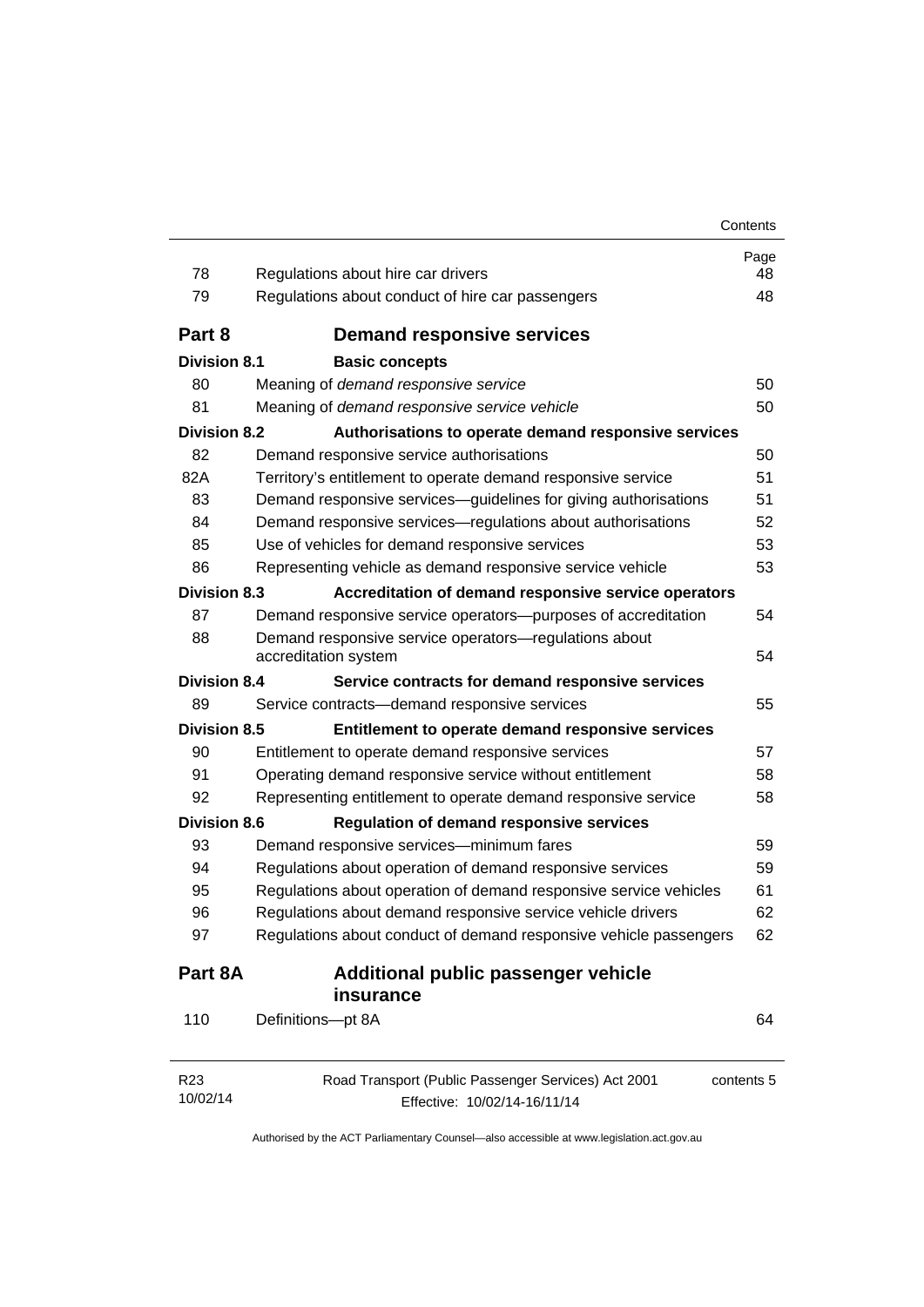| | | Page |
|---|---|---|
| 78 | Regulations about hire car drivers | 48 |
| 79 | Regulations about conduct of hire car passengers | 48 |
| **Part 8** | **Demand responsive services** | |
| **Division 8.1** | **Basic concepts** | |
| 80 | Meaning of *demand responsive service* | 50 |
| 81 | Meaning of *demand responsive service vehicle* | 50 |
| **Division 8.2** | **Authorisations to operate demand responsive services** | |
| 82 | Demand responsive service authorisations | 50 |
| 82A | Territory's entitlement to operate demand responsive service | 51 |
| 83 | Demand responsive services—guidelines for giving authorisations | 51 |
| 84 | Demand responsive services—regulations about authorisations | 52 |
| 85 | Use of vehicles for demand responsive services | 53 |
| 86 | Representing vehicle as demand responsive service vehicle | 53 |
| **Division 8.3** | **Accreditation of demand responsive service operators** | |
| 87 | Demand responsive service operators—purposes of accreditation | 54 |
| 88 | Demand responsive service operators—regulations about accreditation system | 54 |
| **Division 8.4** | **Service contracts for demand responsive services** | |
| 89 | Service contracts—demand responsive services | 55 |
| **Division 8.5** | **Entitlement to operate demand responsive services** | |
| 90 | Entitlement to operate demand responsive services | 57 |
| 91 | Operating demand responsive service without entitlement | 58 |
| 92 | Representing entitlement to operate demand responsive service | 58 |
| **Division 8.6** | **Regulation of demand responsive services** | |
| 93 | Demand responsive services—minimum fares | 59 |
| 94 | Regulations about operation of demand responsive services | 59 |
| 95 | Regulations about operation of demand responsive service vehicles | 61 |
| 96 | Regulations about demand responsive service vehicle drivers | 62 |
| 97 | Regulations about conduct of demand responsive vehicle passengers | 62 |
| **Part 8A** | **Additional public passenger vehicle insurance** | |
| 110 | Definitions—pt 8A | 64 |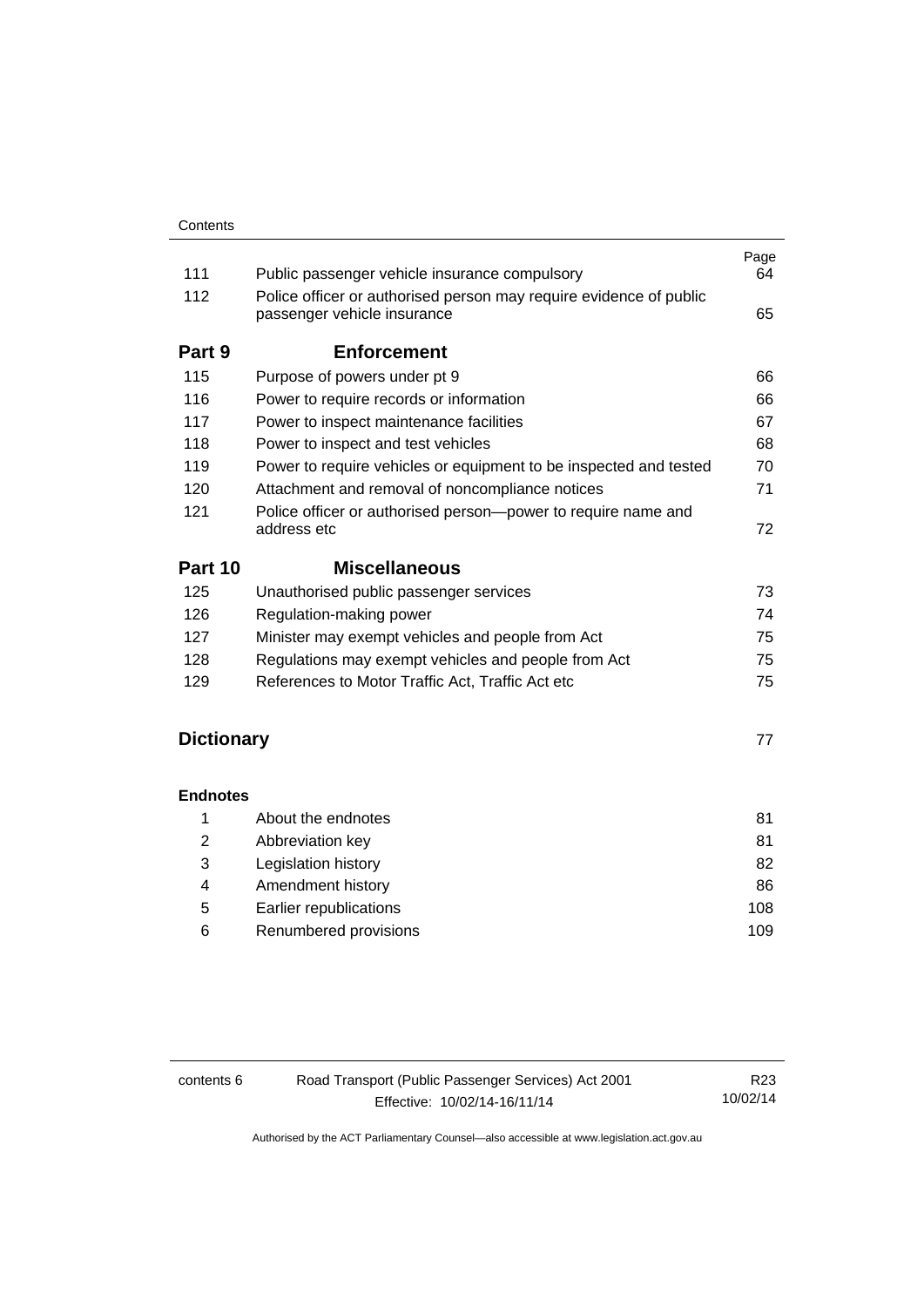| | | Page |
|---|---|---|
| 111 | Public passenger vehicle insurance compulsory | 64 |
| 112 | Police officer or authorised person may require evidence of public passenger vehicle insurance | 65 |
| **Part 9** | **Enforcement** | |
| 115 | Purpose of powers under pt 9 | 66 |
| 116 | Power to require records or information | 66 |
| 117 | Power to inspect maintenance facilities | 67 |
| 118 | Power to inspect and test vehicles | 68 |
| 119 | Power to require vehicles or equipment to be inspected and tested | 70 |
| 120 | Attachment and removal of noncompliance notices | 71 |
| 121 | Police officer or authorised person—power to require name and address etc | 72 |
| **Part 10** | **Miscellaneous** | |
| 125 | Unauthorised public passenger services | 73 |
| 126 | Regulation-making power | 74 |
| 127 | Minister may exempt vehicles and people from Act | 75 |
| 128 | Regulations may exempt vehicles and people from Act | 75 |
| 129 | References to Motor Traffic Act, Traffic Act etc | 75 |
| **Dictionary** | | 77 |
| **Endnotes** | | |
| 1 | About the endnotes | 81 |
| 2 | Abbreviation key | 81 |
| 3 | Legislation history | 82 |
| 4 | Amendment history | 86 |
| 5 | Earlier republications | 108 |
| 6 | Renumbered provisions | 109 |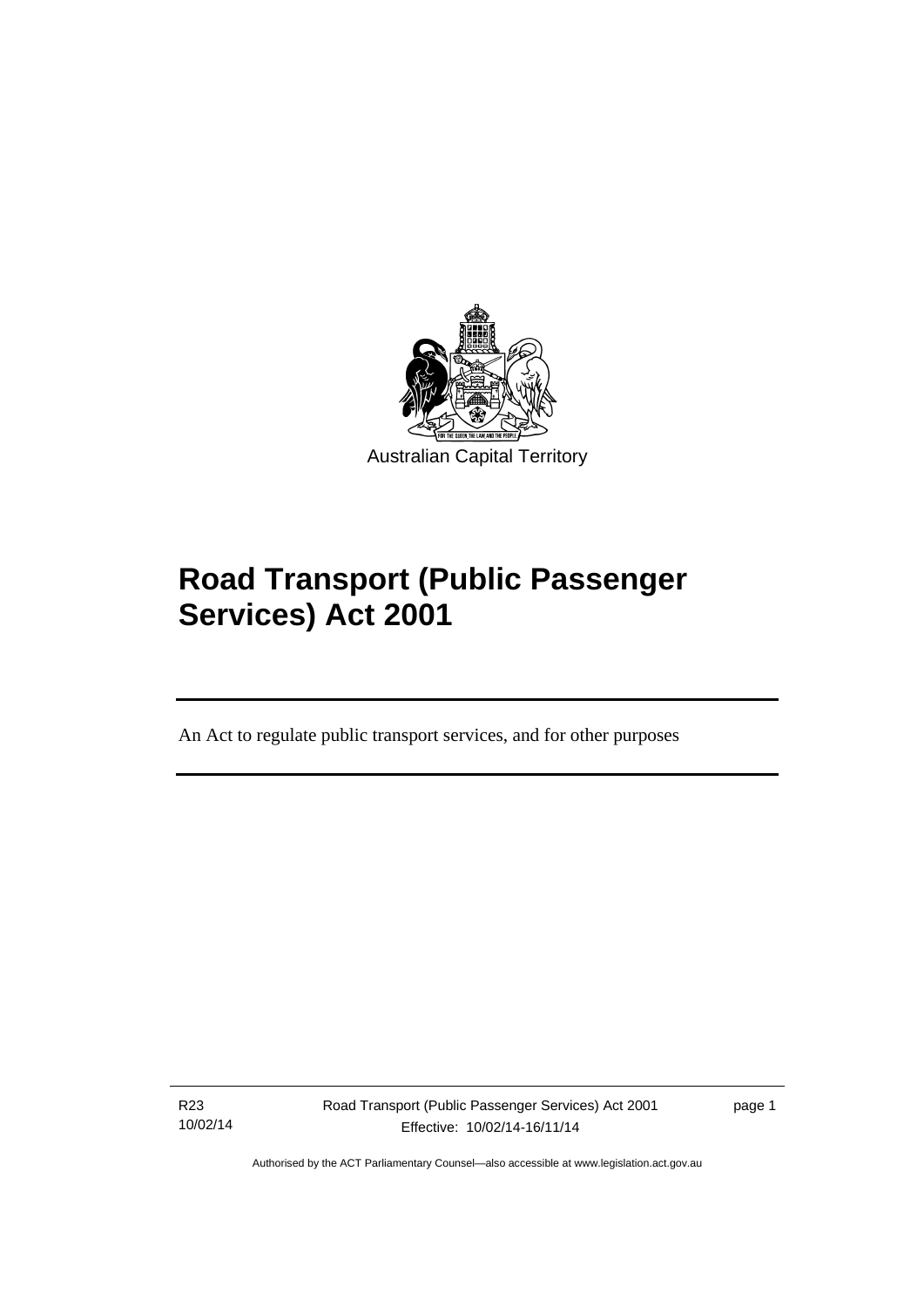Australian Capital Territory

# Road Transport (Public Passenger Services) Act 2001

An Act to regulate public transport services, and for other purposes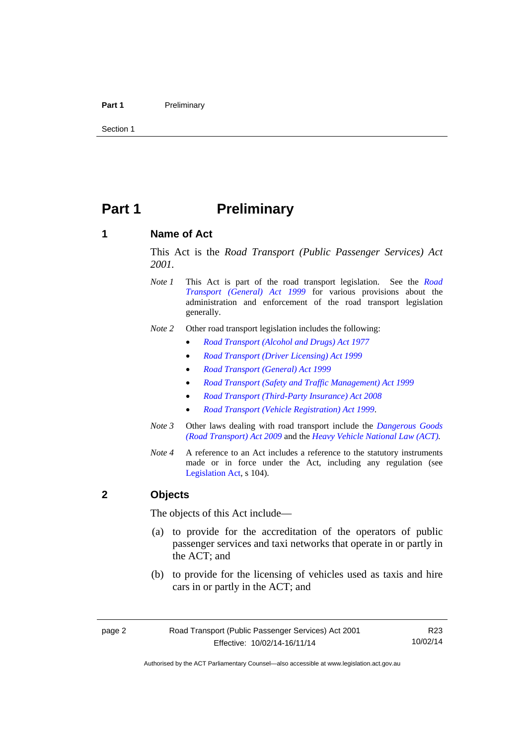# Part 1 Preliminary

## 1 Name of Act

This Act is the *Road Transport (Public Passenger Services) Act 2001*.

*Note 1* This Act is part of the road transport legislation. See the *Road Transport (General) Act 1999* for various provisions about the administration and enforcement of the road transport legislation generally.

*Note 2* Other road transport legislation includes the following:

- *Road Transport (Alcohol and Drugs) Act 1977*
- *Road Transport (Driver Licensing) Act 1999*
- *Road Transport (General) Act 1999*
- *Road Transport (Safety and Traffic Management) Act 1999*
- *Road Transport (Third-Party Insurance) Act 2008*
- *Road Transport (Vehicle Registration) Act 1999*.

*Note 3* Other laws dealing with road transport include the *Dangerous Goods (Road Transport) Act 2009* and the *Heavy Vehicle National Law (ACT)*.

*Note 4* A reference to an Act includes a reference to the statutory instruments made or in force under the Act, including any regulation (see Legislation Act, s 104).

## 2 Objects

The objects of this Act include—

(a) to provide for the accreditation of the operators of public passenger services and taxi networks that operate in or partly in the ACT; and

(b) to provide for the licensing of vehicles used as taxis and hire cars in or partly in the ACT; and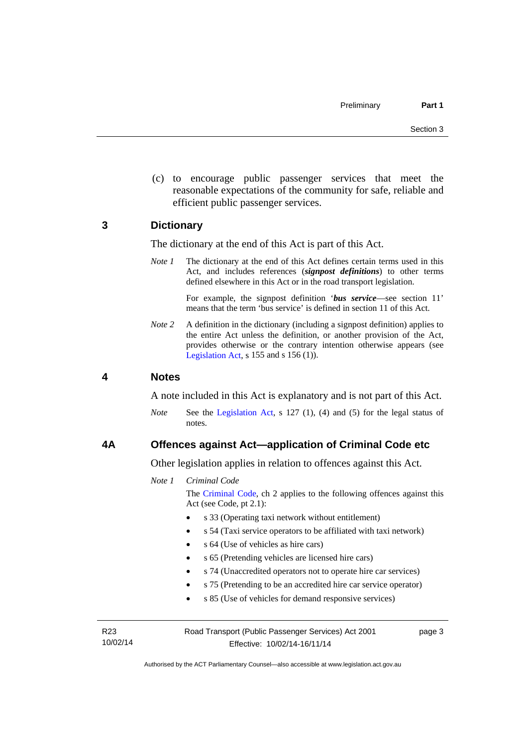(c) to encourage public passenger services that meet the reasonable expectations of the community for safe, reliable and efficient public passenger services.

## 3 Dictionary

The dictionary at the end of this Act is part of this Act.

*Note 1* The dictionary at the end of this Act defines certain terms used in this Act, and includes references (***signpost definitions***) to other terms defined elsewhere in this Act or in the road transport legislation.

For example, the signpost definition '***bus service***—see section 11' means that the term 'bus service' is defined in section 11 of this Act.

*Note 2* A definition in the dictionary (including a signpost definition) applies to the entire Act unless the definition, or another provision of the Act, provides otherwise or the contrary intention otherwise appears (see Legislation Act, s 155 and s 156 (1)).

## 4 Notes

A note included in this Act is explanatory and is not part of this Act.

*Note* See the Legislation Act, s 127 (1), (4) and (5) for the legal status of notes.

## 4A Offences against Act—application of Criminal Code etc

Other legislation applies in relation to offences against this Act.

*Note 1* *Criminal Code*

The Criminal Code, ch 2 applies to the following offences against this Act (see Code, pt 2.1):

- s 33 (Operating taxi network without entitlement)
- s 54 (Taxi service operators to be affiliated with taxi network)
- s 64 (Use of vehicles as hire cars)
- s 65 (Pretending vehicles are licensed hire cars)
- s 74 (Unaccredited operators not to operate hire car services)
- s 75 (Pretending to be an accredited hire car service operator)
- s 85 (Use of vehicles for demand responsive services)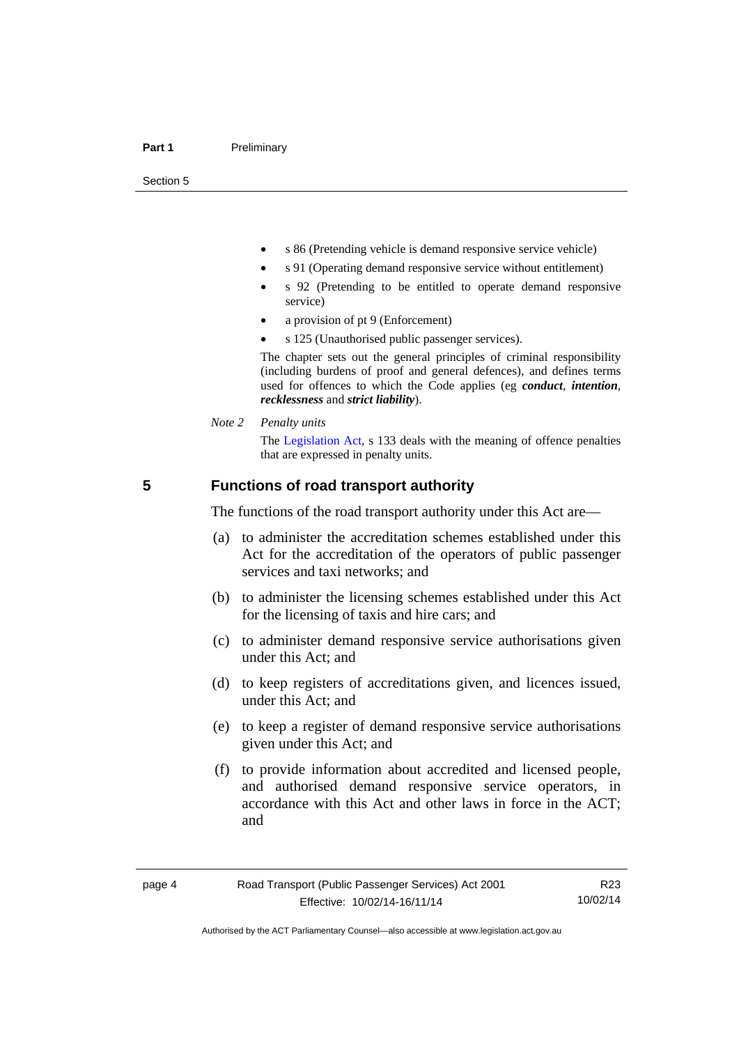- s 86 (Pretending vehicle is demand responsive service vehicle)
- s 91 (Operating demand responsive service without entitlement)
- s 92 (Pretending to be entitled to operate demand responsive service)
- a provision of pt 9 (Enforcement)
- s 125 (Unauthorised public passenger services).

The chapter sets out the general principles of criminal responsibility (including burdens of proof and general defences), and defines terms used for offences to which the Code applies (eg ***conduct***, ***intention***, ***recklessness*** and ***strict liability***).

*Note 2* *Penalty units*

The Legislation Act, s 133 deals with the meaning of offence penalties that are expressed in penalty units.

## 5 Functions of road transport authority

The functions of the road transport authority under this Act are—

(a) to administer the accreditation schemes established under this Act for the accreditation of the operators of public passenger services and taxi networks; and

(b) to administer the licensing schemes established under this Act for the licensing of taxis and hire cars; and

(c) to administer demand responsive service authorisations given under this Act; and

(d) to keep registers of accreditations given, and licences issued, under this Act; and

(e) to keep a register of demand responsive service authorisations given under this Act; and

(f) to provide information about accredited and licensed people, and authorised demand responsive service operators, in accordance with this Act and other laws in force in the ACT; and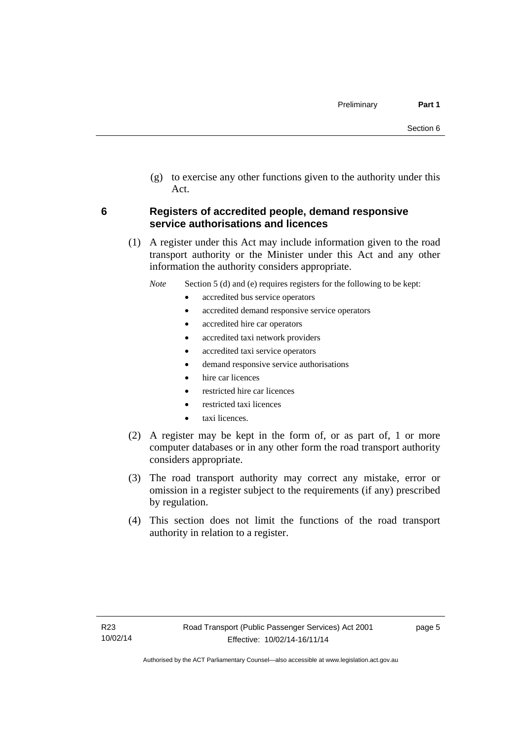(g) to exercise any other functions given to the authority under this Act.

### 6 Registers of accredited people, demand responsive service authorisations and licences

(1) A register under this Act may include information given to the road transport authority or the Minister under this Act and any other information the authority considers appropriate.

*Note* Section 5 (d) and (e) requires registers for the following to be kept:

- accredited bus service operators
- accredited demand responsive service operators
- accredited hire car operators
- accredited taxi network providers
- accredited taxi service operators
- demand responsive service authorisations
- hire car licences
- restricted hire car licences
- restricted taxi licences
- taxi licences.

(2) A register may be kept in the form of, or as part of, 1 or more computer databases or in any other form the road transport authority considers appropriate.

(3) The road transport authority may correct any mistake, error or omission in a register subject to the requirements (if any) prescribed by regulation.

(4) This section does not limit the functions of the road transport authority in relation to a register.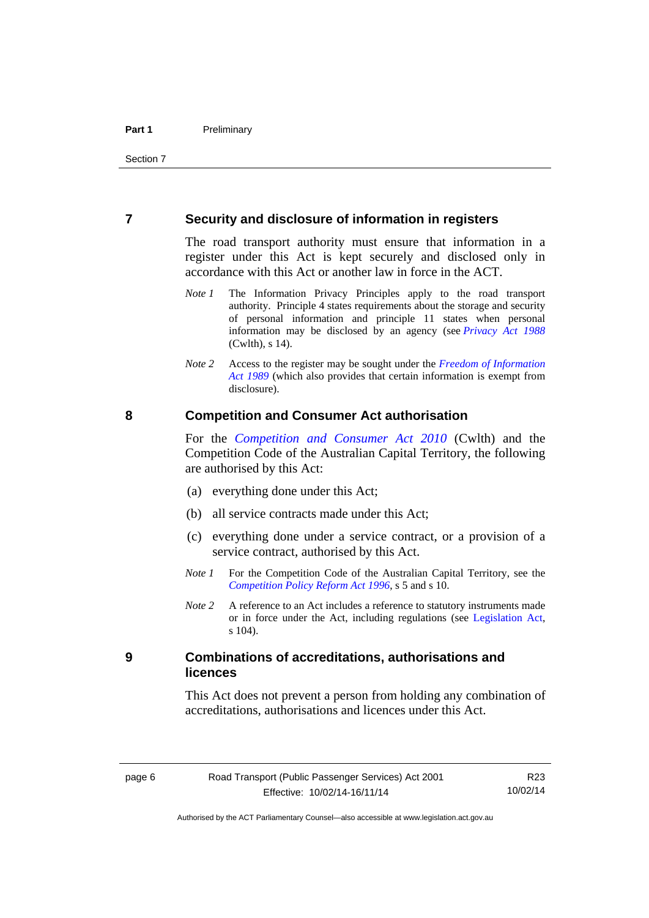## 7 Security and disclosure of information in registers

The road transport authority must ensure that information in a register under this Act is kept securely and disclosed only in accordance with this Act or another law in force in the ACT.

*Note 1* The Information Privacy Principles apply to the road transport authority. Principle 4 states requirements about the storage and security of personal information and principle 11 states when personal information may be disclosed by an agency (see *Privacy Act 1988* (Cwlth), s 14).

*Note 2* Access to the register may be sought under the *Freedom of Information Act 1989* (which also provides that certain information is exempt from disclosure).

## 8 Competition and Consumer Act authorisation

For the *Competition and Consumer Act 2010* (Cwlth) and the Competition Code of the Australian Capital Territory, the following are authorised by this Act:

(a) everything done under this Act;

(b) all service contracts made under this Act;

(c) everything done under a service contract, or a provision of a service contract, authorised by this Act.

*Note 1* For the Competition Code of the Australian Capital Territory, see the *Competition Policy Reform Act 1996*, s 5 and s 10.

*Note 2* A reference to an Act includes a reference to statutory instruments made or in force under the Act, including regulations (see Legislation Act, s 104).

## 9 Combinations of accreditations, authorisations and licences

This Act does not prevent a person from holding any combination of accreditations, authorisations and licences under this Act.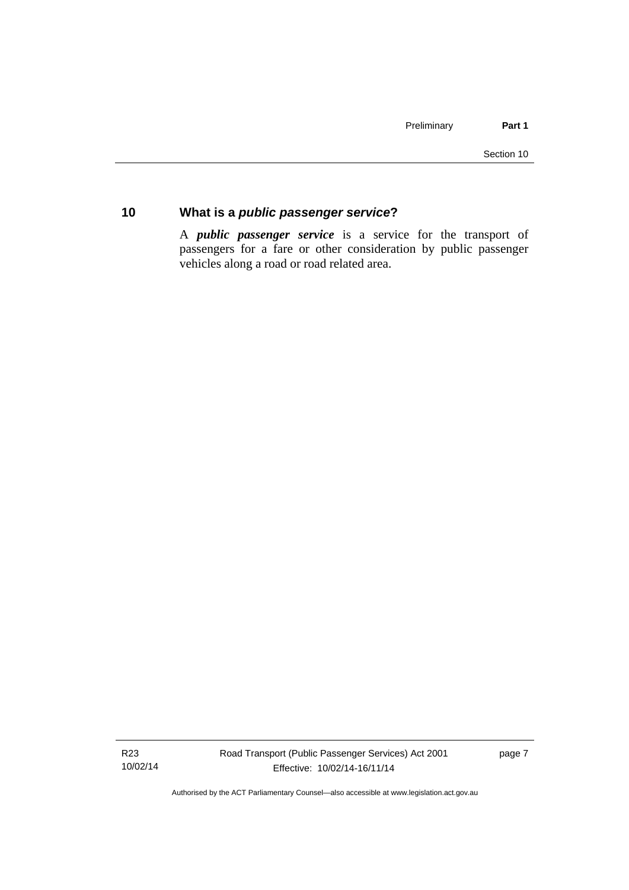## 10 What is a *public passenger service*?

A ***public passenger service*** is a service for the transport of passengers for a fare or other consideration by public passenger vehicles along a road or road related area.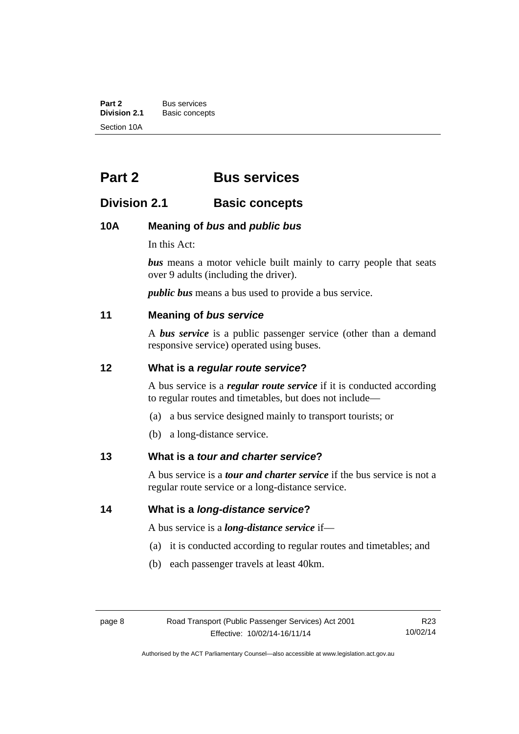# Part 2 Bus services

## Division 2.1 Basic concepts

### 10A Meaning of *bus* and *public bus*

In this Act:

***bus*** means a motor vehicle built mainly to carry people that seats over 9 adults (including the driver).

***public bus*** means a bus used to provide a bus service.

### 11 Meaning of *bus service*

A ***bus service*** is a public passenger service (other than a demand responsive service) operated using buses.

### 12 What is a *regular route service*?

A bus service is a ***regular route service*** if it is conducted according to regular routes and timetables, but does not include—

(a) a bus service designed mainly to transport tourists; or

(b) a long-distance service.

### 13 What is a *tour and charter service*?

A bus service is a ***tour and charter service*** if the bus service is not a regular route service or a long-distance service.

### 14 What is a *long-distance service*?

A bus service is a ***long-distance service*** if—

(a) it is conducted according to regular routes and timetables; and

(b) each passenger travels at least 40km.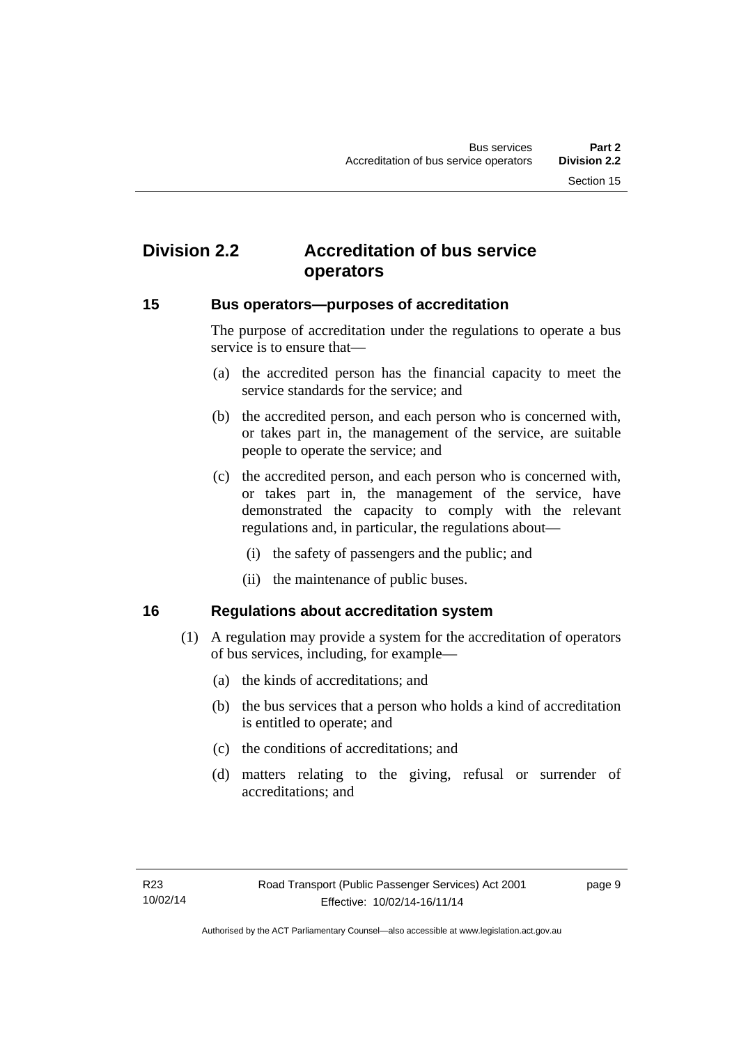## Division 2.2 Accreditation of bus service operators

### 15 Bus operators—purposes of accreditation

The purpose of accreditation under the regulations to operate a bus service is to ensure that—

(a) the accredited person has the financial capacity to meet the service standards for the service; and

(b) the accredited person, and each person who is concerned with, or takes part in, the management of the service, are suitable people to operate the service; and

(c) the accredited person, and each person who is concerned with, or takes part in, the management of the service, have demonstrated the capacity to comply with the relevant regulations and, in particular, the regulations about—

  (i) the safety of passengers and the public; and

  (ii) the maintenance of public buses.

### 16 Regulations about accreditation system

(1) A regulation may provide a system for the accreditation of operators of bus services, including, for example—

  (a) the kinds of accreditations; and

  (b) the bus services that a person who holds a kind of accreditation is entitled to operate; and

  (c) the conditions of accreditations; and

  (d) matters relating to the giving, refusal or surrender of accreditations; and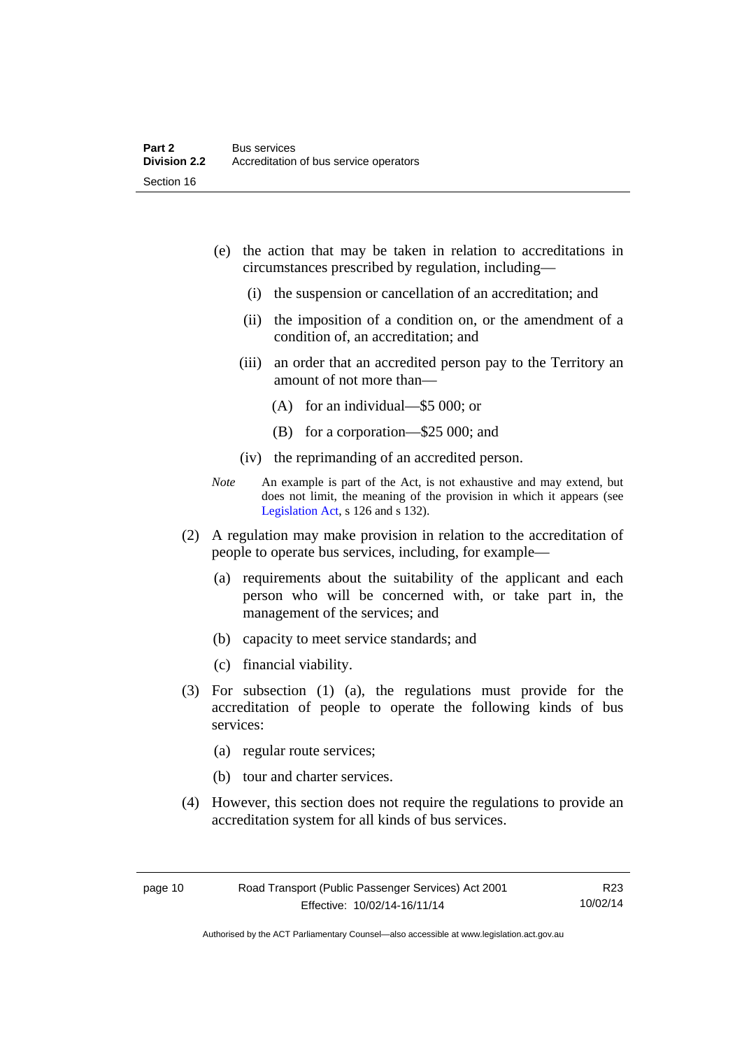(e) the action that may be taken in relation to accreditations in circumstances prescribed by regulation, including—

(i) the suspension or cancellation of an accreditation; and

(ii) the imposition of a condition on, or the amendment of a condition of, an accreditation; and

(iii) an order that an accredited person pay to the Territory an amount of not more than—

(A) for an individual—$5 000; or

(B) for a corporation—$25 000; and

(iv) the reprimanding of an accredited person.

*Note* An example is part of the Act, is not exhaustive and may extend, but does not limit, the meaning of the provision in which it appears (see Legislation Act, s 126 and s 132).

(2) A regulation may make provision in relation to the accreditation of people to operate bus services, including, for example—

(a) requirements about the suitability of the applicant and each person who will be concerned with, or take part in, the management of the services; and

(b) capacity to meet service standards; and

(c) financial viability.

(3) For subsection (1) (a), the regulations must provide for the accreditation of people to operate the following kinds of bus services:

(a) regular route services;

(b) tour and charter services.

(4) However, this section does not require the regulations to provide an accreditation system for all kinds of bus services.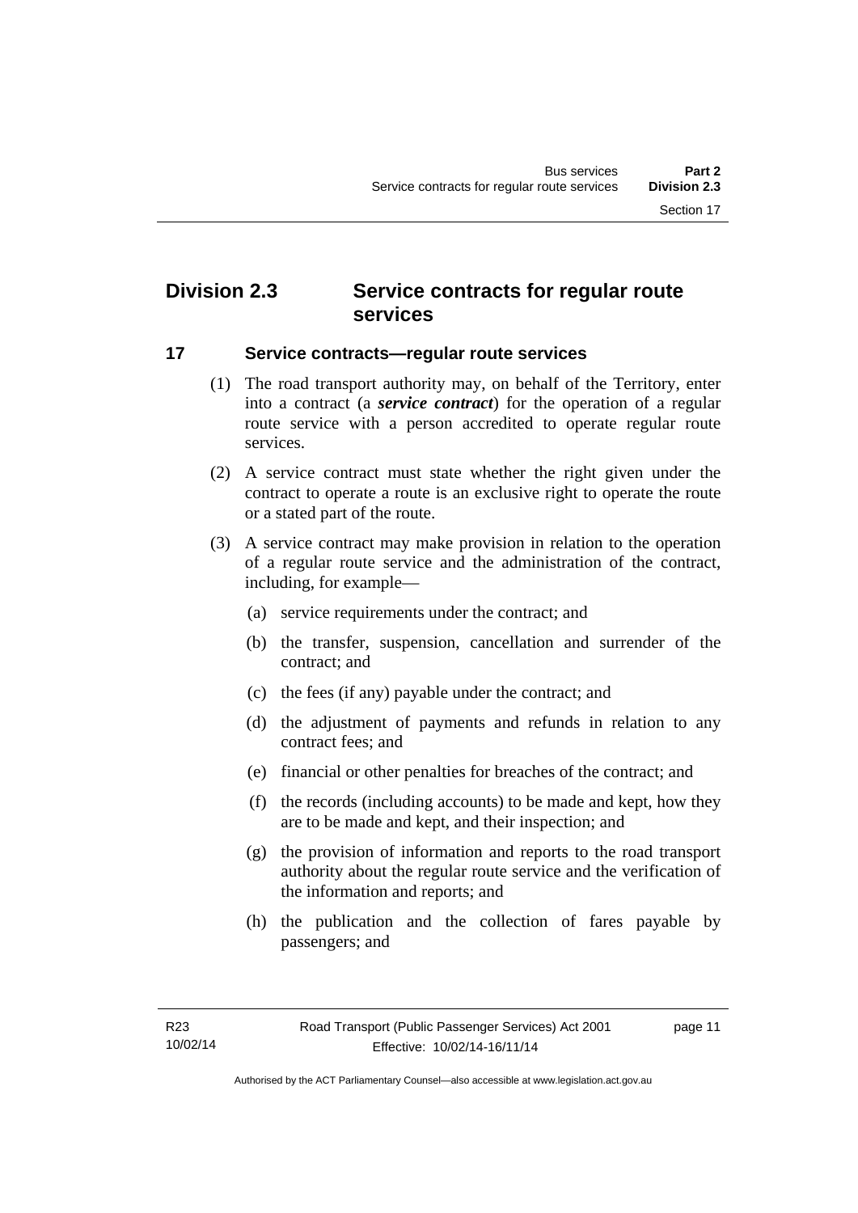## Division 2.3 Service contracts for regular route services

### 17 Service contracts—regular route services

(1) The road transport authority may, on behalf of the Territory, enter into a contract (a ***service contract***) for the operation of a regular route service with a person accredited to operate regular route services.

(2) A service contract must state whether the right given under the contract to operate a route is an exclusive right to operate the route or a stated part of the route.

(3) A service contract may make provision in relation to the operation of a regular route service and the administration of the contract, including, for example—

(a) service requirements under the contract; and

(b) the transfer, suspension, cancellation and surrender of the contract; and

(c) the fees (if any) payable under the contract; and

(d) the adjustment of payments and refunds in relation to any contract fees; and

(e) financial or other penalties for breaches of the contract; and

(f) the records (including accounts) to be made and kept, how they are to be made and kept, and their inspection; and

(g) the provision of information and reports to the road transport authority about the regular route service and the verification of the information and reports; and

(h) the publication and the collection of fares payable by passengers; and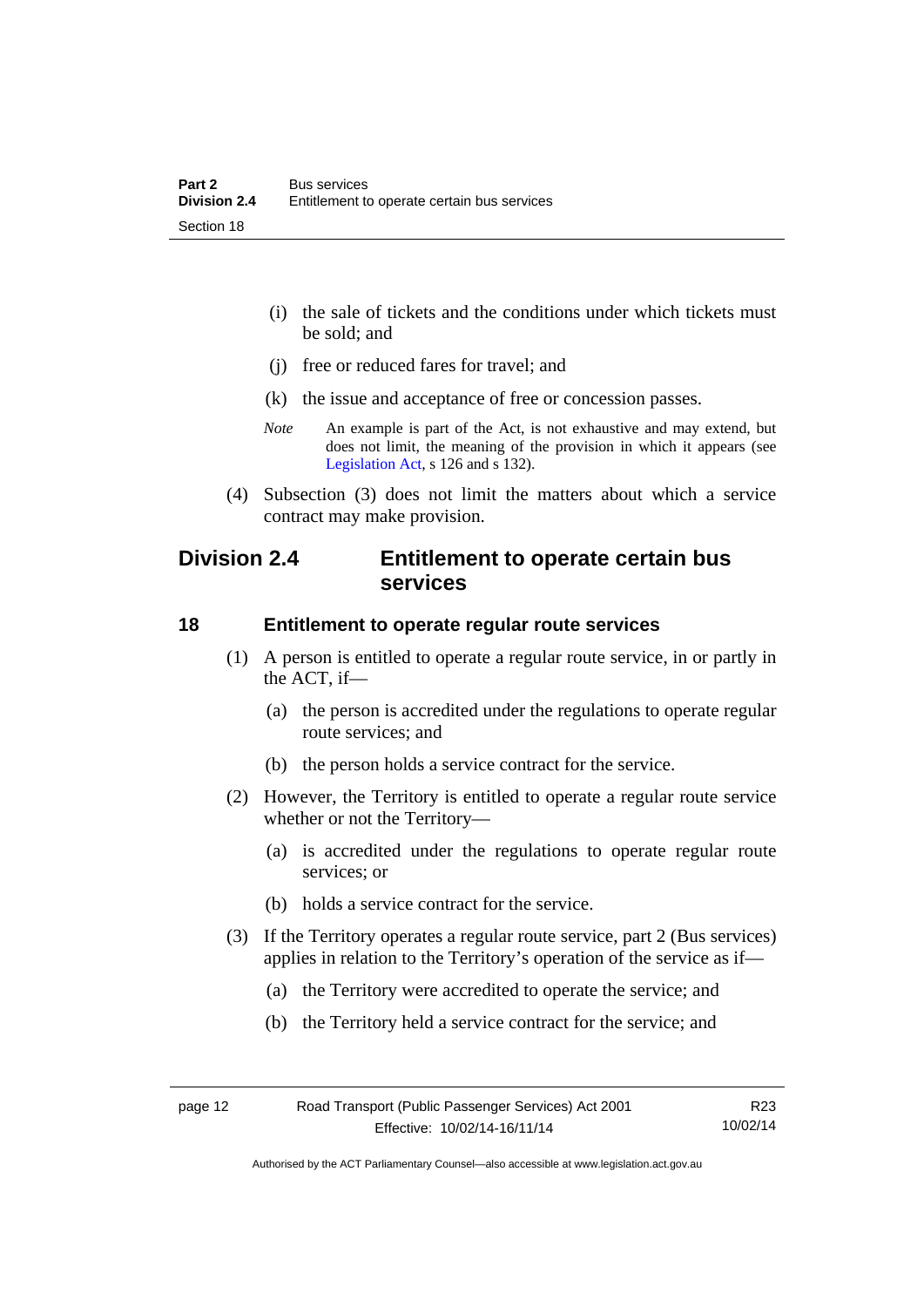(i) the sale of tickets and the conditions under which tickets must be sold; and

(j) free or reduced fares for travel; and

(k) the issue and acceptance of free or concession passes.

*Note* An example is part of the Act, is not exhaustive and may extend, but does not limit, the meaning of the provision in which it appears (see Legislation Act, s 126 and s 132).

(4) Subsection (3) does not limit the matters about which a service contract may make provision.

## Division 2.4 Entitlement to operate certain bus services

### 18 Entitlement to operate regular route services

(1) A person is entitled to operate a regular route service, in or partly in the ACT, if—

(a) the person is accredited under the regulations to operate regular route services; and

(b) the person holds a service contract for the service.

(2) However, the Territory is entitled to operate a regular route service whether or not the Territory—

(a) is accredited under the regulations to operate regular route services; or

(b) holds a service contract for the service.

(3) If the Territory operates a regular route service, part 2 (Bus services) applies in relation to the Territory's operation of the service as if—

(a) the Territory were accredited to operate the service; and

(b) the Territory held a service contract for the service; and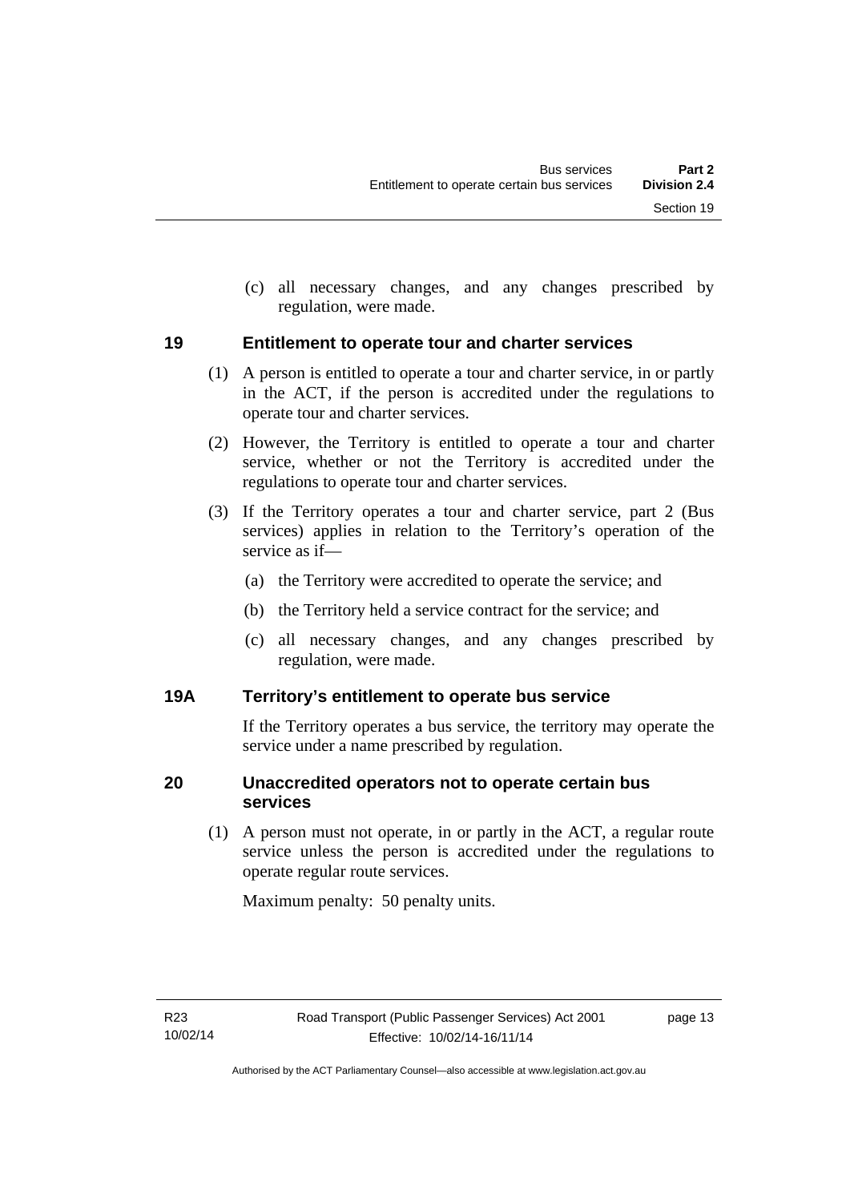(c) all necessary changes, and any changes prescribed by regulation, were made.

## 19 Entitlement to operate tour and charter services

(1) A person is entitled to operate a tour and charter service, in or partly in the ACT, if the person is accredited under the regulations to operate tour and charter services.

(2) However, the Territory is entitled to operate a tour and charter service, whether or not the Territory is accredited under the regulations to operate tour and charter services.

(3) If the Territory operates a tour and charter service, part 2 (Bus services) applies in relation to the Territory's operation of the service as if—

(a) the Territory were accredited to operate the service; and

(b) the Territory held a service contract for the service; and

(c) all necessary changes, and any changes prescribed by regulation, were made.

## 19A Territory's entitlement to operate bus service

If the Territory operates a bus service, the territory may operate the service under a name prescribed by regulation.

## 20 Unaccredited operators not to operate certain bus services

(1) A person must not operate, in or partly in the ACT, a regular route service unless the person is accredited under the regulations to operate regular route services.

Maximum penalty: 50 penalty units.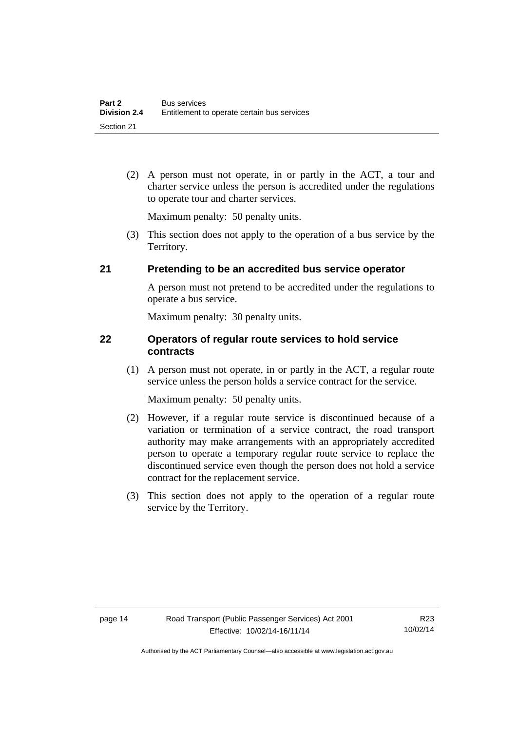(2) A person must not operate, in or partly in the ACT, a tour and charter service unless the person is accredited under the regulations to operate tour and charter services.

Maximum penalty: 50 penalty units.

(3) This section does not apply to the operation of a bus service by the Territory.

## 21 Pretending to be an accredited bus service operator

A person must not pretend to be accredited under the regulations to operate a bus service.

Maximum penalty: 30 penalty units.

## 22 Operators of regular route services to hold service contracts

(1) A person must not operate, in or partly in the ACT, a regular route service unless the person holds a service contract for the service.

Maximum penalty: 50 penalty units.

(2) However, if a regular route service is discontinued because of a variation or termination of a service contract, the road transport authority may make arrangements with an appropriately accredited person to operate a temporary regular route service to replace the discontinued service even though the person does not hold a service contract for the replacement service.

(3) This section does not apply to the operation of a regular route service by the Territory.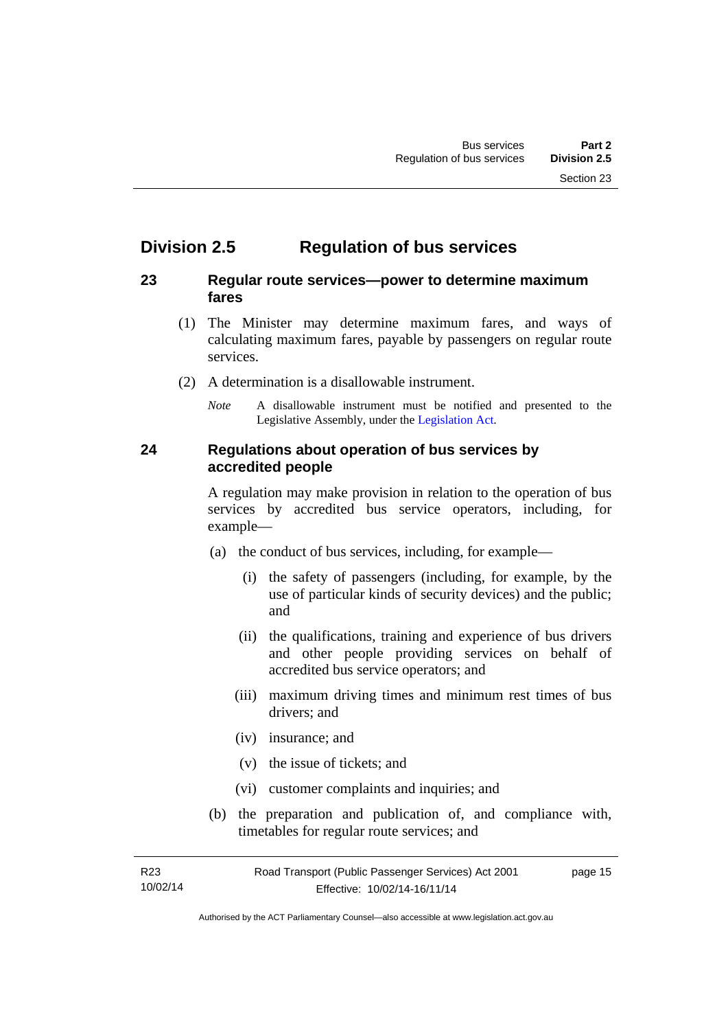## Division 2.5 Regulation of bus services

### 23 Regular route services—power to determine maximum fares

(1) The Minister may determine maximum fares, and ways of calculating maximum fares, payable by passengers on regular route services.

(2) A determination is a disallowable instrument.

*Note* A disallowable instrument must be notified and presented to the Legislative Assembly, under the Legislation Act.

### 24 Regulations about operation of bus services by accredited people

A regulation may make provision in relation to the operation of bus services by accredited bus service operators, including, for example—

(a) the conduct of bus services, including, for example—

(i) the safety of passengers (including, for example, by the use of particular kinds of security devices) and the public; and

(ii) the qualifications, training and experience of bus drivers and other people providing services on behalf of accredited bus service operators; and

(iii) maximum driving times and minimum rest times of bus drivers; and

(iv) insurance; and

(v) the issue of tickets; and

(vi) customer complaints and inquiries; and

(b) the preparation and publication of, and compliance with, timetables for regular route services; and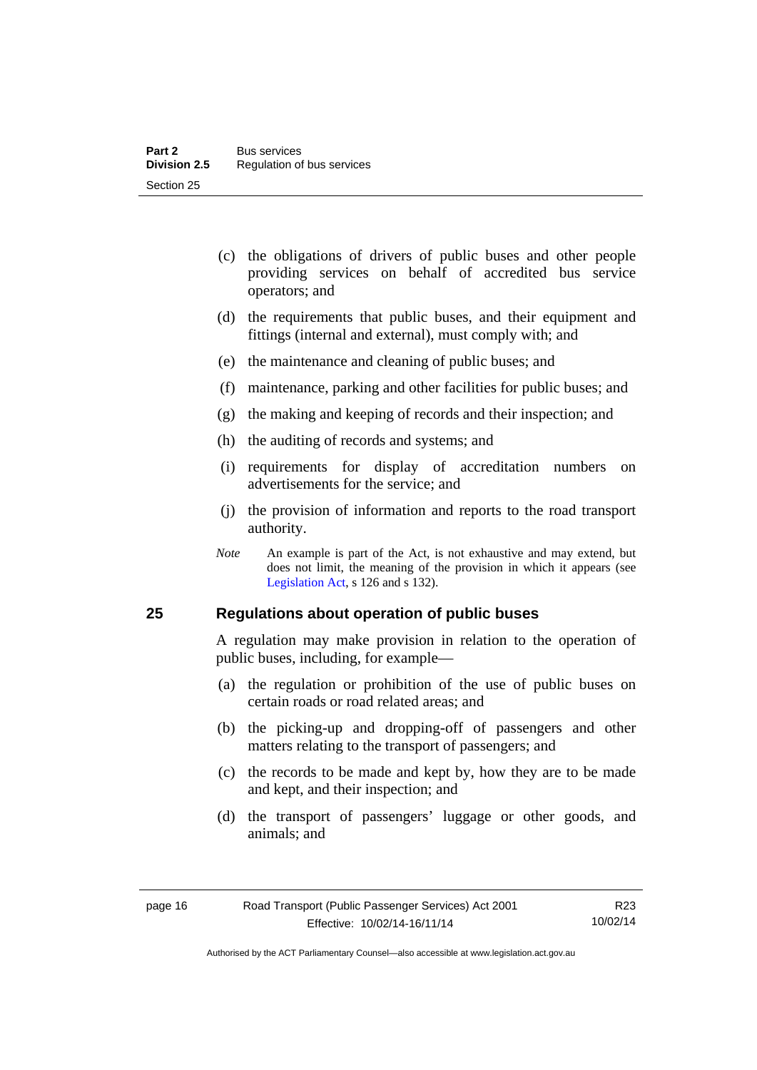(c) the obligations of drivers of public buses and other people providing services on behalf of accredited bus service operators; and

(d) the requirements that public buses, and their equipment and fittings (internal and external), must comply with; and

(e) the maintenance and cleaning of public buses; and

(f) maintenance, parking and other facilities for public buses; and

(g) the making and keeping of records and their inspection; and

(h) the auditing of records and systems; and

(i) requirements for display of accreditation numbers on advertisements for the service; and

(j) the provision of information and reports to the road transport authority.

*Note* An example is part of the Act, is not exhaustive and may extend, but does not limit, the meaning of the provision in which it appears (see Legislation Act, s 126 and s 132).

## 25 Regulations about operation of public buses

A regulation may make provision in relation to the operation of public buses, including, for example—

(a) the regulation or prohibition of the use of public buses on certain roads or road related areas; and

(b) the picking-up and dropping-off of passengers and other matters relating to the transport of passengers; and

(c) the records to be made and kept by, how they are to be made and kept, and their inspection; and

(d) the transport of passengers' luggage or other goods, and animals; and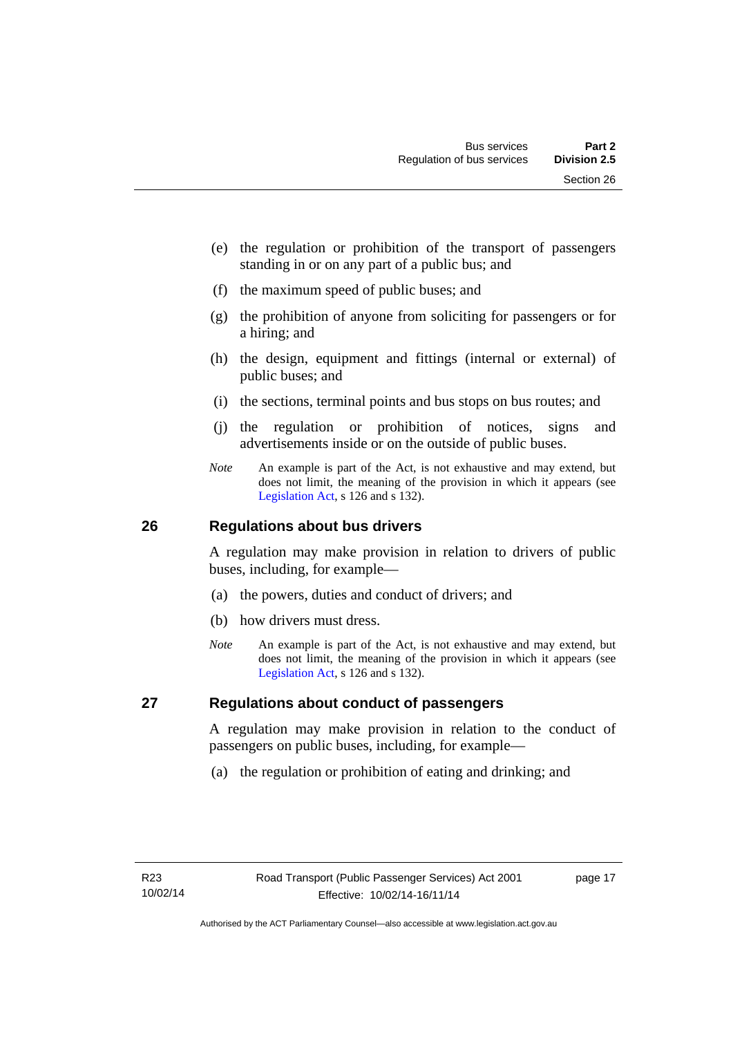(e) the regulation or prohibition of the transport of passengers standing in or on any part of a public bus; and

(f) the maximum speed of public buses; and

(g) the prohibition of anyone from soliciting for passengers or for a hiring; and

(h) the design, equipment and fittings (internal or external) of public buses; and

(i) the sections, terminal points and bus stops on bus routes; and

(j) the regulation or prohibition of notices, signs and advertisements inside or on the outside of public buses.

*Note* An example is part of the Act, is not exhaustive and may extend, but does not limit, the meaning of the provision in which it appears (see Legislation Act, s 126 and s 132).

## 26 Regulations about bus drivers

A regulation may make provision in relation to drivers of public buses, including, for example—

(a) the powers, duties and conduct of drivers; and

(b) how drivers must dress.

*Note* An example is part of the Act, is not exhaustive and may extend, but does not limit, the meaning of the provision in which it appears (see Legislation Act, s 126 and s 132).

## 27 Regulations about conduct of passengers

A regulation may make provision in relation to the conduct of passengers on public buses, including, for example—

(a) the regulation or prohibition of eating and drinking; and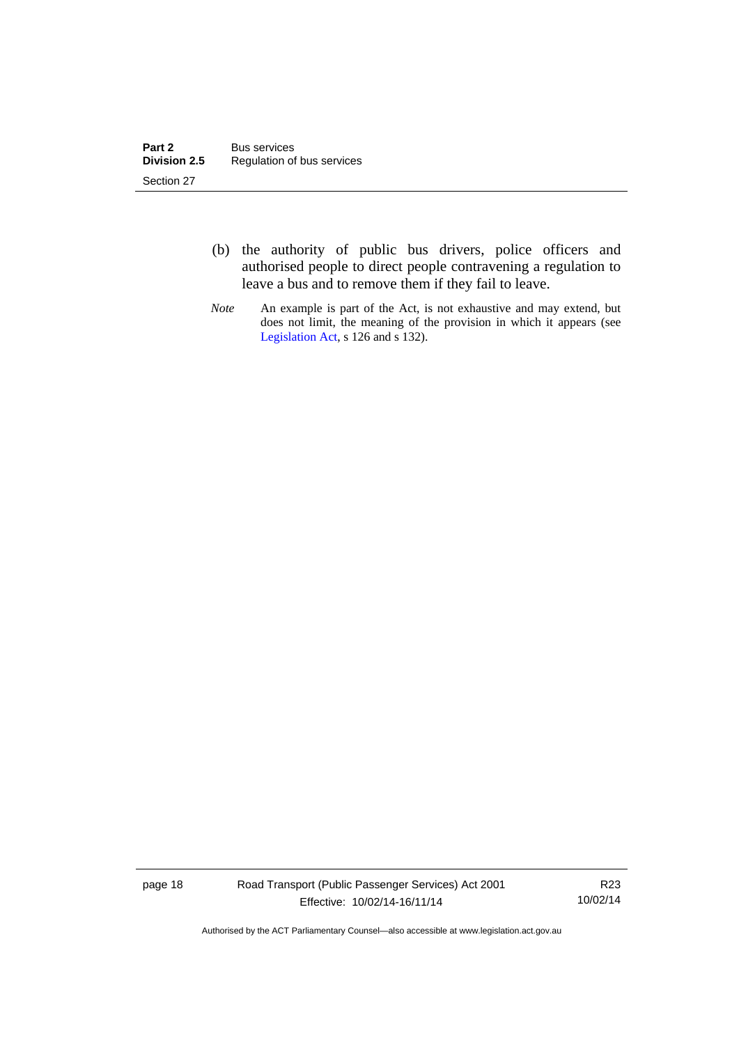(b) the authority of public bus drivers, police officers and authorised people to direct people contravening a regulation to leave a bus and to remove them if they fail to leave.

*Note* An example is part of the Act, is not exhaustive and may extend, but does not limit, the meaning of the provision in which it appears (see Legislation Act, s 126 and s 132).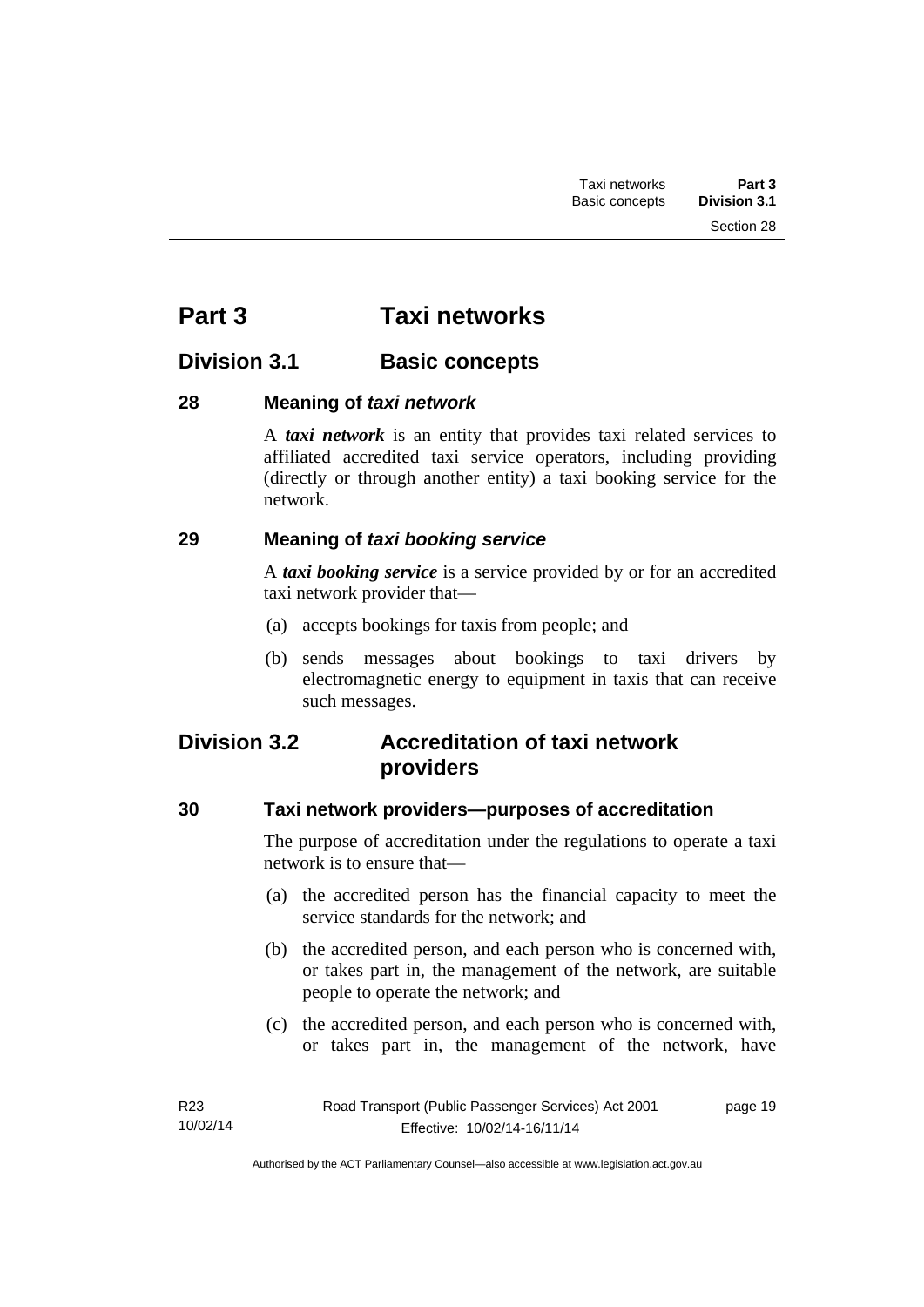# Part 3 Taxi networks

## Division 3.1 Basic concepts

### 28 Meaning of *taxi network*

A ***taxi network*** is an entity that provides taxi related services to affiliated accredited taxi service operators, including providing (directly or through another entity) a taxi booking service for the network.

### 29 Meaning of *taxi booking service*

A ***taxi booking service*** is a service provided by or for an accredited taxi network provider that—

(a) accepts bookings for taxis from people; and

(b) sends messages about bookings to taxi drivers by electromagnetic energy to equipment in taxis that can receive such messages.

## Division 3.2 Accreditation of taxi network providers

### 30 Taxi network providers—purposes of accreditation

The purpose of accreditation under the regulations to operate a taxi network is to ensure that—

(a) the accredited person has the financial capacity to meet the service standards for the network; and

(b) the accredited person, and each person who is concerned with, or takes part in, the management of the network, are suitable people to operate the network; and

(c) the accredited person, and each person who is concerned with, or takes part in, the management of the network, have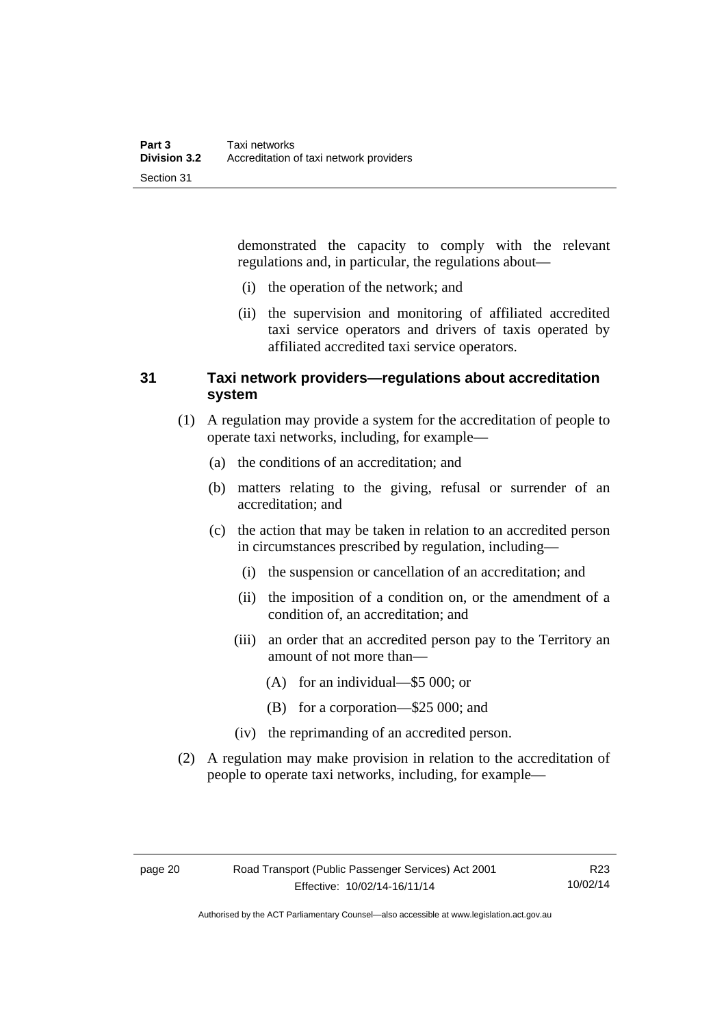demonstrated the capacity to comply with the relevant regulations and, in particular, the regulations about—

(i) the operation of the network; and

(ii) the supervision and monitoring of affiliated accredited taxi service operators and drivers of taxis operated by affiliated accredited taxi service operators.

### 31 Taxi network providers—regulations about accreditation system

(1) A regulation may provide a system for the accreditation of people to operate taxi networks, including, for example—

(a) the conditions of an accreditation; and

(b) matters relating to the giving, refusal or surrender of an accreditation; and

(c) the action that may be taken in relation to an accredited person in circumstances prescribed by regulation, including—

(i) the suspension or cancellation of an accreditation; and

(ii) the imposition of a condition on, or the amendment of a condition of, an accreditation; and

(iii) an order that an accredited person pay to the Territory an amount of not more than—

(A) for an individual—$5 000; or

(B) for a corporation—$25 000; and

(iv) the reprimanding of an accredited person.

(2) A regulation may make provision in relation to the accreditation of people to operate taxi networks, including, for example—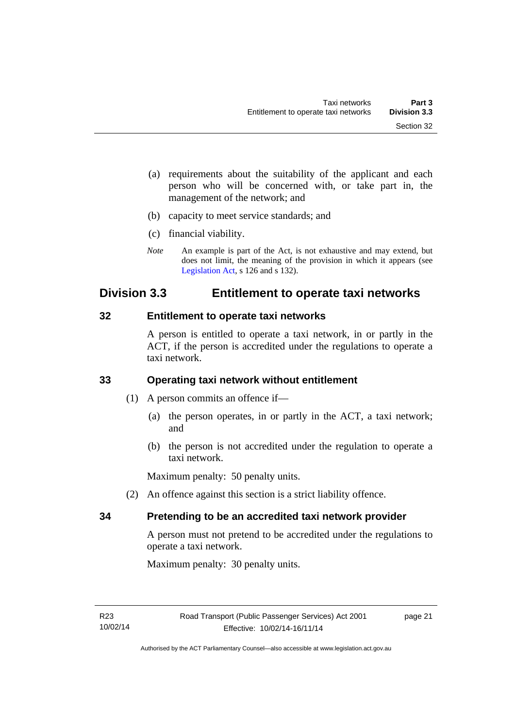(a) requirements about the suitability of the applicant and each person who will be concerned with, or take part in, the management of the network; and

(b) capacity to meet service standards; and

(c) financial viability.

*Note* An example is part of the Act, is not exhaustive and may extend, but does not limit, the meaning of the provision in which it appears (see Legislation Act, s 126 and s 132).

## Division 3.3 Entitlement to operate taxi networks

### 32 Entitlement to operate taxi networks

A person is entitled to operate a taxi network, in or partly in the ACT, if the person is accredited under the regulations to operate a taxi network.

### 33 Operating taxi network without entitlement

(1) A person commits an offence if—

(a) the person operates, in or partly in the ACT, a taxi network; and

(b) the person is not accredited under the regulation to operate a taxi network.

Maximum penalty: 50 penalty units.

(2) An offence against this section is a strict liability offence.

### 34 Pretending to be an accredited taxi network provider

A person must not pretend to be accredited under the regulations to operate a taxi network.

Maximum penalty: 30 penalty units.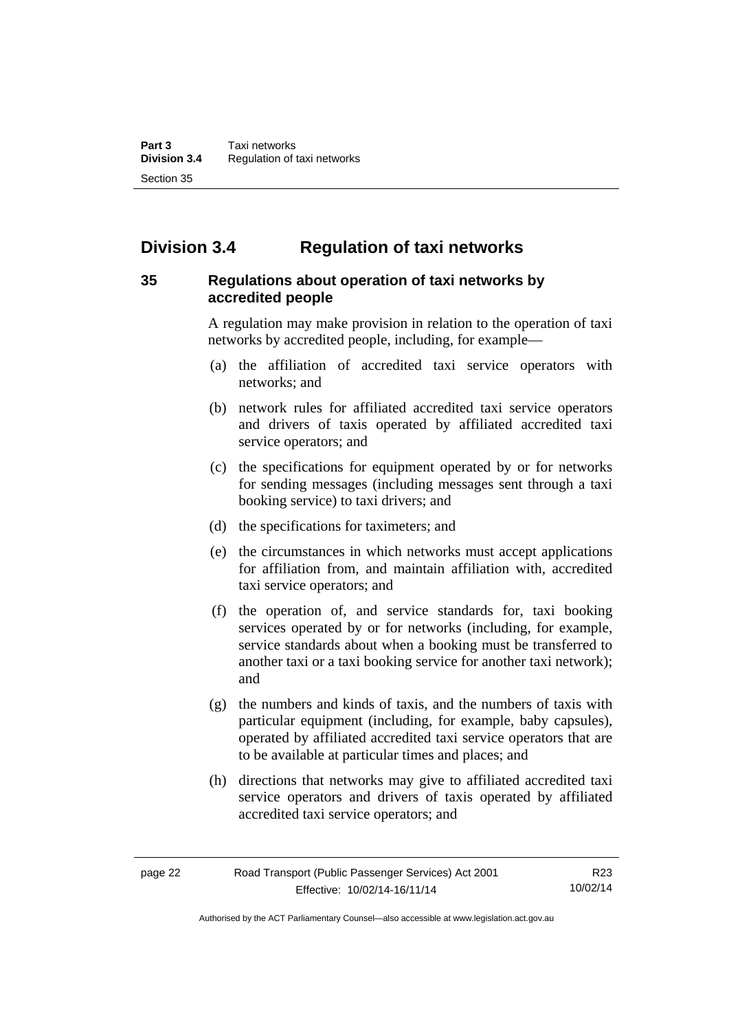## Division 3.4 Regulation of taxi networks

### 35 Regulations about operation of taxi networks by accredited people

A regulation may make provision in relation to the operation of taxi networks by accredited people, including, for example—

(a) the affiliation of accredited taxi service operators with networks; and

(b) network rules for affiliated accredited taxi service operators and drivers of taxis operated by affiliated accredited taxi service operators; and

(c) the specifications for equipment operated by or for networks for sending messages (including messages sent through a taxi booking service) to taxi drivers; and

(d) the specifications for taximeters; and

(e) the circumstances in which networks must accept applications for affiliation from, and maintain affiliation with, accredited taxi service operators; and

(f) the operation of, and service standards for, taxi booking services operated by or for networks (including, for example, service standards about when a booking must be transferred to another taxi or a taxi booking service for another taxi network); and

(g) the numbers and kinds of taxis, and the numbers of taxis with particular equipment (including, for example, baby capsules), operated by affiliated accredited taxi service operators that are to be available at particular times and places; and

(h) directions that networks may give to affiliated accredited taxi service operators and drivers of taxis operated by affiliated accredited taxi service operators; and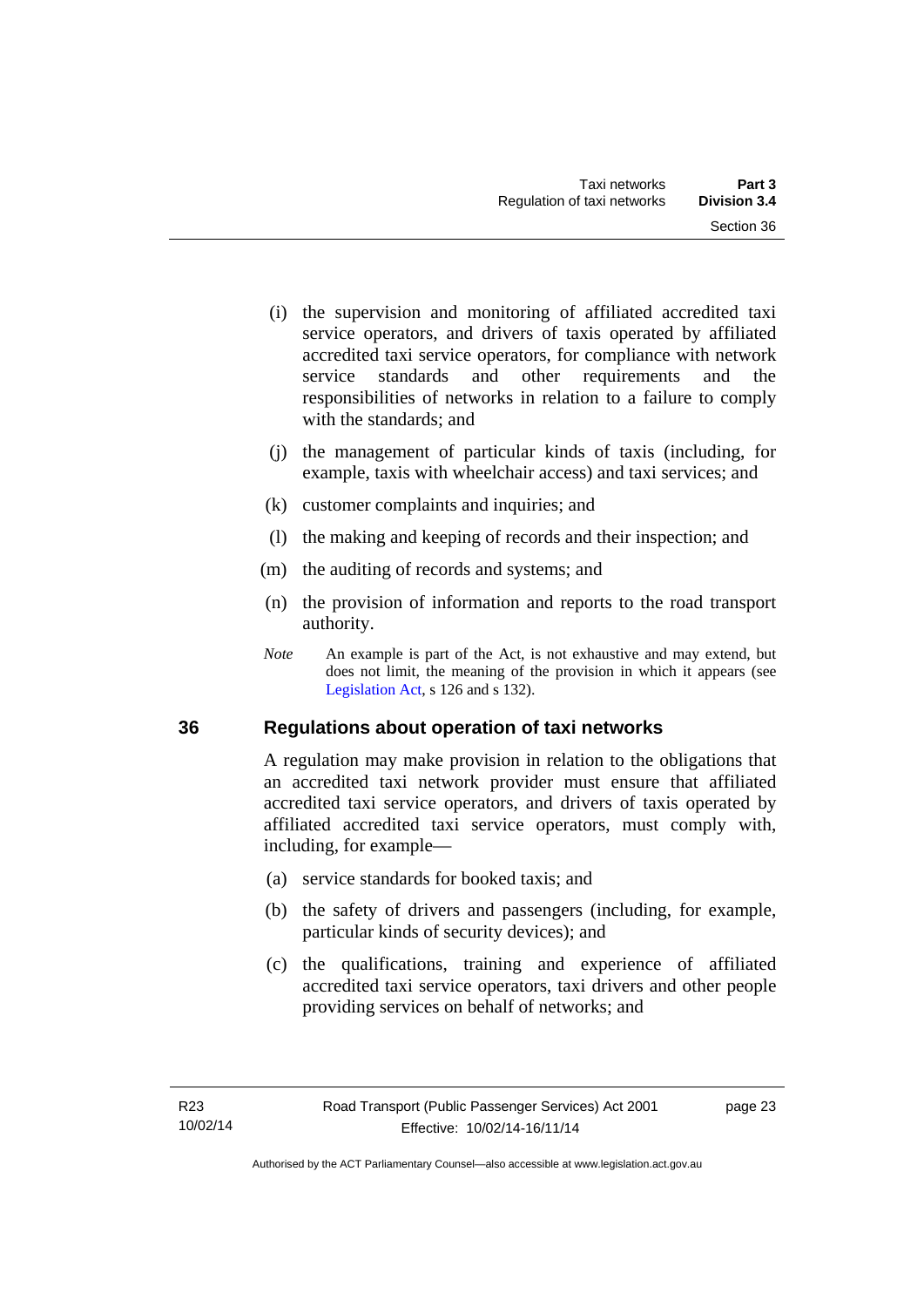(i) the supervision and monitoring of affiliated accredited taxi service operators, and drivers of taxis operated by affiliated accredited taxi service operators, for compliance with network service standards and other requirements and the responsibilities of networks in relation to a failure to comply with the standards; and

(j) the management of particular kinds of taxis (including, for example, taxis with wheelchair access) and taxi services; and

(k) customer complaints and inquiries; and

(l) the making and keeping of records and their inspection; and

(m) the auditing of records and systems; and

(n) the provision of information and reports to the road transport authority.

*Note* An example is part of the Act, is not exhaustive and may extend, but does not limit, the meaning of the provision in which it appears (see Legislation Act, s 126 and s 132).

## 36 Regulations about operation of taxi networks

A regulation may make provision in relation to the obligations that an accredited taxi network provider must ensure that affiliated accredited taxi service operators, and drivers of taxis operated by affiliated accredited taxi service operators, must comply with, including, for example—

(a) service standards for booked taxis; and

(b) the safety of drivers and passengers (including, for example, particular kinds of security devices); and

(c) the qualifications, training and experience of affiliated accredited taxi service operators, taxi drivers and other people providing services on behalf of networks; and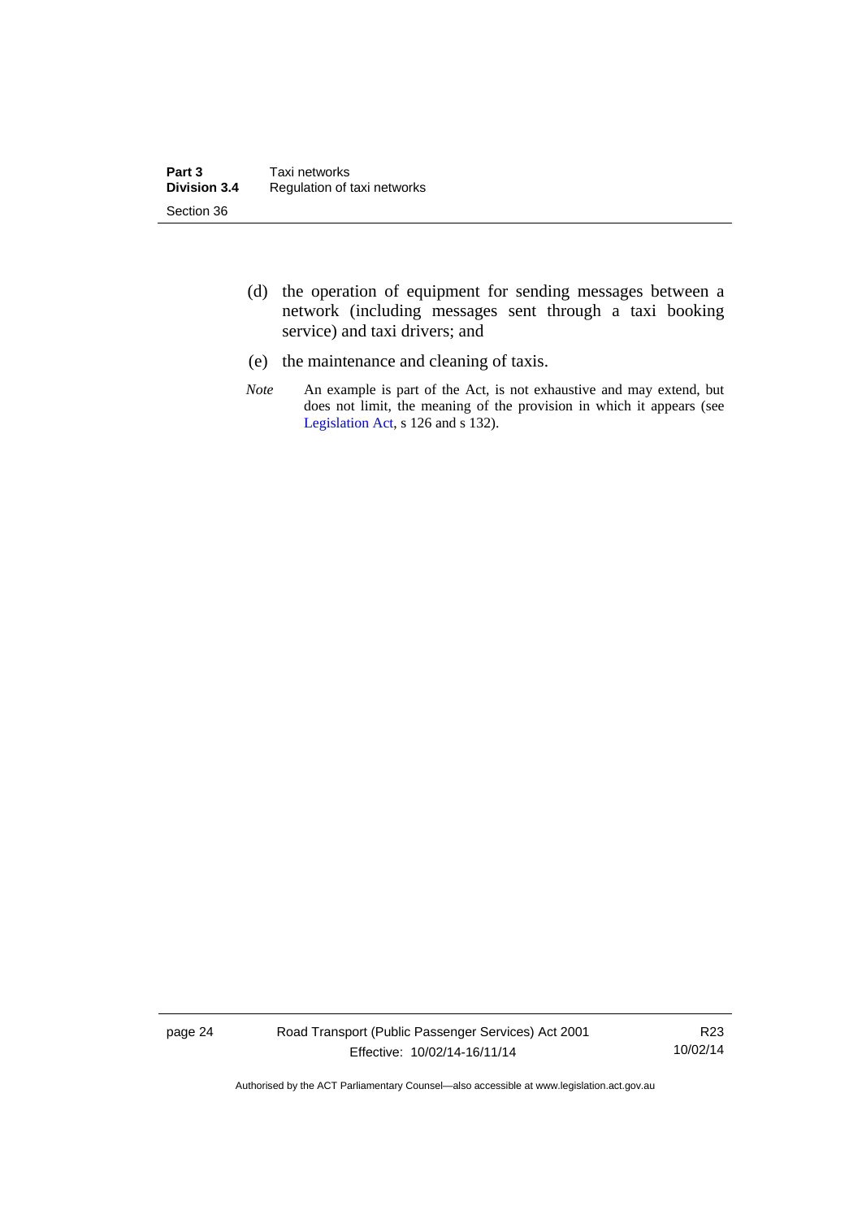(d) the operation of equipment for sending messages between a network (including messages sent through a taxi booking service) and taxi drivers; and

(e) the maintenance and cleaning of taxis.

*Note* An example is part of the Act, is not exhaustive and may extend, but does not limit, the meaning of the provision in which it appears (see Legislation Act, s 126 and s 132).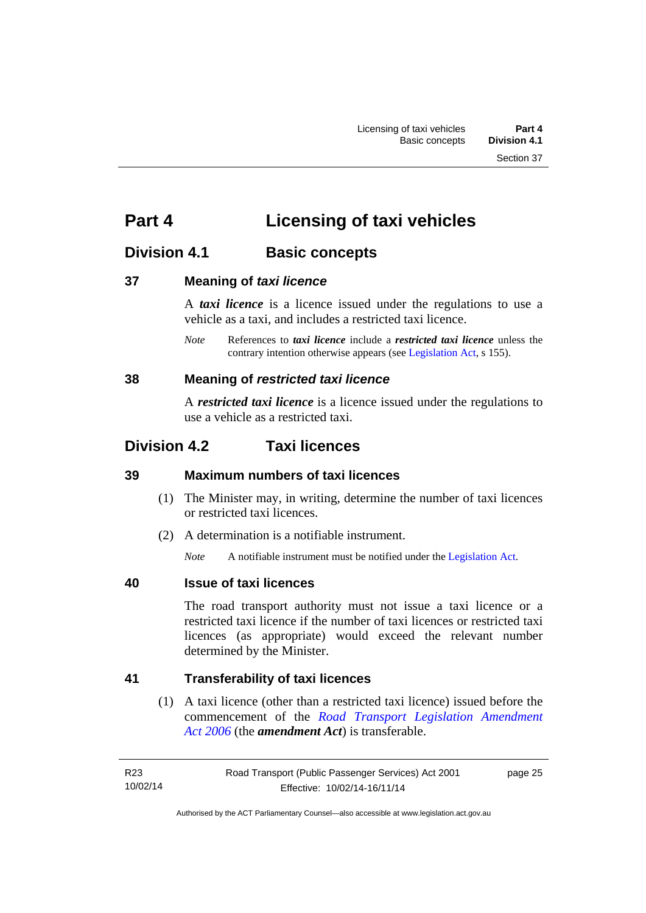# Part 4 Licensing of taxi vehicles

## Division 4.1 Basic concepts

### 37 Meaning of *taxi licence*

A ***taxi licence*** is a licence issued under the regulations to use a vehicle as a taxi, and includes a restricted taxi licence.

*Note* References to ***taxi licence*** include a ***restricted taxi licence*** unless the contrary intention otherwise appears (see Legislation Act, s 155).

### 38 Meaning of *restricted taxi licence*

A ***restricted taxi licence*** is a licence issued under the regulations to use a vehicle as a restricted taxi.

## Division 4.2 Taxi licences

### 39 Maximum numbers of taxi licences

(1) The Minister may, in writing, determine the number of taxi licences or restricted taxi licences.

(2) A determination is a notifiable instrument.

*Note* A notifiable instrument must be notified under the Legislation Act.

### 40 Issue of taxi licences

The road transport authority must not issue a taxi licence or a restricted taxi licence if the number of taxi licences or restricted taxi licences (as appropriate) would exceed the relevant number determined by the Minister.

### 41 Transferability of taxi licences

(1) A taxi licence (other than a restricted taxi licence) issued before the commencement of the *Road Transport Legislation Amendment Act 2006* (the ***amendment Act***) is transferable.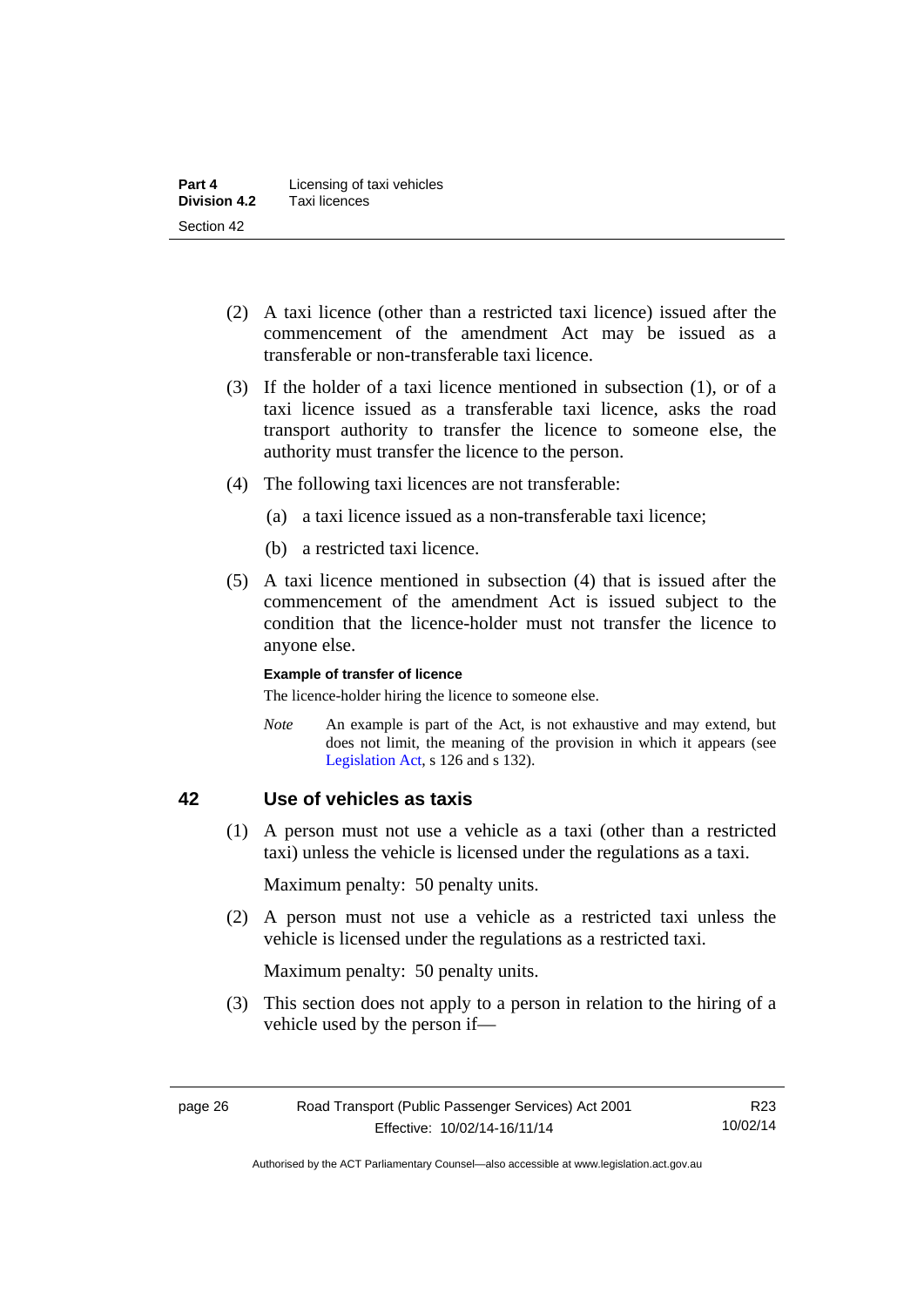(2) A taxi licence (other than a restricted taxi licence) issued after the commencement of the amendment Act may be issued as a transferable or non-transferable taxi licence.

(3) If the holder of a taxi licence mentioned in subsection (1), or of a taxi licence issued as a transferable taxi licence, asks the road transport authority to transfer the licence to someone else, the authority must transfer the licence to the person.

(4) The following taxi licences are not transferable:

(a) a taxi licence issued as a non-transferable taxi licence;

(b) a restricted taxi licence.

(5) A taxi licence mentioned in subsection (4) that is issued after the commencement of the amendment Act is issued subject to the condition that the licence-holder must not transfer the licence to anyone else.

**Example of transfer of licence**

The licence-holder hiring the licence to someone else.

*Note* An example is part of the Act, is not exhaustive and may extend, but does not limit, the meaning of the provision in which it appears (see Legislation Act, s 126 and s 132).

## 42 Use of vehicles as taxis

(1) A person must not use a vehicle as a taxi (other than a restricted taxi) unless the vehicle is licensed under the regulations as a taxi.

Maximum penalty: 50 penalty units.

(2) A person must not use a vehicle as a restricted taxi unless the vehicle is licensed under the regulations as a restricted taxi.

Maximum penalty: 50 penalty units.

(3) This section does not apply to a person in relation to the hiring of a vehicle used by the person if—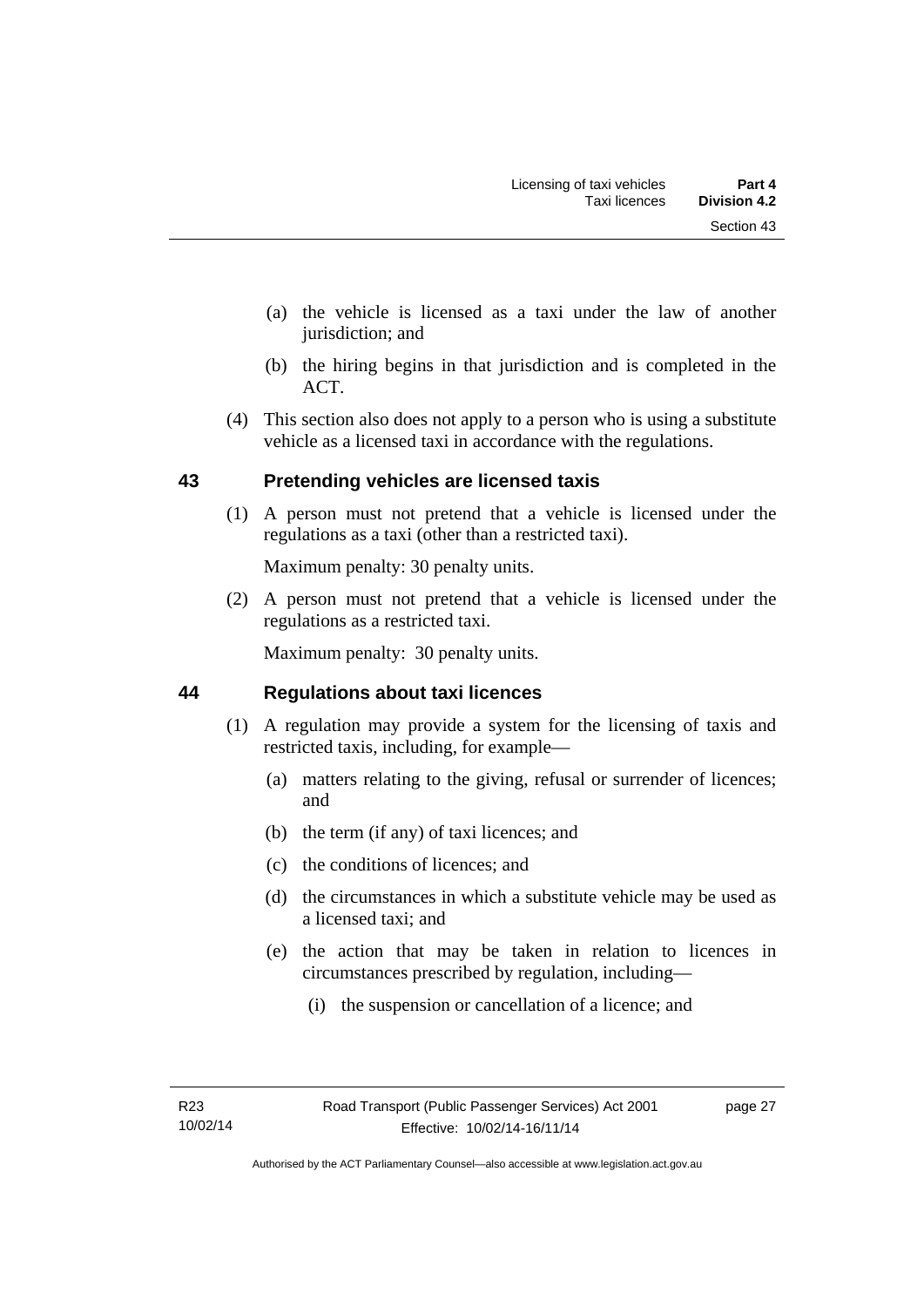(a) the vehicle is licensed as a taxi under the law of another jurisdiction; and

(b) the hiring begins in that jurisdiction and is completed in the ACT.

(4) This section also does not apply to a person who is using a substitute vehicle as a licensed taxi in accordance with the regulations.

## 43 Pretending vehicles are licensed taxis

(1) A person must not pretend that a vehicle is licensed under the regulations as a taxi (other than a restricted taxi).

Maximum penalty: 30 penalty units.

(2) A person must not pretend that a vehicle is licensed under the regulations as a restricted taxi.

Maximum penalty: 30 penalty units.

## 44 Regulations about taxi licences

(1) A regulation may provide a system for the licensing of taxis and restricted taxis, including, for example—

(a) matters relating to the giving, refusal or surrender of licences; and

(b) the term (if any) of taxi licences; and

(c) the conditions of licences; and

(d) the circumstances in which a substitute vehicle may be used as a licensed taxi; and

(e) the action that may be taken in relation to licences in circumstances prescribed by regulation, including—

(i) the suspension or cancellation of a licence; and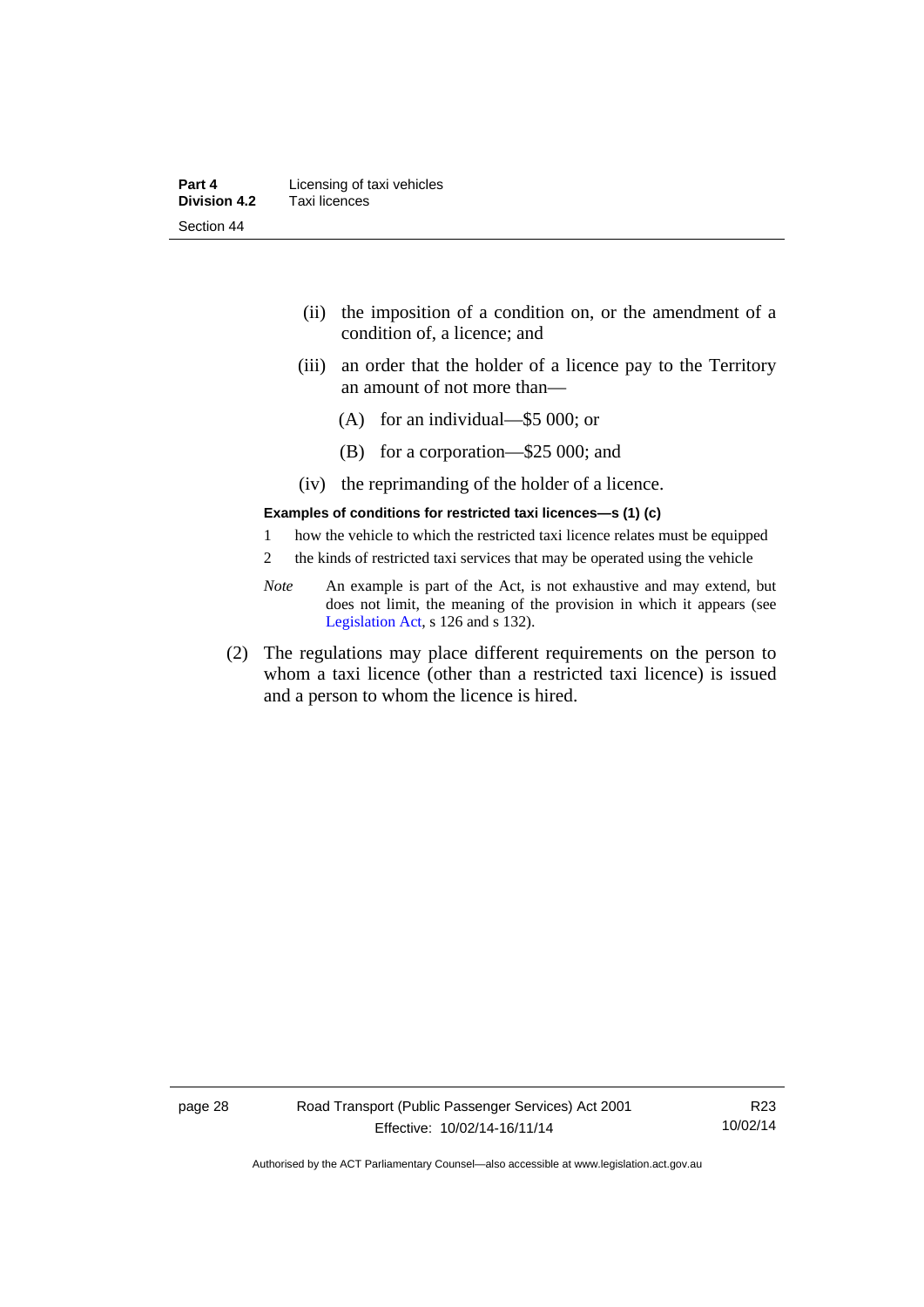(ii) the imposition of a condition on, or the amendment of a condition of, a licence; and

(iii) an order that the holder of a licence pay to the Territory an amount of not more than—

(A) for an individual—$5 000; or

(B) for a corporation—$25 000; and

(iv) the reprimanding of the holder of a licence.

**Examples of conditions for restricted taxi licences—s (1) (c)**

1 how the vehicle to which the restricted taxi licence relates must be equipped

2 the kinds of restricted taxi services that may be operated using the vehicle

*Note* An example is part of the Act, is not exhaustive and may extend, but does not limit, the meaning of the provision in which it appears (see Legislation Act, s 126 and s 132).

(2) The regulations may place different requirements on the person to whom a taxi licence (other than a restricted taxi licence) is issued and a person to whom the licence is hired.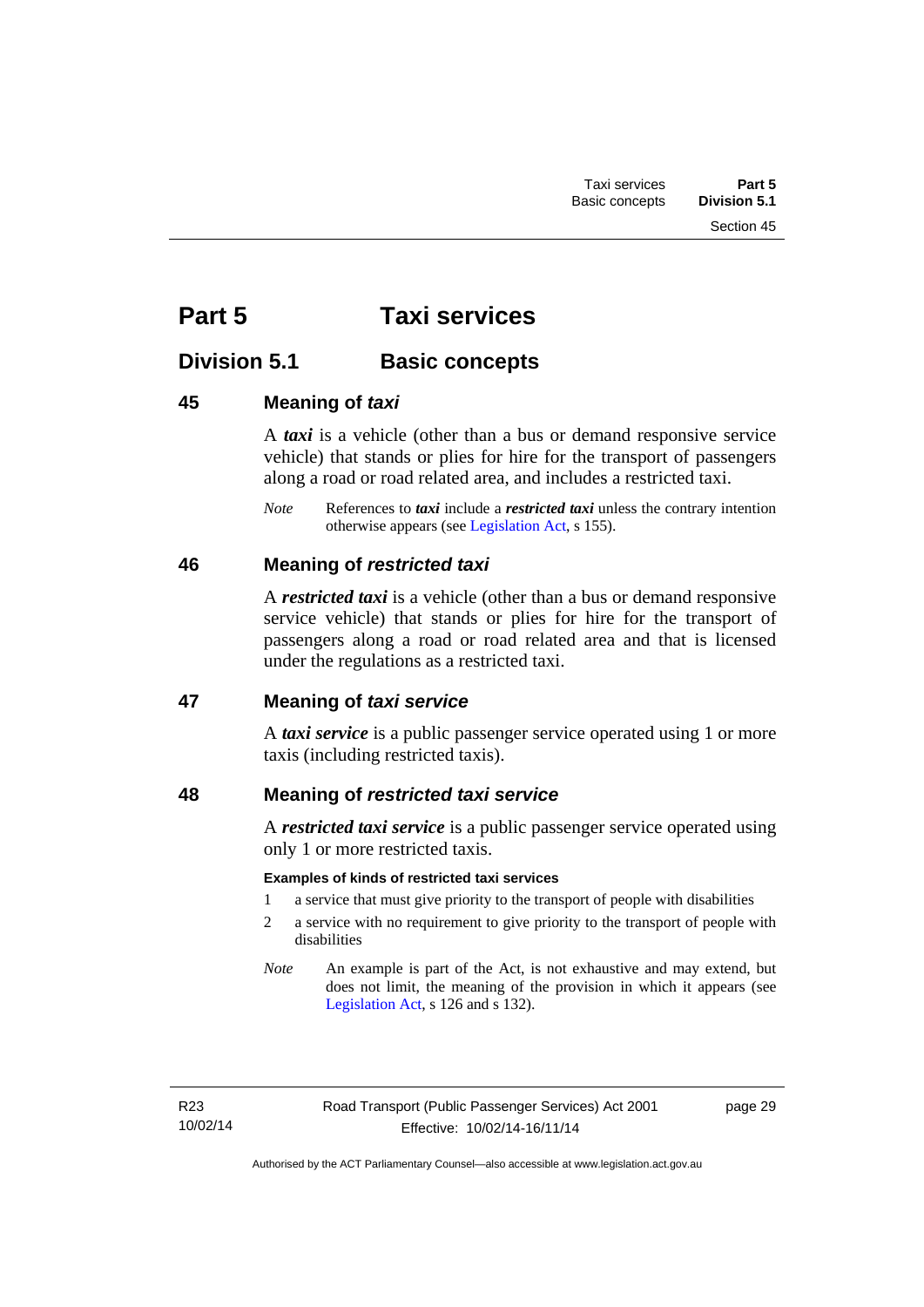# Part 5 Taxi services

## Division 5.1 Basic concepts

### 45 Meaning of *taxi*

A ***taxi*** is a vehicle (other than a bus or demand responsive service vehicle) that stands or plies for hire for the transport of passengers along a road or road related area, and includes a restricted taxi.

*Note* References to ***taxi*** include a ***restricted taxi*** unless the contrary intention otherwise appears (see Legislation Act, s 155).

### 46 Meaning of *restricted taxi*

A ***restricted taxi*** is a vehicle (other than a bus or demand responsive service vehicle) that stands or plies for hire for the transport of passengers along a road or road related area and that is licensed under the regulations as a restricted taxi.

### 47 Meaning of *taxi service*

A ***taxi service*** is a public passenger service operated using 1 or more taxis (including restricted taxis).

### 48 Meaning of *restricted taxi service*

A ***restricted taxi service*** is a public passenger service operated using only 1 or more restricted taxis.

**Examples of kinds of restricted taxi services**

1 a service that must give priority to the transport of people with disabilities

2 a service with no requirement to give priority to the transport of people with disabilities

*Note* An example is part of the Act, is not exhaustive and may extend, but does not limit, the meaning of the provision in which it appears (see Legislation Act, s 126 and s 132).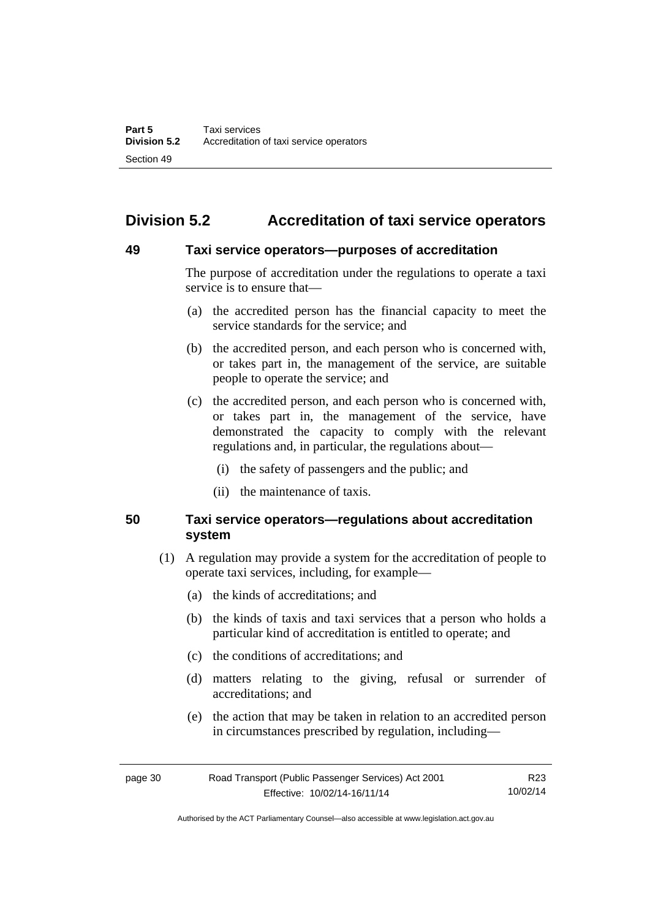## Division 5.2 Accreditation of taxi service operators

### 49 Taxi service operators—purposes of accreditation

The purpose of accreditation under the regulations to operate a taxi service is to ensure that—

(a) the accredited person has the financial capacity to meet the service standards for the service; and

(b) the accredited person, and each person who is concerned with, or takes part in, the management of the service, are suitable people to operate the service; and

(c) the accredited person, and each person who is concerned with, or takes part in, the management of the service, have demonstrated the capacity to comply with the relevant regulations and, in particular, the regulations about—

(i) the safety of passengers and the public; and

(ii) the maintenance of taxis.

### 50 Taxi service operators—regulations about accreditation system

(1) A regulation may provide a system for the accreditation of people to operate taxi services, including, for example—

(a) the kinds of accreditations; and

(b) the kinds of taxis and taxi services that a person who holds a particular kind of accreditation is entitled to operate; and

(c) the conditions of accreditations; and

(d) matters relating to the giving, refusal or surrender of accreditations; and

(e) the action that may be taken in relation to an accredited person in circumstances prescribed by regulation, including—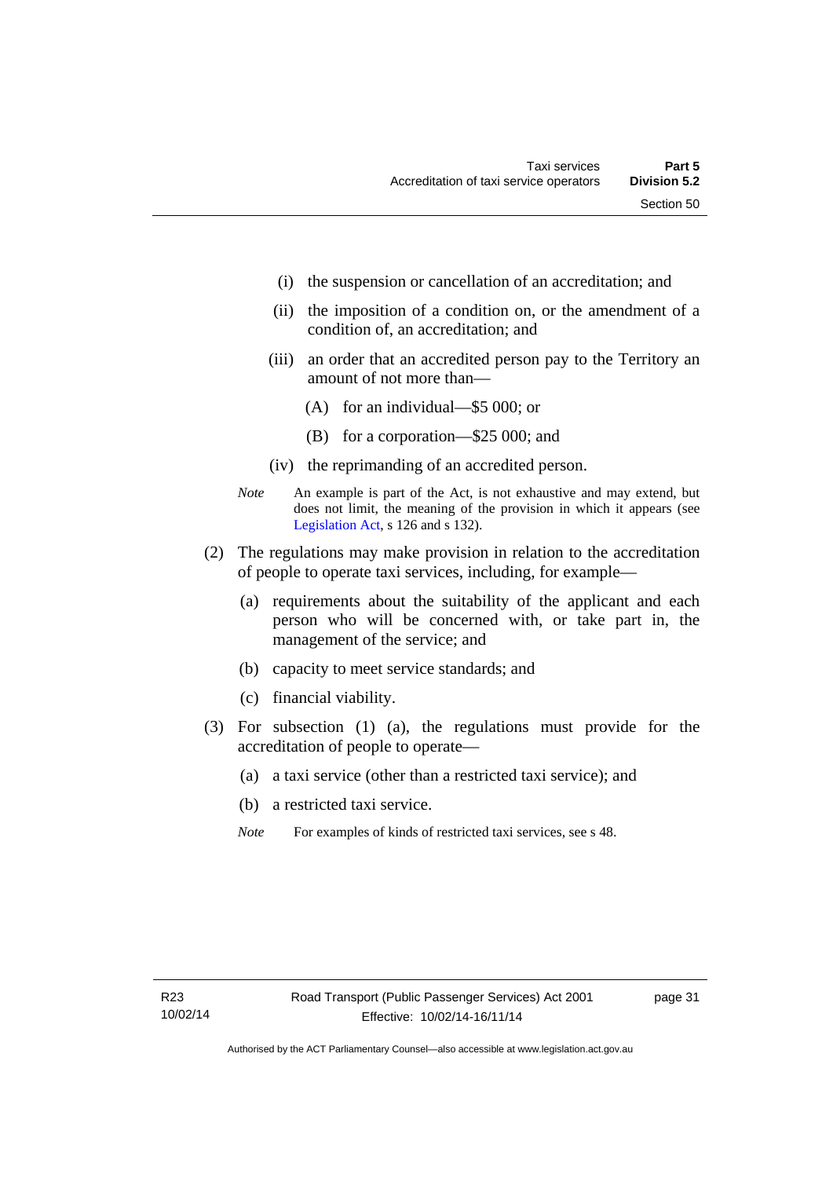(i) the suspension or cancellation of an accreditation; and

(ii) the imposition of a condition on, or the amendment of a condition of, an accreditation; and

(iii) an order that an accredited person pay to the Territory an amount of not more than—

(A) for an individual—$5 000; or

(B) for a corporation—$25 000; and

(iv) the reprimanding of an accredited person.

*Note* An example is part of the Act, is not exhaustive and may extend, but does not limit, the meaning of the provision in which it appears (see Legislation Act, s 126 and s 132).

(2) The regulations may make provision in relation to the accreditation of people to operate taxi services, including, for example—

(a) requirements about the suitability of the applicant and each person who will be concerned with, or take part in, the management of the service; and

(b) capacity to meet service standards; and

(c) financial viability.

(3) For subsection (1) (a), the regulations must provide for the accreditation of people to operate—

(a) a taxi service (other than a restricted taxi service); and

(b) a restricted taxi service.

*Note* For examples of kinds of restricted taxi services, see s 48.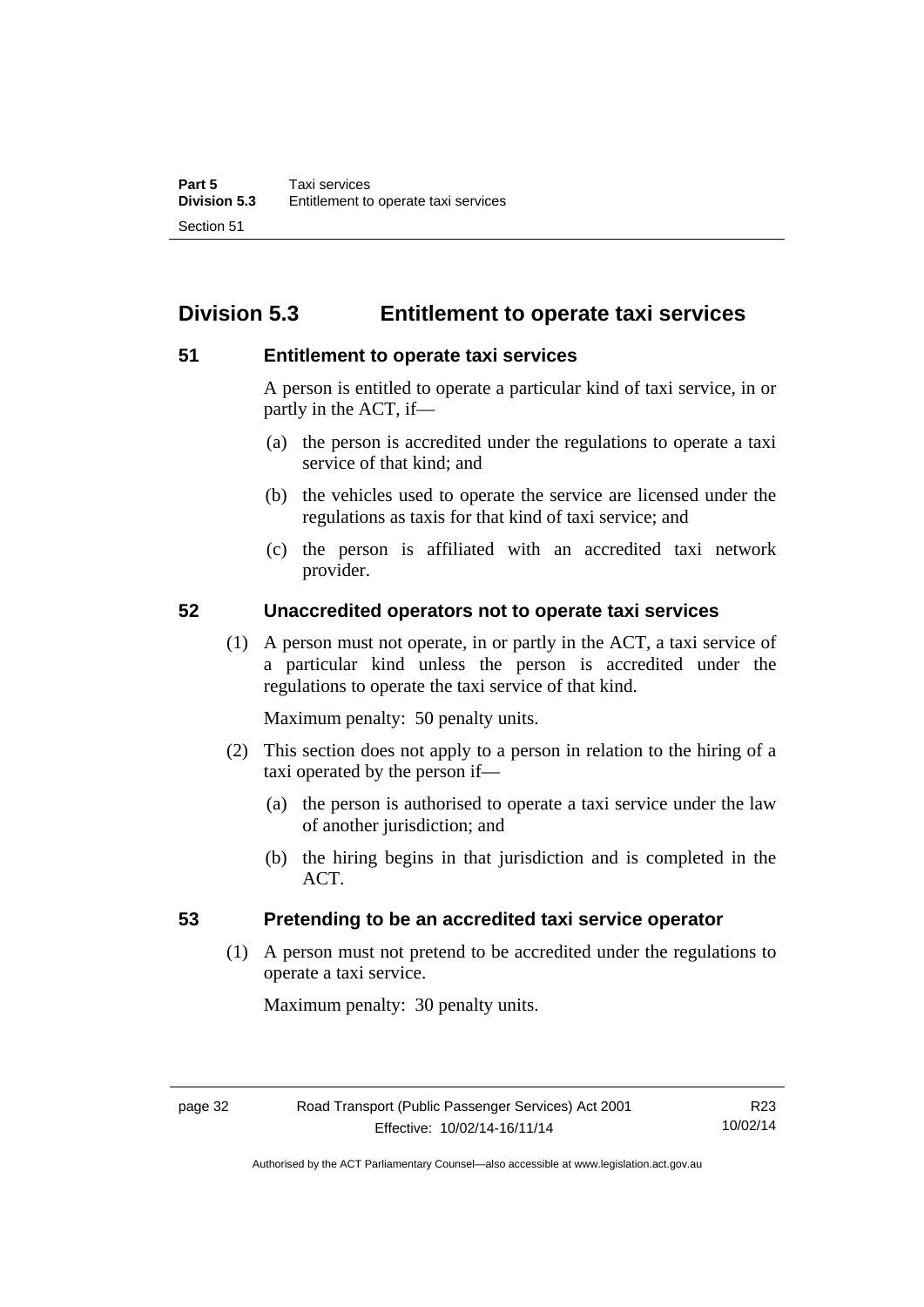## Division 5.3 Entitlement to operate taxi services

### 51 Entitlement to operate taxi services

A person is entitled to operate a particular kind of taxi service, in or partly in the ACT, if—

(a) the person is accredited under the regulations to operate a taxi service of that kind; and

(b) the vehicles used to operate the service are licensed under the regulations as taxis for that kind of taxi service; and

(c) the person is affiliated with an accredited taxi network provider.

### 52 Unaccredited operators not to operate taxi services

(1) A person must not operate, in or partly in the ACT, a taxi service of a particular kind unless the person is accredited under the regulations to operate the taxi service of that kind.

Maximum penalty: 50 penalty units.

(2) This section does not apply to a person in relation to the hiring of a taxi operated by the person if—

(a) the person is authorised to operate a taxi service under the law of another jurisdiction; and

(b) the hiring begins in that jurisdiction and is completed in the ACT.

### 53 Pretending to be an accredited taxi service operator

(1) A person must not pretend to be accredited under the regulations to operate a taxi service.

Maximum penalty: 30 penalty units.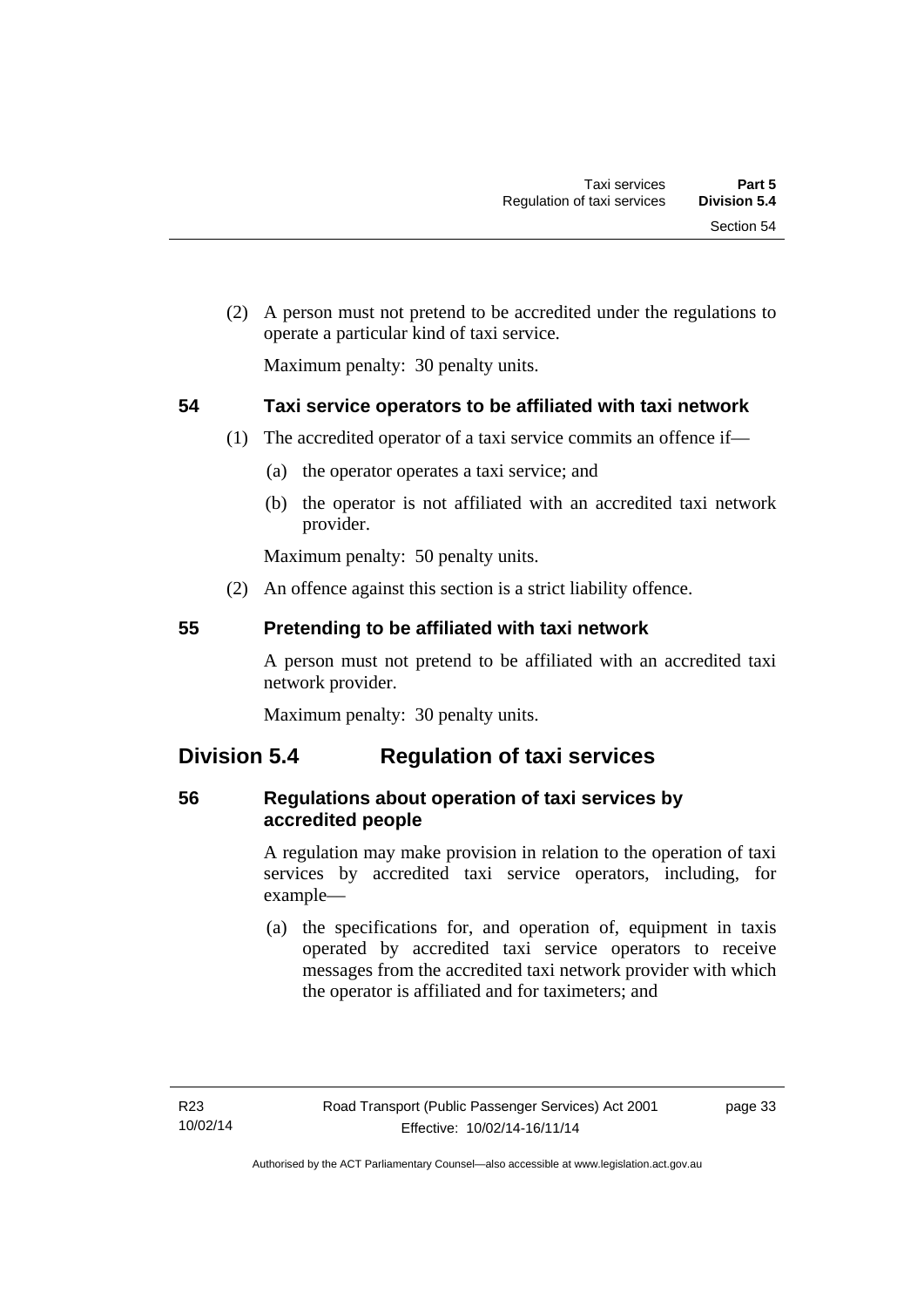(2) A person must not pretend to be accredited under the regulations to operate a particular kind of taxi service.

Maximum penalty: 30 penalty units.

### 54 Taxi service operators to be affiliated with taxi network

(1) The accredited operator of a taxi service commits an offence if—

(a) the operator operates a taxi service; and

(b) the operator is not affiliated with an accredited taxi network provider.

Maximum penalty: 50 penalty units.

(2) An offence against this section is a strict liability offence.

### 55 Pretending to be affiliated with taxi network

A person must not pretend to be affiliated with an accredited taxi network provider.

Maximum penalty: 30 penalty units.

## Division 5.4 Regulation of taxi services

### 56 Regulations about operation of taxi services by accredited people

A regulation may make provision in relation to the operation of taxi services by accredited taxi service operators, including, for example—

(a) the specifications for, and operation of, equipment in taxis operated by accredited taxi service operators to receive messages from the accredited taxi network provider with which the operator is affiliated and for taximeters; and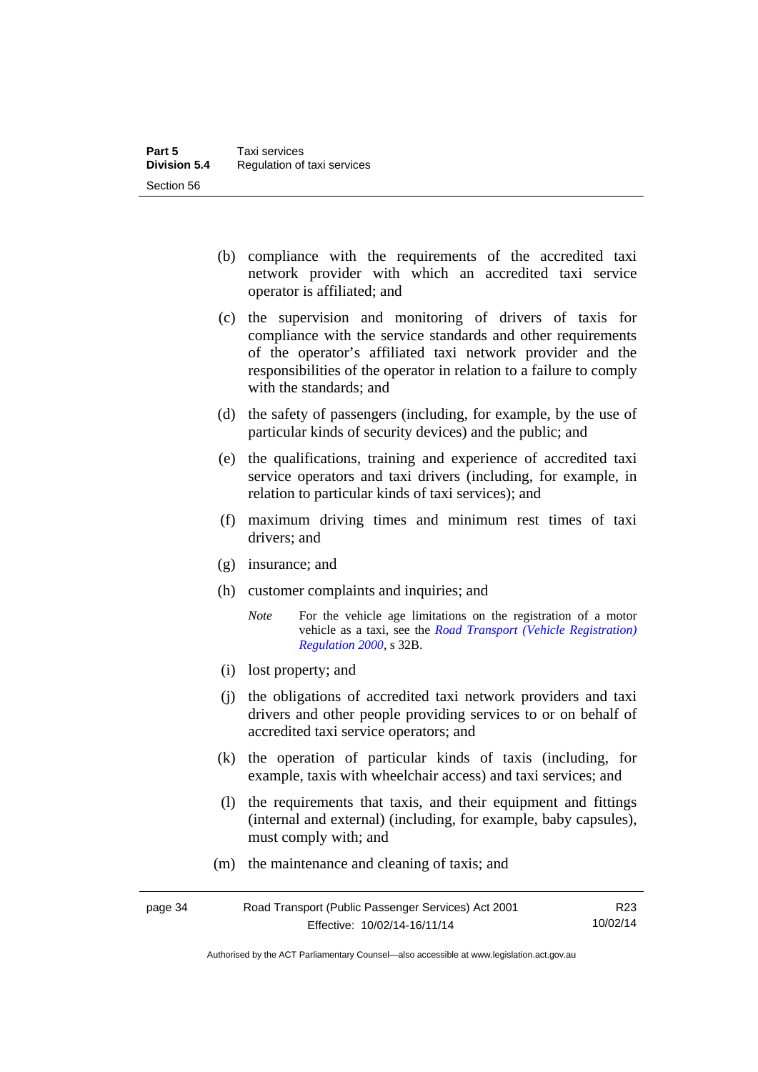(b) compliance with the requirements of the accredited taxi network provider with which an accredited taxi service operator is affiliated; and

(c) the supervision and monitoring of drivers of taxis for compliance with the service standards and other requirements of the operator's affiliated taxi network provider and the responsibilities of the operator in relation to a failure to comply with the standards; and

(d) the safety of passengers (including, for example, by the use of particular kinds of security devices) and the public; and

(e) the qualifications, training and experience of accredited taxi service operators and taxi drivers (including, for example, in relation to particular kinds of taxi services); and

(f) maximum driving times and minimum rest times of taxi drivers; and

(g) insurance; and

(h) customer complaints and inquiries; and

> *Note* For the vehicle age limitations on the registration of a motor vehicle as a taxi, see the *Road Transport (Vehicle Registration) Regulation 2000*, s 32B.

(i) lost property; and

(j) the obligations of accredited taxi network providers and taxi drivers and other people providing services to or on behalf of accredited taxi service operators; and

(k) the operation of particular kinds of taxis (including, for example, taxis with wheelchair access) and taxi services; and

(l) the requirements that taxis, and their equipment and fittings (internal and external) (including, for example, baby capsules), must comply with; and

(m) the maintenance and cleaning of taxis; and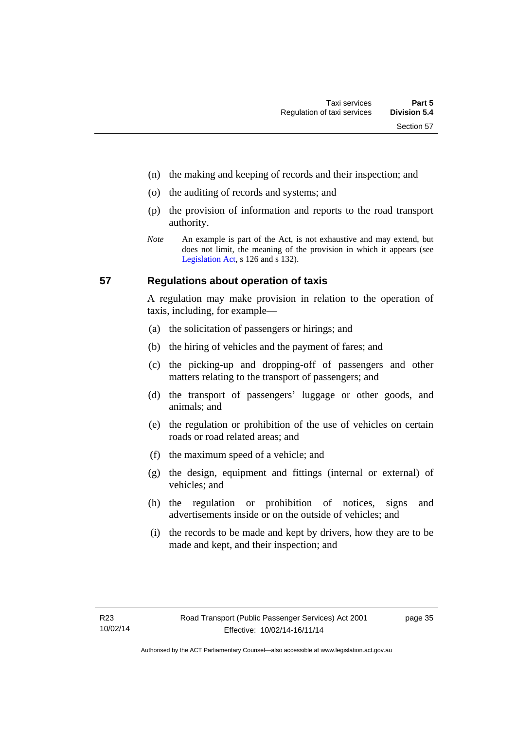(n) the making and keeping of records and their inspection; and

(o) the auditing of records and systems; and

(p) the provision of information and reports to the road transport authority.

*Note* An example is part of the Act, is not exhaustive and may extend, but does not limit, the meaning of the provision in which it appears (see Legislation Act, s 126 and s 132).

## 57 Regulations about operation of taxis

A regulation may make provision in relation to the operation of taxis, including, for example—

(a) the solicitation of passengers or hirings; and

(b) the hiring of vehicles and the payment of fares; and

(c) the picking-up and dropping-off of passengers and other matters relating to the transport of passengers; and

(d) the transport of passengers' luggage or other goods, and animals; and

(e) the regulation or prohibition of the use of vehicles on certain roads or road related areas; and

(f) the maximum speed of a vehicle; and

(g) the design, equipment and fittings (internal or external) of vehicles; and

(h) the regulation or prohibition of notices, signs and advertisements inside or on the outside of vehicles; and

(i) the records to be made and kept by drivers, how they are to be made and kept, and their inspection; and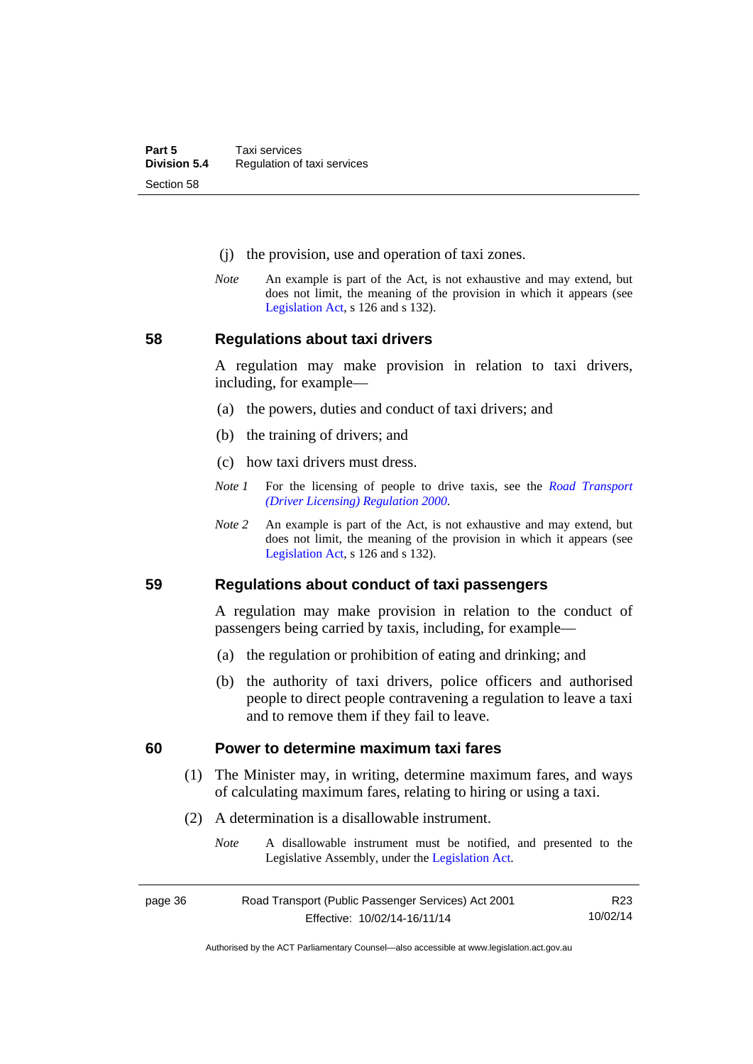(j) the provision, use and operation of taxi zones.

*Note* An example is part of the Act, is not exhaustive and may extend, but does not limit, the meaning of the provision in which it appears (see Legislation Act, s 126 and s 132).

## 58 Regulations about taxi drivers

A regulation may make provision in relation to taxi drivers, including, for example—

(a) the powers, duties and conduct of taxi drivers; and

(b) the training of drivers; and

(c) how taxi drivers must dress.

*Note 1* For the licensing of people to drive taxis, see the *Road Transport (Driver Licensing) Regulation 2000*.

*Note 2* An example is part of the Act, is not exhaustive and may extend, but does not limit, the meaning of the provision in which it appears (see Legislation Act, s 126 and s 132).

## 59 Regulations about conduct of taxi passengers

A regulation may make provision in relation to the conduct of passengers being carried by taxis, including, for example—

(a) the regulation or prohibition of eating and drinking; and

(b) the authority of taxi drivers, police officers and authorised people to direct people contravening a regulation to leave a taxi and to remove them if they fail to leave.

## 60 Power to determine maximum taxi fares

(1) The Minister may, in writing, determine maximum fares, and ways of calculating maximum fares, relating to hiring or using a taxi.

(2) A determination is a disallowable instrument.

*Note* A disallowable instrument must be notified, and presented to the Legislative Assembly, under the Legislation Act.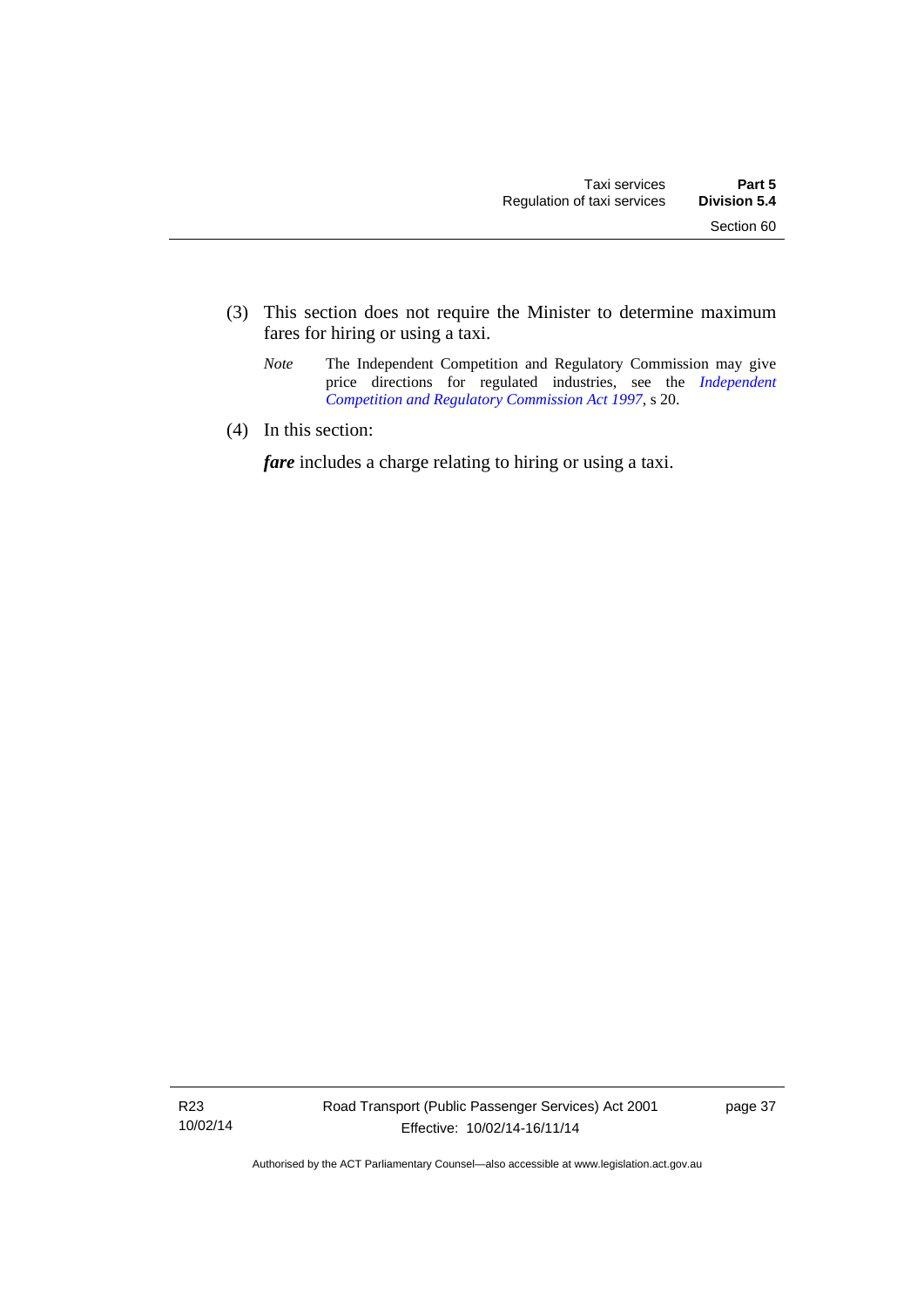(3) This section does not require the Minister to determine maximum fares for hiring or using a taxi.

*Note* The Independent Competition and Regulatory Commission may give price directions for regulated industries, see the *Independent Competition and Regulatory Commission Act 1997*, s 20.

(4) In this section:

***fare*** includes a charge relating to hiring or using a taxi.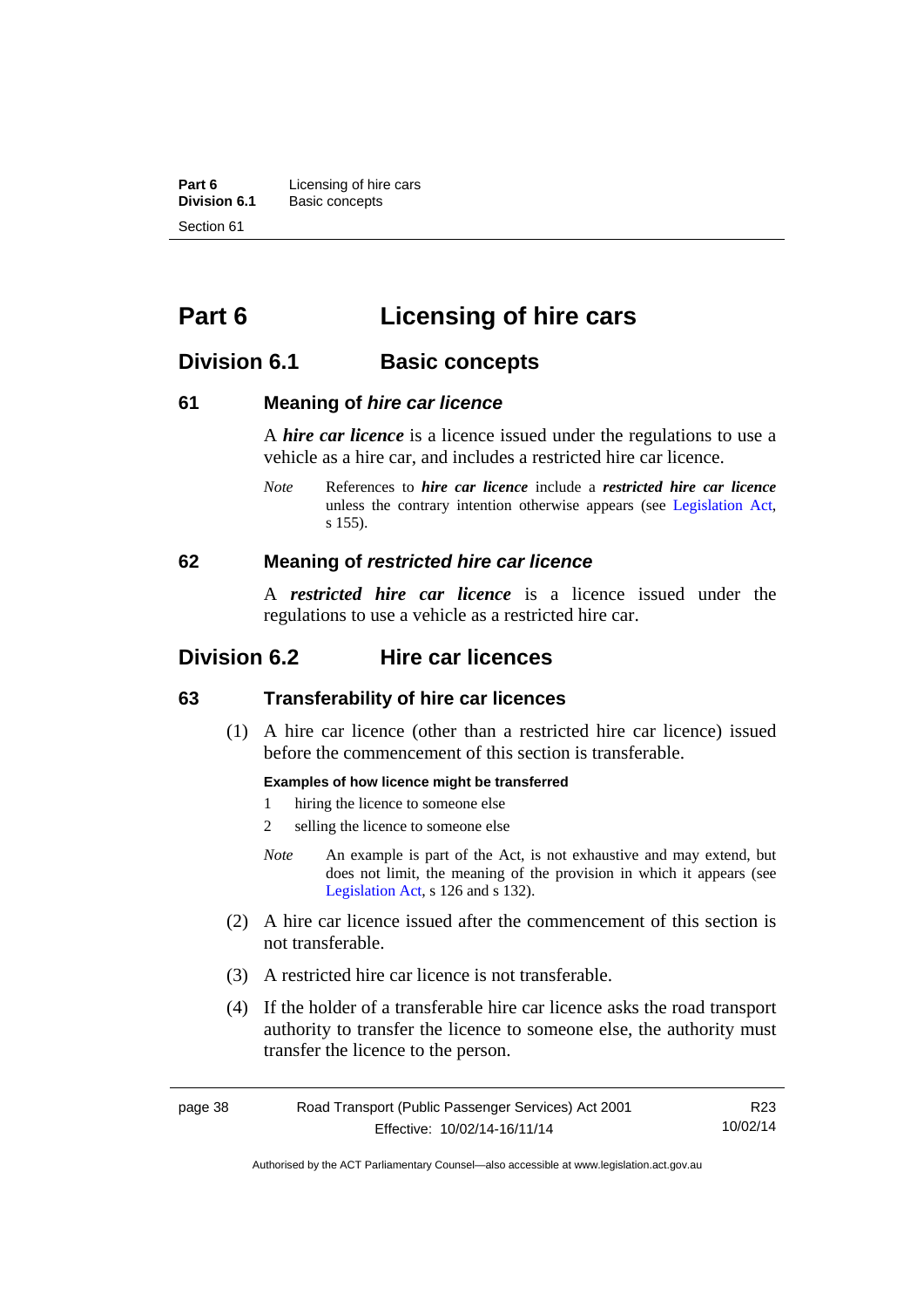# Part 6 Licensing of hire cars

## Division 6.1 Basic concepts

### 61 Meaning of *hire car licence*

A ***hire car licence*** is a licence issued under the regulations to use a vehicle as a hire car, and includes a restricted hire car licence.

*Note* References to ***hire car licence*** include a ***restricted hire car licence*** unless the contrary intention otherwise appears (see Legislation Act, s 155).

### 62 Meaning of *restricted hire car licence*

A ***restricted hire car licence*** is a licence issued under the regulations to use a vehicle as a restricted hire car.

## Division 6.2 Hire car licences

### 63 Transferability of hire car licences

(1) A hire car licence (other than a restricted hire car licence) issued before the commencement of this section is transferable.

**Examples of how licence might be transferred**

1 hiring the licence to someone else

2 selling the licence to someone else

*Note* An example is part of the Act, is not exhaustive and may extend, but does not limit, the meaning of the provision in which it appears (see Legislation Act, s 126 and s 132).

(2) A hire car licence issued after the commencement of this section is not transferable.

(3) A restricted hire car licence is not transferable.

(4) If the holder of a transferable hire car licence asks the road transport authority to transfer the licence to someone else, the authority must transfer the licence to the person.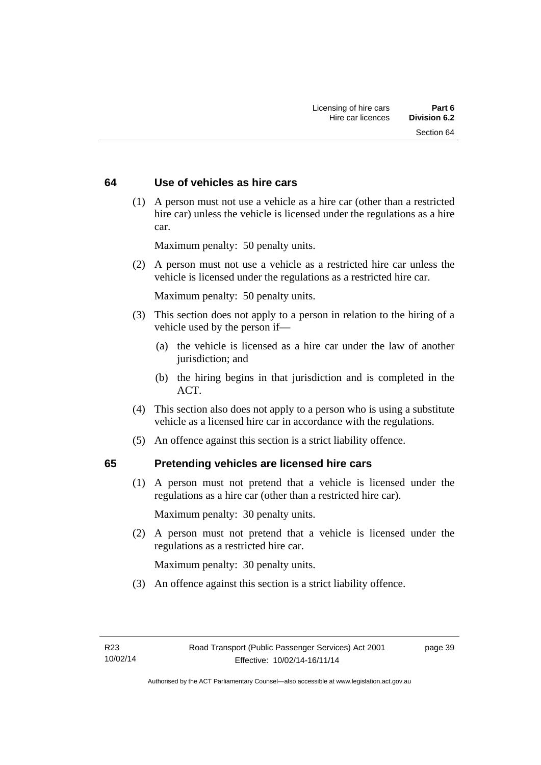## 64 Use of vehicles as hire cars

(1) A person must not use a vehicle as a hire car (other than a restricted hire car) unless the vehicle is licensed under the regulations as a hire car.

Maximum penalty: 50 penalty units.

(2) A person must not use a vehicle as a restricted hire car unless the vehicle is licensed under the regulations as a restricted hire car.

Maximum penalty: 50 penalty units.

(3) This section does not apply to a person in relation to the hiring of a vehicle used by the person if—

(a) the vehicle is licensed as a hire car under the law of another jurisdiction; and

(b) the hiring begins in that jurisdiction and is completed in the ACT.

(4) This section also does not apply to a person who is using a substitute vehicle as a licensed hire car in accordance with the regulations.

(5) An offence against this section is a strict liability offence.

## 65 Pretending vehicles are licensed hire cars

(1) A person must not pretend that a vehicle is licensed under the regulations as a hire car (other than a restricted hire car).

Maximum penalty: 30 penalty units.

(2) A person must not pretend that a vehicle is licensed under the regulations as a restricted hire car.

Maximum penalty: 30 penalty units.

(3) An offence against this section is a strict liability offence.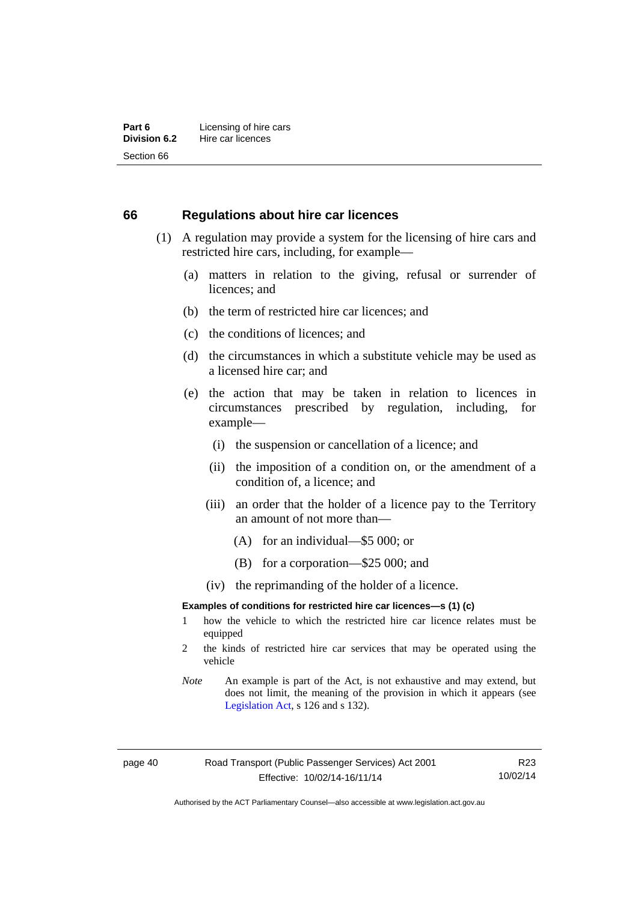## 66 Regulations about hire car licences

(1) A regulation may provide a system for the licensing of hire cars and restricted hire cars, including, for example—

(a) matters in relation to the giving, refusal or surrender of licences; and

(b) the term of restricted hire car licences; and

(c) the conditions of licences; and

(d) the circumstances in which a substitute vehicle may be used as a licensed hire car; and

(e) the action that may be taken in relation to licences in circumstances prescribed by regulation, including, for example—

(i) the suspension or cancellation of a licence; and

(ii) the imposition of a condition on, or the amendment of a condition of, a licence; and

(iii) an order that the holder of a licence pay to the Territory an amount of not more than—

(A) for an individual—$5 000; or

(B) for a corporation—$25 000; and

(iv) the reprimanding of the holder of a licence.

**Examples of conditions for restricted hire car licences—s (1) (c)**

1 how the vehicle to which the restricted hire car licence relates must be equipped

2 the kinds of restricted hire car services that may be operated using the vehicle

*Note* An example is part of the Act, is not exhaustive and may extend, but does not limit, the meaning of the provision in which it appears (see Legislation Act, s 126 and s 132).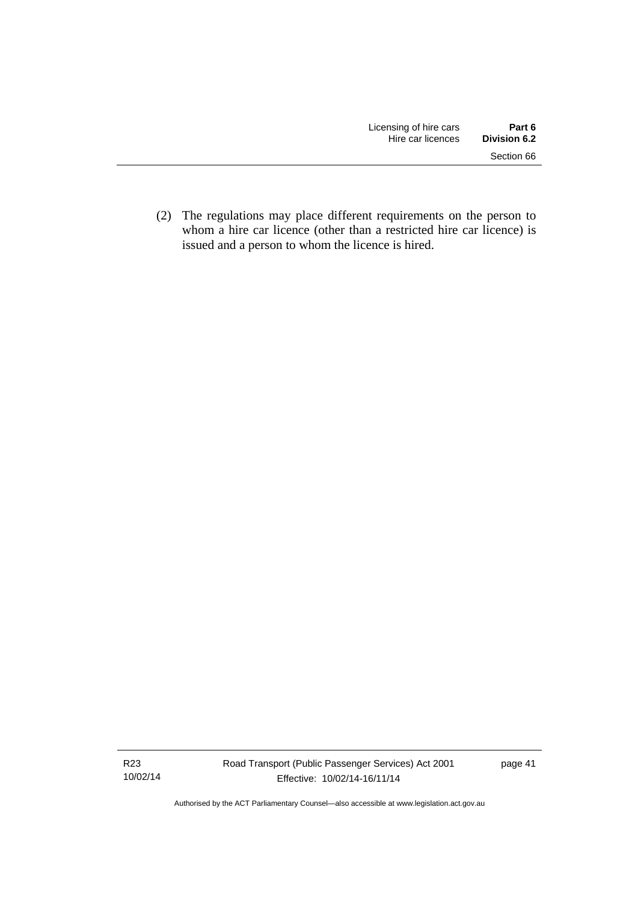(2) The regulations may place different requirements on the person to whom a hire car licence (other than a restricted hire car licence) is issued and a person to whom the licence is hired.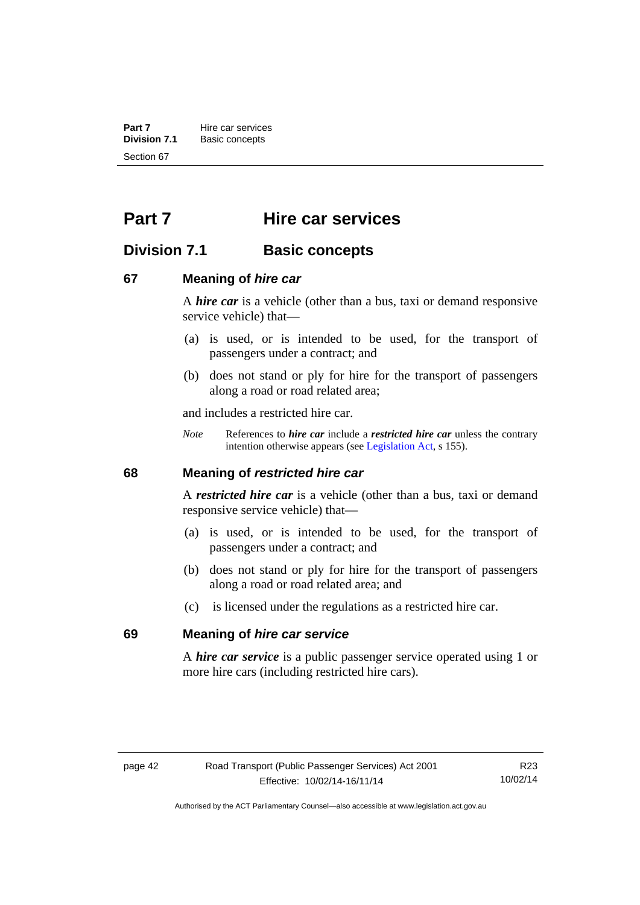# Part 7 Hire car services

## Division 7.1 Basic concepts

### 67 Meaning of *hire car*

A ***hire car*** is a vehicle (other than a bus, taxi or demand responsive service vehicle) that—

(a) is used, or is intended to be used, for the transport of passengers under a contract; and

(b) does not stand or ply for hire for the transport of passengers along a road or road related area;

and includes a restricted hire car.

*Note* References to ***hire car*** include a ***restricted hire car*** unless the contrary intention otherwise appears (see Legislation Act, s 155).

### 68 Meaning of *restricted hire car*

A ***restricted hire car*** is a vehicle (other than a bus, taxi or demand responsive service vehicle) that—

(a) is used, or is intended to be used, for the transport of passengers under a contract; and

(b) does not stand or ply for hire for the transport of passengers along a road or road related area; and

(c) is licensed under the regulations as a restricted hire car.

### 69 Meaning of *hire car service*

A ***hire car service*** is a public passenger service operated using 1 or more hire cars (including restricted hire cars).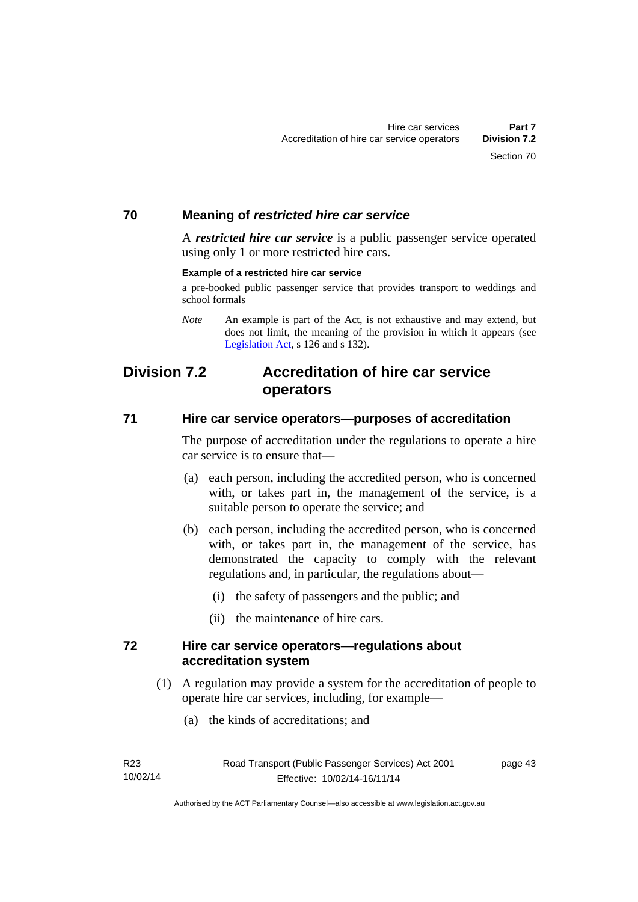### 70 Meaning of *restricted hire car service*

A ***restricted hire car service*** is a public passenger service operated using only 1 or more restricted hire cars.

**Example of a restricted hire car service**

a pre-booked public passenger service that provides transport to weddings and school formals

*Note* An example is part of the Act, is not exhaustive and may extend, but does not limit, the meaning of the provision in which it appears (see Legislation Act, s 126 and s 132).

## Division 7.2 Accreditation of hire car service operators

### 71 Hire car service operators—purposes of accreditation

The purpose of accreditation under the regulations to operate a hire car service is to ensure that—

(a) each person, including the accredited person, who is concerned with, or takes part in, the management of the service, is a suitable person to operate the service; and

(b) each person, including the accredited person, who is concerned with, or takes part in, the management of the service, has demonstrated the capacity to comply with the relevant regulations and, in particular, the regulations about—

(i) the safety of passengers and the public; and

(ii) the maintenance of hire cars.

### 72 Hire car service operators—regulations about accreditation system

(1) A regulation may provide a system for the accreditation of people to operate hire car services, including, for example—

(a) the kinds of accreditations; and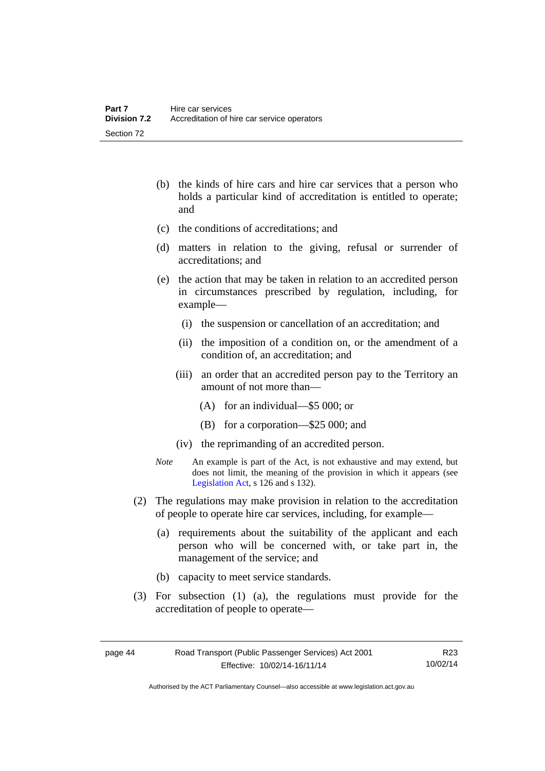(b) the kinds of hire cars and hire car services that a person who holds a particular kind of accreditation is entitled to operate; and

(c) the conditions of accreditations; and

(d) matters in relation to the giving, refusal or surrender of accreditations; and

(e) the action that may be taken in relation to an accredited person in circumstances prescribed by regulation, including, for example—

(i) the suspension or cancellation of an accreditation; and

(ii) the imposition of a condition on, or the amendment of a condition of, an accreditation; and

(iii) an order that an accredited person pay to the Territory an amount of not more than—

(A) for an individual—$5 000; or

(B) for a corporation—$25 000; and

(iv) the reprimanding of an accredited person.

*Note* An example is part of the Act, is not exhaustive and may extend, but does not limit, the meaning of the provision in which it appears (see Legislation Act, s 126 and s 132).

(2) The regulations may make provision in relation to the accreditation of people to operate hire car services, including, for example—

(a) requirements about the suitability of the applicant and each person who will be concerned with, or take part in, the management of the service; and

(b) capacity to meet service standards.

(3) For subsection (1) (a), the regulations must provide for the accreditation of people to operate—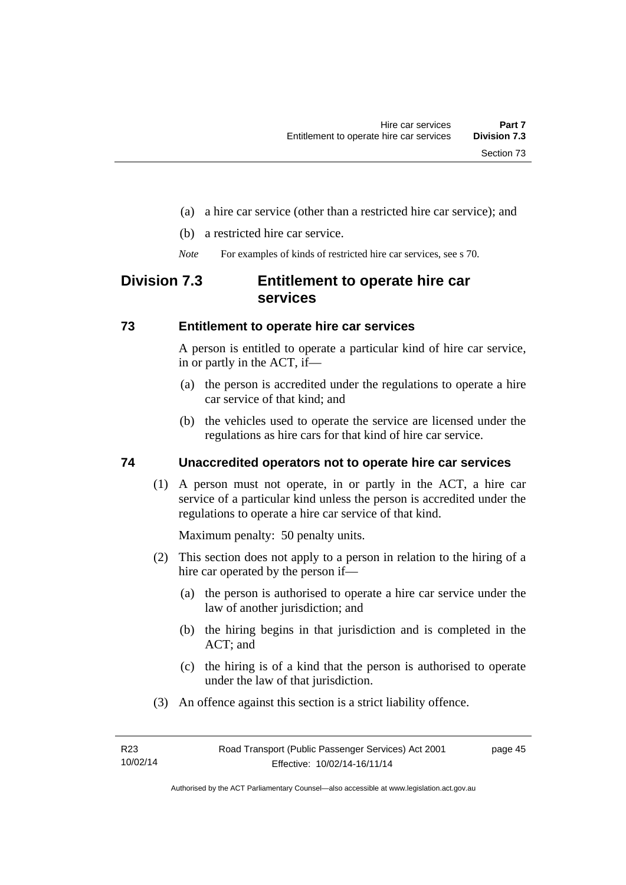(a) a hire car service (other than a restricted hire car service); and

(b) a restricted hire car service.

*Note* For examples of kinds of restricted hire car services, see s 70.

## Division 7.3 Entitlement to operate hire car services

### 73 Entitlement to operate hire car services

A person is entitled to operate a particular kind of hire car service, in or partly in the ACT, if—

(a) the person is accredited under the regulations to operate a hire car service of that kind; and

(b) the vehicles used to operate the service are licensed under the regulations as hire cars for that kind of hire car service.

### 74 Unaccredited operators not to operate hire car services

(1) A person must not operate, in or partly in the ACT, a hire car service of a particular kind unless the person is accredited under the regulations to operate a hire car service of that kind.

Maximum penalty: 50 penalty units.

(2) This section does not apply to a person in relation to the hiring of a hire car operated by the person if—

(a) the person is authorised to operate a hire car service under the law of another jurisdiction; and

(b) the hiring begins in that jurisdiction and is completed in the ACT; and

(c) the hiring is of a kind that the person is authorised to operate under the law of that jurisdiction.

(3) An offence against this section is a strict liability offence.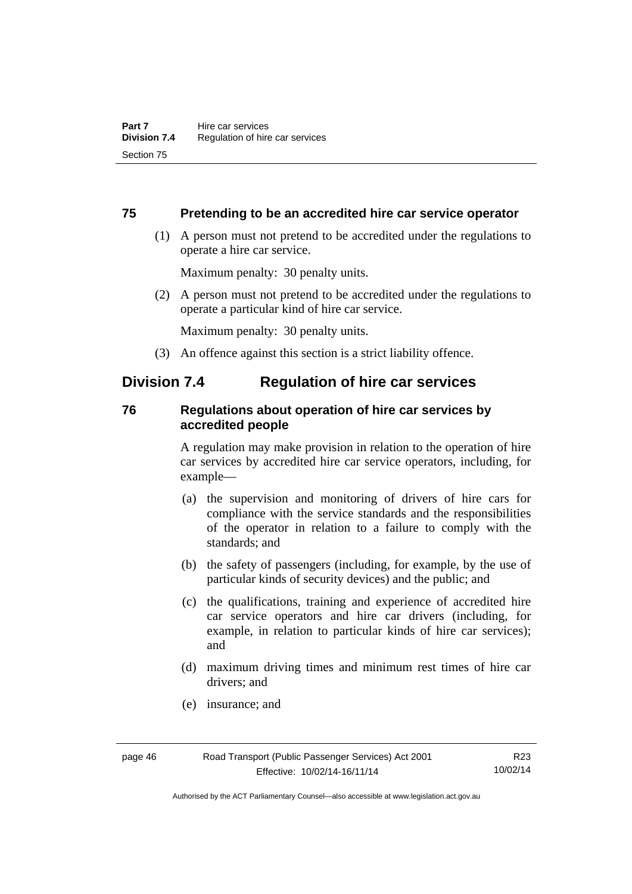### 75 Pretending to be an accredited hire car service operator

(1) A person must not pretend to be accredited under the regulations to operate a hire car service.

Maximum penalty: 30 penalty units.

(2) A person must not pretend to be accredited under the regulations to operate a particular kind of hire car service.

Maximum penalty: 30 penalty units.

(3) An offence against this section is a strict liability offence.

## Division 7.4 Regulation of hire car services

### 76 Regulations about operation of hire car services by accredited people

A regulation may make provision in relation to the operation of hire car services by accredited hire car service operators, including, for example—

(a) the supervision and monitoring of drivers of hire cars for compliance with the service standards and the responsibilities of the operator in relation to a failure to comply with the standards; and

(b) the safety of passengers (including, for example, by the use of particular kinds of security devices) and the public; and

(c) the qualifications, training and experience of accredited hire car service operators and hire car drivers (including, for example, in relation to particular kinds of hire car services); and

(d) maximum driving times and minimum rest times of hire car drivers; and

(e) insurance; and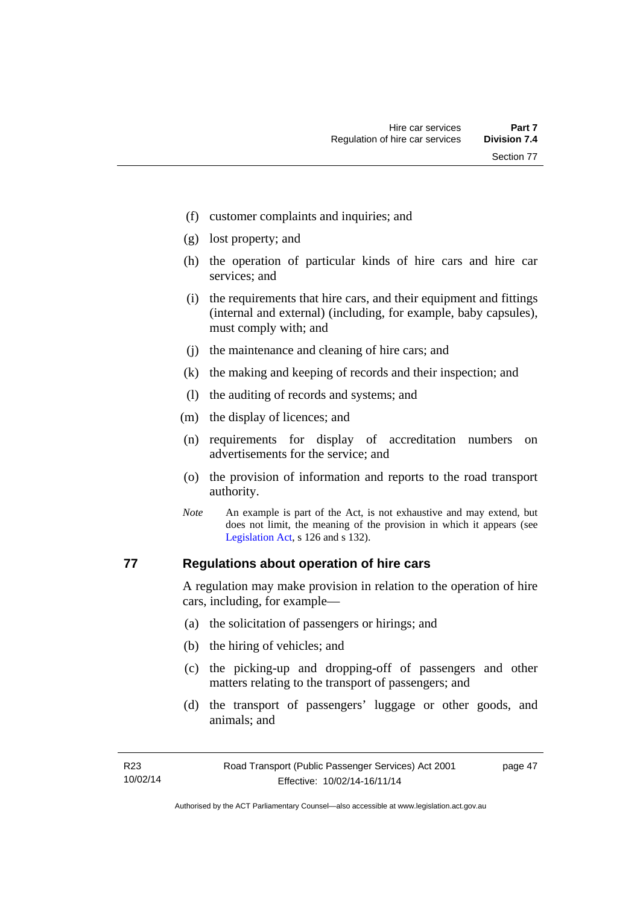(f) customer complaints and inquiries; and

(g) lost property; and

(h) the operation of particular kinds of hire cars and hire car services; and

(i) the requirements that hire cars, and their equipment and fittings (internal and external) (including, for example, baby capsules), must comply with; and

(j) the maintenance and cleaning of hire cars; and

(k) the making and keeping of records and their inspection; and

(l) the auditing of records and systems; and

(m) the display of licences; and

(n) requirements for display of accreditation numbers on advertisements for the service; and

(o) the provision of information and reports to the road transport authority.

*Note* An example is part of the Act, is not exhaustive and may extend, but does not limit, the meaning of the provision in which it appears (see Legislation Act, s 126 and s 132).

## 77 Regulations about operation of hire cars

A regulation may make provision in relation to the operation of hire cars, including, for example—

(a) the solicitation of passengers or hirings; and

(b) the hiring of vehicles; and

(c) the picking-up and dropping-off of passengers and other matters relating to the transport of passengers; and

(d) the transport of passengers' luggage or other goods, and animals; and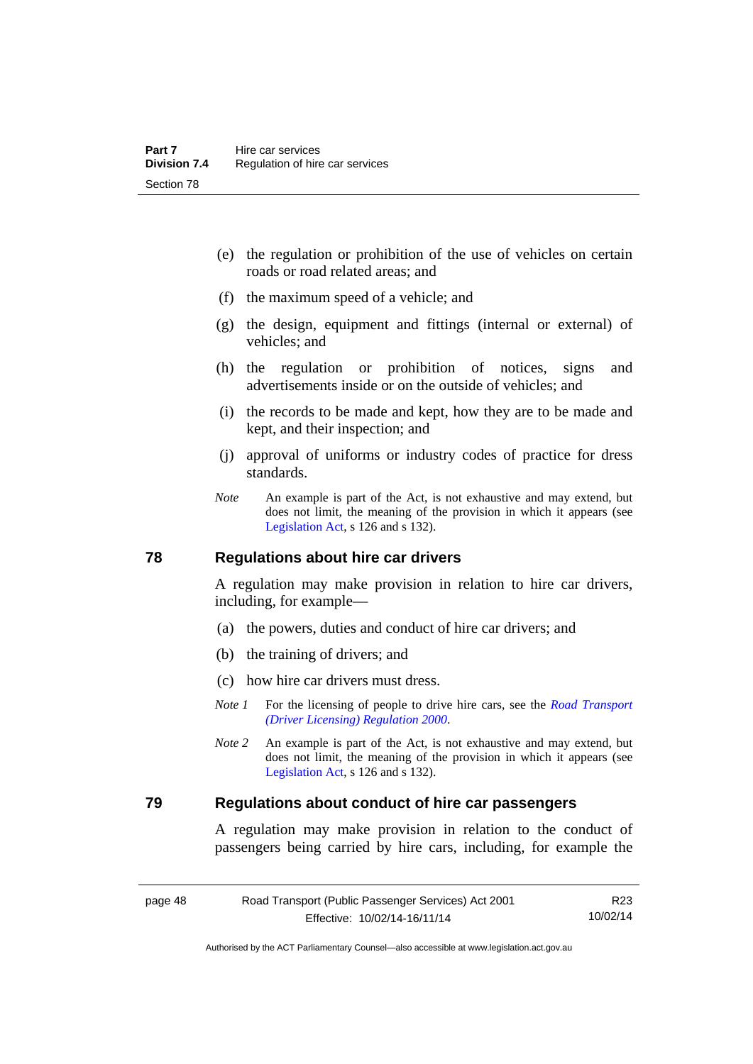(e) the regulation or prohibition of the use of vehicles on certain roads or road related areas; and

(f) the maximum speed of a vehicle; and

(g) the design, equipment and fittings (internal or external) of vehicles; and

(h) the regulation or prohibition of notices, signs and advertisements inside or on the outside of vehicles; and

(i) the records to be made and kept, how they are to be made and kept, and their inspection; and

(j) approval of uniforms or industry codes of practice for dress standards.

*Note* An example is part of the Act, is not exhaustive and may extend, but does not limit, the meaning of the provision in which it appears (see Legislation Act, s 126 and s 132).

## 78 Regulations about hire car drivers

A regulation may make provision in relation to hire car drivers, including, for example—

(a) the powers, duties and conduct of hire car drivers; and

(b) the training of drivers; and

(c) how hire car drivers must dress.

*Note 1* For the licensing of people to drive hire cars, see the *Road Transport (Driver Licensing) Regulation 2000*.

*Note 2* An example is part of the Act, is not exhaustive and may extend, but does not limit, the meaning of the provision in which it appears (see Legislation Act, s 126 and s 132).

## 79 Regulations about conduct of hire car passengers

A regulation may make provision in relation to the conduct of passengers being carried by hire cars, including, for example the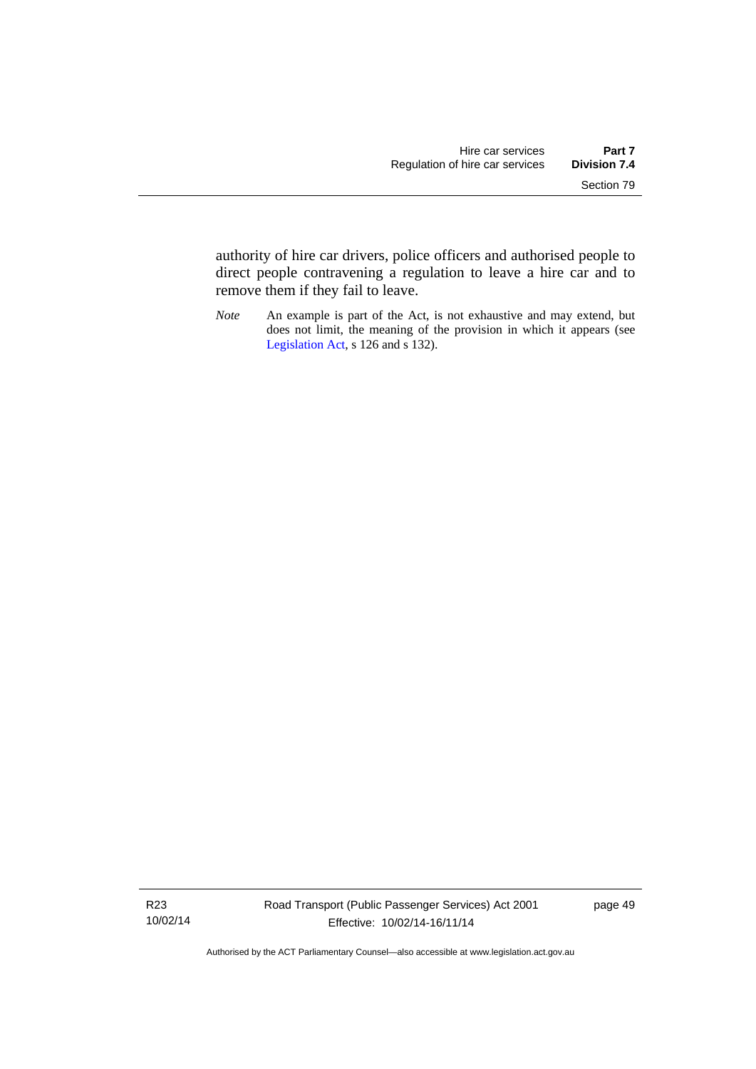authority of hire car drivers, police officers and authorised people to direct people contravening a regulation to leave a hire car and to remove them if they fail to leave.

*Note* An example is part of the Act, is not exhaustive and may extend, but does not limit, the meaning of the provision in which it appears (see Legislation Act, s 126 and s 132).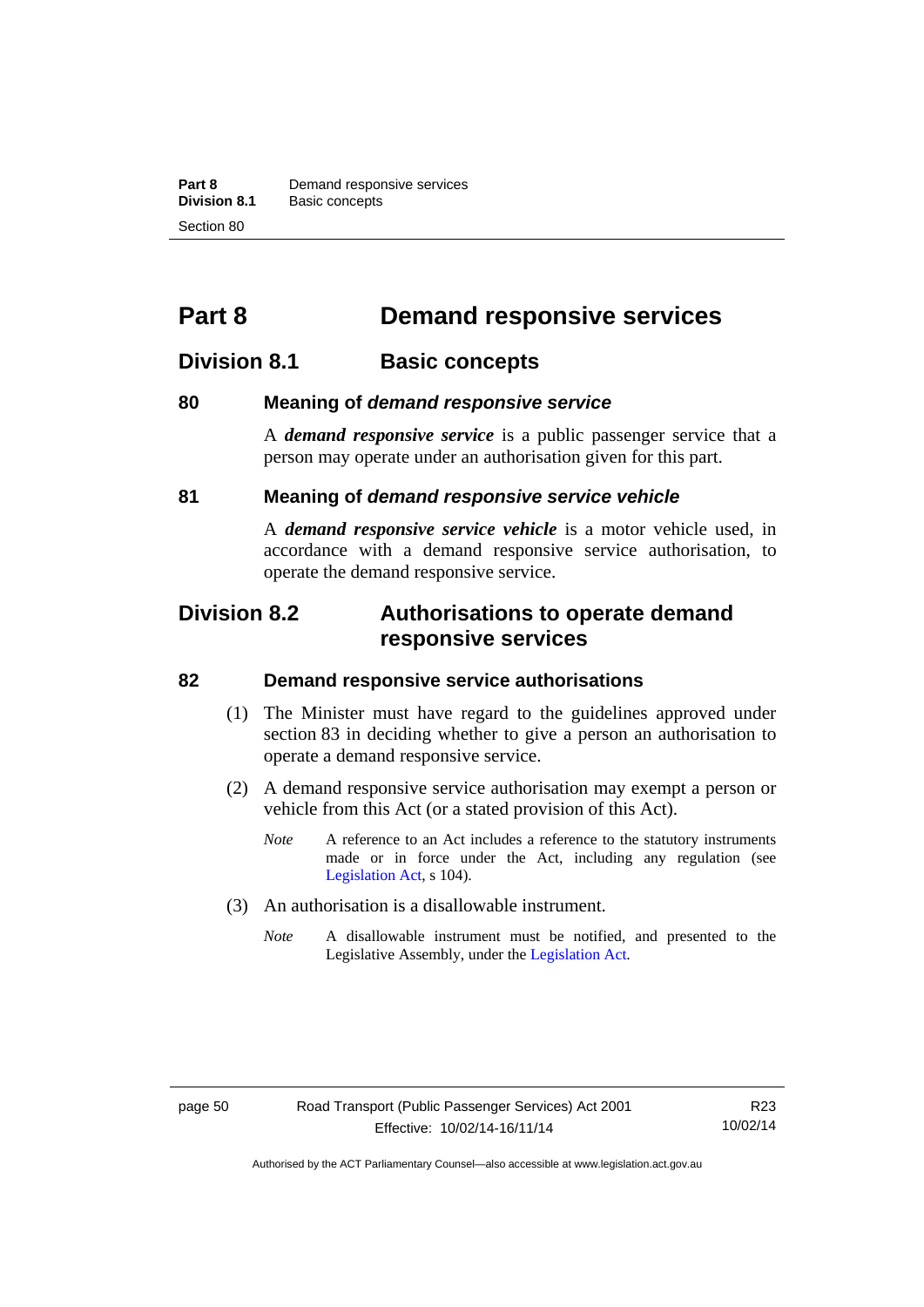# Part 8 Demand responsive services

## Division 8.1 Basic concepts

### 80 Meaning of *demand responsive service*

A ***demand responsive service*** is a public passenger service that a person may operate under an authorisation given for this part.

### 81 Meaning of *demand responsive service vehicle*

A ***demand responsive service vehicle*** is a motor vehicle used, in accordance with a demand responsive service authorisation, to operate the demand responsive service.

## Division 8.2 Authorisations to operate demand responsive services

### 82 Demand responsive service authorisations

(1) The Minister must have regard to the guidelines approved under section 83 in deciding whether to give a person an authorisation to operate a demand responsive service.

(2) A demand responsive service authorisation may exempt a person or vehicle from this Act (or a stated provision of this Act).

*Note* A reference to an Act includes a reference to the statutory instruments made or in force under the Act, including any regulation (see Legislation Act, s 104).

(3) An authorisation is a disallowable instrument.

*Note* A disallowable instrument must be notified, and presented to the Legislative Assembly, under the Legislation Act.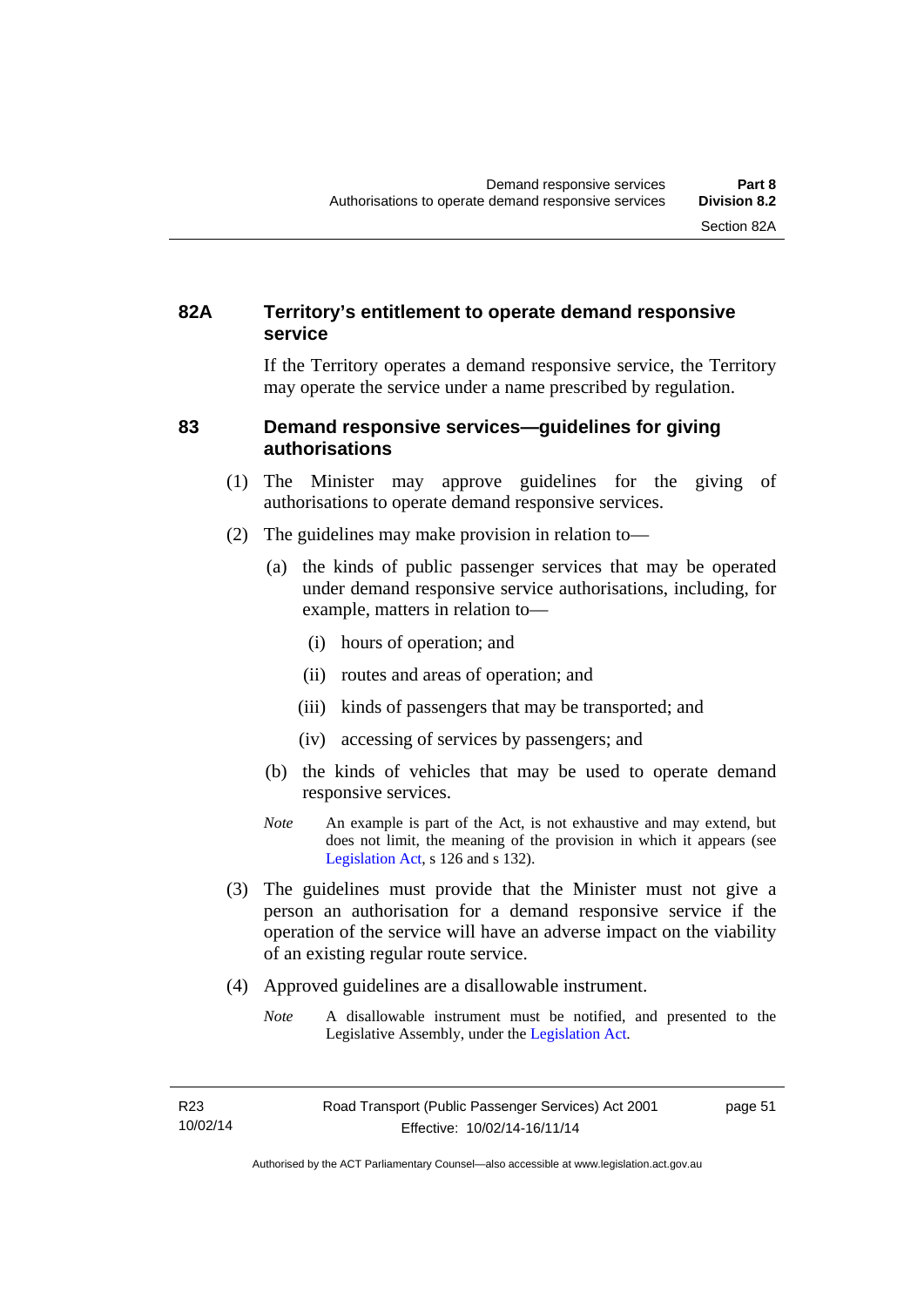## 82A Territory's entitlement to operate demand responsive service

If the Territory operates a demand responsive service, the Territory may operate the service under a name prescribed by regulation.

## 83 Demand responsive services—guidelines for giving authorisations

(1) The Minister may approve guidelines for the giving of authorisations to operate demand responsive services.

(2) The guidelines may make provision in relation to—

(a) the kinds of public passenger services that may be operated under demand responsive service authorisations, including, for example, matters in relation to—

(i) hours of operation; and

(ii) routes and areas of operation; and

(iii) kinds of passengers that may be transported; and

(iv) accessing of services by passengers; and

(b) the kinds of vehicles that may be used to operate demand responsive services.

*Note* An example is part of the Act, is not exhaustive and may extend, but does not limit, the meaning of the provision in which it appears (see Legislation Act, s 126 and s 132).

(3) The guidelines must provide that the Minister must not give a person an authorisation for a demand responsive service if the operation of the service will have an adverse impact on the viability of an existing regular route service.

(4) Approved guidelines are a disallowable instrument.

*Note* A disallowable instrument must be notified, and presented to the Legislative Assembly, under the Legislation Act.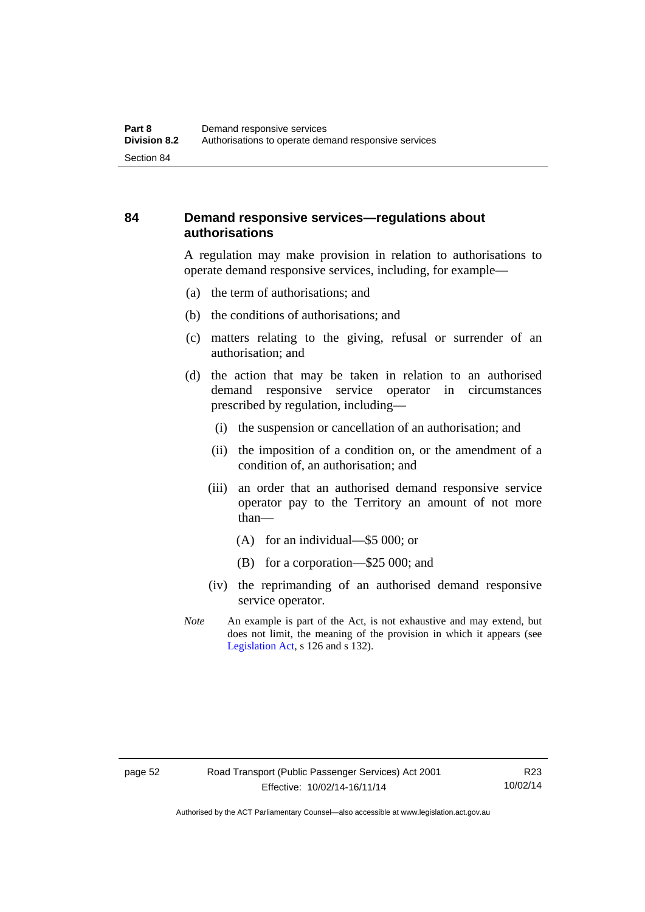## 84 Demand responsive services—regulations about authorisations

A regulation may make provision in relation to authorisations to operate demand responsive services, including, for example—

(a) the term of authorisations; and

(b) the conditions of authorisations; and

(c) matters relating to the giving, refusal or surrender of an authorisation; and

(d) the action that may be taken in relation to an authorised demand responsive service operator in circumstances prescribed by regulation, including—

(i) the suspension or cancellation of an authorisation; and

(ii) the imposition of a condition on, or the amendment of a condition of, an authorisation; and

(iii) an order that an authorised demand responsive service operator pay to the Territory an amount of not more than—

(A) for an individual—$5 000; or

(B) for a corporation—$25 000; and

(iv) the reprimanding of an authorised demand responsive service operator.

*Note* An example is part of the Act, is not exhaustive and may extend, but does not limit, the meaning of the provision in which it appears (see Legislation Act, s 126 and s 132).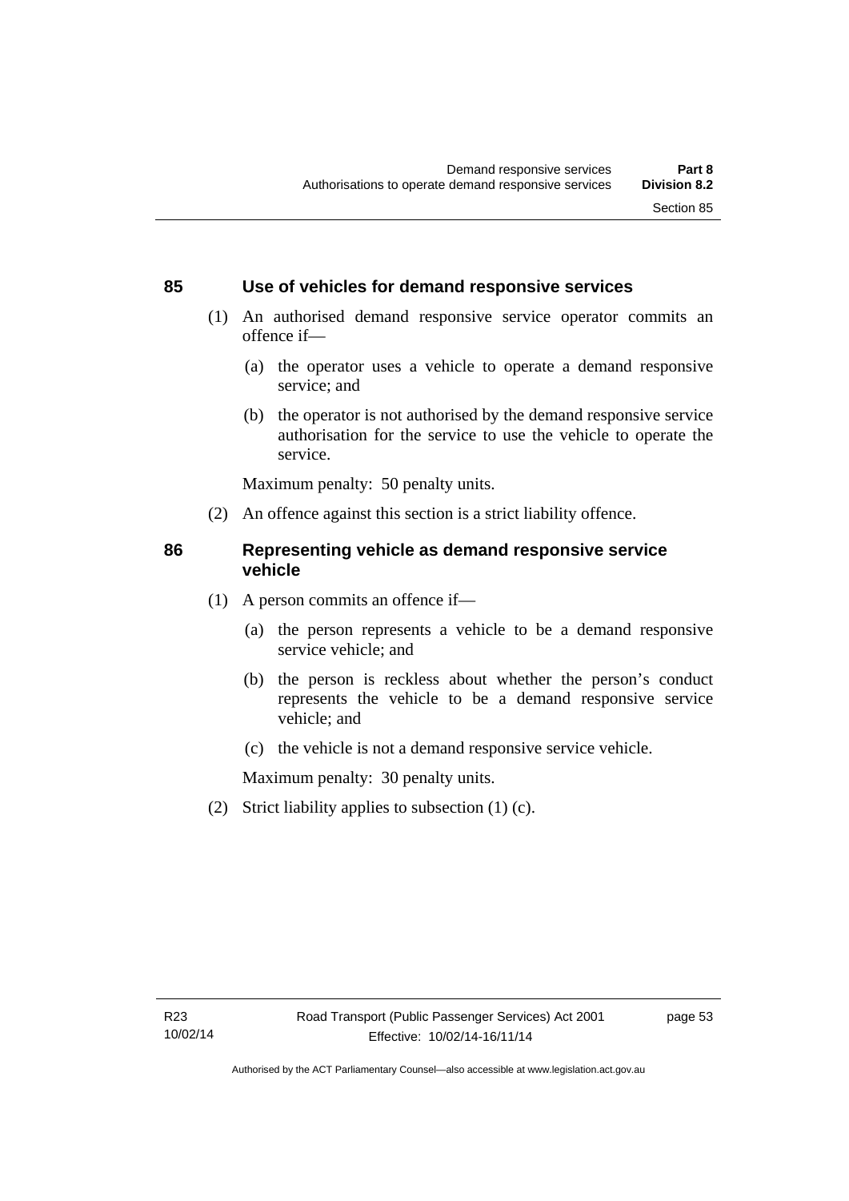## 85 Use of vehicles for demand responsive services

(1) An authorised demand responsive service operator commits an offence if—

  (a) the operator uses a vehicle to operate a demand responsive service; and

  (b) the operator is not authorised by the demand responsive service authorisation for the service to use the vehicle to operate the service.

  Maximum penalty: 50 penalty units.

(2) An offence against this section is a strict liability offence.

## 86 Representing vehicle as demand responsive service vehicle

(1) A person commits an offence if—

  (a) the person represents a vehicle to be a demand responsive service vehicle; and

  (b) the person is reckless about whether the person's conduct represents the vehicle to be a demand responsive service vehicle; and

  (c) the vehicle is not a demand responsive service vehicle.

  Maximum penalty: 30 penalty units.

(2) Strict liability applies to subsection (1) (c).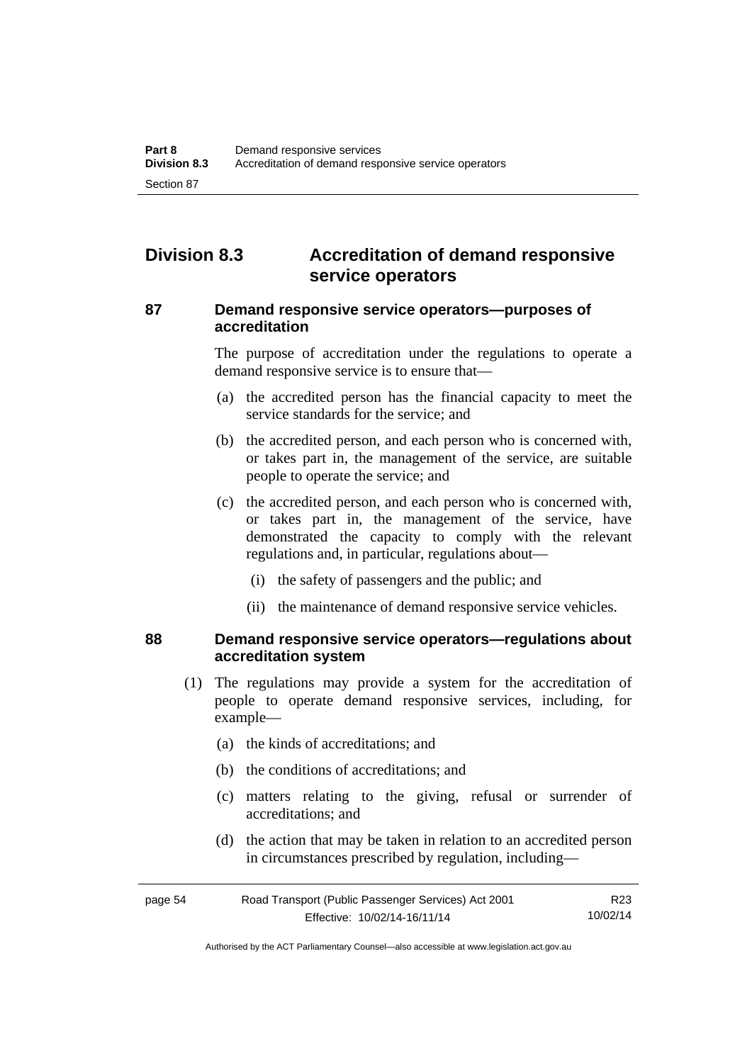## Division 8.3 Accreditation of demand responsive service operators

### 87 Demand responsive service operators—purposes of accreditation

The purpose of accreditation under the regulations to operate a demand responsive service is to ensure that—

(a) the accredited person has the financial capacity to meet the service standards for the service; and

(b) the accredited person, and each person who is concerned with, or takes part in, the management of the service, are suitable people to operate the service; and

(c) the accredited person, and each person who is concerned with, or takes part in, the management of the service, have demonstrated the capacity to comply with the relevant regulations and, in particular, regulations about—

(i) the safety of passengers and the public; and

(ii) the maintenance of demand responsive service vehicles.

### 88 Demand responsive service operators—regulations about accreditation system

(1) The regulations may provide a system for the accreditation of people to operate demand responsive services, including, for example—

(a) the kinds of accreditations; and

(b) the conditions of accreditations; and

(c) matters relating to the giving, refusal or surrender of accreditations; and

(d) the action that may be taken in relation to an accredited person in circumstances prescribed by regulation, including—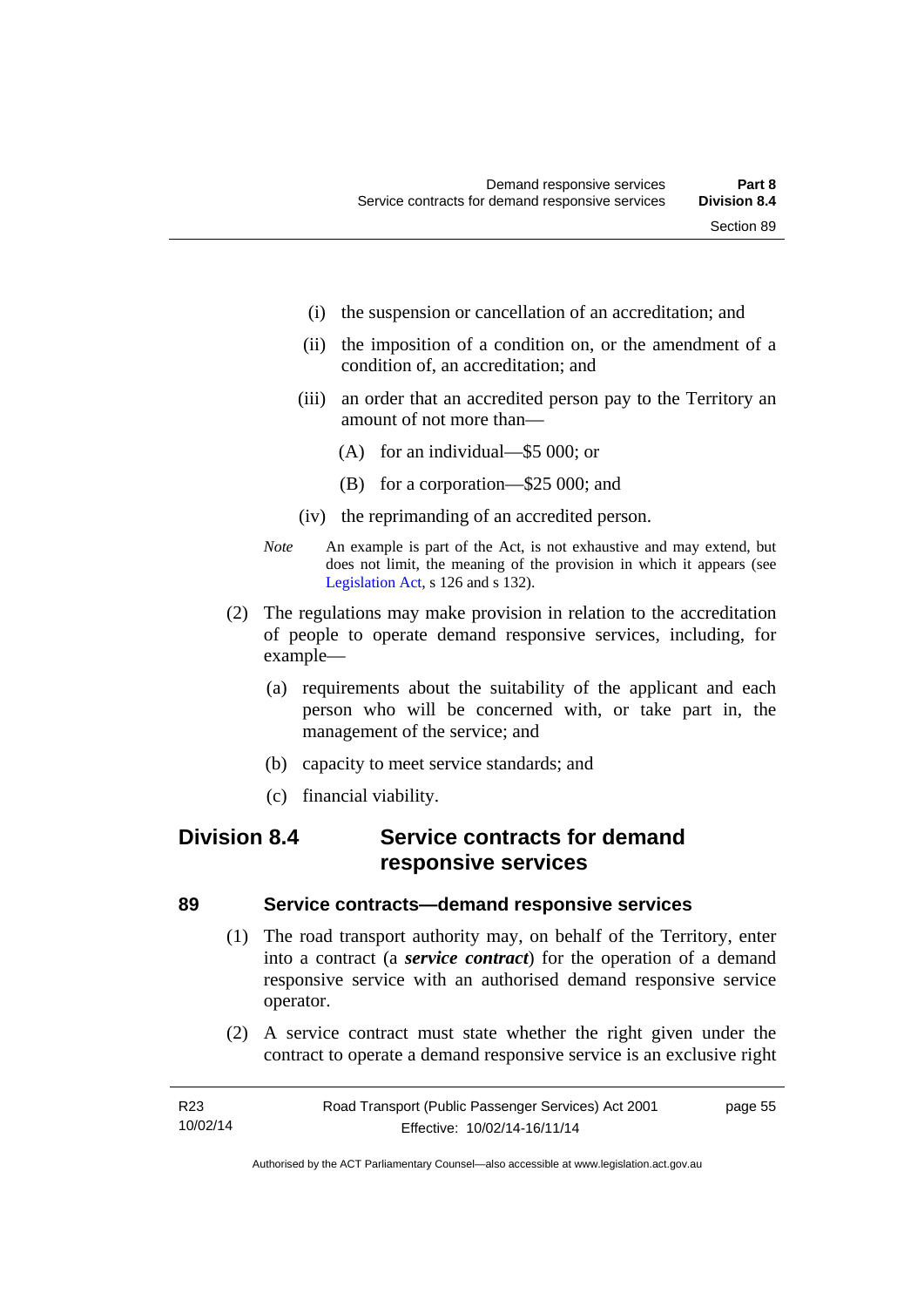(i) the suspension or cancellation of an accreditation; and

(ii) the imposition of a condition on, or the amendment of a condition of, an accreditation; and

(iii) an order that an accredited person pay to the Territory an amount of not more than—

(A) for an individual—$5 000; or

(B) for a corporation—$25 000; and

(iv) the reprimanding of an accredited person.

*Note* An example is part of the Act, is not exhaustive and may extend, but does not limit, the meaning of the provision in which it appears (see Legislation Act, s 126 and s 132).

(2) The regulations may make provision in relation to the accreditation of people to operate demand responsive services, including, for example—

(a) requirements about the suitability of the applicant and each person who will be concerned with, or take part in, the management of the service; and

(b) capacity to meet service standards; and

(c) financial viability.

## Division 8.4 Service contracts for demand responsive services

### 89 Service contracts—demand responsive services

(1) The road transport authority may, on behalf of the Territory, enter into a contract (a ***service contract***) for the operation of a demand responsive service with an authorised demand responsive service operator.

(2) A service contract must state whether the right given under the contract to operate a demand responsive service is an exclusive right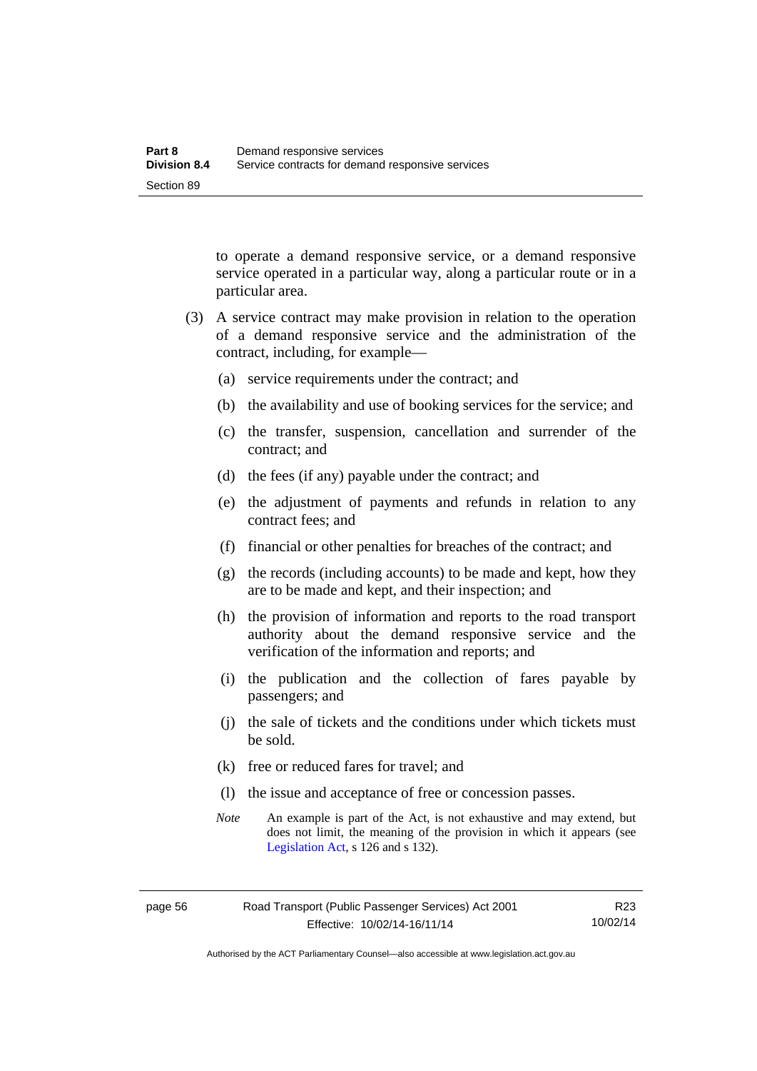to operate a demand responsive service, or a demand responsive service operated in a particular way, along a particular route or in a particular area.

(3) A service contract may make provision in relation to the operation of a demand responsive service and the administration of the contract, including, for example—

(a) service requirements under the contract; and

(b) the availability and use of booking services for the service; and

(c) the transfer, suspension, cancellation and surrender of the contract; and

(d) the fees (if any) payable under the contract; and

(e) the adjustment of payments and refunds in relation to any contract fees; and

(f) financial or other penalties for breaches of the contract; and

(g) the records (including accounts) to be made and kept, how they are to be made and kept, and their inspection; and

(h) the provision of information and reports to the road transport authority about the demand responsive service and the verification of the information and reports; and

(i) the publication and the collection of fares payable by passengers; and

(j) the sale of tickets and the conditions under which tickets must be sold.

(k) free or reduced fares for travel; and

(l) the issue and acceptance of free or concession passes.

*Note* An example is part of the Act, is not exhaustive and may extend, but does not limit, the meaning of the provision in which it appears (see Legislation Act, s 126 and s 132).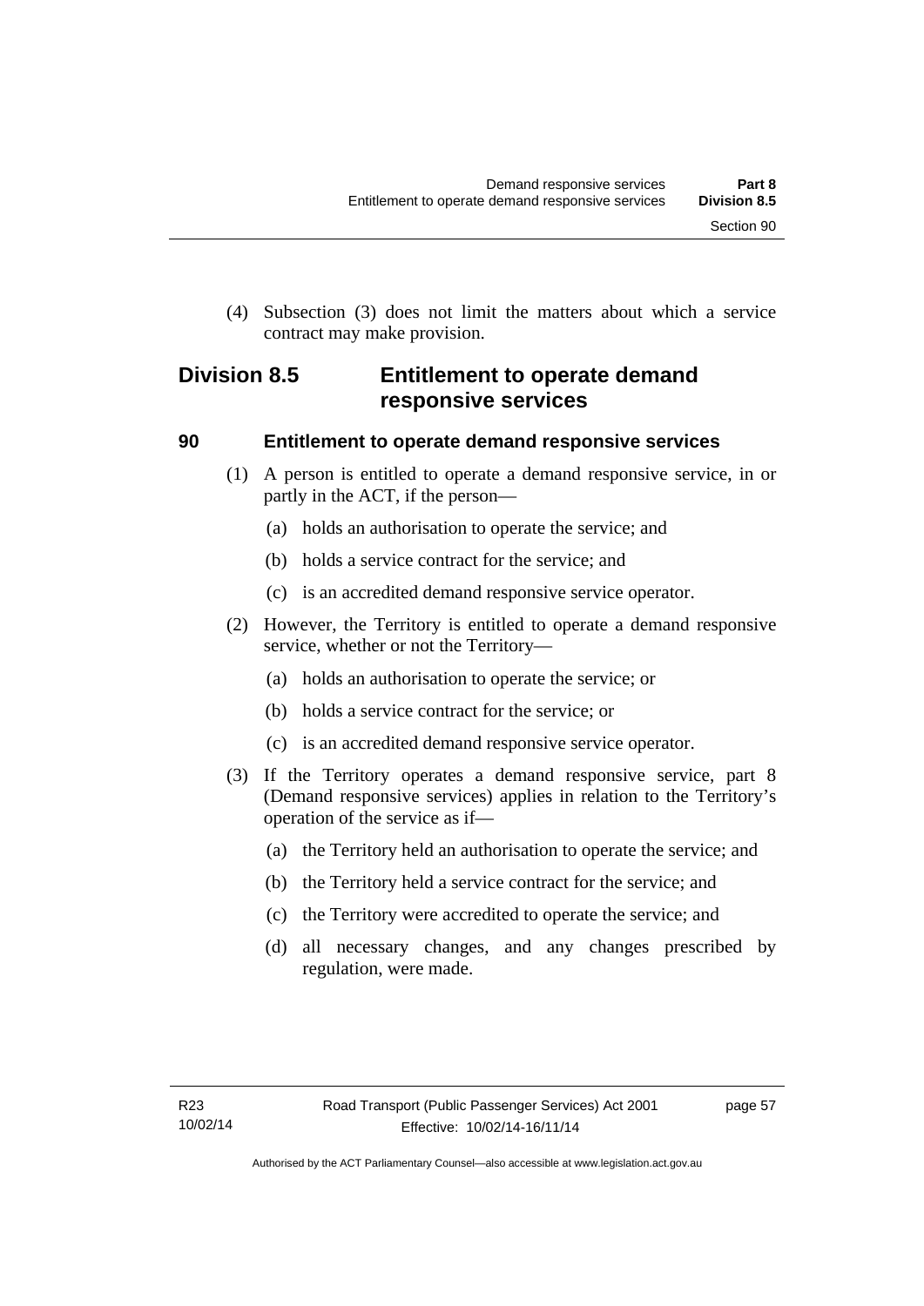(4) Subsection (3) does not limit the matters about which a service contract may make provision.

## Division 8.5 Entitlement to operate demand responsive services

### 90 Entitlement to operate demand responsive services

(1) A person is entitled to operate a demand responsive service, in or partly in the ACT, if the person—

  (a) holds an authorisation to operate the service; and

  (b) holds a service contract for the service; and

  (c) is an accredited demand responsive service operator.

(2) However, the Territory is entitled to operate a demand responsive service, whether or not the Territory—

  (a) holds an authorisation to operate the service; or

  (b) holds a service contract for the service; or

  (c) is an accredited demand responsive service operator.

(3) If the Territory operates a demand responsive service, part 8 (Demand responsive services) applies in relation to the Territory's operation of the service as if—

  (a) the Territory held an authorisation to operate the service; and

  (b) the Territory held a service contract for the service; and

  (c) the Territory were accredited to operate the service; and

  (d) all necessary changes, and any changes prescribed by regulation, were made.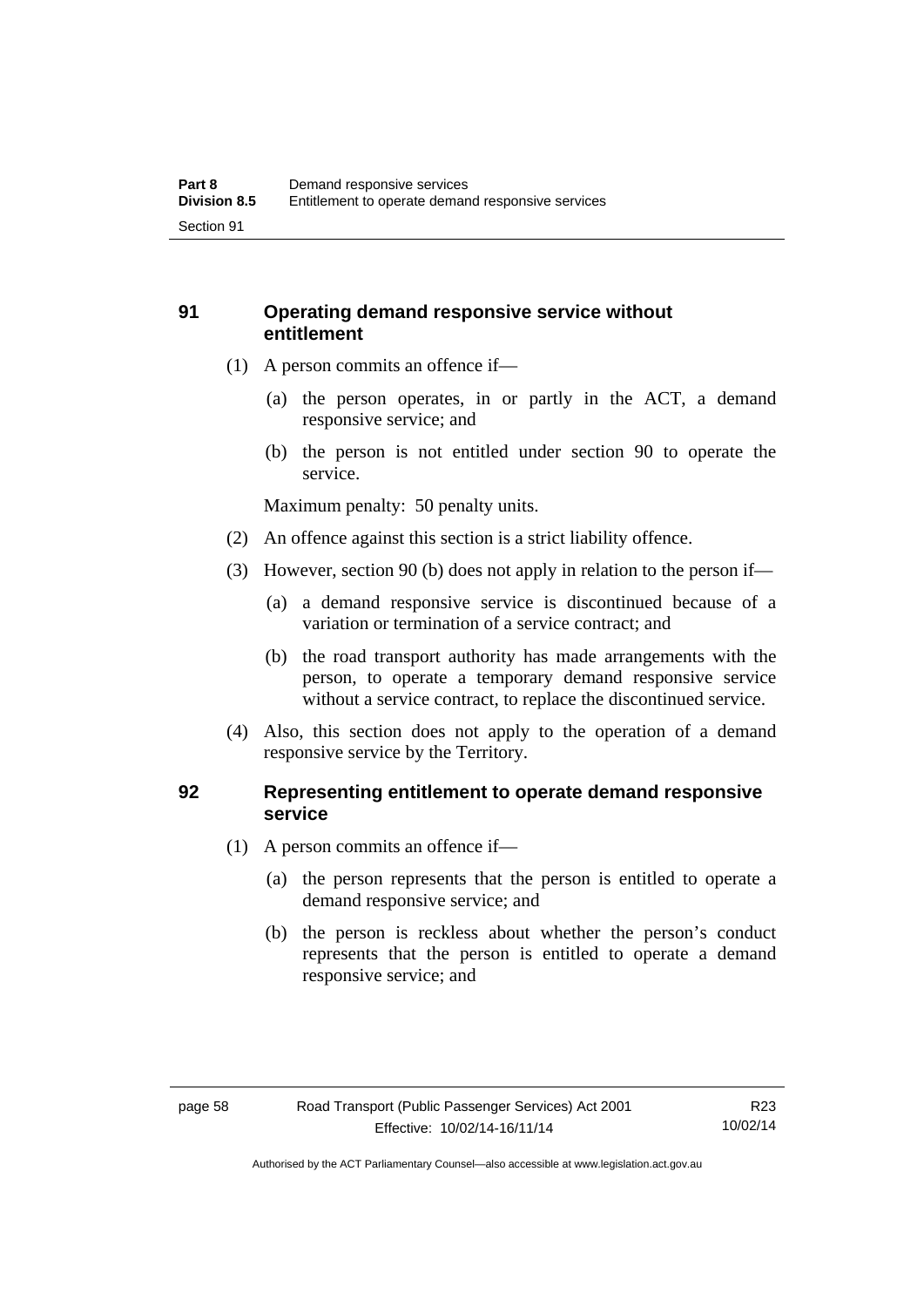## 91 Operating demand responsive service without entitlement

(1) A person commits an offence if—

(a) the person operates, in or partly in the ACT, a demand responsive service; and

(b) the person is not entitled under section 90 to operate the service.

Maximum penalty: 50 penalty units.

(2) An offence against this section is a strict liability offence.

(3) However, section 90 (b) does not apply in relation to the person if—

(a) a demand responsive service is discontinued because of a variation or termination of a service contract; and

(b) the road transport authority has made arrangements with the person, to operate a temporary demand responsive service without a service contract, to replace the discontinued service.

(4) Also, this section does not apply to the operation of a demand responsive service by the Territory.

## 92 Representing entitlement to operate demand responsive service

(1) A person commits an offence if—

(a) the person represents that the person is entitled to operate a demand responsive service; and

(b) the person is reckless about whether the person's conduct represents that the person is entitled to operate a demand responsive service; and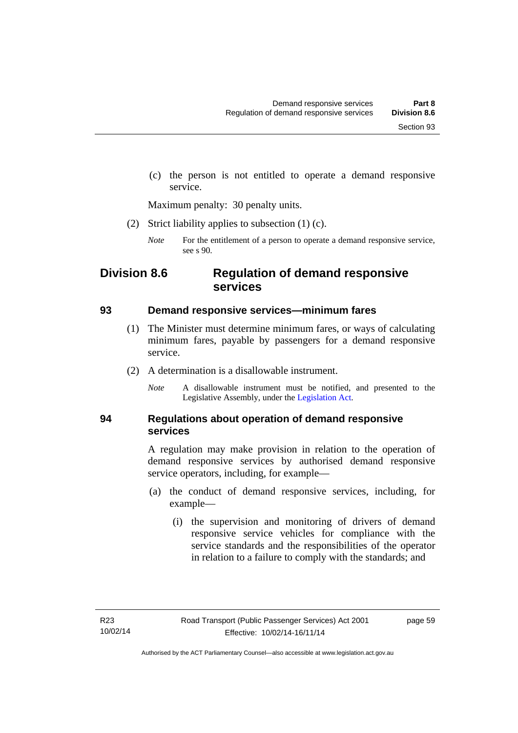(c) the person is not entitled to operate a demand responsive service.

Maximum penalty: 30 penalty units.

(2) Strict liability applies to subsection (1) (c).

*Note* For the entitlement of a person to operate a demand responsive service, see s 90.

## Division 8.6 Regulation of demand responsive services

### 93 Demand responsive services—minimum fares

(1) The Minister must determine minimum fares, or ways of calculating minimum fares, payable by passengers for a demand responsive service.

(2) A determination is a disallowable instrument.

*Note* A disallowable instrument must be notified, and presented to the Legislative Assembly, under the Legislation Act.

### 94 Regulations about operation of demand responsive services

A regulation may make provision in relation to the operation of demand responsive services by authorised demand responsive service operators, including, for example—

(a) the conduct of demand responsive services, including, for example—

(i) the supervision and monitoring of drivers of demand responsive service vehicles for compliance with the service standards and the responsibilities of the operator in relation to a failure to comply with the standards; and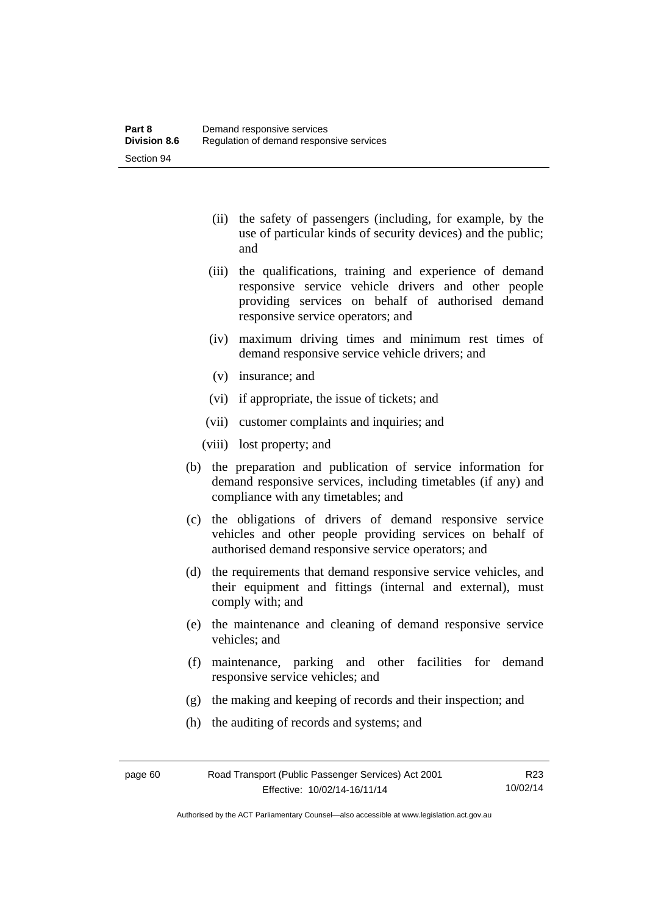(ii) the safety of passengers (including, for example, by the use of particular kinds of security devices) and the public; and

(iii) the qualifications, training and experience of demand responsive service vehicle drivers and other people providing services on behalf of authorised demand responsive service operators; and

(iv) maximum driving times and minimum rest times of demand responsive service vehicle drivers; and

(v) insurance; and

(vi) if appropriate, the issue of tickets; and

(vii) customer complaints and inquiries; and

(viii) lost property; and

(b) the preparation and publication of service information for demand responsive services, including timetables (if any) and compliance with any timetables; and

(c) the obligations of drivers of demand responsive service vehicles and other people providing services on behalf of authorised demand responsive service operators; and

(d) the requirements that demand responsive service vehicles, and their equipment and fittings (internal and external), must comply with; and

(e) the maintenance and cleaning of demand responsive service vehicles; and

(f) maintenance, parking and other facilities for demand responsive service vehicles; and

(g) the making and keeping of records and their inspection; and

(h) the auditing of records and systems; and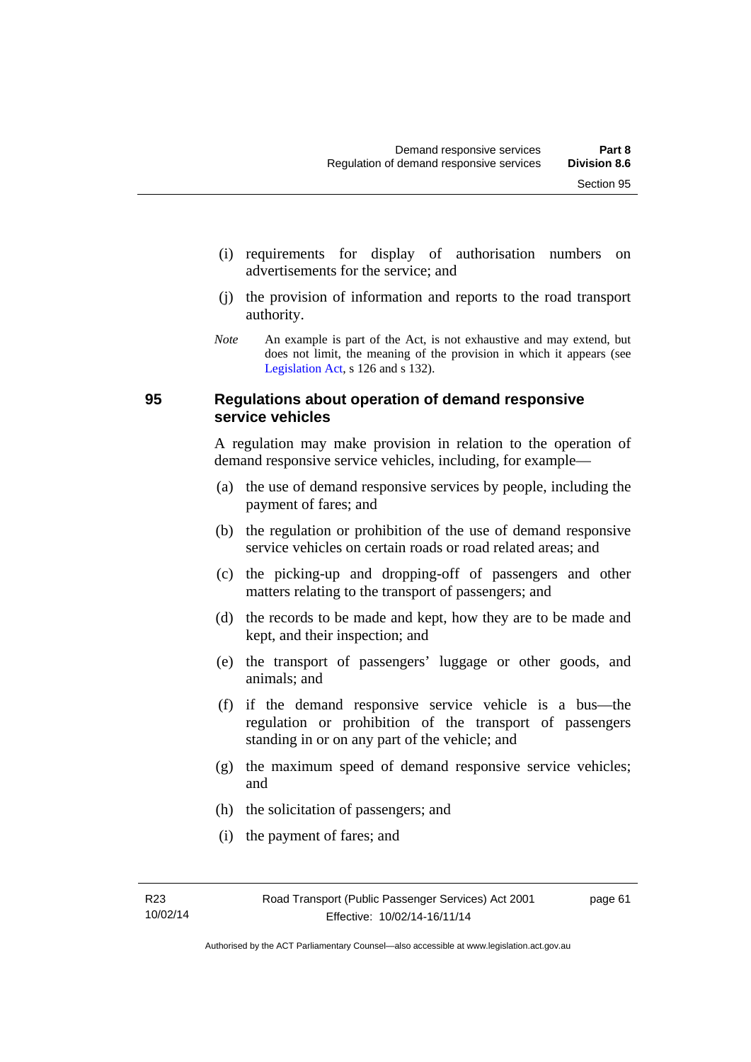(i) requirements for display of authorisation numbers on advertisements for the service; and

(j) the provision of information and reports to the road transport authority.

*Note* An example is part of the Act, is not exhaustive and may extend, but does not limit, the meaning of the provision in which it appears (see Legislation Act, s 126 and s 132).

### 95 Regulations about operation of demand responsive service vehicles

A regulation may make provision in relation to the operation of demand responsive service vehicles, including, for example—

(a) the use of demand responsive services by people, including the payment of fares; and

(b) the regulation or prohibition of the use of demand responsive service vehicles on certain roads or road related areas; and

(c) the picking-up and dropping-off of passengers and other matters relating to the transport of passengers; and

(d) the records to be made and kept, how they are to be made and kept, and their inspection; and

(e) the transport of passengers' luggage or other goods, and animals; and

(f) if the demand responsive service vehicle is a bus—the regulation or prohibition of the transport of passengers standing in or on any part of the vehicle; and

(g) the maximum speed of demand responsive service vehicles; and

(h) the solicitation of passengers; and

(i) the payment of fares; and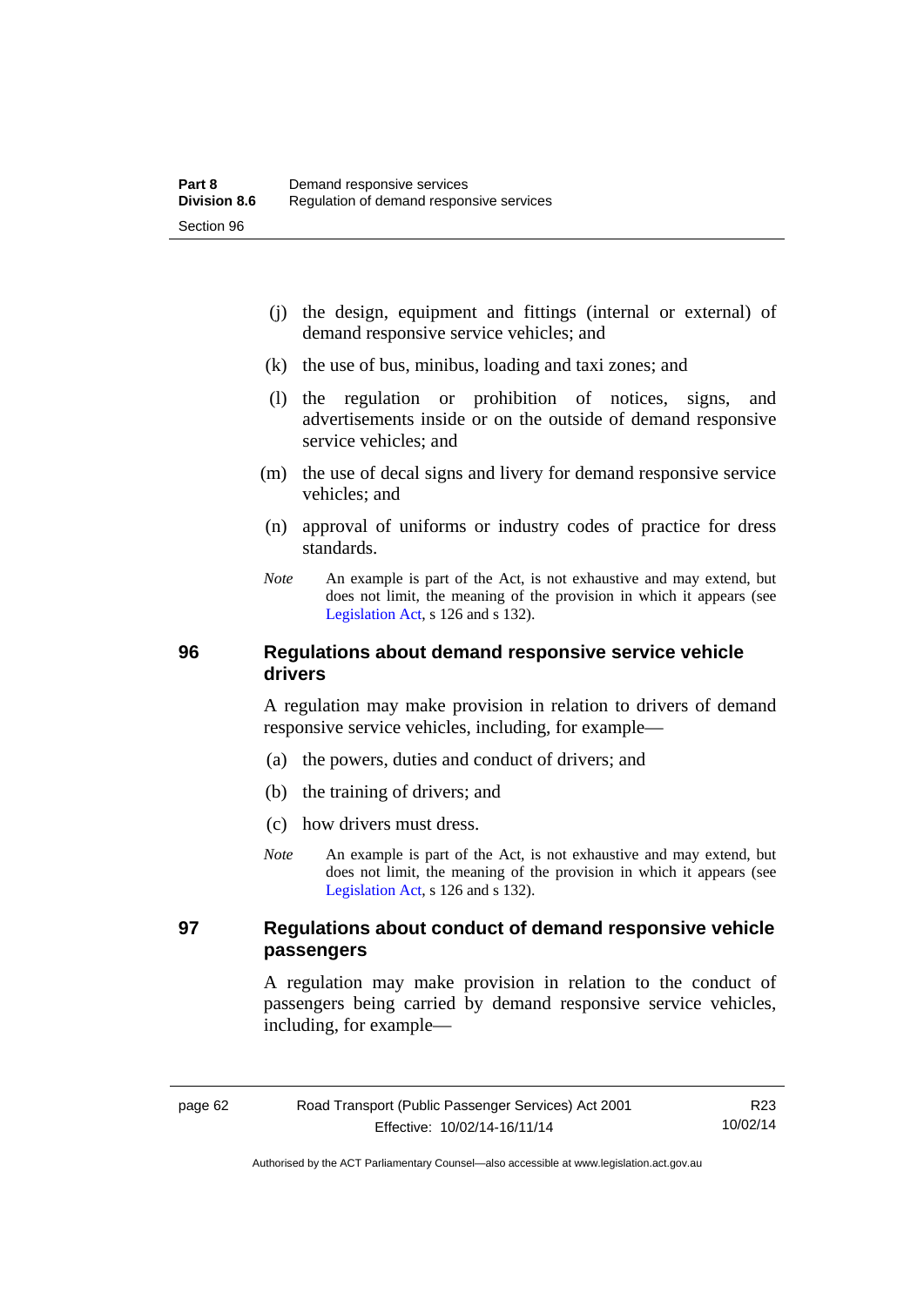(j) the design, equipment and fittings (internal or external) of demand responsive service vehicles; and

(k) the use of bus, minibus, loading and taxi zones; and

(l) the regulation or prohibition of notices, signs, and advertisements inside or on the outside of demand responsive service vehicles; and

(m) the use of decal signs and livery for demand responsive service vehicles; and

(n) approval of uniforms or industry codes of practice for dress standards.

*Note* An example is part of the Act, is not exhaustive and may extend, but does not limit, the meaning of the provision in which it appears (see Legislation Act, s 126 and s 132).

## 96 Regulations about demand responsive service vehicle drivers

A regulation may make provision in relation to drivers of demand responsive service vehicles, including, for example—

(a) the powers, duties and conduct of drivers; and

(b) the training of drivers; and

(c) how drivers must dress.

*Note* An example is part of the Act, is not exhaustive and may extend, but does not limit, the meaning of the provision in which it appears (see Legislation Act, s 126 and s 132).

## 97 Regulations about conduct of demand responsive vehicle passengers

A regulation may make provision in relation to the conduct of passengers being carried by demand responsive service vehicles, including, for example—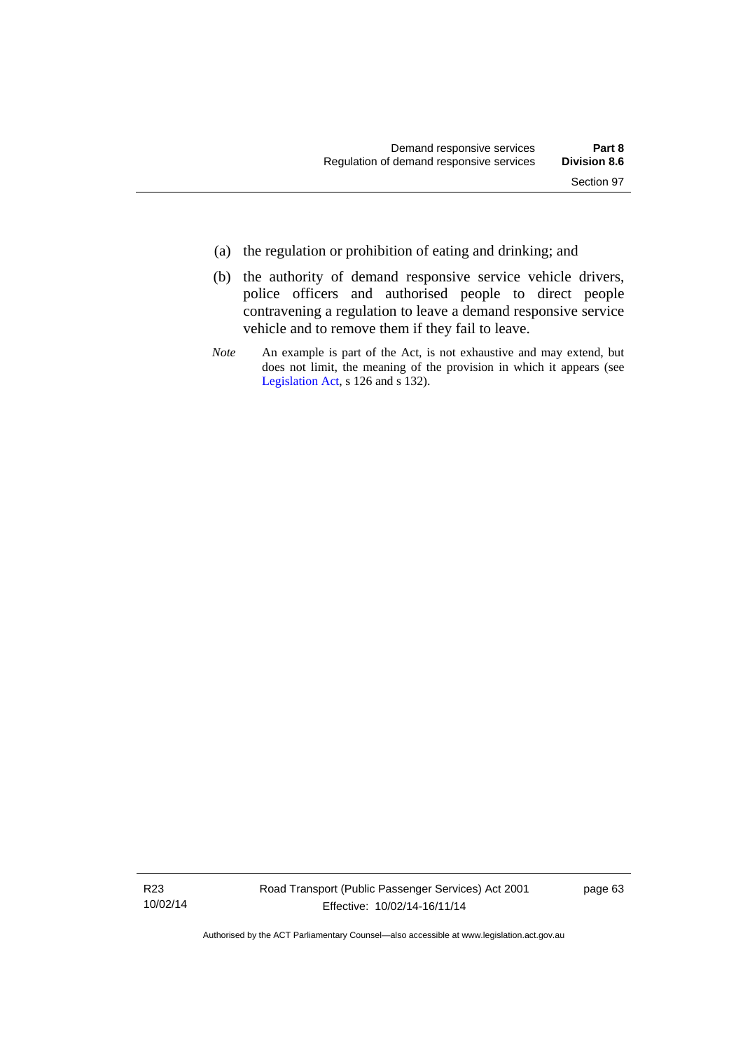(a) the regulation or prohibition of eating and drinking; and

(b) the authority of demand responsive service vehicle drivers, police officers and authorised people to direct people contravening a regulation to leave a demand responsive service vehicle and to remove them if they fail to leave.

*Note* An example is part of the Act, is not exhaustive and may extend, but does not limit, the meaning of the provision in which it appears (see Legislation Act, s 126 and s 132).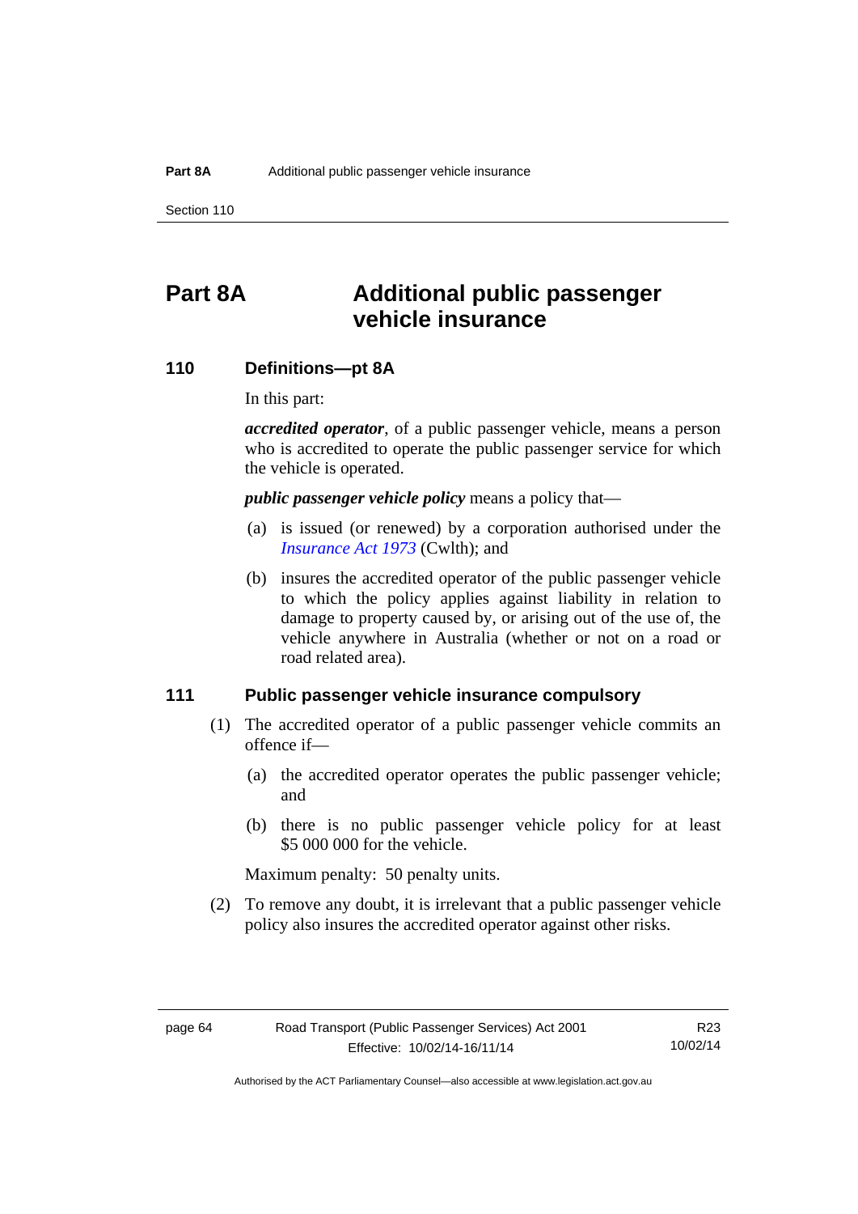# Part 8A Additional public passenger vehicle insurance

## 110 Definitions—pt 8A

In this part:

***accredited operator***, of a public passenger vehicle, means a person who is accredited to operate the public passenger service for which the vehicle is operated.

***public passenger vehicle policy*** means a policy that—

(a) is issued (or renewed) by a corporation authorised under the *Insurance Act 1973* (Cwlth); and

(b) insures the accredited operator of the public passenger vehicle to which the policy applies against liability in relation to damage to property caused by, or arising out of the use of, the vehicle anywhere in Australia (whether or not on a road or road related area).

## 111 Public passenger vehicle insurance compulsory

(1) The accredited operator of a public passenger vehicle commits an offence if—

(a) the accredited operator operates the public passenger vehicle; and

(b) there is no public passenger vehicle policy for at least $5 000 000 for the vehicle.

Maximum penalty: 50 penalty units.

(2) To remove any doubt, it is irrelevant that a public passenger vehicle policy also insures the accredited operator against other risks.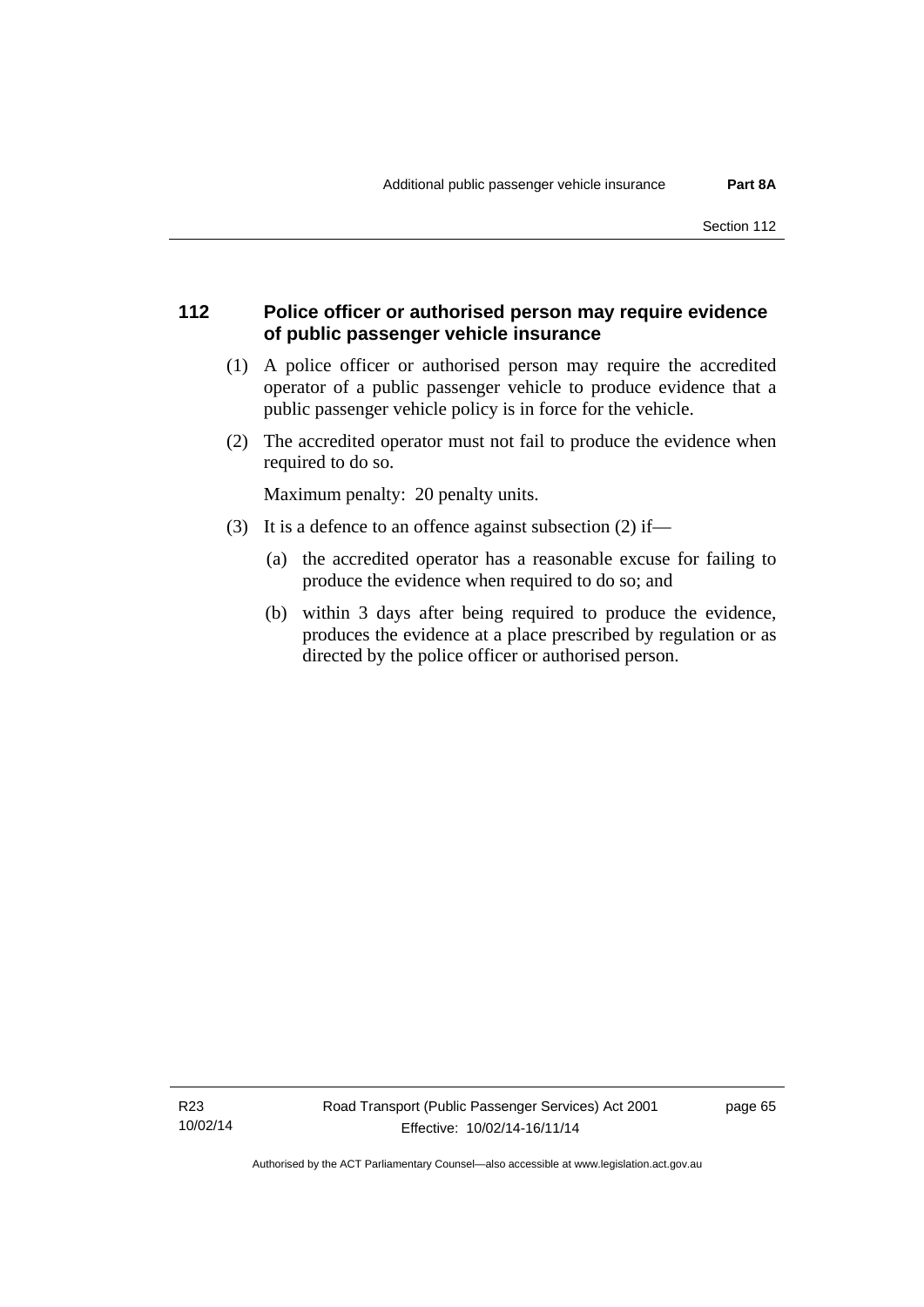## 112 Police officer or authorised person may require evidence of public passenger vehicle insurance

(1) A police officer or authorised person may require the accredited operator of a public passenger vehicle to produce evidence that a public passenger vehicle policy is in force for the vehicle.

(2) The accredited operator must not fail to produce the evidence when required to do so.

Maximum penalty: 20 penalty units.

(3) It is a defence to an offence against subsection (2) if—

(a) the accredited operator has a reasonable excuse for failing to produce the evidence when required to do so; and

(b) within 3 days after being required to produce the evidence, produces the evidence at a place prescribed by regulation or as directed by the police officer or authorised person.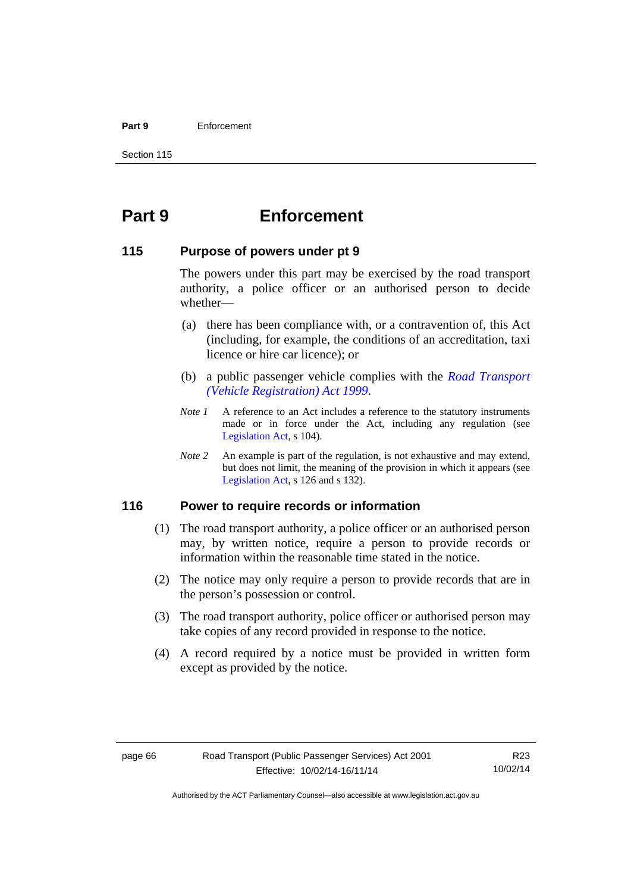# Part 9 Enforcement

## 115 Purpose of powers under pt 9

The powers under this part may be exercised by the road transport authority, a police officer or an authorised person to decide whether—

(a) there has been compliance with, or a contravention of, this Act (including, for example, the conditions of an accreditation, taxi licence or hire car licence); or

(b) a public passenger vehicle complies with the *Road Transport (Vehicle Registration) Act 1999*.

*Note 1* A reference to an Act includes a reference to the statutory instruments made or in force under the Act, including any regulation (see Legislation Act, s 104).

*Note 2* An example is part of the regulation, is not exhaustive and may extend, but does not limit, the meaning of the provision in which it appears (see Legislation Act, s 126 and s 132).

## 116 Power to require records or information

(1) The road transport authority, a police officer or an authorised person may, by written notice, require a person to provide records or information within the reasonable time stated in the notice.

(2) The notice may only require a person to provide records that are in the person's possession or control.

(3) The road transport authority, police officer or authorised person may take copies of any record provided in response to the notice.

(4) A record required by a notice must be provided in written form except as provided by the notice.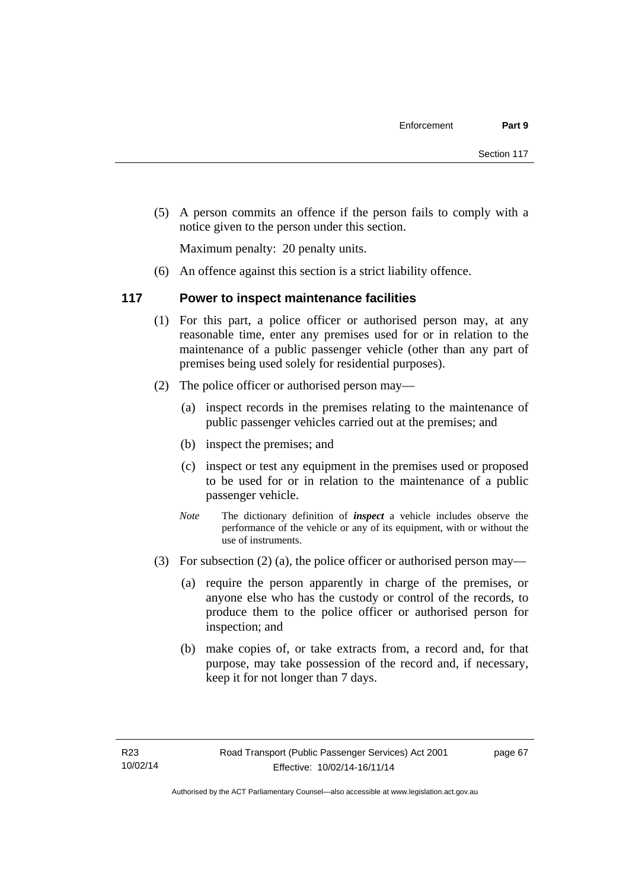(5) A person commits an offence if the person fails to comply with a notice given to the person under this section.

Maximum penalty: 20 penalty units.

(6) An offence against this section is a strict liability offence.

## 117 Power to inspect maintenance facilities

(1) For this part, a police officer or authorised person may, at any reasonable time, enter any premises used for or in relation to the maintenance of a public passenger vehicle (other than any part of premises being used solely for residential purposes).

(2) The police officer or authorised person may—

(a) inspect records in the premises relating to the maintenance of public passenger vehicles carried out at the premises; and

(b) inspect the premises; and

(c) inspect or test any equipment in the premises used or proposed to be used for or in relation to the maintenance of a public passenger vehicle.

*Note* The dictionary definition of ***inspect*** a vehicle includes observe the performance of the vehicle or any of its equipment, with or without the use of instruments.

(3) For subsection (2) (a), the police officer or authorised person may—

(a) require the person apparently in charge of the premises, or anyone else who has the custody or control of the records, to produce them to the police officer or authorised person for inspection; and

(b) make copies of, or take extracts from, a record and, for that purpose, may take possession of the record and, if necessary, keep it for not longer than 7 days.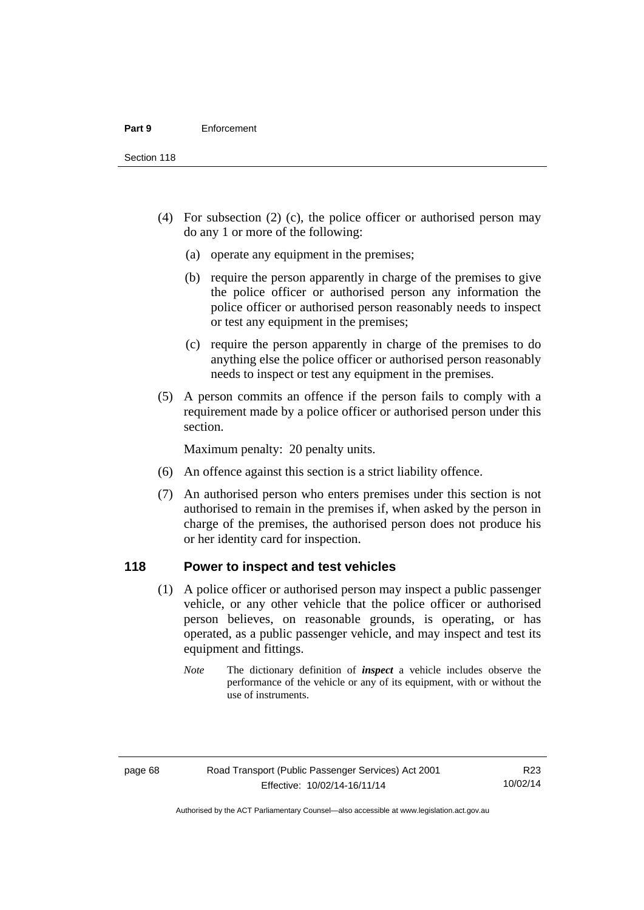(4) For subsection (2) (c), the police officer or authorised person may do any 1 or more of the following:

(a) operate any equipment in the premises;

(b) require the person apparently in charge of the premises to give the police officer or authorised person any information the police officer or authorised person reasonably needs to inspect or test any equipment in the premises;

(c) require the person apparently in charge of the premises to do anything else the police officer or authorised person reasonably needs to inspect or test any equipment in the premises.

(5) A person commits an offence if the person fails to comply with a requirement made by a police officer or authorised person under this section.

Maximum penalty: 20 penalty units.

(6) An offence against this section is a strict liability offence.

(7) An authorised person who enters premises under this section is not authorised to remain in the premises if, when asked by the person in charge of the premises, the authorised person does not produce his or her identity card for inspection.

## 118 Power to inspect and test vehicles

(1) A police officer or authorised person may inspect a public passenger vehicle, or any other vehicle that the police officer or authorised person believes, on reasonable grounds, is operating, or has operated, as a public passenger vehicle, and may inspect and test its equipment and fittings.

*Note* The dictionary definition of ***inspect*** a vehicle includes observe the performance of the vehicle or any of its equipment, with or without the use of instruments.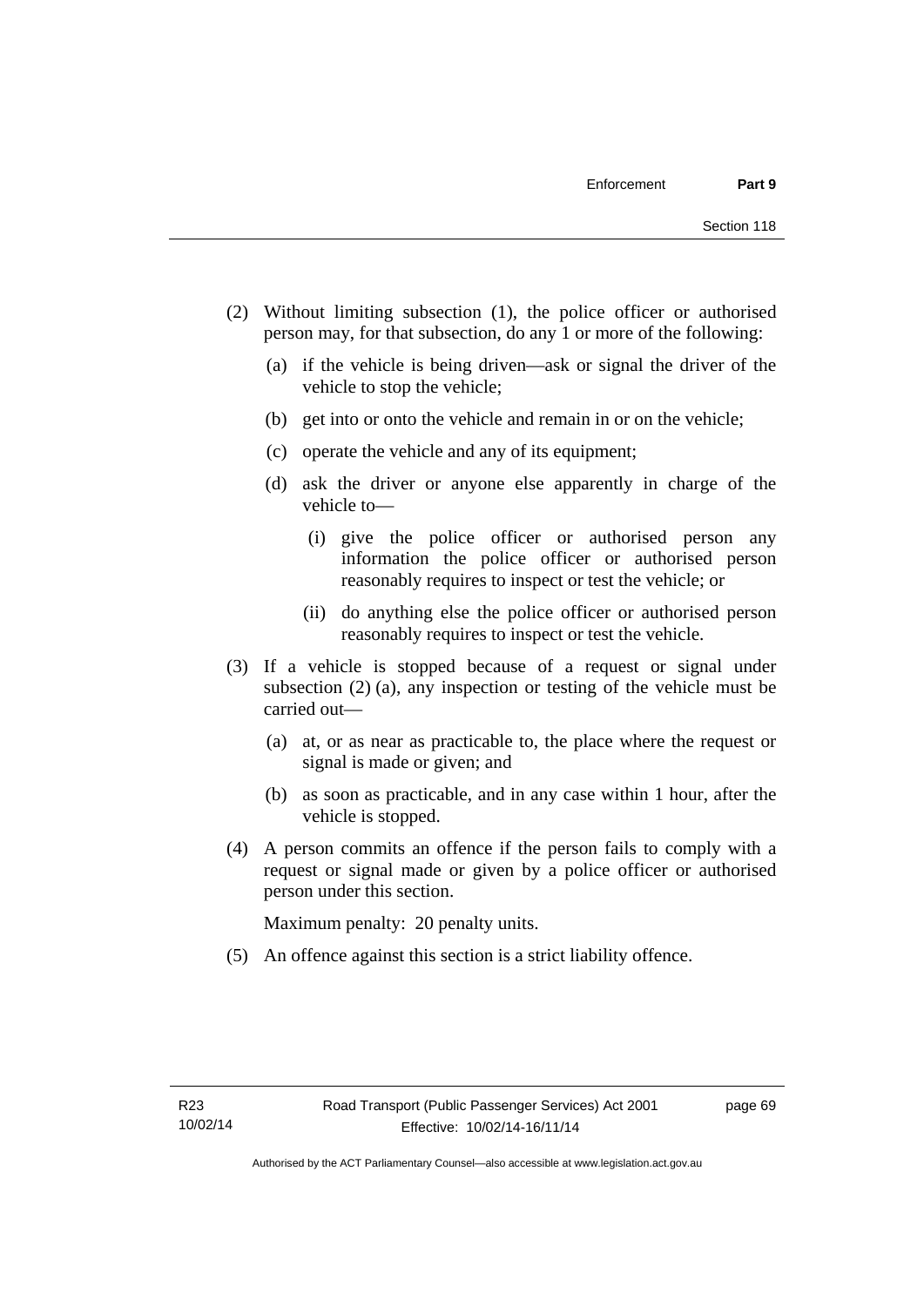(2) Without limiting subsection (1), the police officer or authorised person may, for that subsection, do any 1 or more of the following:

   (a) if the vehicle is being driven—ask or signal the driver of the vehicle to stop the vehicle;

   (b) get into or onto the vehicle and remain in or on the vehicle;

   (c) operate the vehicle and any of its equipment;

   (d) ask the driver or anyone else apparently in charge of the vehicle to—

      (i) give the police officer or authorised person any information the police officer or authorised person reasonably requires to inspect or test the vehicle; or

      (ii) do anything else the police officer or authorised person reasonably requires to inspect or test the vehicle.

(3) If a vehicle is stopped because of a request or signal under subsection (2) (a), any inspection or testing of the vehicle must be carried out—

   (a) at, or as near as practicable to, the place where the request or signal is made or given; and

   (b) as soon as practicable, and in any case within 1 hour, after the vehicle is stopped.

(4) A person commits an offence if the person fails to comply with a request or signal made or given by a police officer or authorised person under this section.

   Maximum penalty: 20 penalty units.

(5) An offence against this section is a strict liability offence.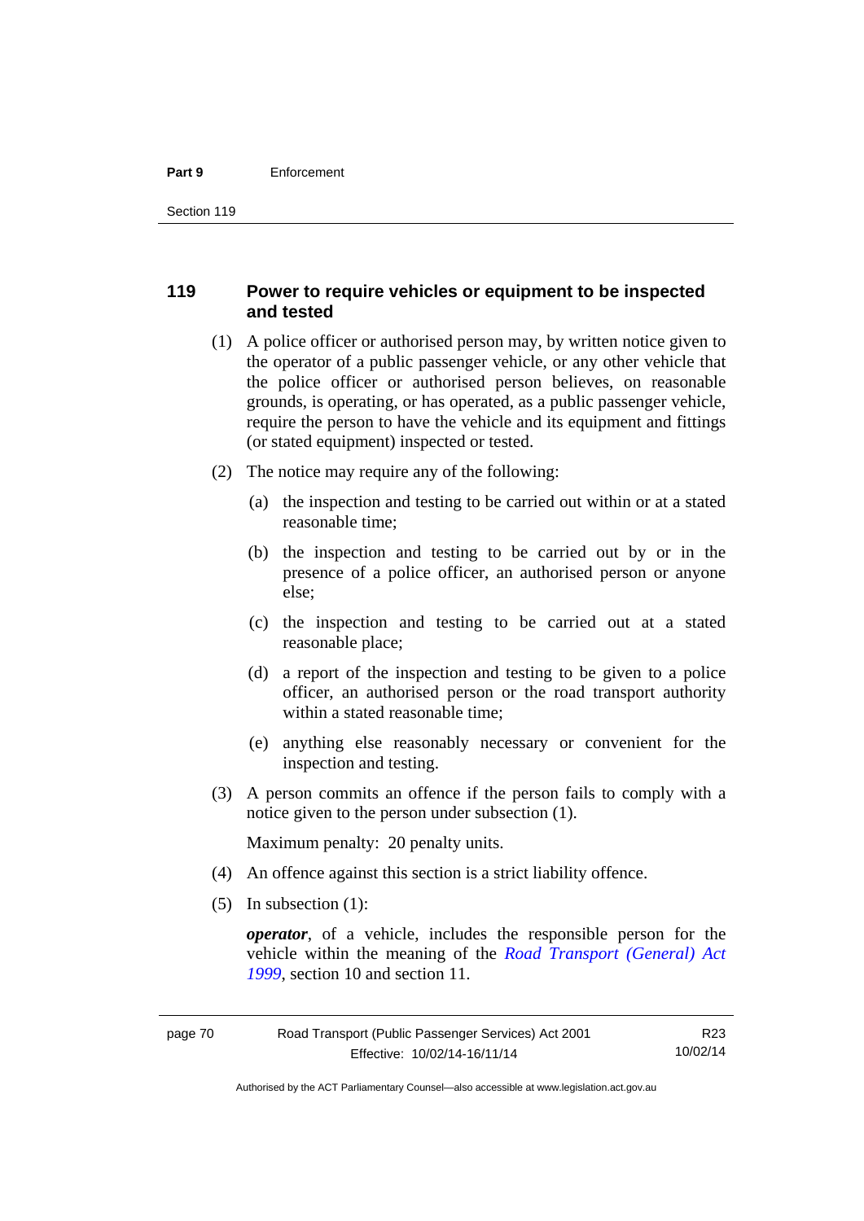## 119 Power to require vehicles or equipment to be inspected and tested

(1) A police officer or authorised person may, by written notice given to the operator of a public passenger vehicle, or any other vehicle that the police officer or authorised person believes, on reasonable grounds, is operating, or has operated, as a public passenger vehicle, require the person to have the vehicle and its equipment and fittings (or stated equipment) inspected or tested.

(2) The notice may require any of the following:

(a) the inspection and testing to be carried out within or at a stated reasonable time;

(b) the inspection and testing to be carried out by or in the presence of a police officer, an authorised person or anyone else;

(c) the inspection and testing to be carried out at a stated reasonable place;

(d) a report of the inspection and testing to be given to a police officer, an authorised person or the road transport authority within a stated reasonable time;

(e) anything else reasonably necessary or convenient for the inspection and testing.

(3) A person commits an offence if the person fails to comply with a notice given to the person under subsection (1).

Maximum penalty: 20 penalty units.

(4) An offence against this section is a strict liability offence.

(5) In subsection (1):

***operator***, of a vehicle, includes the responsible person for the vehicle within the meaning of the *Road Transport (General) Act 1999*, section 10 and section 11.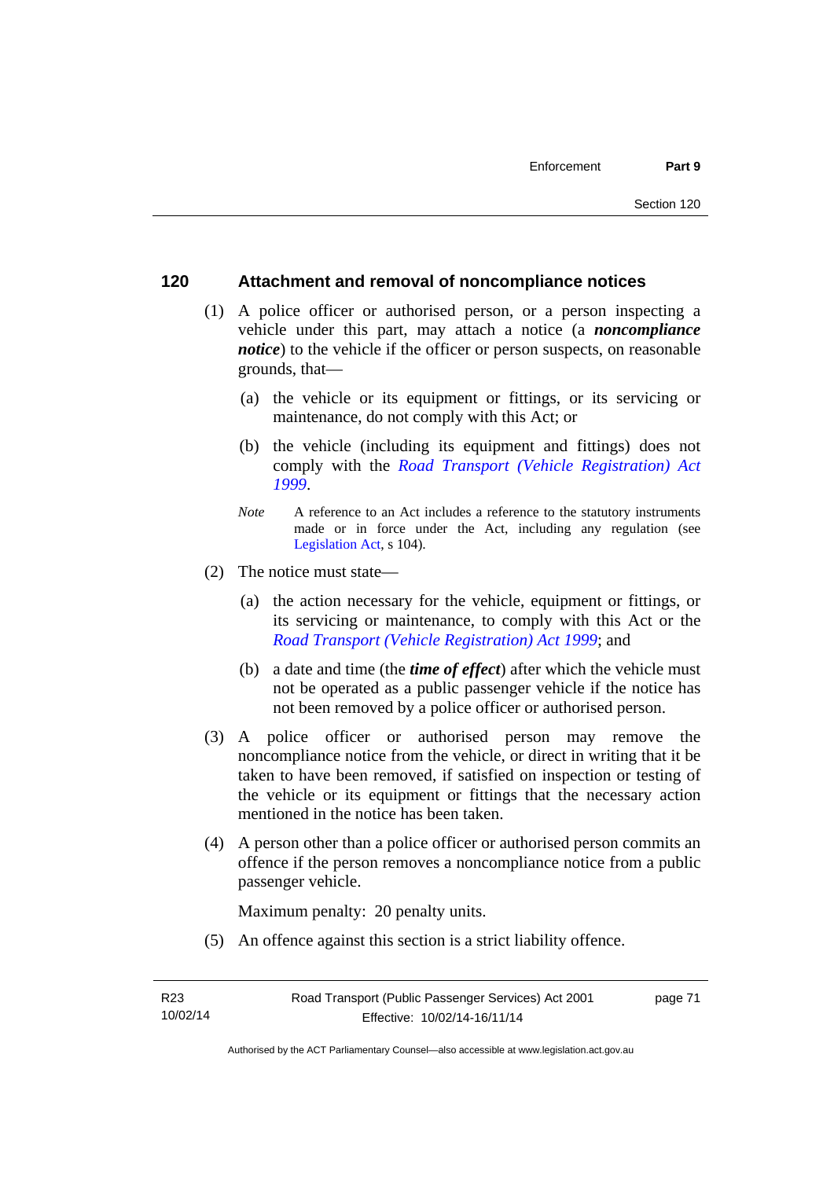## 120 Attachment and removal of noncompliance notices

(1) A police officer or authorised person, or a person inspecting a vehicle under this part, may attach a notice (a ***noncompliance notice***) to the vehicle if the officer or person suspects, on reasonable grounds, that—

(a) the vehicle or its equipment or fittings, or its servicing or maintenance, do not comply with this Act; or

(b) the vehicle (including its equipment and fittings) does not comply with the *Road Transport (Vehicle Registration) Act 1999*.

*Note* A reference to an Act includes a reference to the statutory instruments made or in force under the Act, including any regulation (see Legislation Act, s 104).

(2) The notice must state—

(a) the action necessary for the vehicle, equipment or fittings, or its servicing or maintenance, to comply with this Act or the *Road Transport (Vehicle Registration) Act 1999*; and

(b) a date and time (the ***time of effect***) after which the vehicle must not be operated as a public passenger vehicle if the notice has not been removed by a police officer or authorised person.

(3) A police officer or authorised person may remove the noncompliance notice from the vehicle, or direct in writing that it be taken to have been removed, if satisfied on inspection or testing of the vehicle or its equipment or fittings that the necessary action mentioned in the notice has been taken.

(4) A person other than a police officer or authorised person commits an offence if the person removes a noncompliance notice from a public passenger vehicle.

Maximum penalty: 20 penalty units.

(5) An offence against this section is a strict liability offence.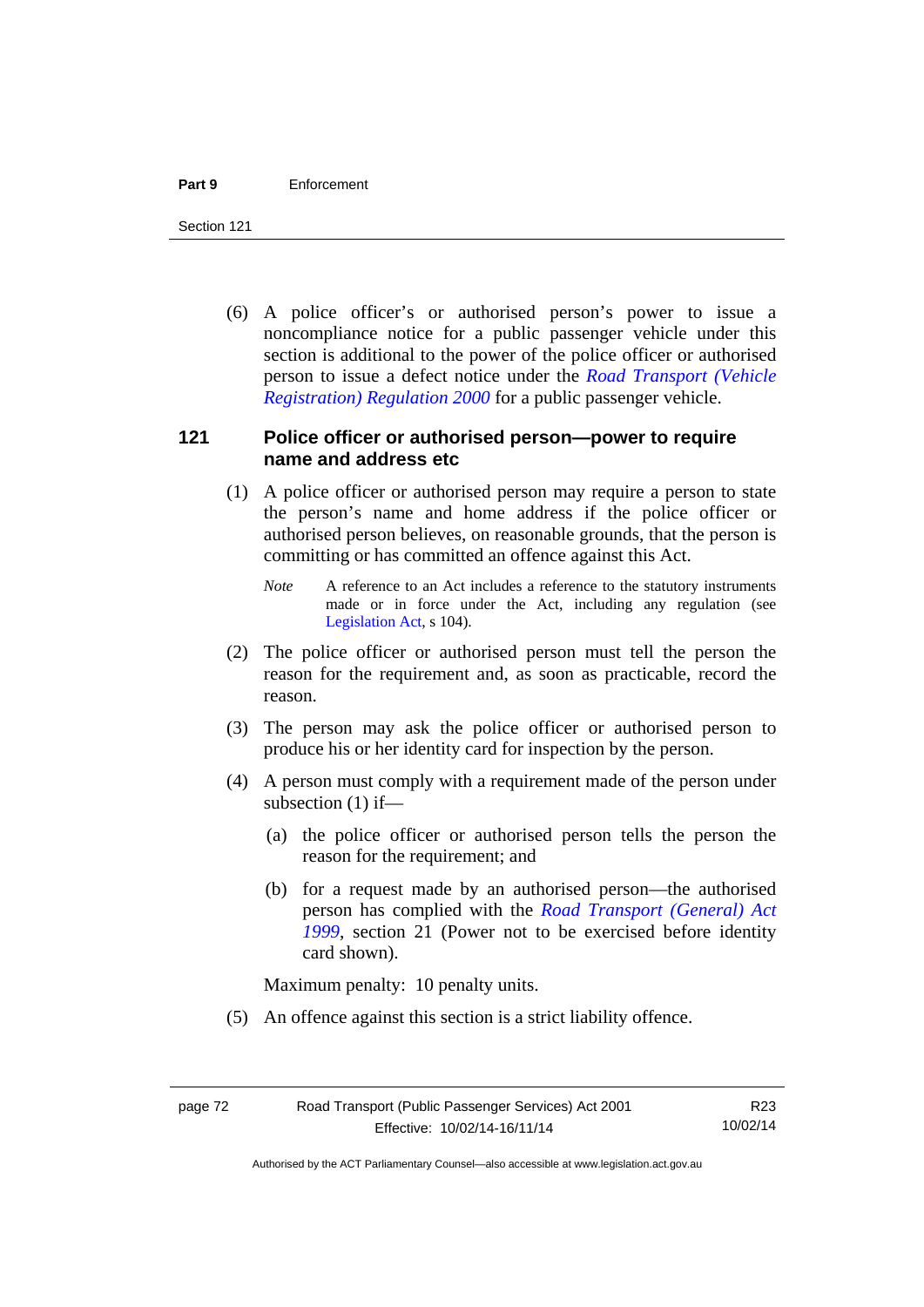(6) A police officer's or authorised person's power to issue a noncompliance notice for a public passenger vehicle under this section is additional to the power of the police officer or authorised person to issue a defect notice under the *Road Transport (Vehicle Registration) Regulation 2000* for a public passenger vehicle.

### 121 Police officer or authorised person—power to require name and address etc

(1) A police officer or authorised person may require a person to state the person's name and home address if the police officer or authorised person believes, on reasonable grounds, that the person is committing or has committed an offence against this Act.

*Note* A reference to an Act includes a reference to the statutory instruments made or in force under the Act, including any regulation (see Legislation Act, s 104).

(2) The police officer or authorised person must tell the person the reason for the requirement and, as soon as practicable, record the reason.

(3) The person may ask the police officer or authorised person to produce his or her identity card for inspection by the person.

(4) A person must comply with a requirement made of the person under subsection (1) if—

(a) the police officer or authorised person tells the person the reason for the requirement; and

(b) for a request made by an authorised person—the authorised person has complied with the *Road Transport (General) Act 1999*, section 21 (Power not to be exercised before identity card shown).

Maximum penalty: 10 penalty units.

(5) An offence against this section is a strict liability offence.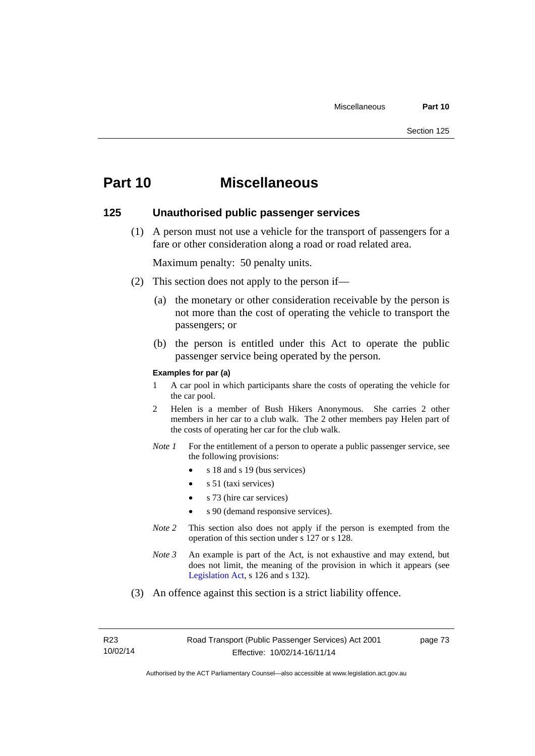# Part 10 Miscellaneous

## 125 Unauthorised public passenger services

(1) A person must not use a vehicle for the transport of passengers for a fare or other consideration along a road or road related area.

Maximum penalty: 50 penalty units.

(2) This section does not apply to the person if—

(a) the monetary or other consideration receivable by the person is not more than the cost of operating the vehicle to transport the passengers; or

(b) the person is entitled under this Act to operate the public passenger service being operated by the person.

**Examples for par (a)**

1 A car pool in which participants share the costs of operating the vehicle for the car pool.

2 Helen is a member of Bush Hikers Anonymous. She carries 2 other members in her car to a club walk. The 2 other members pay Helen part of the costs of operating her car for the club walk.

*Note 1* For the entitlement of a person to operate a public passenger service, see the following provisions:

- s 18 and s 19 (bus services)
- s 51 (taxi services)
- s 73 (hire car services)
- s 90 (demand responsive services).

*Note 2* This section also does not apply if the person is exempted from the operation of this section under s 127 or s 128.

*Note 3* An example is part of the Act, is not exhaustive and may extend, but does not limit, the meaning of the provision in which it appears (see Legislation Act, s 126 and s 132).

(3) An offence against this section is a strict liability offence.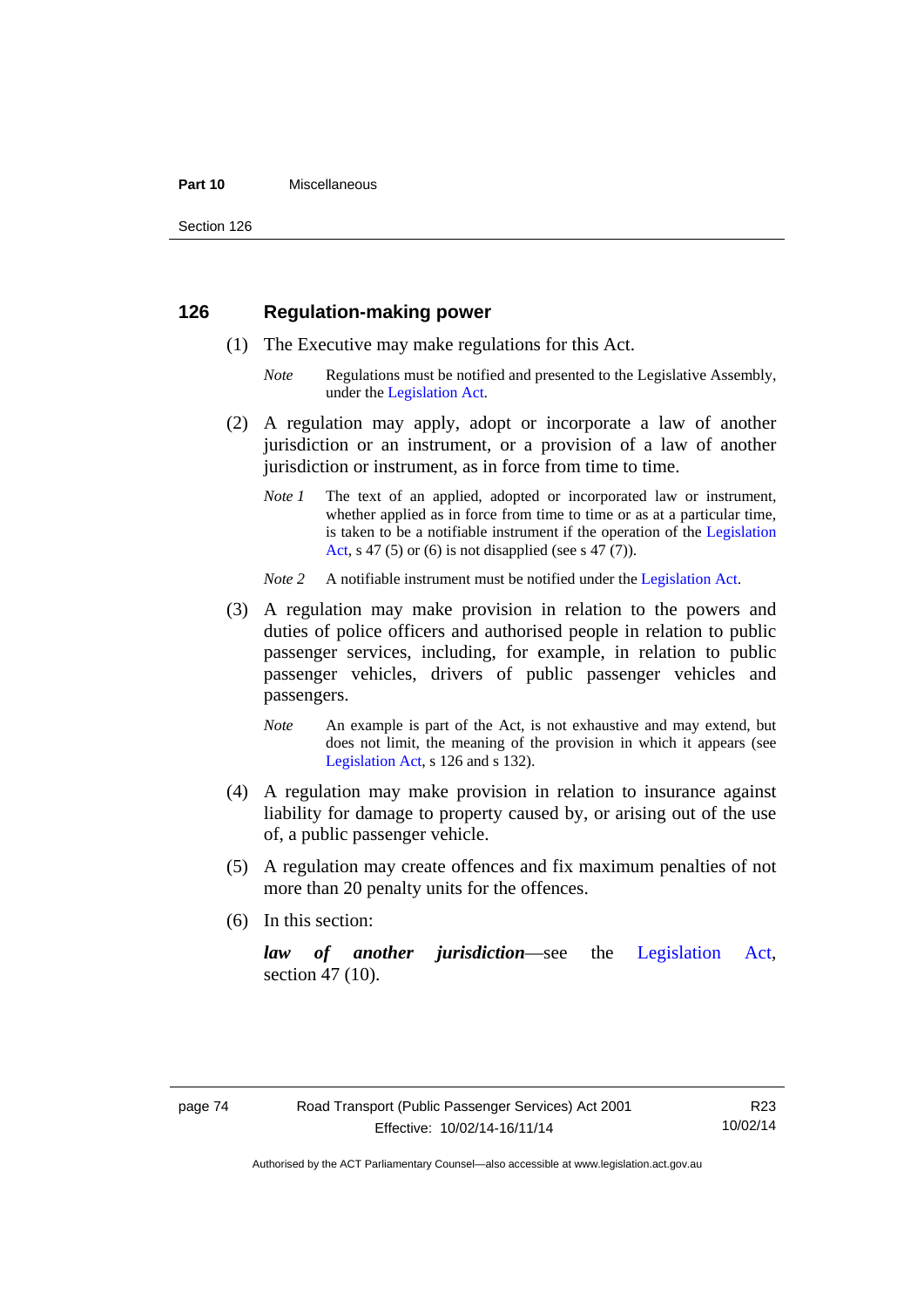## 126 Regulation-making power

(1) The Executive may make regulations for this Act.

*Note* Regulations must be notified and presented to the Legislative Assembly, under the Legislation Act.

(2) A regulation may apply, adopt or incorporate a law of another jurisdiction or an instrument, or a provision of a law of another jurisdiction or instrument, as in force from time to time.

*Note 1* The text of an applied, adopted or incorporated law or instrument, whether applied as in force from time to time or as at a particular time, is taken to be a notifiable instrument if the operation of the Legislation Act, s 47 (5) or (6) is not disapplied (see s 47 (7)).

*Note 2* A notifiable instrument must be notified under the Legislation Act.

(3) A regulation may make provision in relation to the powers and duties of police officers and authorised people in relation to public passenger services, including, for example, in relation to public passenger vehicles, drivers of public passenger vehicles and passengers.

*Note* An example is part of the Act, is not exhaustive and may extend, but does not limit, the meaning of the provision in which it appears (see Legislation Act, s 126 and s 132).

(4) A regulation may make provision in relation to insurance against liability for damage to property caused by, or arising out of the use of, a public passenger vehicle.

(5) A regulation may create offences and fix maximum penalties of not more than 20 penalty units for the offences.

(6) In this section:

***law of another jurisdiction***—see the Legislation Act, section 47 (10).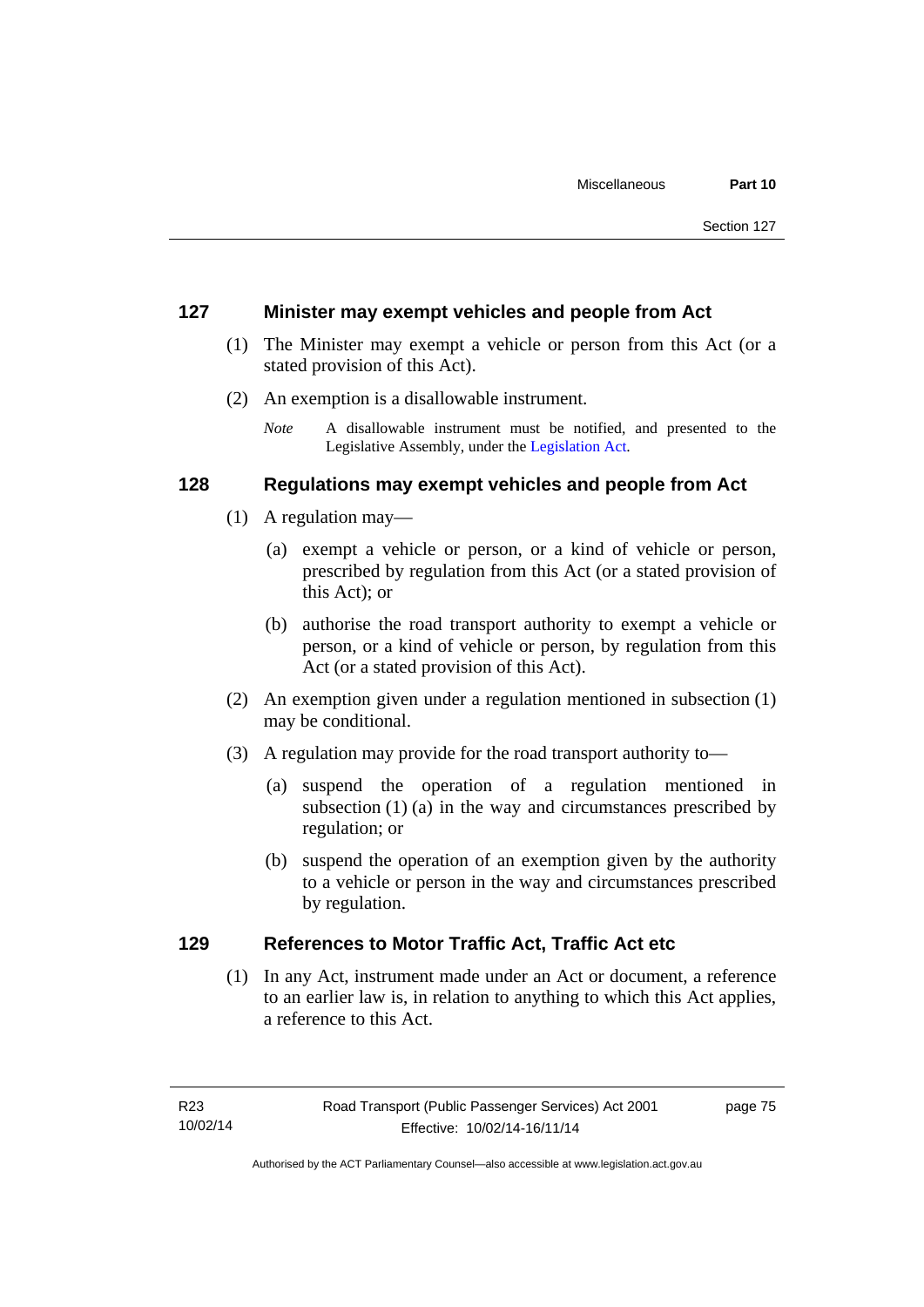## 127 Minister may exempt vehicles and people from Act

(1) The Minister may exempt a vehicle or person from this Act (or a stated provision of this Act).

(2) An exemption is a disallowable instrument.

*Note* A disallowable instrument must be notified, and presented to the Legislative Assembly, under the Legislation Act.

## 128 Regulations may exempt vehicles and people from Act

(1) A regulation may—

(a) exempt a vehicle or person, or a kind of vehicle or person, prescribed by regulation from this Act (or a stated provision of this Act); or

(b) authorise the road transport authority to exempt a vehicle or person, or a kind of vehicle or person, by regulation from this Act (or a stated provision of this Act).

(2) An exemption given under a regulation mentioned in subsection (1) may be conditional.

(3) A regulation may provide for the road transport authority to—

(a) suspend the operation of a regulation mentioned in subsection (1) (a) in the way and circumstances prescribed by regulation; or

(b) suspend the operation of an exemption given by the authority to a vehicle or person in the way and circumstances prescribed by regulation.

## 129 References to Motor Traffic Act, Traffic Act etc

(1) In any Act, instrument made under an Act or document, a reference to an earlier law is, in relation to anything to which this Act applies, a reference to this Act.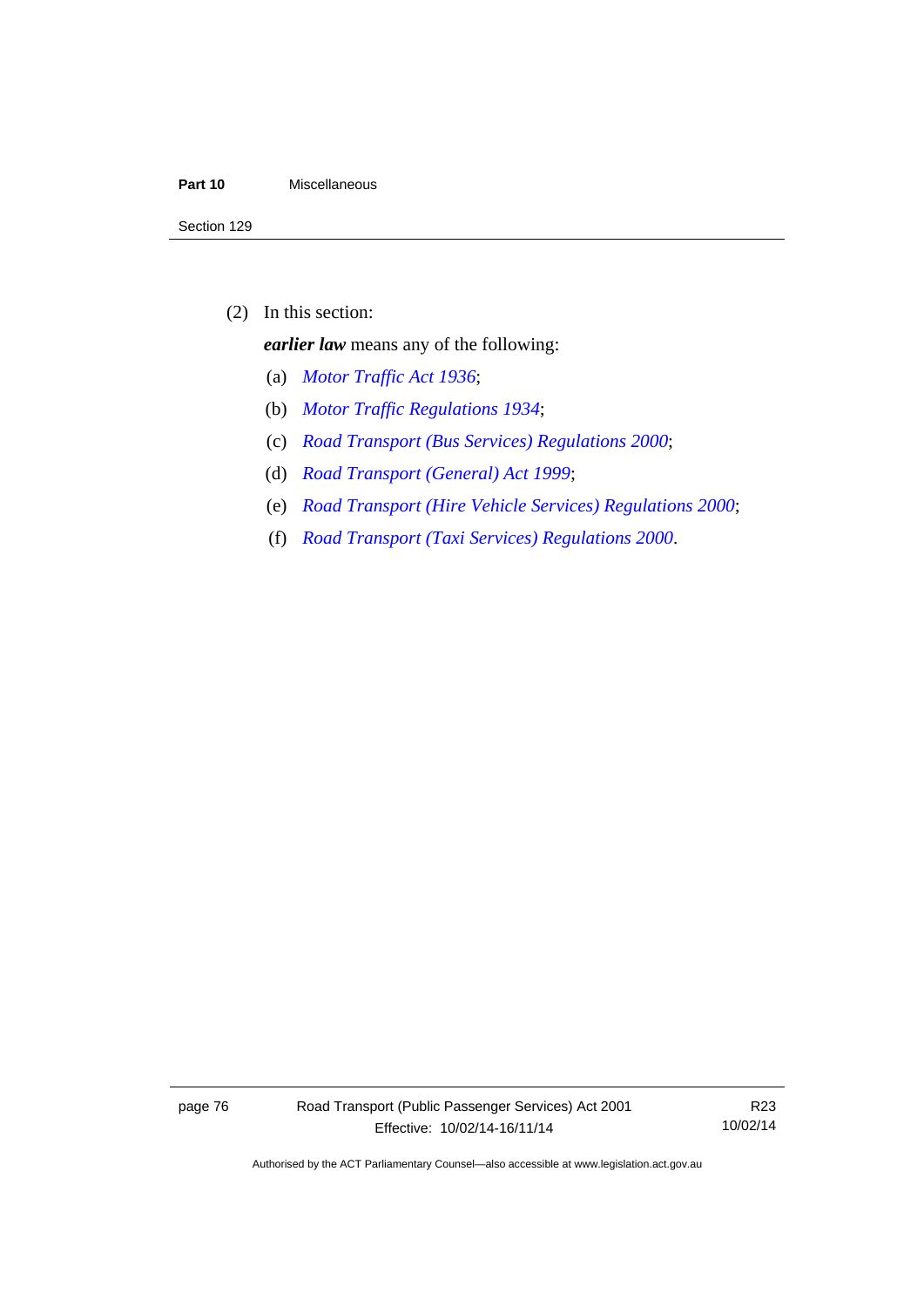(2) In this section:

***earlier law*** means any of the following:

(a) *Motor Traffic Act 1936*;

(b) *Motor Traffic Regulations 1934*;

(c) *Road Transport (Bus Services) Regulations 2000*;

(d) *Road Transport (General) Act 1999*;

(e) *Road Transport (Hire Vehicle Services) Regulations 2000*;

(f) *Road Transport (Taxi Services) Regulations 2000*.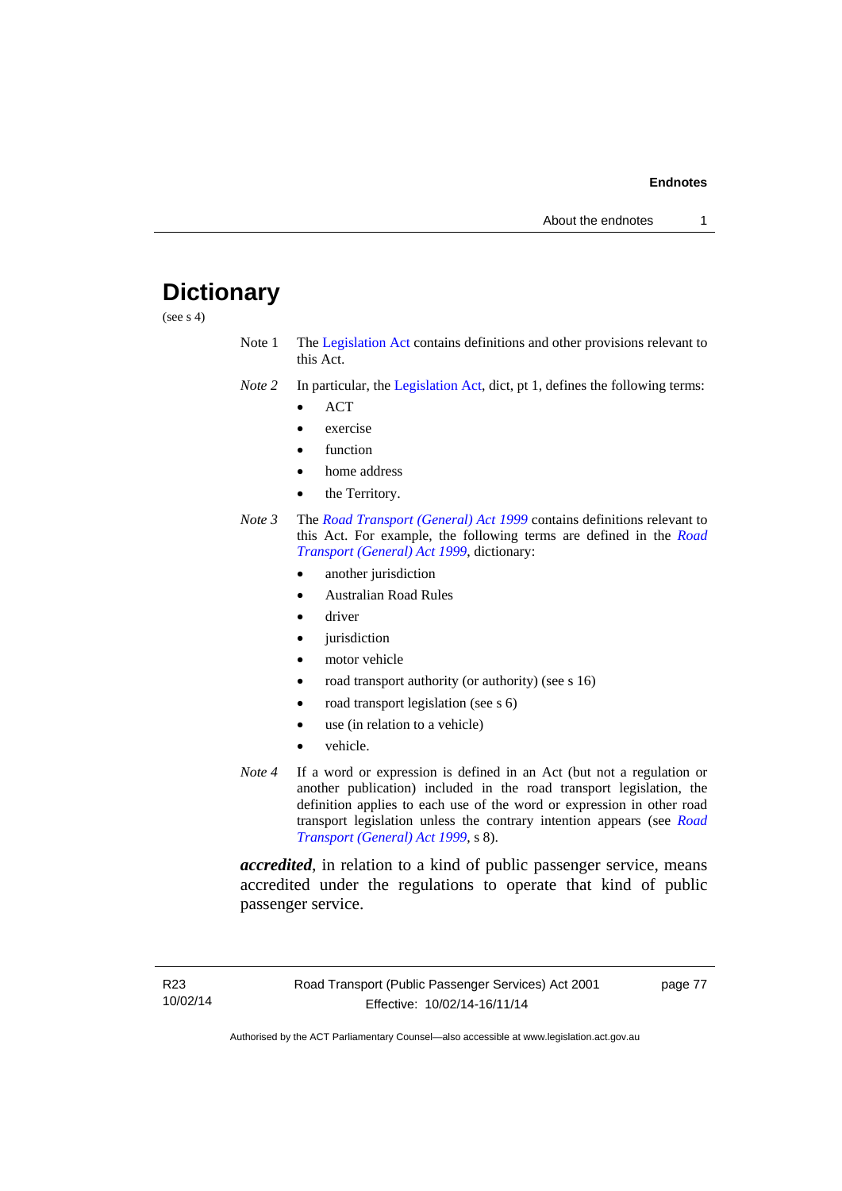# Dictionary

(see s 4)

Note 1 The Legislation Act contains definitions and other provisions relevant to this Act.

*Note 2* In particular, the Legislation Act, dict, pt 1, defines the following terms:

- ACT
- exercise
- function
- home address
- the Territory.

*Note 3* The *Road Transport (General) Act 1999* contains definitions relevant to this Act. For example, the following terms are defined in the *Road Transport (General) Act 1999*, dictionary:

- another jurisdiction
- Australian Road Rules
- driver
- jurisdiction
- motor vehicle
- road transport authority (or authority) (see s 16)
- road transport legislation (see s 6)
- use (in relation to a vehicle)
- vehicle.

*Note 4* If a word or expression is defined in an Act (but not a regulation or another publication) included in the road transport legislation, the definition applies to each use of the word or expression in other road transport legislation unless the contrary intention appears (see *Road Transport (General) Act 1999*, s 8).

***accredited***, in relation to a kind of public passenger service, means accredited under the regulations to operate that kind of public passenger service.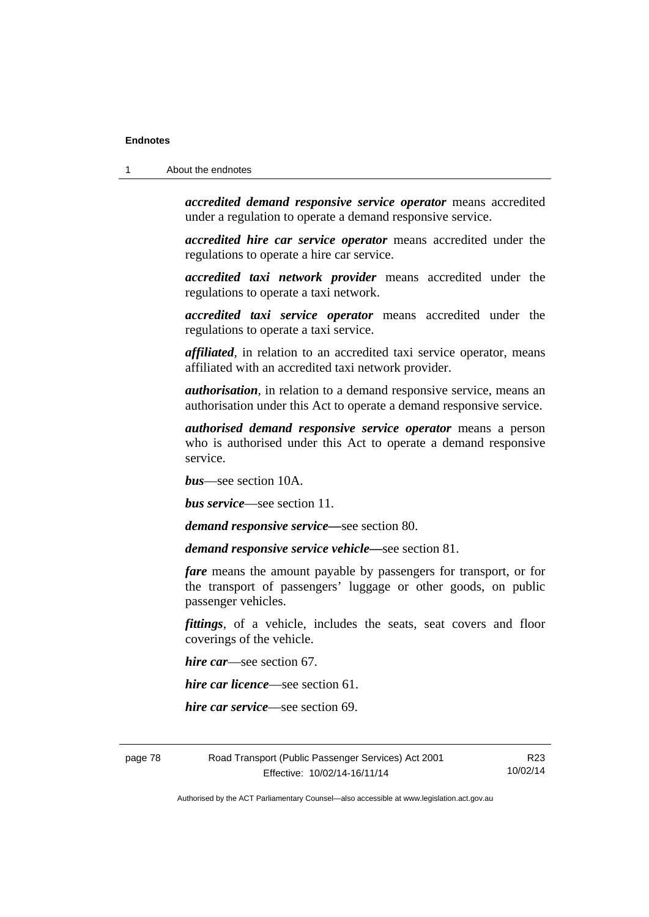***accredited demand responsive service operator*** means accredited under a regulation to operate a demand responsive service.

***accredited hire car service operator*** means accredited under the regulations to operate a hire car service.

***accredited taxi network provider*** means accredited under the regulations to operate a taxi network.

***accredited taxi service operator*** means accredited under the regulations to operate a taxi service.

***affiliated***, in relation to an accredited taxi service operator, means affiliated with an accredited taxi network provider.

***authorisation***, in relation to a demand responsive service, means an authorisation under this Act to operate a demand responsive service.

***authorised demand responsive service operator*** means a person who is authorised under this Act to operate a demand responsive service.

***bus***—see section 10A.

***bus service***—see section 11.

***demand responsive service*****—**see section 80.

***demand responsive service vehicle*****—**see section 81.

***fare*** means the amount payable by passengers for transport, or for the transport of passengers' luggage or other goods, on public passenger vehicles.

***fittings***, of a vehicle, includes the seats, seat covers and floor coverings of the vehicle.

***hire car***—see section 67.

***hire car licence***—see section 61.

***hire car service***—see section 69.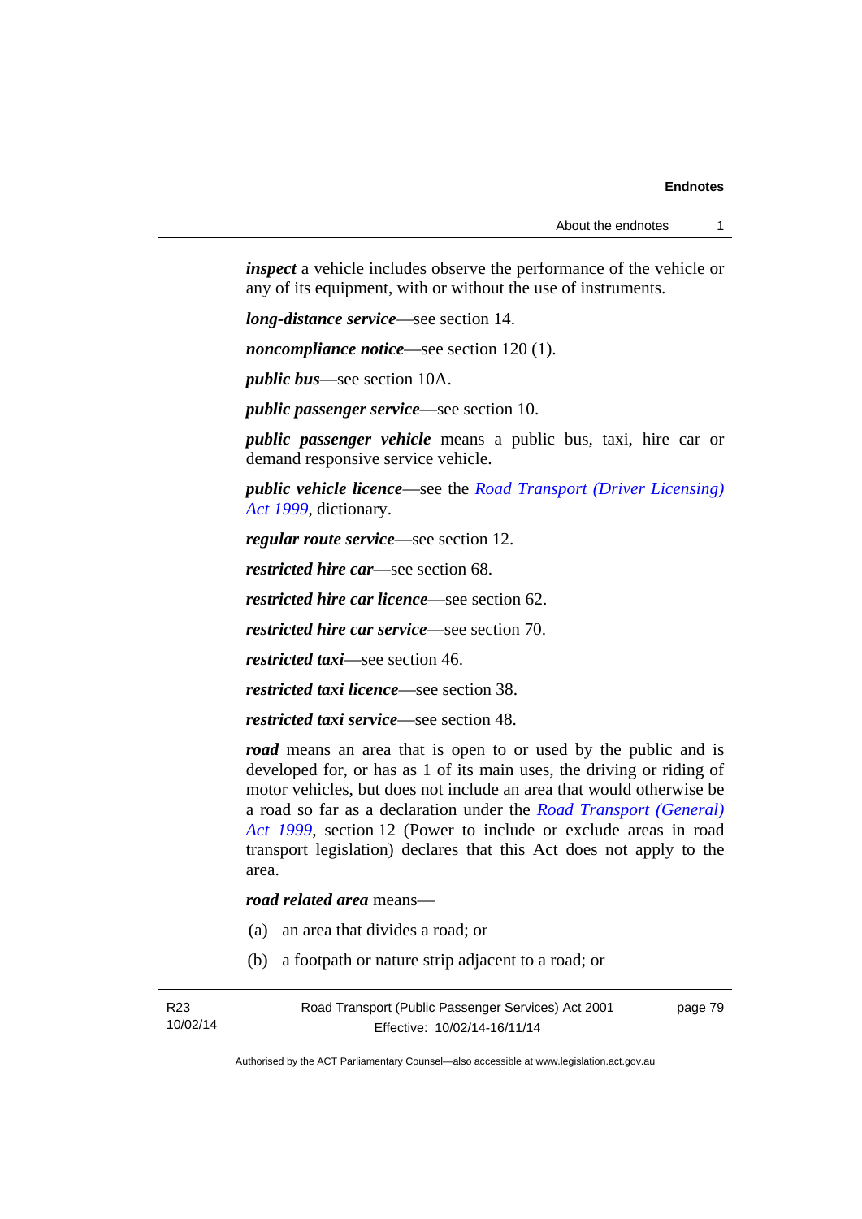***inspect*** a vehicle includes observe the performance of the vehicle or any of its equipment, with or without the use of instruments.

***long-distance service***—see section 14.

***noncompliance notice***—see section 120 (1).

***public bus***—see section 10A.

***public passenger service***—see section 10.

***public passenger vehicle*** means a public bus, taxi, hire car or demand responsive service vehicle.

***public vehicle licence***—see the *Road Transport (Driver Licensing) Act 1999*, dictionary.

***regular route service***—see section 12.

***restricted hire car***—see section 68.

***restricted hire car licence***—see section 62.

***restricted hire car service***—see section 70.

***restricted taxi***—see section 46.

***restricted taxi licence***—see section 38.

***restricted taxi service***—see section 48.

***road*** means an area that is open to or used by the public and is developed for, or has as 1 of its main uses, the driving or riding of motor vehicles, but does not include an area that would otherwise be a road so far as a declaration under the *Road Transport (General) Act 1999*, section 12 (Power to include or exclude areas in road transport legislation) declares that this Act does not apply to the area.

***road related area*** means—

(a) an area that divides a road; or

(b) a footpath or nature strip adjacent to a road; or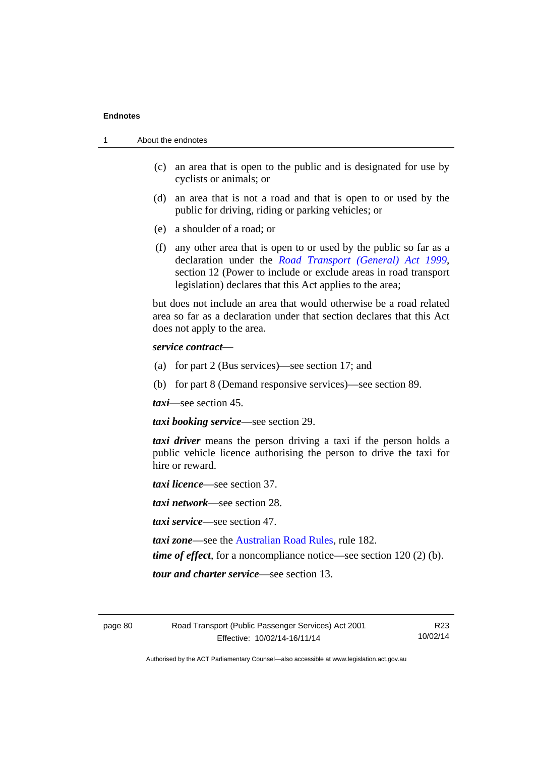(c) an area that is open to the public and is designated for use by cyclists or animals; or

(d) an area that is not a road and that is open to or used by the public for driving, riding or parking vehicles; or

(e) a shoulder of a road; or

(f) any other area that is open to or used by the public so far as a declaration under the *Road Transport (General) Act 1999*, section 12 (Power to include or exclude areas in road transport legislation) declares that this Act applies to the area;

but does not include an area that would otherwise be a road related area so far as a declaration under that section declares that this Act does not apply to the area.

***service contract***—

(a) for part 2 (Bus services)—see section 17; and

(b) for part 8 (Demand responsive services)—see section 89.

***taxi***—see section 45.

***taxi booking service***—see section 29.

***taxi driver*** means the person driving a taxi if the person holds a public vehicle licence authorising the person to drive the taxi for hire or reward.

***taxi licence***—see section 37.

***taxi network***—see section 28.

***taxi service***—see section 47.

***taxi zone***—see the Australian Road Rules, rule 182.

***time of effect***, for a noncompliance notice—see section 120 (2) (b).

***tour and charter service***—see section 13.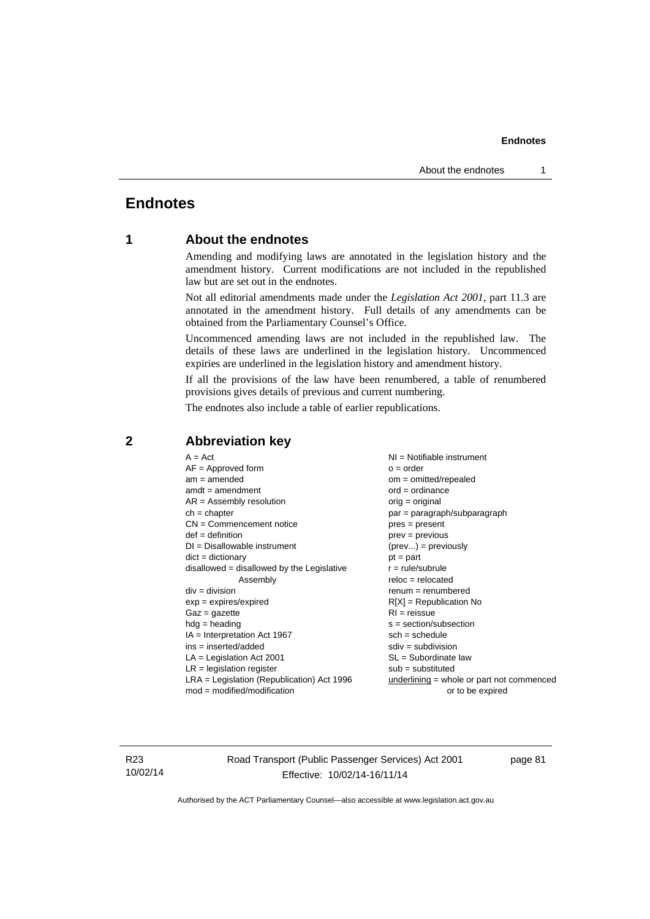# Endnotes

## 1 About the endnotes

Amending and modifying laws are annotated in the legislation history and the amendment history. Current modifications are not included in the republished law but are set out in the endnotes.

Not all editorial amendments made under the *Legislation Act 2001*, part 11.3 are annotated in the amendment history. Full details of any amendments can be obtained from the Parliamentary Counsel's Office.

Uncommenced amending laws are not included in the republished law. The details of these laws are underlined in the legislation history. Uncommenced expiries are underlined in the legislation history and amendment history.

If all the provisions of the law have been renumbered, a table of renumbered provisions gives details of previous and current numbering.

The endnotes also include a table of earlier republications.

## 2 Abbreviation key

A = Act
AF = Approved form
am = amended
amdt = amendment
AR = Assembly resolution
ch = chapter
CN = Commencement notice
def = definition
DI = Disallowable instrument
dict = dictionary
disallowed = disallowed by the Legislative Assembly
div = division
exp = expires/expired
Gaz = gazette
hdg = heading
IA = Interpretation Act 1967
ins = inserted/added
LA = Legislation Act 2001
LR = legislation register
LRA = Legislation (Republication) Act 1996
mod = modified/modification
NI = Notifiable instrument
o = order
om = omitted/repealed
ord = ordinance
orig = original
par = paragraph/subparagraph
pres = present
prev = previous
(prev...) = previously
pt = part
r = rule/subrule
reloc = relocated
renum = renumbered
R[X] = Republication No
RI = reissue
s = section/subsection
sch = schedule
sdiv = subdivision
SL = Subordinate law
sub = substituted
underlining = whole or part not commenced or to be expired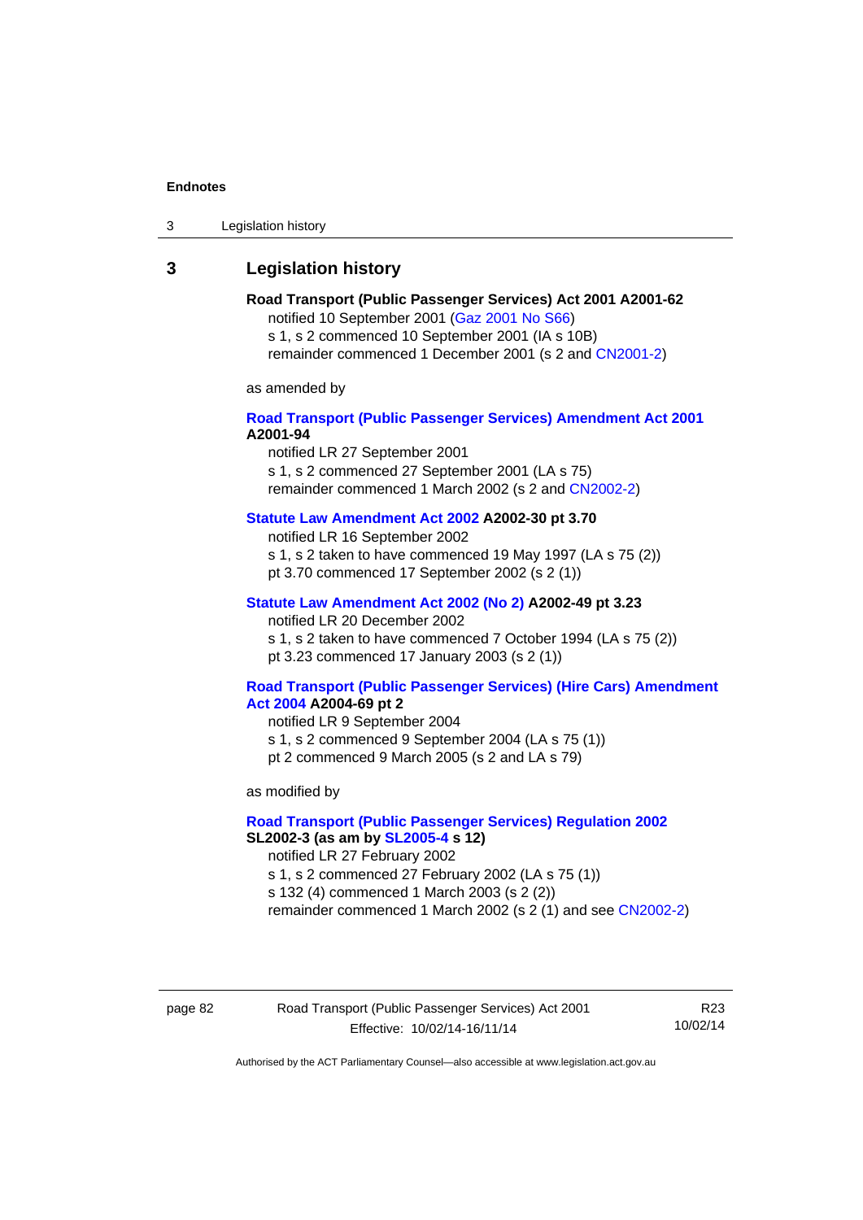## 3 Legislation history

**Road Transport (Public Passenger Services) Act 2001 A2001-62**

notified 10 September 2001 (Gaz 2001 No S66)

s 1, s 2 commenced 10 September 2001 (IA s 10B)

remainder commenced 1 December 2001 (s 2 and CN2001-2)

as amended by

**Road Transport (Public Passenger Services) Amendment Act 2001 A2001-94**

notified LR 27 September 2001

s 1, s 2 commenced 27 September 2001 (LA s 75)

remainder commenced 1 March 2002 (s 2 and CN2002-2)

**Statute Law Amendment Act 2002 A2002-30 pt 3.70**

notified LR 16 September 2002

s 1, s 2 taken to have commenced 19 May 1997 (LA s 75 (2))

pt 3.70 commenced 17 September 2002 (s 2 (1))

**Statute Law Amendment Act 2002 (No 2) A2002-49 pt 3.23**

notified LR 20 December 2002

s 1, s 2 taken to have commenced 7 October 1994 (LA s 75 (2))

pt 3.23 commenced 17 January 2003 (s 2 (1))

**Road Transport (Public Passenger Services) (Hire Cars) Amendment Act 2004 A2004-69 pt 2**

notified LR 9 September 2004

s 1, s 2 commenced 9 September 2004 (LA s 75 (1))

pt 2 commenced 9 March 2005 (s 2 and LA s 79)

as modified by

**Road Transport (Public Passenger Services) Regulation 2002 SL2002-3 (as am by SL2005-4 s 12)**

notified LR 27 February 2002

s 1, s 2 commenced 27 February 2002 (LA s 75 (1))

s 132 (4) commenced 1 March 2003 (s 2 (2))

remainder commenced 1 March 2002 (s 2 (1) and see CN2002-2)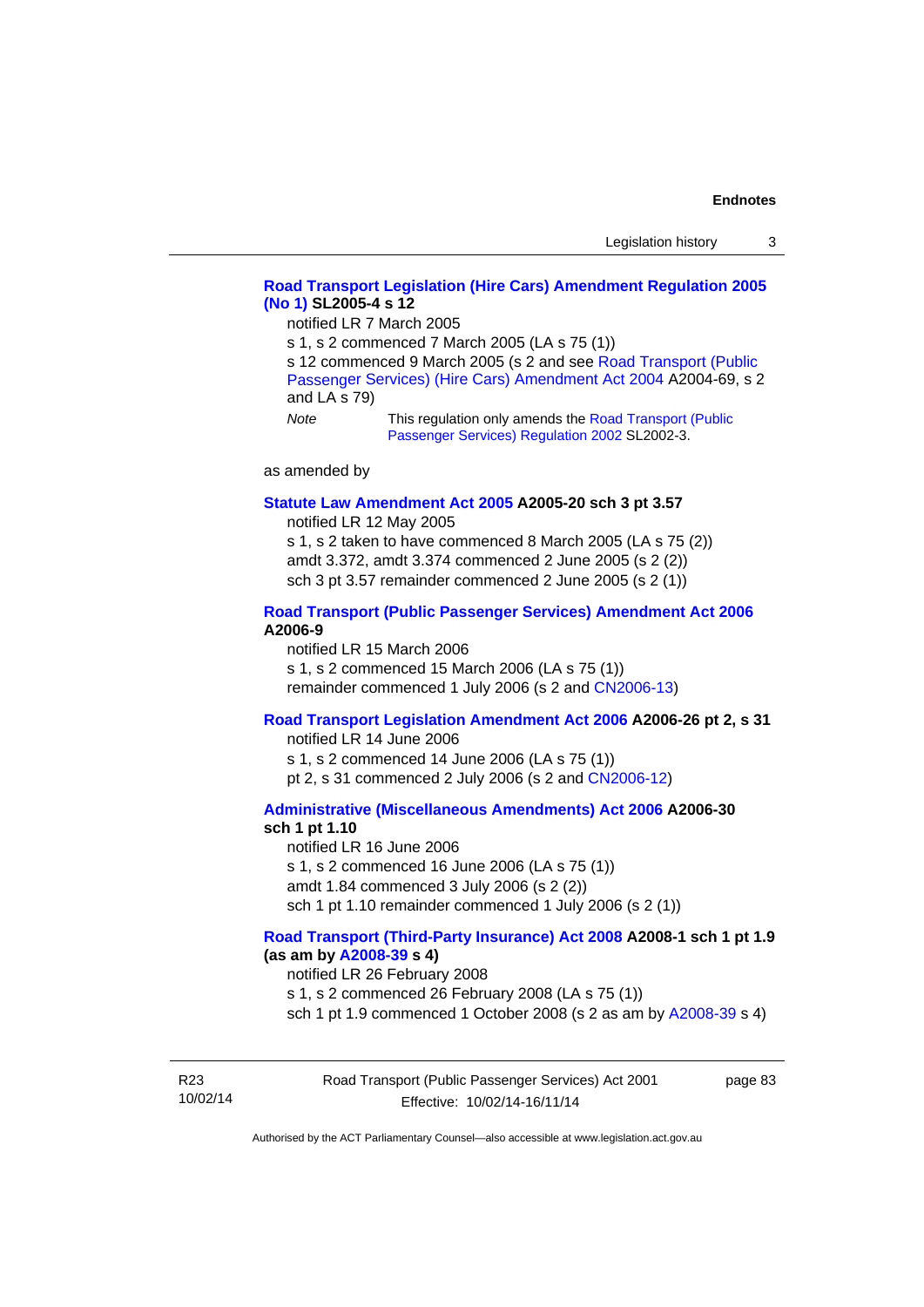**Road Transport Legislation (Hire Cars) Amendment Regulation 2005 (No 1) SL2005-4 s 12**

notified LR 7 March 2005

s 1, s 2 commenced 7 March 2005 (LA s 75 (1))

s 12 commenced 9 March 2005 (s 2 and see Road Transport (Public Passenger Services) (Hire Cars) Amendment Act 2004 A2004-69, s 2 and LA s 79)

*Note* This regulation only amends the Road Transport (Public Passenger Services) Regulation 2002 SL2002-3.

as amended by

**Statute Law Amendment Act 2005 A2005-20 sch 3 pt 3.57**

notified LR 12 May 2005

s 1, s 2 taken to have commenced 8 March 2005 (LA s 75 (2))

amdt 3.372, amdt 3.374 commenced 2 June 2005 (s 2 (2))

sch 3 pt 3.57 remainder commenced 2 June 2005 (s 2 (1))

**Road Transport (Public Passenger Services) Amendment Act 2006 A2006-9**

notified LR 15 March 2006

s 1, s 2 commenced 15 March 2006 (LA s 75 (1))

remainder commenced 1 July 2006 (s 2 and CN2006-13)

**Road Transport Legislation Amendment Act 2006 A2006-26 pt 2, s 31**

notified LR 14 June 2006

s 1, s 2 commenced 14 June 2006 (LA s 75 (1))

pt 2, s 31 commenced 2 July 2006 (s 2 and CN2006-12)

**Administrative (Miscellaneous Amendments) Act 2006 A2006-30 sch 1 pt 1.10**

notified LR 16 June 2006

s 1, s 2 commenced 16 June 2006 (LA s 75 (1))

amdt 1.84 commenced 3 July 2006 (s 2 (2))

sch 1 pt 1.10 remainder commenced 1 July 2006 (s 2 (1))

**Road Transport (Third-Party Insurance) Act 2008 A2008-1 sch 1 pt 1.9 (as am by A2008-39 s 4)**

notified LR 26 February 2008

s 1, s 2 commenced 26 February 2008 (LA s 75 (1))

sch 1 pt 1.9 commenced 1 October 2008 (s 2 as am by A2008-39 s 4)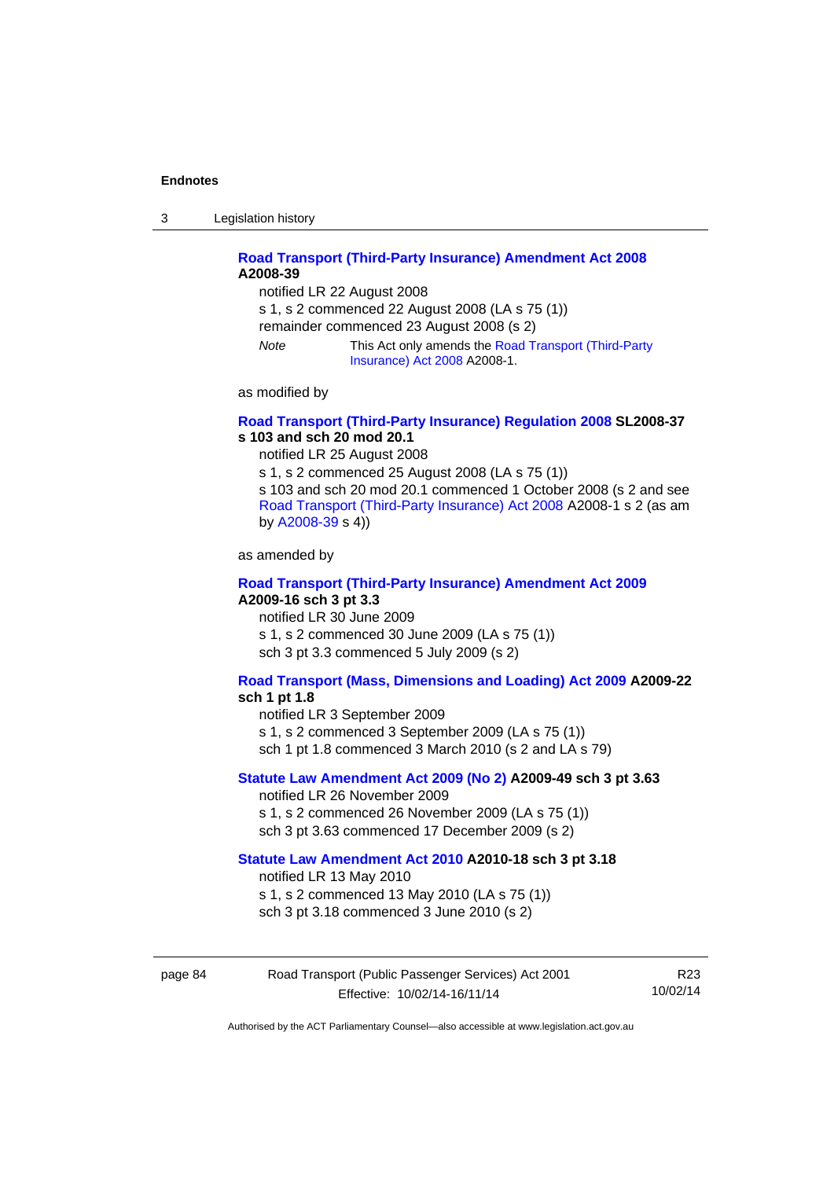**Road Transport (Third-Party Insurance) Amendment Act 2008 A2008-39**

notified LR 22 August 2008

s 1, s 2 commenced 22 August 2008 (LA s 75 (1))

remainder commenced 23 August 2008 (s 2)

*Note* This Act only amends the Road Transport (Third-Party Insurance) Act 2008 A2008-1.

as modified by

**Road Transport (Third-Party Insurance) Regulation 2008 SL2008-37 s 103 and sch 20 mod 20.1**

notified LR 25 August 2008

s 1, s 2 commenced 25 August 2008 (LA s 75 (1))

s 103 and sch 20 mod 20.1 commenced 1 October 2008 (s 2 and see Road Transport (Third-Party Insurance) Act 2008 A2008-1 s 2 (as am by A2008-39 s 4))

as amended by

**Road Transport (Third-Party Insurance) Amendment Act 2009 A2009-16 sch 3 pt 3.3**

notified LR 30 June 2009

s 1, s 2 commenced 30 June 2009 (LA s 75 (1))

sch 3 pt 3.3 commenced 5 July 2009 (s 2)

**Road Transport (Mass, Dimensions and Loading) Act 2009 A2009-22 sch 1 pt 1.8**

notified LR 3 September 2009

s 1, s 2 commenced 3 September 2009 (LA s 75 (1))

sch 1 pt 1.8 commenced 3 March 2010 (s 2 and LA s 79)

**Statute Law Amendment Act 2009 (No 2) A2009-49 sch 3 pt 3.63**

notified LR 26 November 2009

s 1, s 2 commenced 26 November 2009 (LA s 75 (1))

sch 3 pt 3.63 commenced 17 December 2009 (s 2)

**Statute Law Amendment Act 2010 A2010-18 sch 3 pt 3.18**

notified LR 13 May 2010

s 1, s 2 commenced 13 May 2010 (LA s 75 (1))

sch 3 pt 3.18 commenced 3 June 2010 (s 2)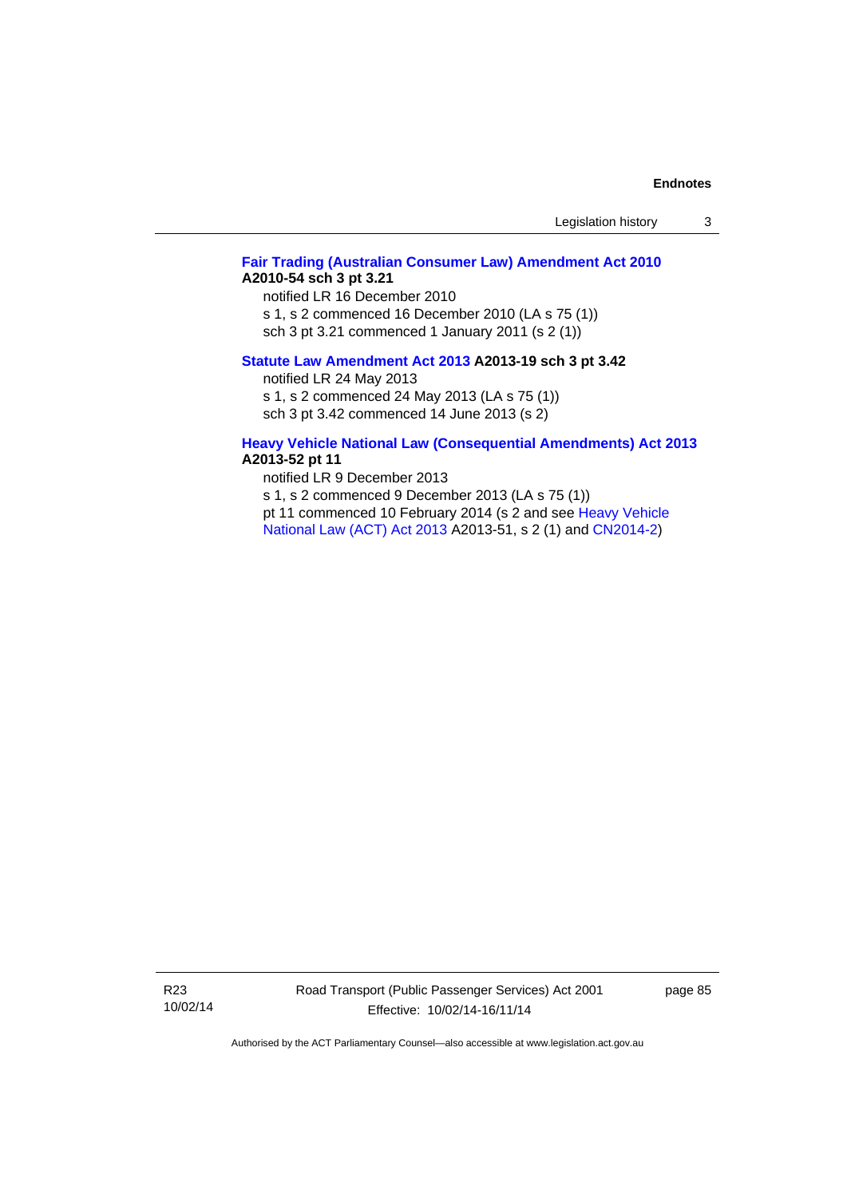**Fair Trading (Australian Consumer Law) Amendment Act 2010 A2010-54 sch 3 pt 3.21**

notified LR 16 December 2010
s 1, s 2 commenced 16 December 2010 (LA s 75 (1))
sch 3 pt 3.21 commenced 1 January 2011 (s 2 (1))

**Statute Law Amendment Act 2013 A2013-19 sch 3 pt 3.42**

notified LR 24 May 2013
s 1, s 2 commenced 24 May 2013 (LA s 75 (1))
sch 3 pt 3.42 commenced 14 June 2013 (s 2)

**Heavy Vehicle National Law (Consequential Amendments) Act 2013 A2013-52 pt 11**

notified LR 9 December 2013
s 1, s 2 commenced 9 December 2013 (LA s 75 (1))
pt 11 commenced 10 February 2014 (s 2 and see Heavy Vehicle National Law (ACT) Act 2013 A2013-51, s 2 (1) and CN2014-2)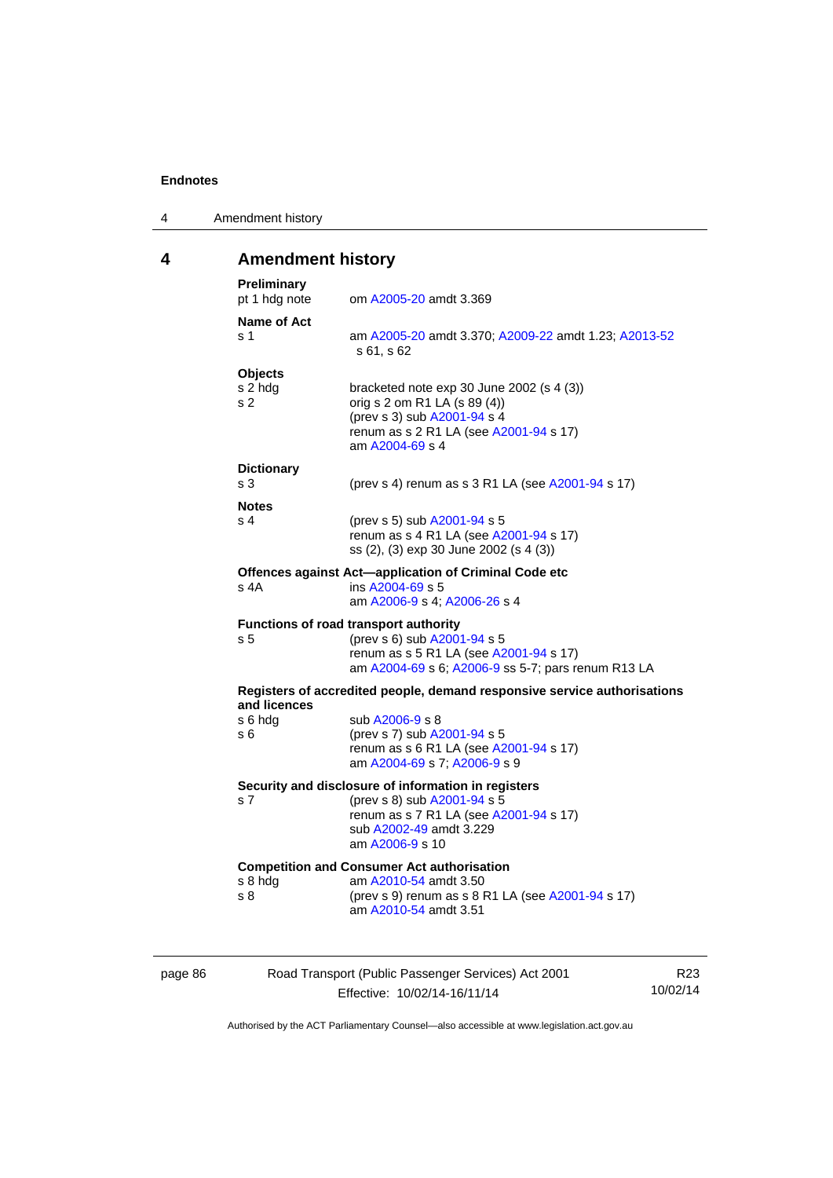# 4 Amendment history

**Preliminary**
pt 1 hdg note — om A2005-20 amdt 3.369

**Name of Act**
s 1 — am A2005-20 amdt 3.370; A2009-22 amdt 1.23; A2013-52 s 61, s 62

**Objects**
s 2 hdg — bracketed note exp 30 June 2002 (s 4 (3))
s 2 — orig s 2 om R1 LA (s 89 (4))
(prev s 3) sub A2001-94 s 4
renum as s 2 R1 LA (see A2001-94 s 17)
am A2004-69 s 4

**Dictionary**
s 3 — (prev s 4) renum as s 3 R1 LA (see A2001-94 s 17)

**Notes**
s 4 — (prev s 5) sub A2001-94 s 5
renum as s 4 R1 LA (see A2001-94 s 17)
ss (2), (3) exp 30 June 2002 (s 4 (3))

**Offences against Act—application of Criminal Code etc**
s 4A — ins A2004-69 s 5
am A2006-9 s 4; A2006-26 s 4

**Functions of road transport authority**
s 5 — (prev s 6) sub A2001-94 s 5
renum as s 5 R1 LA (see A2001-94 s 17)
am A2004-69 s 6; A2006-9 ss 5-7; pars renum R13 LA

**Registers of accredited people, demand responsive service authorisations and licences**
s 6 hdg — sub A2006-9 s 8
s 6 — (prev s 7) sub A2001-94 s 5
renum as s 6 R1 LA (see A2001-94 s 17)
am A2004-69 s 7; A2006-9 s 9

**Security and disclosure of information in registers**
s 7 — (prev s 8) sub A2001-94 s 5
renum as s 7 R1 LA (see A2001-94 s 17)
sub A2002-49 amdt 3.229
am A2006-9 s 10

**Competition and Consumer Act authorisation**
s 8 hdg — am A2010-54 amdt 3.50
s 8 — (prev s 9) renum as s 8 R1 LA (see A2001-94 s 17)
am A2010-54 amdt 3.51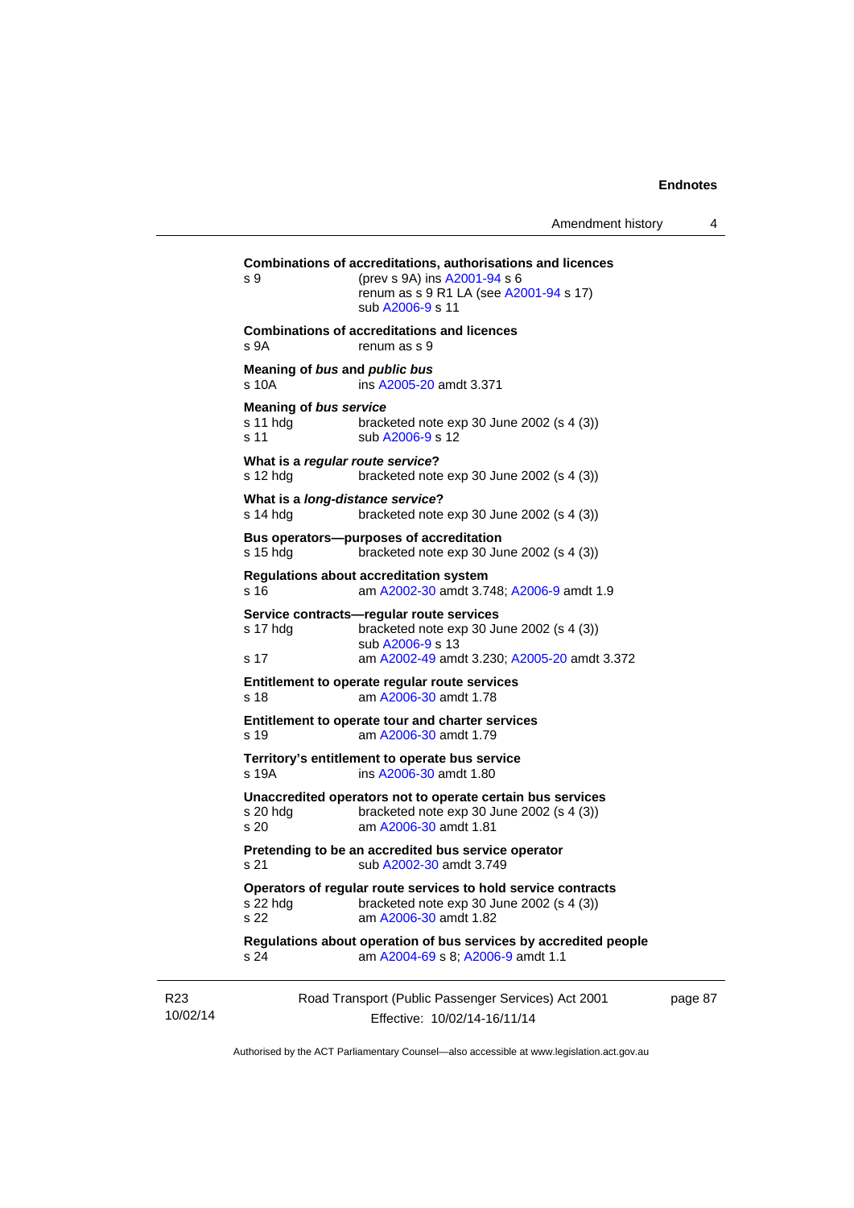**Combinations of accreditations, authorisations and licences**

s 9 (prev s 9A) ins A2001-94 s 6
renum as s 9 R1 LA (see A2001-94 s 17)
sub A2006-9 s 11

**Combinations of accreditations and licences**

s 9A renum as s 9

**Meaning of *bus* and *public bus***

s 10A ins A2005-20 amdt 3.371

**Meaning of *bus service***

s 11 hdg bracketed note exp 30 June 2002 (s 4 (3))
s 11 sub A2006-9 s 12

**What is a *regular route service*?**

s 12 hdg bracketed note exp 30 June 2002 (s 4 (3))

**What is a *long-distance service*?**

s 14 hdg bracketed note exp 30 June 2002 (s 4 (3))

**Bus operators—purposes of accreditation**

s 15 hdg bracketed note exp 30 June 2002 (s 4 (3))

**Regulations about accreditation system**

s 16 am A2002-30 amdt 3.748; A2006-9 amdt 1.9

**Service contracts—regular route services**

s 17 hdg bracketed note exp 30 June 2002 (s 4 (3))
sub A2006-9 s 13
s 17 am A2002-49 amdt 3.230; A2005-20 amdt 3.372

**Entitlement to operate regular route services**

s 18 am A2006-30 amdt 1.78

**Entitlement to operate tour and charter services**

s 19 am A2006-30 amdt 1.79

**Territory's entitlement to operate bus service**

s 19A ins A2006-30 amdt 1.80

**Unaccredited operators not to operate certain bus services**

s 20 hdg bracketed note exp 30 June 2002 (s 4 (3))
s 20 am A2006-30 amdt 1.81

**Pretending to be an accredited bus service operator**

s 21 sub A2002-30 amdt 3.749

**Operators of regular route services to hold service contracts**

s 22 hdg bracketed note exp 30 June 2002 (s 4 (3))
s 22 am A2006-30 amdt 1.82

**Regulations about operation of bus services by accredited people**

s 24 am A2004-69 s 8; A2006-9 amdt 1.1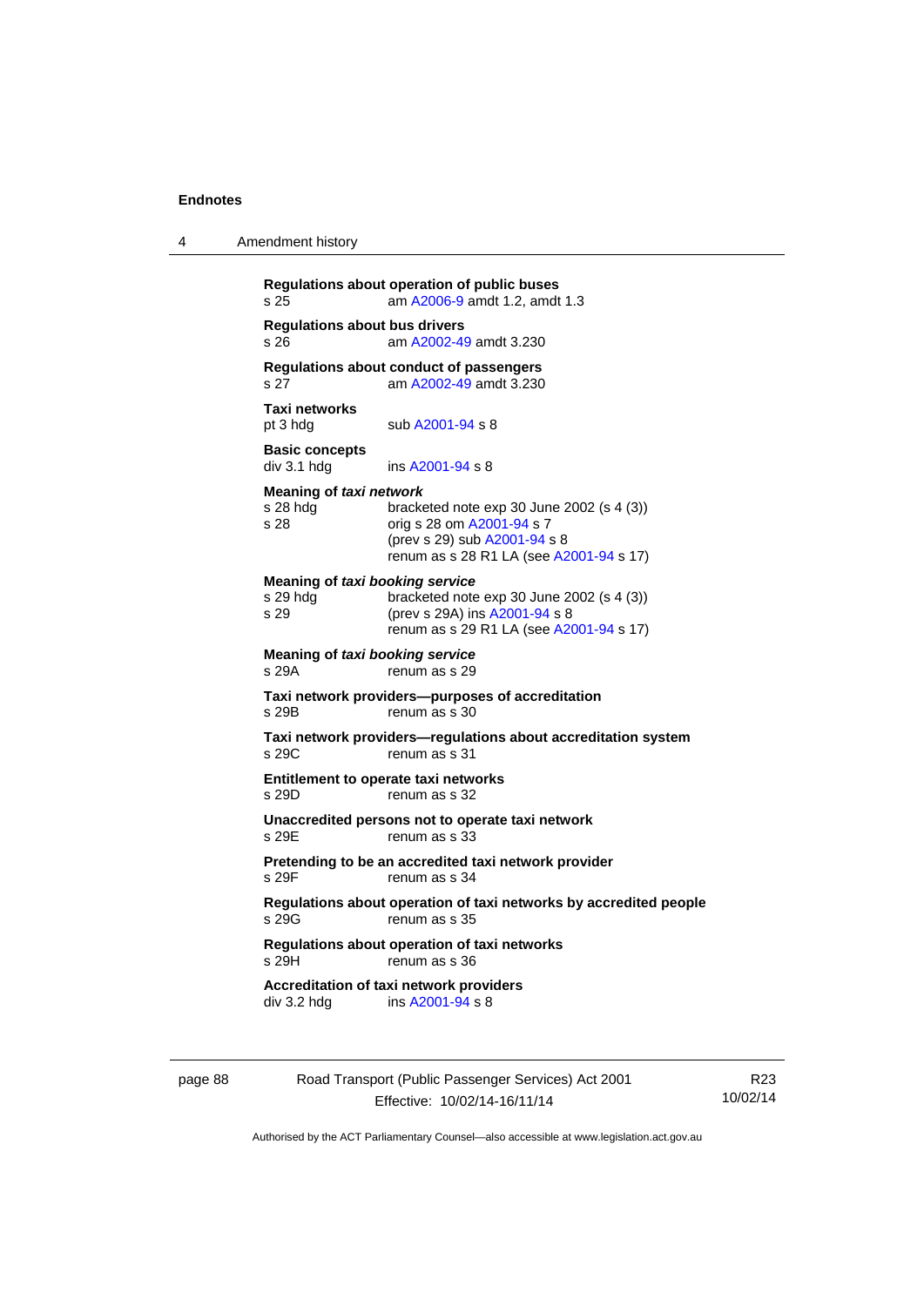**Regulations about operation of public buses**
s 25 am A2006-9 amdt 1.2, amdt 1.3

**Regulations about bus drivers**
s 26 am A2002-49 amdt 3.230

**Regulations about conduct of passengers**
s 27 am A2002-49 amdt 3.230

**Taxi networks**
pt 3 hdg sub A2001-94 s 8

**Basic concepts**
div 3.1 hdg ins A2001-94 s 8

**Meaning of *taxi network***
s 28 hdg bracketed note exp 30 June 2002 (s 4 (3))
s 28 orig s 28 om A2001-94 s 7
(prev s 29) sub A2001-94 s 8
renum as s 28 R1 LA (see A2001-94 s 17)

**Meaning of *taxi booking service***
s 29 hdg bracketed note exp 30 June 2002 (s 4 (3))
s 29 (prev s 29A) ins A2001-94 s 8
renum as s 29 R1 LA (see A2001-94 s 17)

**Meaning of *taxi booking service***
s 29A renum as s 29

**Taxi network providers—purposes of accreditation**
s 29B renum as s 30

**Taxi network providers—regulations about accreditation system**
s 29C renum as s 31

**Entitlement to operate taxi networks**
s 29D renum as s 32

**Unaccredited persons not to operate taxi network**
s 29E renum as s 33

**Pretending to be an accredited taxi network provider**
s 29F renum as s 34

**Regulations about operation of taxi networks by accredited people**
s 29G renum as s 35

**Regulations about operation of taxi networks**
s 29H renum as s 36

**Accreditation of taxi network providers**
div 3.2 hdg ins A2001-94 s 8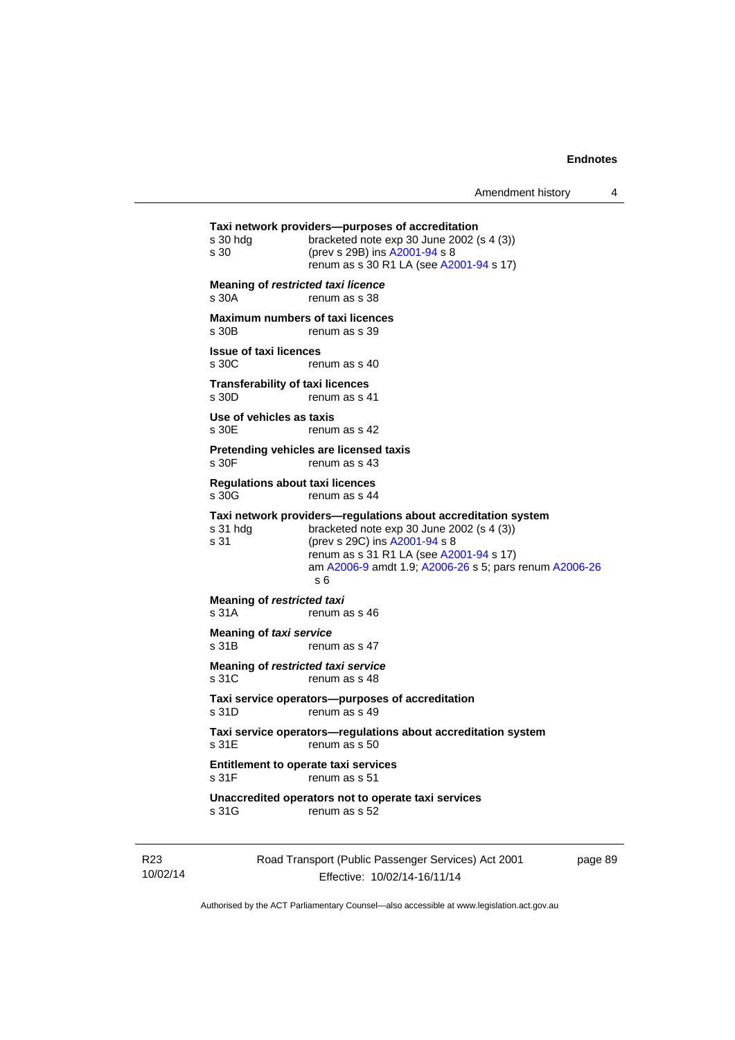**Taxi network providers—purposes of accreditation**
s 30 hdg bracketed note exp 30 June 2002 (s 4 (3))
s 30 (prev s 29B) ins A2001-94 s 8
renum as s 30 R1 LA (see A2001-94 s 17)

**Meaning of *restricted taxi licence***
s 30A renum as s 38

**Maximum numbers of taxi licences**
s 30B renum as s 39

**Issue of taxi licences**
s 30C renum as s 40

**Transferability of taxi licences**
s 30D renum as s 41

**Use of vehicles as taxis**
s 30E renum as s 42

**Pretending vehicles are licensed taxis**
s 30F renum as s 43

**Regulations about taxi licences**
s 30G renum as s 44

**Taxi network providers—regulations about accreditation system**
s 31 hdg bracketed note exp 30 June 2002 (s 4 (3))
s 31 (prev s 29C) ins A2001-94 s 8
renum as s 31 R1 LA (see A2001-94 s 17)
am A2006-9 amdt 1.9; A2006-26 s 5; pars renum A2006-26 s 6

**Meaning of *restricted taxi***
s 31A renum as s 46

**Meaning of *taxi service***
s 31B renum as s 47

**Meaning of *restricted taxi service***
s 31C renum as s 48

**Taxi service operators—purposes of accreditation**
s 31D renum as s 49

**Taxi service operators—regulations about accreditation system**
s 31E renum as s 50

**Entitlement to operate taxi services**
s 31F renum as s 51

**Unaccredited operators not to operate taxi services**
s 31G renum as s 52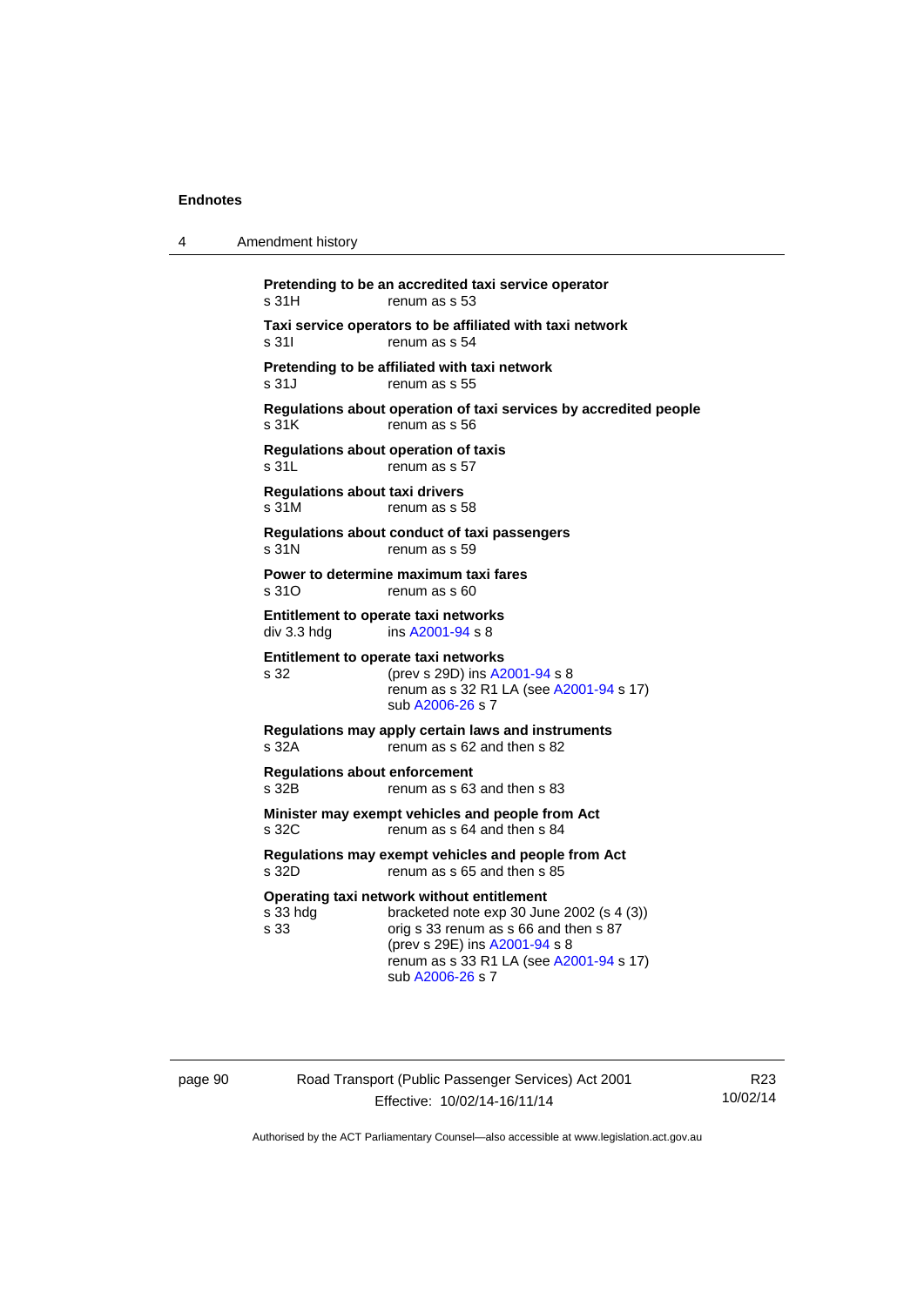**Pretending to be an accredited taxi service operator**
s 31H renum as s 53

**Taxi service operators to be affiliated with taxi network**
s 31I renum as s 54

**Pretending to be affiliated with taxi network**
s 31J renum as s 55

**Regulations about operation of taxi services by accredited people**
s 31K renum as s 56

**Regulations about operation of taxis**
s 31L renum as s 57

**Regulations about taxi drivers**
s 31M renum as s 58

**Regulations about conduct of taxi passengers**
s 31N renum as s 59

**Power to determine maximum taxi fares**
s 31O renum as s 60

**Entitlement to operate taxi networks**
div 3.3 hdg ins A2001-94 s 8

**Entitlement to operate taxi networks**
s 32 (prev s 29D) ins A2001-94 s 8
renum as s 32 R1 LA (see A2001-94 s 17)
sub A2006-26 s 7

**Regulations may apply certain laws and instruments**
s 32A renum as s 62 and then s 82

**Regulations about enforcement**
s 32B renum as s 63 and then s 83

**Minister may exempt vehicles and people from Act**
s 32C renum as s 64 and then s 84

**Regulations may exempt vehicles and people from Act**
s 32D renum as s 65 and then s 85

**Operating taxi network without entitlement**
s 33 hdg bracketed note exp 30 June 2002 (s 4 (3))
s 33 orig s 33 renum as s 66 and then s 87
(prev s 29E) ins A2001-94 s 8
renum as s 33 R1 LA (see A2001-94 s 17)
sub A2006-26 s 7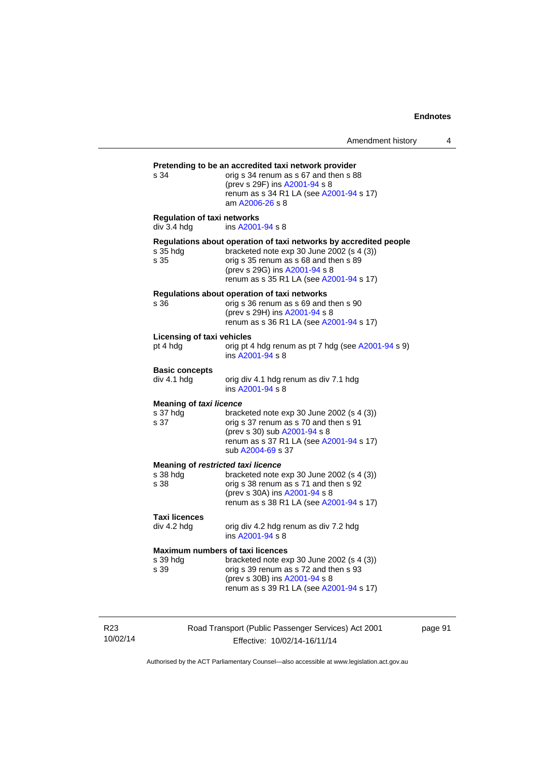**Pretending to be an accredited taxi network provider**

s 34 orig s 34 renum as s 67 and then s 88
(prev s 29F) ins A2001-94 s 8
renum as s 34 R1 LA (see A2001-94 s 17)
am A2006-26 s 8

**Regulation of taxi networks**

div 3.4 hdg ins A2001-94 s 8

**Regulations about operation of taxi networks by accredited people**

s 35 hdg bracketed note exp 30 June 2002 (s 4 (3))
s 35 orig s 35 renum as s 68 and then s 89
(prev s 29G) ins A2001-94 s 8
renum as s 35 R1 LA (see A2001-94 s 17)

**Regulations about operation of taxi networks**

s 36 orig s 36 renum as s 69 and then s 90
(prev s 29H) ins A2001-94 s 8
renum as s 36 R1 LA (see A2001-94 s 17)

**Licensing of taxi vehicles**

pt 4 hdg orig pt 4 hdg renum as pt 7 hdg (see A2001-94 s 9)
ins A2001-94 s 8

**Basic concepts**

div 4.1 hdg orig div 4.1 hdg renum as div 7.1 hdg
ins A2001-94 s 8

**Meaning of *taxi licence***

s 37 hdg bracketed note exp 30 June 2002 (s 4 (3))
s 37 orig s 37 renum as s 70 and then s 91
(prev s 30) sub A2001-94 s 8
renum as s 37 R1 LA (see A2001-94 s 17)
sub A2004-69 s 37

**Meaning of *restricted taxi licence***

s 38 hdg bracketed note exp 30 June 2002 (s 4 (3))
s 38 orig s 38 renum as s 71 and then s 92
(prev s 30A) ins A2001-94 s 8
renum as s 38 R1 LA (see A2001-94 s 17)

**Taxi licences**

div 4.2 hdg orig div 4.2 hdg renum as div 7.2 hdg
ins A2001-94 s 8

**Maximum numbers of taxi licences**

s 39 hdg bracketed note exp 30 June 2002 (s 4 (3))
s 39 orig s 39 renum as s 72 and then s 93
(prev s 30B) ins A2001-94 s 8
renum as s 39 R1 LA (see A2001-94 s 17)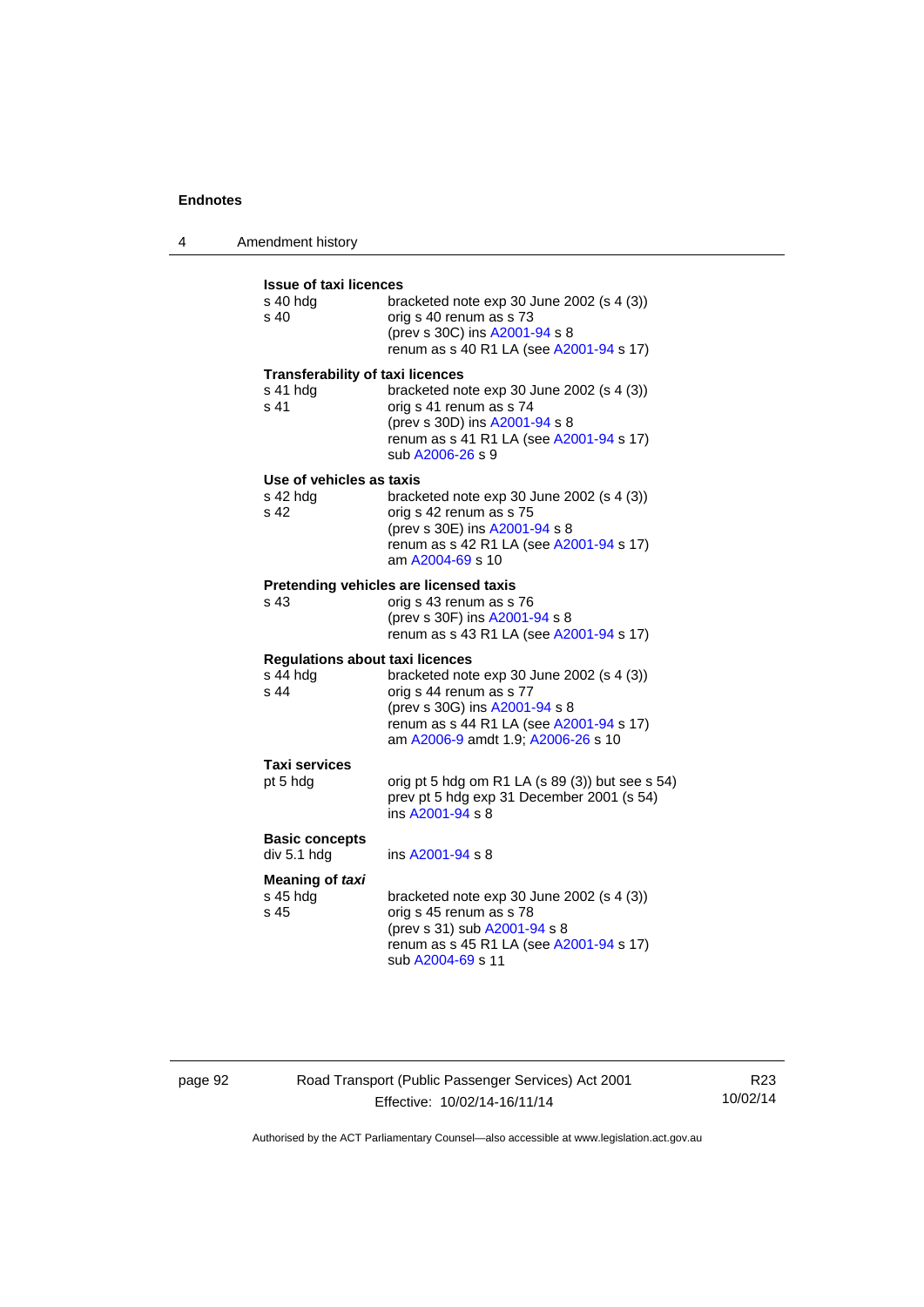**Issue of taxi licences**

s 40 hdg bracketed note exp 30 June 2002 (s 4 (3))
s 40 orig s 40 renum as s 73
(prev s 30C) ins A2001-94 s 8
renum as s 40 R1 LA (see A2001-94 s 17)

**Transferability of taxi licences**

s 41 hdg bracketed note exp 30 June 2002 (s 4 (3))
s 41 orig s 41 renum as s 74
(prev s 30D) ins A2001-94 s 8
renum as s 41 R1 LA (see A2001-94 s 17)
sub A2006-26 s 9

**Use of vehicles as taxis**

s 42 hdg bracketed note exp 30 June 2002 (s 4 (3))
s 42 orig s 42 renum as s 75
(prev s 30E) ins A2001-94 s 8
renum as s 42 R1 LA (see A2001-94 s 17)
am A2004-69 s 10

**Pretending vehicles are licensed taxis**

s 43 orig s 43 renum as s 76
(prev s 30F) ins A2001-94 s 8
renum as s 43 R1 LA (see A2001-94 s 17)

**Regulations about taxi licences**

s 44 hdg bracketed note exp 30 June 2002 (s 4 (3))
s 44 orig s 44 renum as s 77
(prev s 30G) ins A2001-94 s 8
renum as s 44 R1 LA (see A2001-94 s 17)
am A2006-9 amdt 1.9; A2006-26 s 10

**Taxi services**

pt 5 hdg orig pt 5 hdg om R1 LA (s 89 (3)) but see s 54)
prev pt 5 hdg exp 31 December 2001 (s 54)
ins A2001-94 s 8

**Basic concepts**

div 5.1 hdg ins A2001-94 s 8

**Meaning of *taxi***

s 45 hdg bracketed note exp 30 June 2002 (s 4 (3))
s 45 orig s 45 renum as s 78
(prev s 31) sub A2001-94 s 8
renum as s 45 R1 LA (see A2001-94 s 17)
sub A2004-69 s 11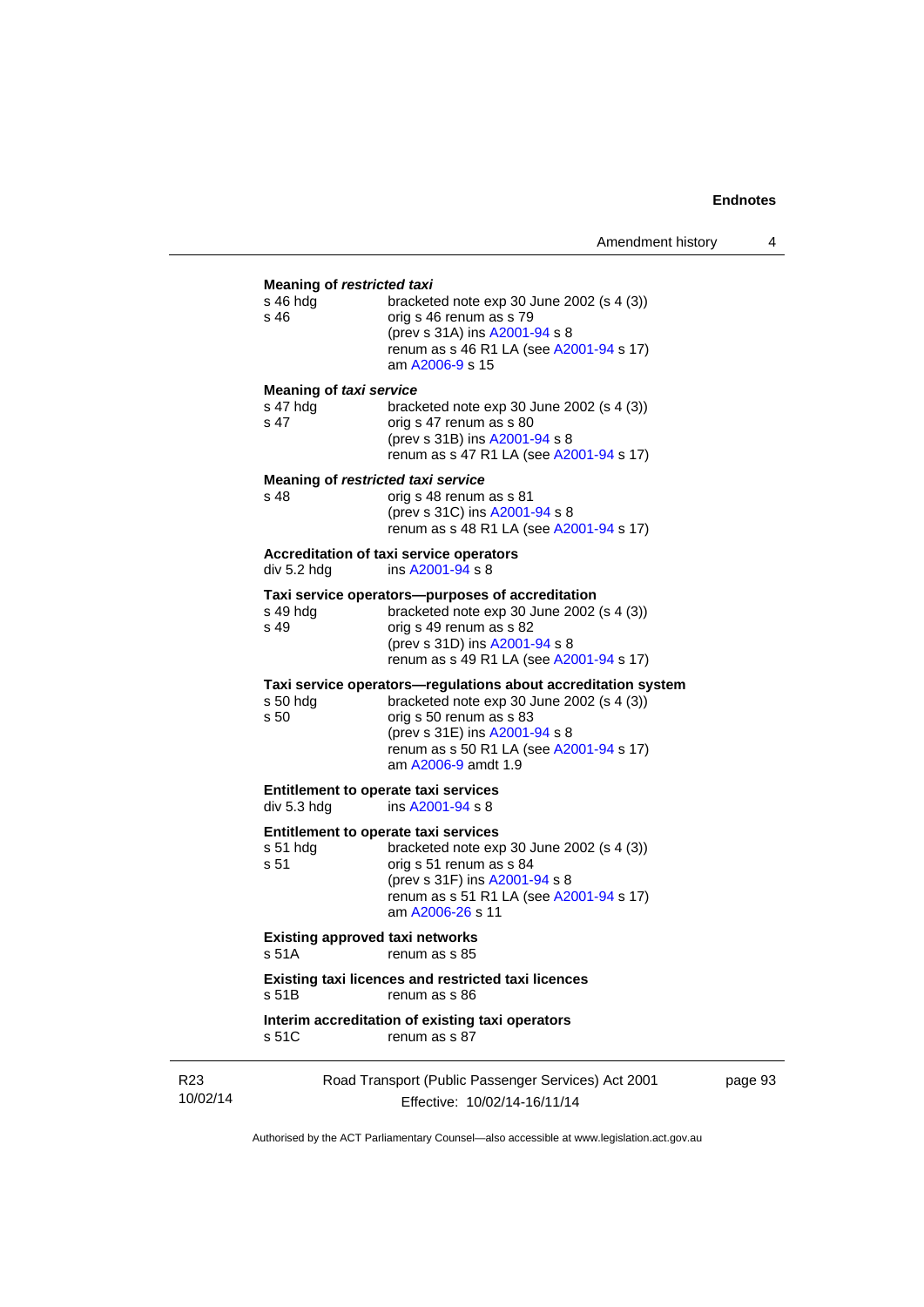**Meaning of *restricted taxi***

s 46 hdg bracketed note exp 30 June 2002 (s 4 (3))
s 46 orig s 46 renum as s 79
(prev s 31A) ins A2001-94 s 8
renum as s 46 R1 LA (see A2001-94 s 17)
am A2006-9 s 15

**Meaning of *taxi service***

s 47 hdg bracketed note exp 30 June 2002 (s 4 (3))
s 47 orig s 47 renum as s 80
(prev s 31B) ins A2001-94 s 8
renum as s 47 R1 LA (see A2001-94 s 17)

**Meaning of *restricted taxi service***

s 48 orig s 48 renum as s 81
(prev s 31C) ins A2001-94 s 8
renum as s 48 R1 LA (see A2001-94 s 17)

**Accreditation of taxi service operators**

div 5.2 hdg ins A2001-94 s 8

**Taxi service operators—purposes of accreditation**

s 49 hdg bracketed note exp 30 June 2002 (s 4 (3))
s 49 orig s 49 renum as s 82
(prev s 31D) ins A2001-94 s 8
renum as s 49 R1 LA (see A2001-94 s 17)

**Taxi service operators—regulations about accreditation system**

s 50 hdg bracketed note exp 30 June 2002 (s 4 (3))
s 50 orig s 50 renum as s 83
(prev s 31E) ins A2001-94 s 8
renum as s 50 R1 LA (see A2001-94 s 17)
am A2006-9 amdt 1.9

**Entitlement to operate taxi services**

div 5.3 hdg ins A2001-94 s 8

**Entitlement to operate taxi services**

s 51 hdg bracketed note exp 30 June 2002 (s 4 (3))
s 51 orig s 51 renum as s 84
(prev s 31F) ins A2001-94 s 8
renum as s 51 R1 LA (see A2001-94 s 17)
am A2006-26 s 11

**Existing approved taxi networks**

s 51A renum as s 85

**Existing taxi licences and restricted taxi licences**

s 51B renum as s 86

**Interim accreditation of existing taxi operators**

s 51C renum as s 87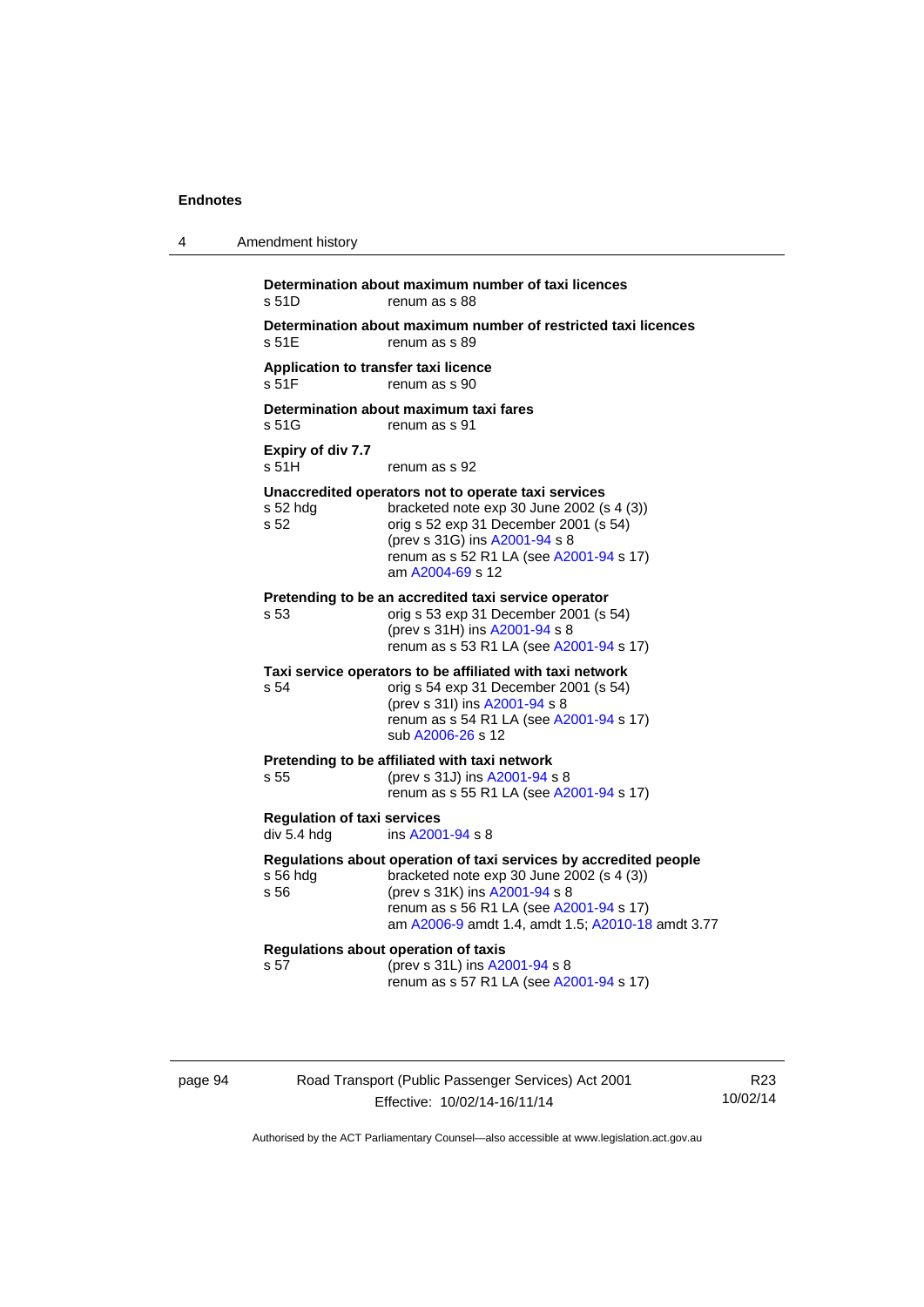**Determination about maximum number of taxi licences**

s 51D renum as s 88

**Determination about maximum number of restricted taxi licences**

s 51E renum as s 89

**Application to transfer taxi licence**

s 51F renum as s 90

**Determination about maximum taxi fares**

s 51G renum as s 91

**Expiry of div 7.7**

s 51H renum as s 92

**Unaccredited operators not to operate taxi services**

s 52 hdg bracketed note exp 30 June 2002 (s 4 (3))

s 52 orig s 52 exp 31 December 2001 (s 54)
(prev s 31G) ins A2001-94 s 8
renum as s 52 R1 LA (see A2001-94 s 17)
am A2004-69 s 12

**Pretending to be an accredited taxi service operator**

s 53 orig s 53 exp 31 December 2001 (s 54)
(prev s 31H) ins A2001-94 s 8
renum as s 53 R1 LA (see A2001-94 s 17)

**Taxi service operators to be affiliated with taxi network**

s 54 orig s 54 exp 31 December 2001 (s 54)
(prev s 31I) ins A2001-94 s 8
renum as s 54 R1 LA (see A2001-94 s 17)
sub A2006-26 s 12

**Pretending to be affiliated with taxi network**

s 55 (prev s 31J) ins A2001-94 s 8
renum as s 55 R1 LA (see A2001-94 s 17)

**Regulation of taxi services**

div 5.4 hdg ins A2001-94 s 8

**Regulations about operation of taxi services by accredited people**

s 56 hdg bracketed note exp 30 June 2002 (s 4 (3))

s 56 (prev s 31K) ins A2001-94 s 8
renum as s 56 R1 LA (see A2001-94 s 17)
am A2006-9 amdt 1.4, amdt 1.5; A2010-18 amdt 3.77

**Regulations about operation of taxis**

s 57 (prev s 31L) ins A2001-94 s 8
renum as s 57 R1 LA (see A2001-94 s 17)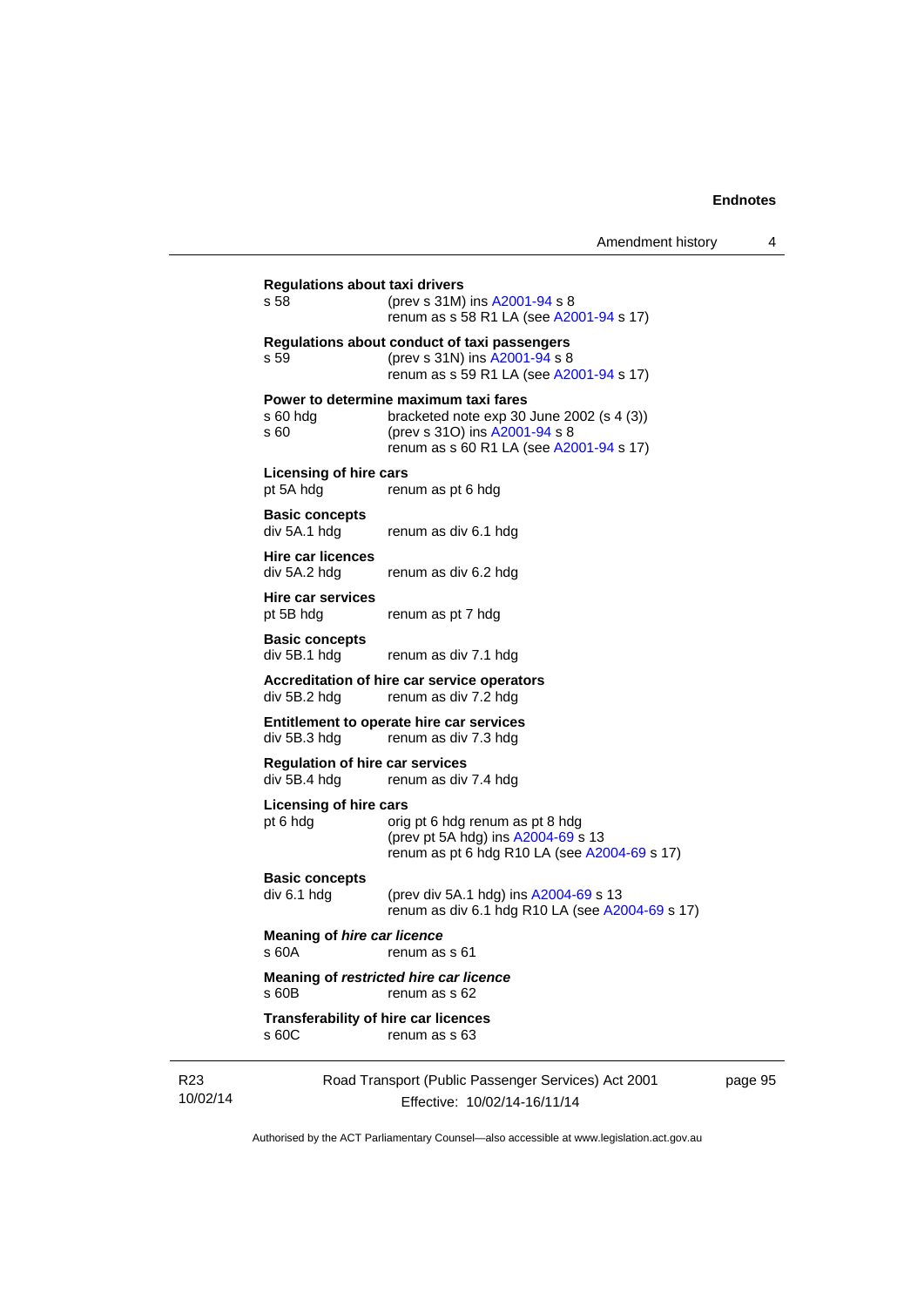**Regulations about taxi drivers**
s 58 (prev s 31M) ins A2001-94 s 8
renum as s 58 R1 LA (see A2001-94 s 17)

**Regulations about conduct of taxi passengers**
s 59 (prev s 31N) ins A2001-94 s 8
renum as s 59 R1 LA (see A2001-94 s 17)

**Power to determine maximum taxi fares**
s 60 hdg bracketed note exp 30 June 2002 (s 4 (3))
s 60 (prev s 31O) ins A2001-94 s 8
renum as s 60 R1 LA (see A2001-94 s 17)

**Licensing of hire cars**
pt 5A hdg renum as pt 6 hdg

**Basic concepts**
div 5A.1 hdg renum as div 6.1 hdg

**Hire car licences**
div 5A.2 hdg renum as div 6.2 hdg

**Hire car services**
pt 5B hdg renum as pt 7 hdg

**Basic concepts**
div 5B.1 hdg renum as div 7.1 hdg

**Accreditation of hire car service operators**
div 5B.2 hdg renum as div 7.2 hdg

**Entitlement to operate hire car services**
div 5B.3 hdg renum as div 7.3 hdg

**Regulation of hire car services**
div 5B.4 hdg renum as div 7.4 hdg

**Licensing of hire cars**
pt 6 hdg orig pt 6 hdg renum as pt 8 hdg
(prev pt 5A hdg) ins A2004-69 s 13
renum as pt 6 hdg R10 LA (see A2004-69 s 17)

**Basic concepts**
div 6.1 hdg (prev div 5A.1 hdg) ins A2004-69 s 13
renum as div 6.1 hdg R10 LA (see A2004-69 s 17)

**Meaning of *hire car licence***
s 60A renum as s 61

**Meaning of *restricted hire car licence***
s 60B renum as s 62

**Transferability of hire car licences**
s 60C renum as s 63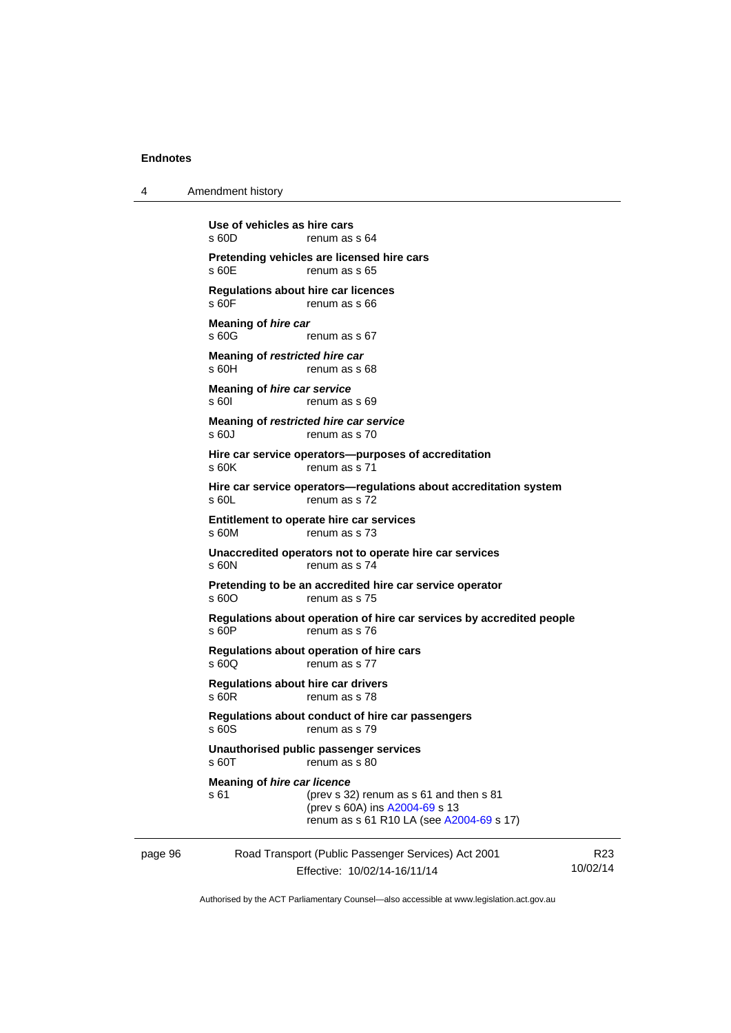**Use of vehicles as hire cars**
s 60D renum as s 64

**Pretending vehicles are licensed hire cars**
s 60E renum as s 65

**Regulations about hire car licences**
s 60F renum as s 66

**Meaning of *hire car***
s 60G renum as s 67

**Meaning of *restricted hire car***
s 60H renum as s 68

**Meaning of *hire car service***
s 60I renum as s 69

**Meaning of *restricted hire car service***
s 60J renum as s 70

**Hire car service operators—purposes of accreditation**
s 60K renum as s 71

**Hire car service operators—regulations about accreditation system**
s 60L renum as s 72

**Entitlement to operate hire car services**
s 60M renum as s 73

**Unaccredited operators not to operate hire car services**
s 60N renum as s 74

**Pretending to be an accredited hire car service operator**
s 60O renum as s 75

**Regulations about operation of hire car services by accredited people**
s 60P renum as s 76

**Regulations about operation of hire cars**
s 60Q renum as s 77

**Regulations about hire car drivers**
s 60R renum as s 78

**Regulations about conduct of hire car passengers**
s 60S renum as s 79

**Unauthorised public passenger services**
s 60T renum as s 80

**Meaning of *hire car licence***
s 61 (prev s 32) renum as s 61 and then s 81
(prev s 60A) ins A2004-69 s 13
renum as s 61 R10 LA (see A2004-69 s 17)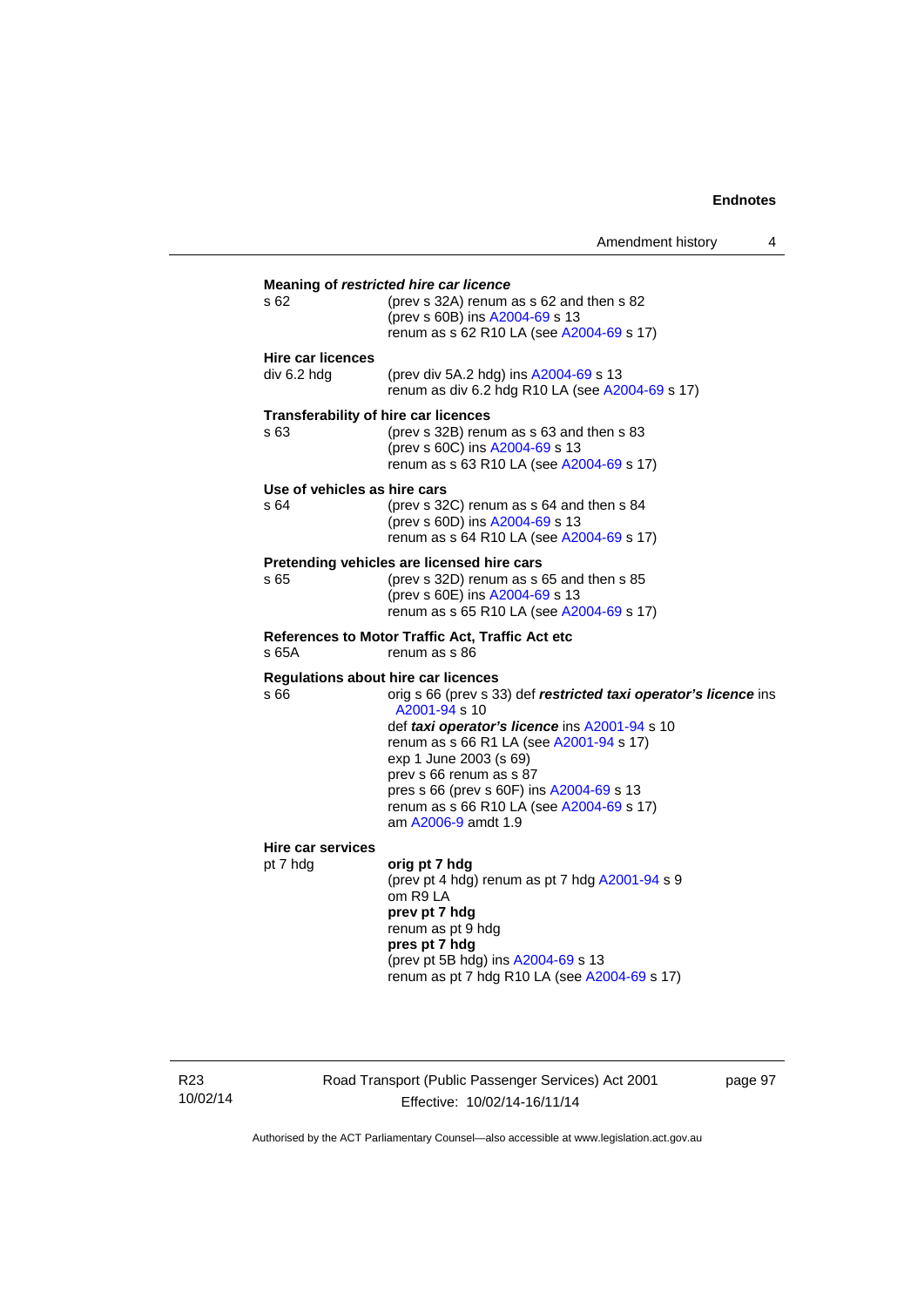**Meaning of *restricted hire car licence***

s 62 (prev s 32A) renum as s 62 and then s 82
(prev s 60B) ins A2004-69 s 13
renum as s 62 R10 LA (see A2004-69 s 17)

**Hire car licences**

div 6.2 hdg (prev div 5A.2 hdg) ins A2004-69 s 13
renum as div 6.2 hdg R10 LA (see A2004-69 s 17)

**Transferability of hire car licences**

s 63 (prev s 32B) renum as s 63 and then s 83
(prev s 60C) ins A2004-69 s 13
renum as s 63 R10 LA (see A2004-69 s 17)

**Use of vehicles as hire cars**

s 64 (prev s 32C) renum as s 64 and then s 84
(prev s 60D) ins A2004-69 s 13
renum as s 64 R10 LA (see A2004-69 s 17)

**Pretending vehicles are licensed hire cars**

s 65 (prev s 32D) renum as s 65 and then s 85
(prev s 60E) ins A2004-69 s 13
renum as s 65 R10 LA (see A2004-69 s 17)

**References to Motor Traffic Act, Traffic Act etc**

s 65A renum as s 86

**Regulations about hire car licences**

s 66 orig s 66 (prev s 33) def ***restricted taxi operator's licence*** ins A2001-94 s 10
def ***taxi operator's licence*** ins A2001-94 s 10
renum as s 66 R1 LA (see A2001-94 s 17)
exp 1 June 2003 (s 69)
prev s 66 renum as s 87
pres s 66 (prev s 60F) ins A2004-69 s 13
renum as s 66 R10 LA (see A2004-69 s 17)
am A2006-9 amdt 1.9

**Hire car services**

pt 7 hdg **orig pt 7 hdg**
(prev pt 4 hdg) renum as pt 7 hdg A2001-94 s 9
om R9 LA
**prev pt 7 hdg**
renum as pt 9 hdg
**pres pt 7 hdg**
(prev pt 5B hdg) ins A2004-69 s 13
renum as pt 7 hdg R10 LA (see A2004-69 s 17)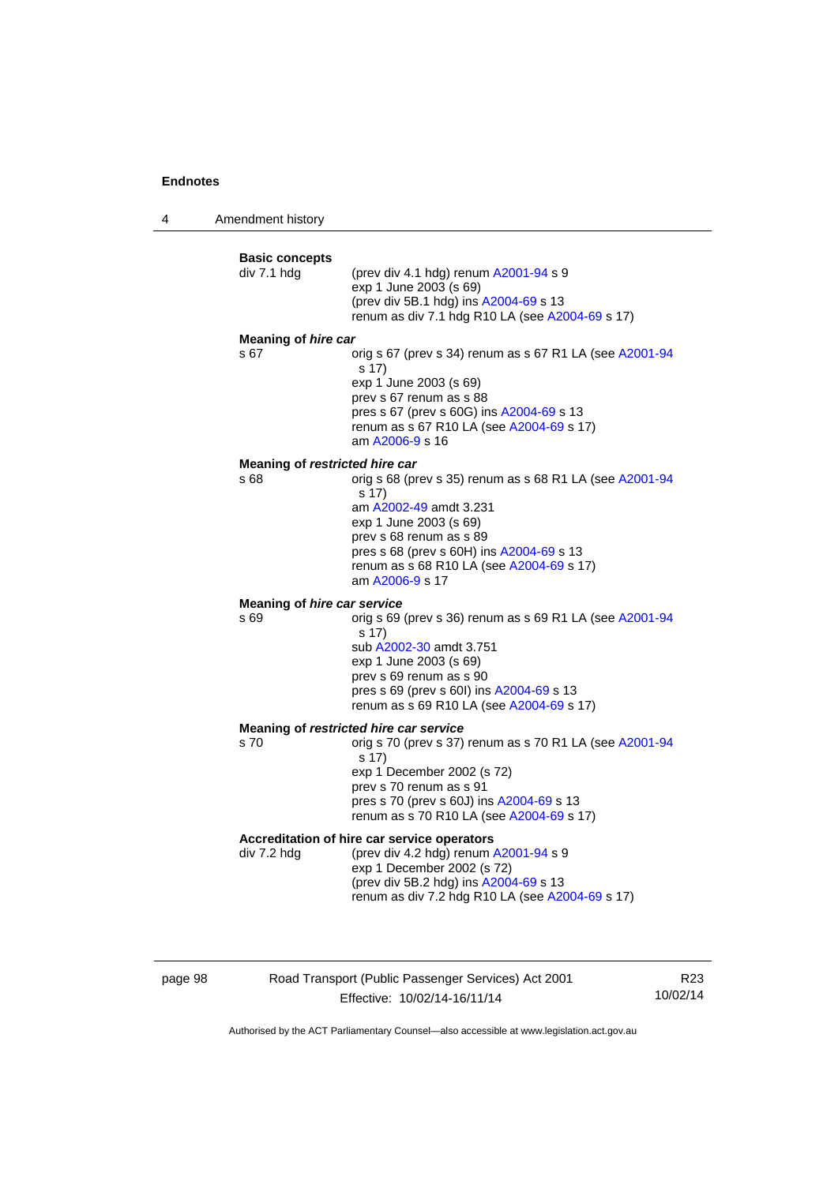**Basic concepts**

div 7.1 hdg (prev div 4.1 hdg) renum A2001-94 s 9
exp 1 June 2003 (s 69)
(prev div 5B.1 hdg) ins A2004-69 s 13
renum as div 7.1 hdg R10 LA (see A2004-69 s 17)

**Meaning of *hire car***

s 67 orig s 67 (prev s 34) renum as s 67 R1 LA (see A2001-94 s 17)
exp 1 June 2003 (s 69)
prev s 67 renum as s 88
pres s 67 (prev s 60G) ins A2004-69 s 13
renum as s 67 R10 LA (see A2004-69 s 17)
am A2006-9 s 16

**Meaning of *restricted hire car***

s 68 orig s 68 (prev s 35) renum as s 68 R1 LA (see A2001-94 s 17)
am A2002-49 amdt 3.231
exp 1 June 2003 (s 69)
prev s 68 renum as s 89
pres s 68 (prev s 60H) ins A2004-69 s 13
renum as s 68 R10 LA (see A2004-69 s 17)
am A2006-9 s 17

**Meaning of *hire car service***

s 69 orig s 69 (prev s 36) renum as s 69 R1 LA (see A2001-94 s 17)
sub A2002-30 amdt 3.751
exp 1 June 2003 (s 69)
prev s 69 renum as s 90
pres s 69 (prev s 60I) ins A2004-69 s 13
renum as s 69 R10 LA (see A2004-69 s 17)

**Meaning of *restricted hire car service***

s 70 orig s 70 (prev s 37) renum as s 70 R1 LA (see A2001-94 s 17)
exp 1 December 2002 (s 72)
prev s 70 renum as s 91
pres s 70 (prev s 60J) ins A2004-69 s 13
renum as s 70 R10 LA (see A2004-69 s 17)

**Accreditation of hire car service operators**

div 7.2 hdg (prev div 4.2 hdg) renum A2001-94 s 9
exp 1 December 2002 (s 72)
(prev div 5B.2 hdg) ins A2004-69 s 13
renum as div 7.2 hdg R10 LA (see A2004-69 s 17)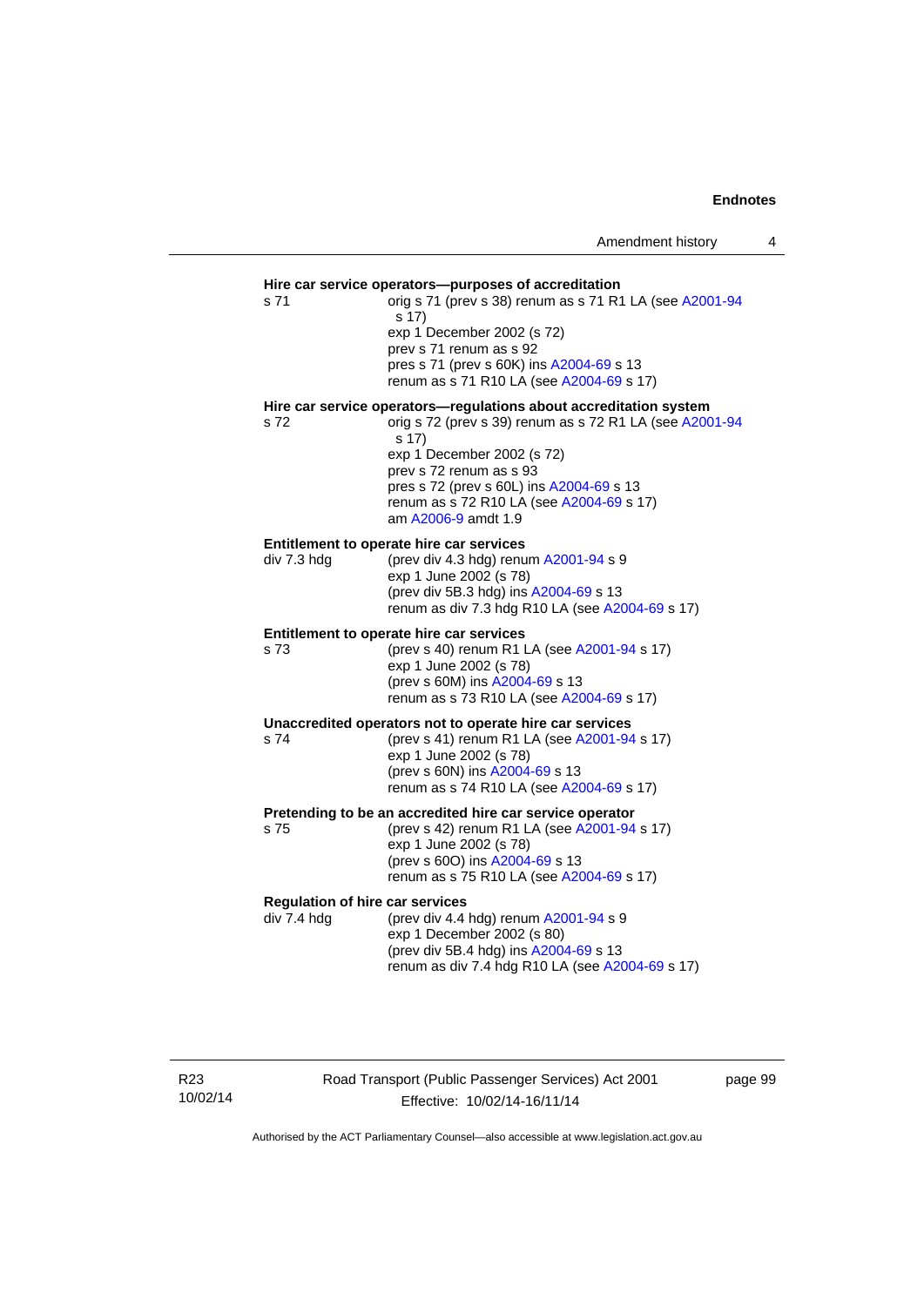**Hire car service operators—purposes of accreditation**

s 71 orig s 71 (prev s 38) renum as s 71 R1 LA (see A2001-94 s 17)
exp 1 December 2002 (s 72)
prev s 71 renum as s 92
pres s 71 (prev s 60K) ins A2004-69 s 13
renum as s 71 R10 LA (see A2004-69 s 17)

**Hire car service operators—regulations about accreditation system**

s 72 orig s 72 (prev s 39) renum as s 72 R1 LA (see A2001-94 s 17)
exp 1 December 2002 (s 72)
prev s 72 renum as s 93
pres s 72 (prev s 60L) ins A2004-69 s 13
renum as s 72 R10 LA (see A2004-69 s 17)
am A2006-9 amdt 1.9

**Entitlement to operate hire car services**

div 7.3 hdg (prev div 4.3 hdg) renum A2001-94 s 9
exp 1 June 2002 (s 78)
(prev div 5B.3 hdg) ins A2004-69 s 13
renum as div 7.3 hdg R10 LA (see A2004-69 s 17)

**Entitlement to operate hire car services**

s 73 (prev s 40) renum R1 LA (see A2001-94 s 17)
exp 1 June 2002 (s 78)
(prev s 60M) ins A2004-69 s 13
renum as s 73 R10 LA (see A2004-69 s 17)

**Unaccredited operators not to operate hire car services**

s 74 (prev s 41) renum R1 LA (see A2001-94 s 17)
exp 1 June 2002 (s 78)
(prev s 60N) ins A2004-69 s 13
renum as s 74 R10 LA (see A2004-69 s 17)

**Pretending to be an accredited hire car service operator**

s 75 (prev s 42) renum R1 LA (see A2001-94 s 17)
exp 1 June 2002 (s 78)
(prev s 60O) ins A2004-69 s 13
renum as s 75 R10 LA (see A2004-69 s 17)

**Regulation of hire car services**

div 7.4 hdg (prev div 4.4 hdg) renum A2001-94 s 9
exp 1 December 2002 (s 80)
(prev div 5B.4 hdg) ins A2004-69 s 13
renum as div 7.4 hdg R10 LA (see A2004-69 s 17)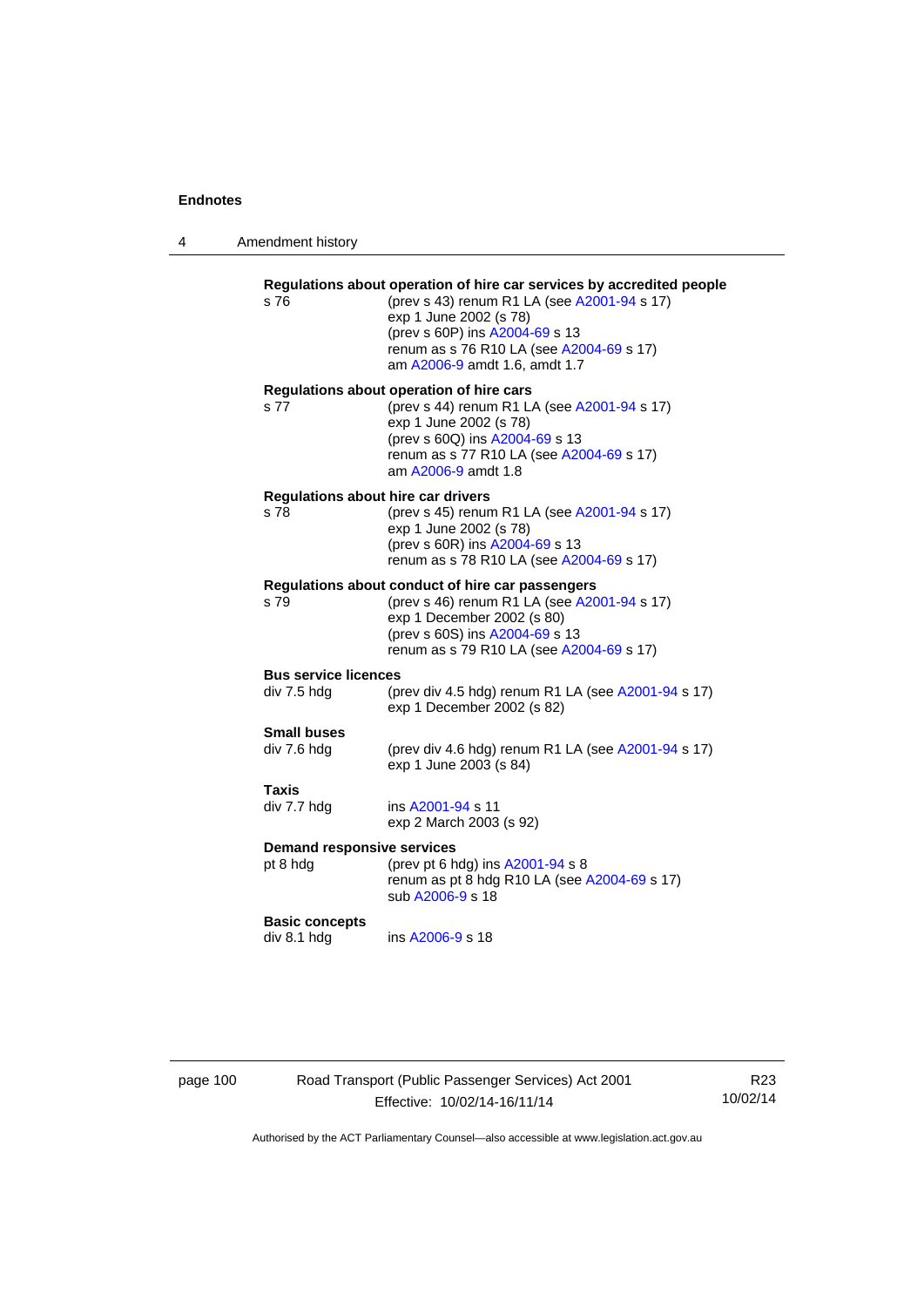**Regulations about operation of hire car services by accredited people**

s 76 (prev s 43) renum R1 LA (see A2001-94 s 17)
exp 1 June 2002 (s 78)
(prev s 60P) ins A2004-69 s 13
renum as s 76 R10 LA (see A2004-69 s 17)
am A2006-9 amdt 1.6, amdt 1.7

**Regulations about operation of hire cars**

s 77 (prev s 44) renum R1 LA (see A2001-94 s 17)
exp 1 June 2002 (s 78)
(prev s 60Q) ins A2004-69 s 13
renum as s 77 R10 LA (see A2004-69 s 17)
am A2006-9 amdt 1.8

**Regulations about hire car drivers**

s 78 (prev s 45) renum R1 LA (see A2001-94 s 17)
exp 1 June 2002 (s 78)
(prev s 60R) ins A2004-69 s 13
renum as s 78 R10 LA (see A2004-69 s 17)

**Regulations about conduct of hire car passengers**

s 79 (prev s 46) renum R1 LA (see A2001-94 s 17)
exp 1 December 2002 (s 80)
(prev s 60S) ins A2004-69 s 13
renum as s 79 R10 LA (see A2004-69 s 17)

**Bus service licences**

div 7.5 hdg (prev div 4.5 hdg) renum R1 LA (see A2001-94 s 17)
exp 1 December 2002 (s 82)

**Small buses**

div 7.6 hdg (prev div 4.6 hdg) renum R1 LA (see A2001-94 s 17)
exp 1 June 2003 (s 84)

**Taxis**

div 7.7 hdg ins A2001-94 s 11
exp 2 March 2003 (s 92)

**Demand responsive services**

pt 8 hdg (prev pt 6 hdg) ins A2001-94 s 8
renum as pt 8 hdg R10 LA (see A2004-69 s 17)
sub A2006-9 s 18

**Basic concepts**

div 8.1 hdg ins A2006-9 s 18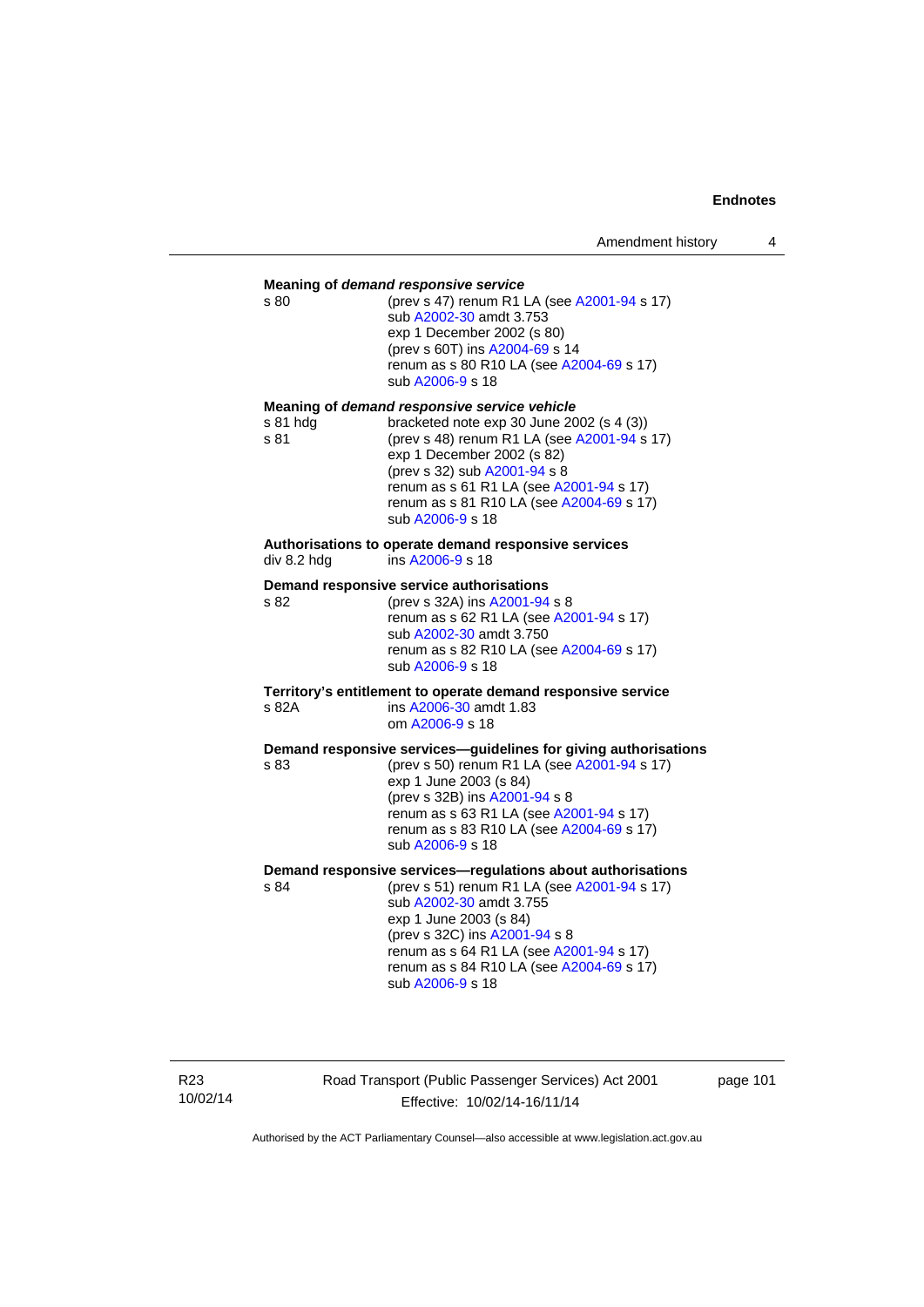**Meaning of *demand responsive service***

s 80 (prev s 47) renum R1 LA (see A2001-94 s 17)
sub A2002-30 amdt 3.753
exp 1 December 2002 (s 80)
(prev s 60T) ins A2004-69 s 14
renum as s 80 R10 LA (see A2004-69 s 17)
sub A2006-9 s 18

**Meaning of *demand responsive service vehicle***

s 81 hdg bracketed note exp 30 June 2002 (s 4 (3))
s 81 (prev s 48) renum R1 LA (see A2001-94 s 17)
exp 1 December 2002 (s 82)
(prev s 32) sub A2001-94 s 8
renum as s 61 R1 LA (see A2001-94 s 17)
renum as s 81 R10 LA (see A2004-69 s 17)
sub A2006-9 s 18

**Authorisations to operate demand responsive services**

div 8.2 hdg ins A2006-9 s 18

**Demand responsive service authorisations**

s 82 (prev s 32A) ins A2001-94 s 8
renum as s 62 R1 LA (see A2001-94 s 17)
sub A2002-30 amdt 3.750
renum as s 82 R10 LA (see A2004-69 s 17)
sub A2006-9 s 18

**Territory's entitlement to operate demand responsive service**

s 82A ins A2006-30 amdt 1.83
om A2006-9 s 18

**Demand responsive services—guidelines for giving authorisations**

s 83 (prev s 50) renum R1 LA (see A2001-94 s 17)
exp 1 June 2003 (s 84)
(prev s 32B) ins A2001-94 s 8
renum as s 63 R1 LA (see A2001-94 s 17)
renum as s 83 R10 LA (see A2004-69 s 17)
sub A2006-9 s 18

**Demand responsive services—regulations about authorisations**

s 84 (prev s 51) renum R1 LA (see A2001-94 s 17)
sub A2002-30 amdt 3.755
exp 1 June 2003 (s 84)
(prev s 32C) ins A2001-94 s 8
renum as s 64 R1 LA (see A2001-94 s 17)
renum as s 84 R10 LA (see A2004-69 s 17)
sub A2006-9 s 18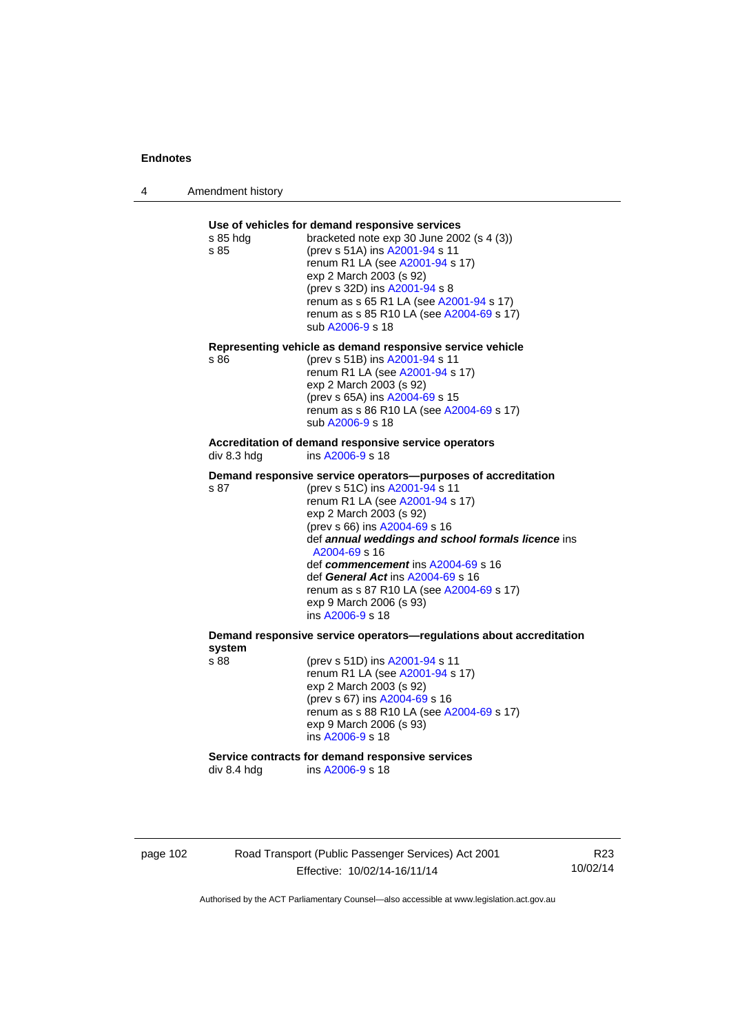**Use of vehicles for demand responsive services**

s 85 hdg — bracketed note exp 30 June 2002 (s 4 (3))
s 85 — (prev s 51A) ins A2001-94 s 11
renum R1 LA (see A2001-94 s 17)
exp 2 March 2003 (s 92)
(prev s 32D) ins A2001-94 s 8
renum as s 65 R1 LA (see A2001-94 s 17)
renum as s 85 R10 LA (see A2004-69 s 17)
sub A2006-9 s 18

**Representing vehicle as demand responsive service vehicle**

s 86 — (prev s 51B) ins A2001-94 s 11
renum R1 LA (see A2001-94 s 17)
exp 2 March 2003 (s 92)
(prev s 65A) ins A2004-69 s 15
renum as s 86 R10 LA (see A2004-69 s 17)
sub A2006-9 s 18

**Accreditation of demand responsive service operators**

div 8.3 hdg — ins A2006-9 s 18

**Demand responsive service operators—purposes of accreditation**

s 87 — (prev s 51C) ins A2001-94 s 11
renum R1 LA (see A2001-94 s 17)
exp 2 March 2003 (s 92)
(prev s 66) ins A2004-69 s 16
def ***annual weddings and school formals licence*** ins A2004-69 s 16
def ***commencement*** ins A2004-69 s 16
def ***General Act*** ins A2004-69 s 16
renum as s 87 R10 LA (see A2004-69 s 17)
exp 9 March 2006 (s 93)
ins A2006-9 s 18

**Demand responsive service operators—regulations about accreditation system**

s 88 — (prev s 51D) ins A2001-94 s 11
renum R1 LA (see A2001-94 s 17)
exp 2 March 2003 (s 92)
(prev s 67) ins A2004-69 s 16
renum as s 88 R10 LA (see A2004-69 s 17)
exp 9 March 2006 (s 93)
ins A2006-9 s 18

**Service contracts for demand responsive services**

div 8.4 hdg — ins A2006-9 s 18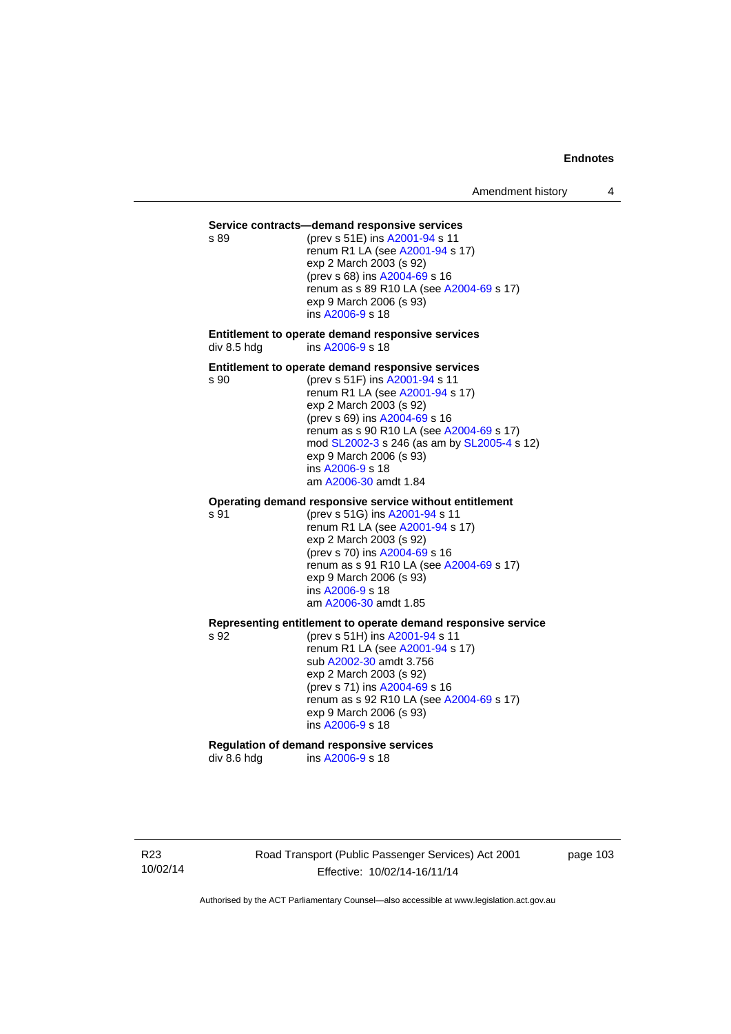**Service contracts—demand responsive services**

s 89 (prev s 51E) ins A2001-94 s 11
renum R1 LA (see A2001-94 s 17)
exp 2 March 2003 (s 92)
(prev s 68) ins A2004-69 s 16
renum as s 89 R10 LA (see A2004-69 s 17)
exp 9 March 2006 (s 93)
ins A2006-9 s 18

**Entitlement to operate demand responsive services**

div 8.5 hdg ins A2006-9 s 18

**Entitlement to operate demand responsive services**

s 90 (prev s 51F) ins A2001-94 s 11
renum R1 LA (see A2001-94 s 17)
exp 2 March 2003 (s 92)
(prev s 69) ins A2004-69 s 16
renum as s 90 R10 LA (see A2004-69 s 17)
mod SL2002-3 s 246 (as am by SL2005-4 s 12)
exp 9 March 2006 (s 93)
ins A2006-9 s 18
am A2006-30 amdt 1.84

**Operating demand responsive service without entitlement**

s 91 (prev s 51G) ins A2001-94 s 11
renum R1 LA (see A2001-94 s 17)
exp 2 March 2003 (s 92)
(prev s 70) ins A2004-69 s 16
renum as s 91 R10 LA (see A2004-69 s 17)
exp 9 March 2006 (s 93)
ins A2006-9 s 18
am A2006-30 amdt 1.85

**Representing entitlement to operate demand responsive service**

s 92 (prev s 51H) ins A2001-94 s 11
renum R1 LA (see A2001-94 s 17)
sub A2002-30 amdt 3.756
exp 2 March 2003 (s 92)
(prev s 71) ins A2004-69 s 16
renum as s 92 R10 LA (see A2004-69 s 17)
exp 9 March 2006 (s 93)
ins A2006-9 s 18

**Regulation of demand responsive services**

div 8.6 hdg ins A2006-9 s 18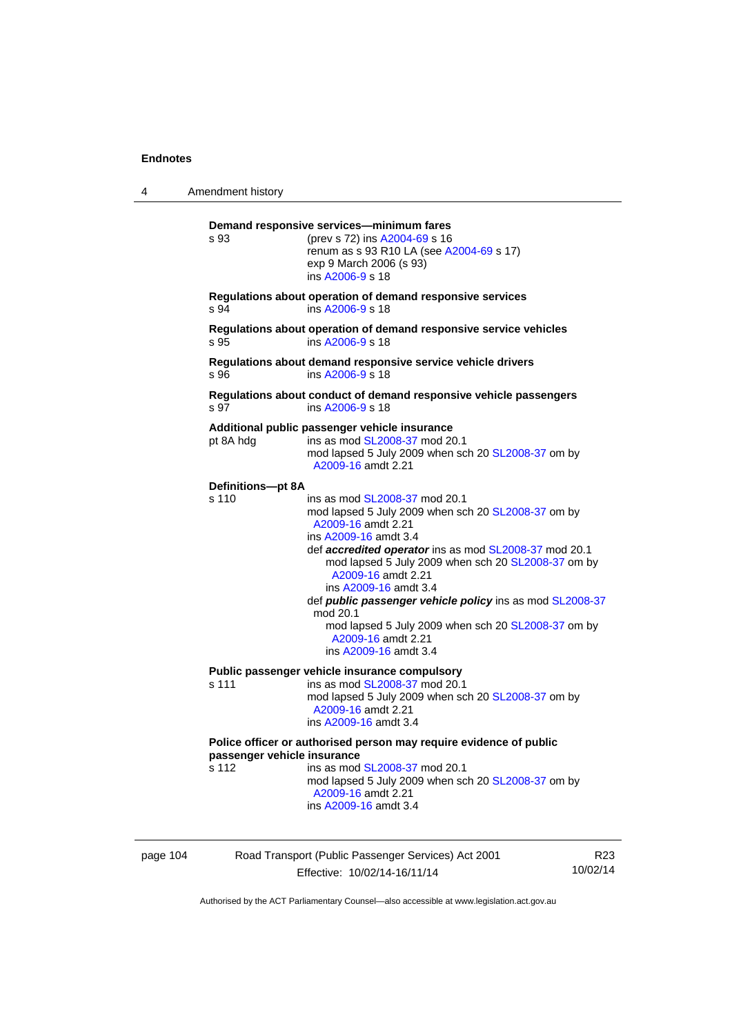**Demand responsive services—minimum fares**

s 93 (prev s 72) ins A2004-69 s 16
renum as s 93 R10 LA (see A2004-69 s 17)
exp 9 March 2006 (s 93)
ins A2006-9 s 18

**Regulations about operation of demand responsive services**

s 94 ins A2006-9 s 18

**Regulations about operation of demand responsive service vehicles**

s 95 ins A2006-9 s 18

**Regulations about demand responsive service vehicle drivers**

s 96 ins A2006-9 s 18

**Regulations about conduct of demand responsive vehicle passengers**

s 97 ins A2006-9 s 18

**Additional public passenger vehicle insurance**

pt 8A hdg ins as mod SL2008-37 mod 20.1
mod lapsed 5 July 2009 when sch 20 SL2008-37 om by A2009-16 amdt 2.21

**Definitions—pt 8A**

s 110 ins as mod SL2008-37 mod 20.1
mod lapsed 5 July 2009 when sch 20 SL2008-37 om by A2009-16 amdt 2.21
ins A2009-16 amdt 3.4
def ***accredited operator*** ins as mod SL2008-37 mod 20.1
mod lapsed 5 July 2009 when sch 20 SL2008-37 om by A2009-16 amdt 2.21
ins A2009-16 amdt 3.4
def ***public passenger vehicle policy*** ins as mod SL2008-37 mod 20.1
mod lapsed 5 July 2009 when sch 20 SL2008-37 om by A2009-16 amdt 2.21
ins A2009-16 amdt 3.4

**Public passenger vehicle insurance compulsory**

s 111 ins as mod SL2008-37 mod 20.1
mod lapsed 5 July 2009 when sch 20 SL2008-37 om by A2009-16 amdt 2.21
ins A2009-16 amdt 3.4

**Police officer or authorised person may require evidence of public passenger vehicle insurance**

s 112 ins as mod SL2008-37 mod 20.1
mod lapsed 5 July 2009 when sch 20 SL2008-37 om by A2009-16 amdt 2.21
ins A2009-16 amdt 3.4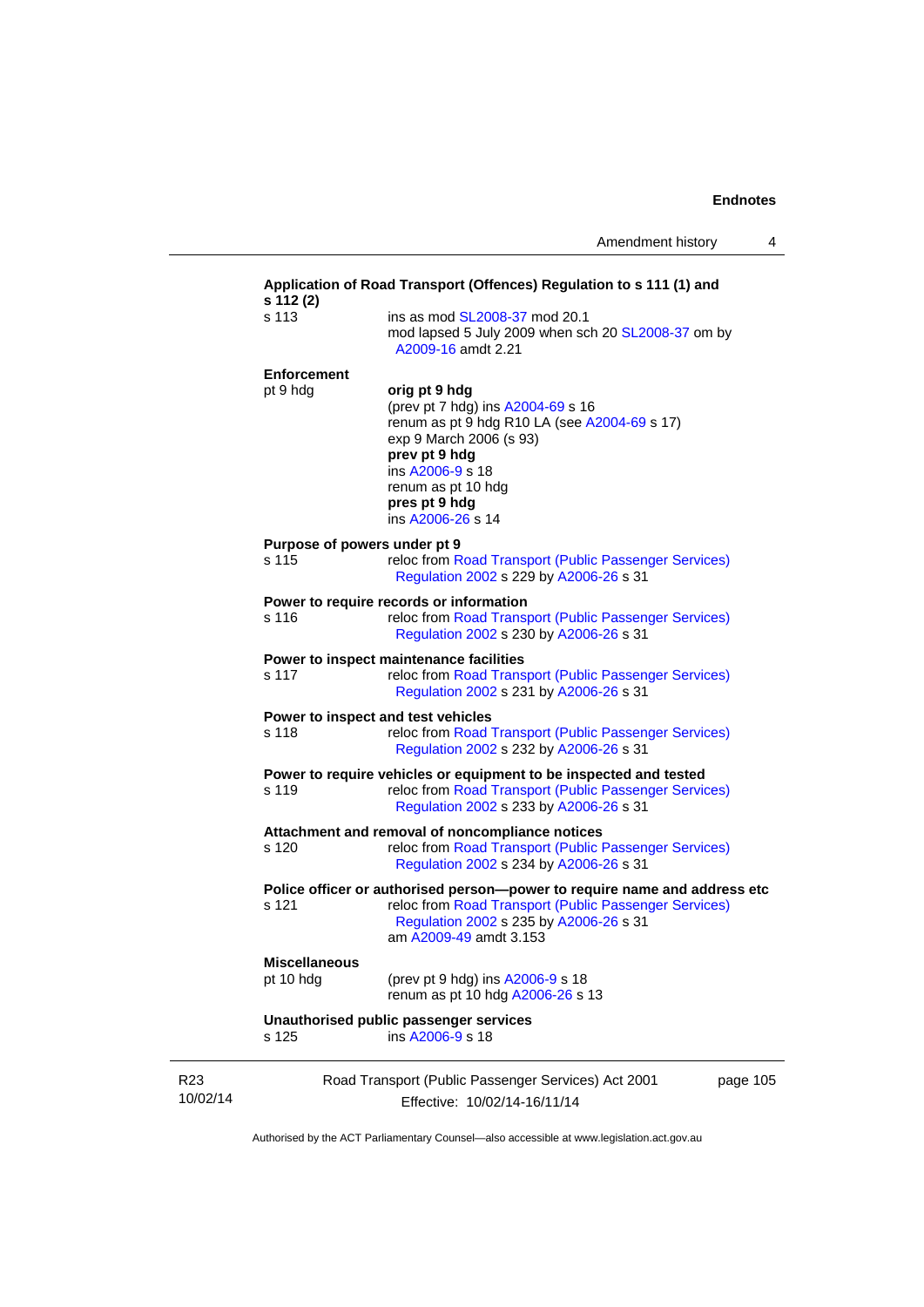**Application of Road Transport (Offences) Regulation to s 111 (1) and s 112 (2)**

s 113 — ins as mod SL2008-37 mod 20.1
mod lapsed 5 July 2009 when sch 20 SL2008-37 om by A2009-16 amdt 2.21

**Enforcement**

pt 9 hdg — **orig pt 9 hdg**
(prev pt 7 hdg) ins A2004-69 s 16
renum as pt 9 hdg R10 LA (see A2004-69 s 17)
exp 9 March 2006 (s 93)
**prev pt 9 hdg**
ins A2006-9 s 18
renum as pt 10 hdg
**pres pt 9 hdg**
ins A2006-26 s 14

**Purpose of powers under pt 9**

s 115 — reloc from Road Transport (Public Passenger Services) Regulation 2002 s 229 by A2006-26 s 31

**Power to require records or information**

s 116 — reloc from Road Transport (Public Passenger Services) Regulation 2002 s 230 by A2006-26 s 31

**Power to inspect maintenance facilities**

s 117 — reloc from Road Transport (Public Passenger Services) Regulation 2002 s 231 by A2006-26 s 31

**Power to inspect and test vehicles**

s 118 — reloc from Road Transport (Public Passenger Services) Regulation 2002 s 232 by A2006-26 s 31

**Power to require vehicles or equipment to be inspected and tested**

s 119 — reloc from Road Transport (Public Passenger Services) Regulation 2002 s 233 by A2006-26 s 31

**Attachment and removal of noncompliance notices**

s 120 — reloc from Road Transport (Public Passenger Services) Regulation 2002 s 234 by A2006-26 s 31

**Police officer or authorised person—power to require name and address etc**

s 121 — reloc from Road Transport (Public Passenger Services) Regulation 2002 s 235 by A2006-26 s 31
am A2009-49 amdt 3.153

**Miscellaneous**

pt 10 hdg — (prev pt 9 hdg) ins A2006-9 s 18
renum as pt 10 hdg A2006-26 s 13

**Unauthorised public passenger services**

s 125 — ins A2006-9 s 18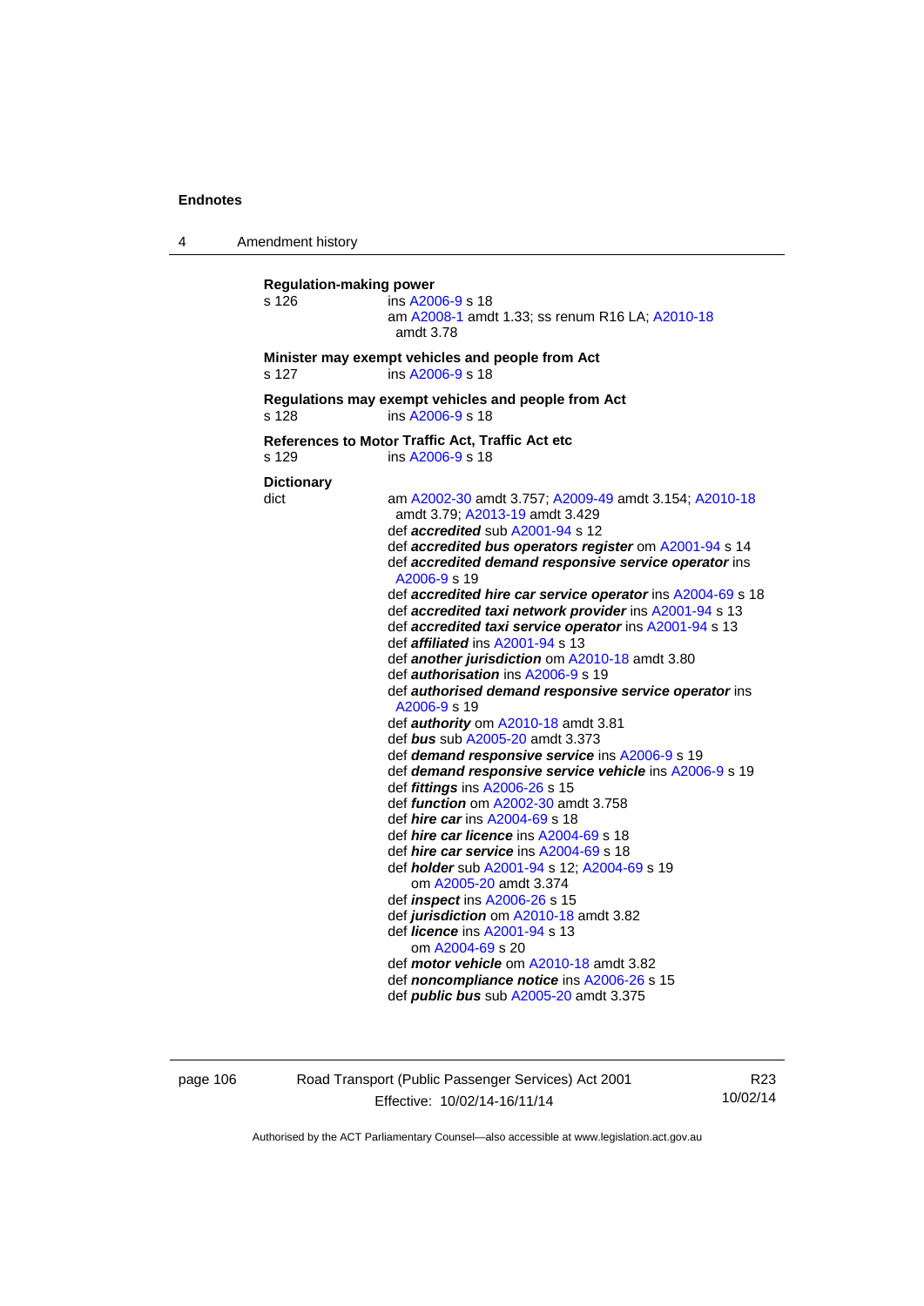**Regulation-making power**

s 126 ins A2006-9 s 18
am A2008-1 amdt 1.33; ss renum R16 LA; A2010-18 amdt 3.78

**Minister may exempt vehicles and people from Act**

s 127 ins A2006-9 s 18

**Regulations may exempt vehicles and people from Act**

s 128 ins A2006-9 s 18

**References to Motor Traffic Act, Traffic Act etc**

s 129 ins A2006-9 s 18

**Dictionary**

dict am A2002-30 amdt 3.757; A2009-49 amdt 3.154; A2010-18 amdt 3.79; A2013-19 amdt 3.429
def ***accredited*** sub A2001-94 s 12
def ***accredited bus operators register*** om A2001-94 s 14
def ***accredited demand responsive service operator*** ins A2006-9 s 19
def ***accredited hire car service operator*** ins A2004-69 s 18
def ***accredited taxi network provider*** ins A2001-94 s 13
def ***accredited taxi service operator*** ins A2001-94 s 13
def ***affiliated*** ins A2001-94 s 13
def ***another jurisdiction*** om A2010-18 amdt 3.80
def ***authorisation*** ins A2006-9 s 19
def ***authorised demand responsive service operator*** ins A2006-9 s 19
def ***authority*** om A2010-18 amdt 3.81
def ***bus*** sub A2005-20 amdt 3.373
def ***demand responsive service*** ins A2006-9 s 19
def ***demand responsive service vehicle*** ins A2006-9 s 19
def ***fittings*** ins A2006-26 s 15
def ***function*** om A2002-30 amdt 3.758
def ***hire car*** ins A2004-69 s 18
def ***hire car licence*** ins A2004-69 s 18
def ***hire car service*** ins A2004-69 s 18
def ***holder*** sub A2001-94 s 12; A2004-69 s 19
om A2005-20 amdt 3.374
def ***inspect*** ins A2006-26 s 15
def ***jurisdiction*** om A2010-18 amdt 3.82
def ***licence*** ins A2001-94 s 13
om A2004-69 s 20
def ***motor vehicle*** om A2010-18 amdt 3.82
def ***noncompliance notice*** ins A2006-26 s 15
def ***public bus*** sub A2005-20 amdt 3.375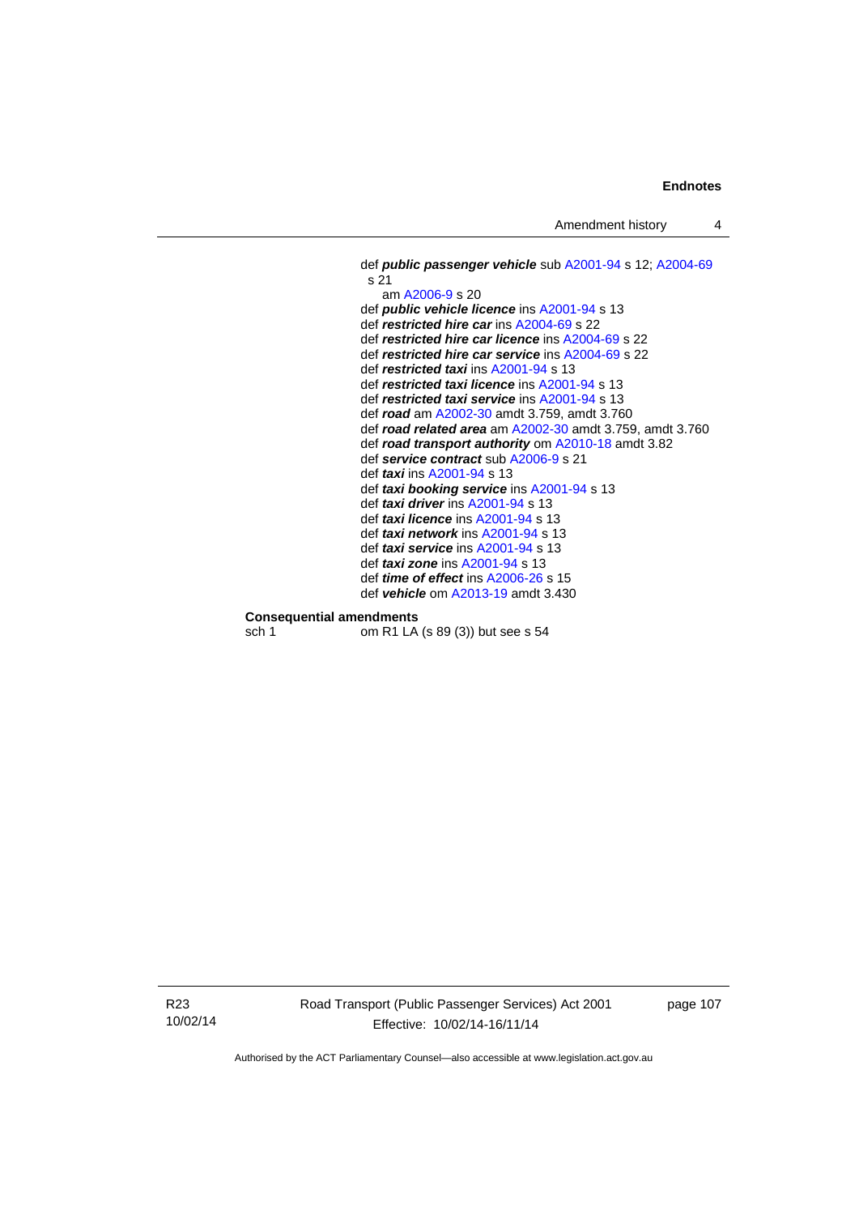def ***public passenger vehicle*** sub A2001-94 s 12; A2004-69 s 21
  am A2006-9 s 20
def ***public vehicle licence*** ins A2001-94 s 13
def ***restricted hire car*** ins A2004-69 s 22
def ***restricted hire car licence*** ins A2004-69 s 22
def ***restricted hire car service*** ins A2004-69 s 22
def ***restricted taxi*** ins A2001-94 s 13
def ***restricted taxi licence*** ins A2001-94 s 13
def ***restricted taxi service*** ins A2001-94 s 13
def ***road*** am A2002-30 amdt 3.759, amdt 3.760
def ***road related area*** am A2002-30 amdt 3.759, amdt 3.760
def ***road transport authority*** om A2010-18 amdt 3.82
def ***service contract*** sub A2006-9 s 21
def ***taxi*** ins A2001-94 s 13
def ***taxi booking service*** ins A2001-94 s 13
def ***taxi driver*** ins A2001-94 s 13
def ***taxi licence*** ins A2001-94 s 13
def ***taxi network*** ins A2001-94 s 13
def ***taxi service*** ins A2001-94 s 13
def ***taxi zone*** ins A2001-94 s 13
def ***time of effect*** ins A2006-26 s 15
def ***vehicle*** om A2013-19 amdt 3.430

**Consequential amendments**
sch 1 om R1 LA (s 89 (3)) but see s 54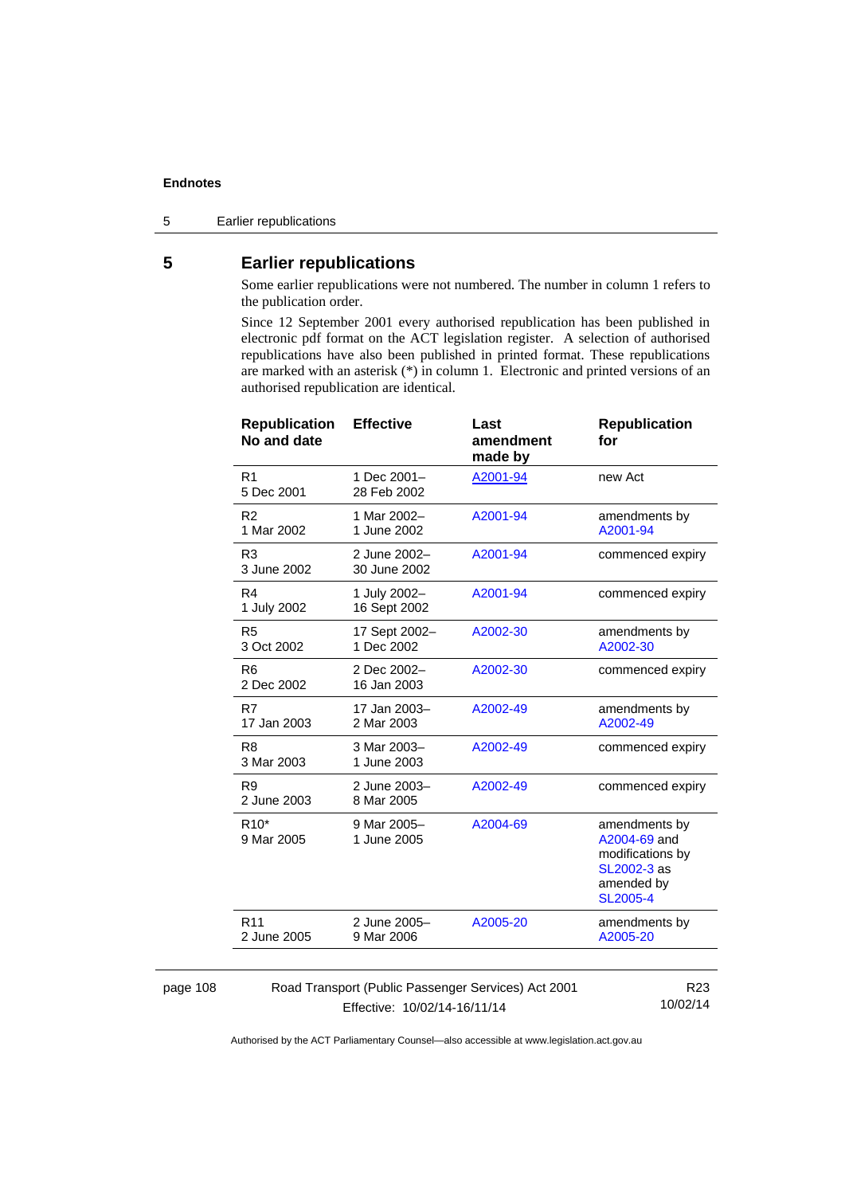## 5 Earlier republications

Some earlier republications were not numbered. The number in column 1 refers to the publication order.

Since 12 September 2001 every authorised republication has been published in electronic pdf format on the ACT legislation register. A selection of authorised republications have also been published in printed format. These republications are marked with an asterisk (*) in column 1. Electronic and printed versions of an authorised republication are identical.

| Republication No and date | Effective | Last amendment made by | Republication for |
|---|---|---|---|
| R1<br>5 Dec 2001 | 1 Dec 2001–<br>28 Feb 2002 | A2001-94 | new Act |
| R2<br>1 Mar 2002 | 1 Mar 2002–<br>1 June 2002 | A2001-94 | amendments by A2001-94 |
| R3<br>3 June 2002 | 2 June 2002–<br>30 June 2002 | A2001-94 | commenced expiry |
| R4<br>1 July 2002 | 1 July 2002–<br>16 Sept 2002 | A2001-94 | commenced expiry |
| R5<br>3 Oct 2002 | 17 Sept 2002–<br>1 Dec 2002 | A2002-30 | amendments by A2002-30 |
| R6<br>2 Dec 2002 | 2 Dec 2002–<br>16 Jan 2003 | A2002-30 | commenced expiry |
| R7<br>17 Jan 2003 | 17 Jan 2003–<br>2 Mar 2003 | A2002-49 | amendments by A2002-49 |
| R8<br>3 Mar 2003 | 3 Mar 2003–<br>1 June 2003 | A2002-49 | commenced expiry |
| R9<br>2 June 2003 | 2 June 2003–<br>8 Mar 2005 | A2002-49 | commenced expiry |
| R10*<br>9 Mar 2005 | 9 Mar 2005–<br>1 June 2005 | A2004-69 | amendments by A2004-69 and modifications by SL2002-3 as amended by SL2005-4 |
| R11<br>2 June 2005 | 2 June 2005–<br>9 Mar 2006 | A2005-20 | amendments by A2005-20 |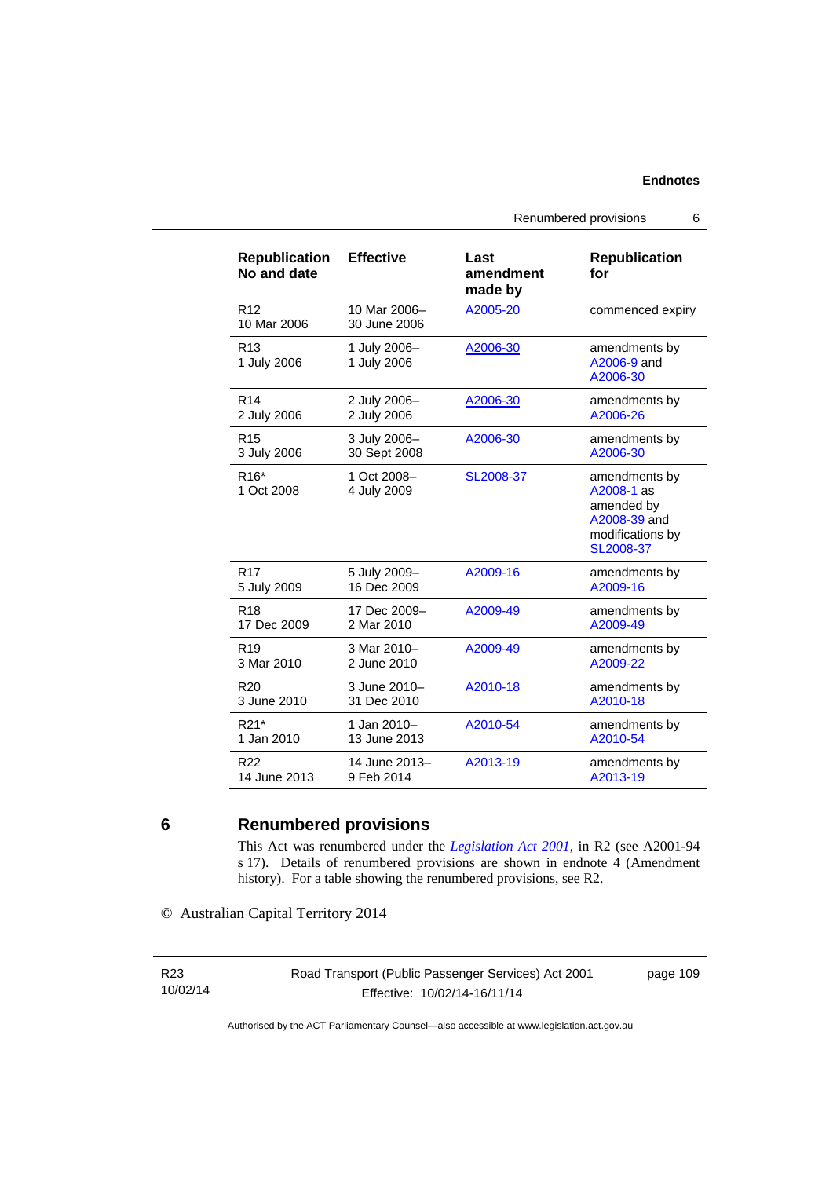| Republication No and date | Effective | Last amendment made by | Republication for |
|---|---|---|---|
| R12<br>10 Mar 2006 | 10 Mar 2006–<br>30 June 2006 | A2005-20 | commenced expiry |
| R13<br>1 July 2006 | 1 July 2006–<br>1 July 2006 | A2006-30 | amendments by A2006-9 and A2006-30 |
| R14<br>2 July 2006 | 2 July 2006–<br>2 July 2006 | A2006-30 | amendments by A2006-26 |
| R15<br>3 July 2006 | 3 July 2006–<br>30 Sept 2008 | A2006-30 | amendments by A2006-30 |
| R16*<br>1 Oct 2008 | 1 Oct 2008–<br>4 July 2009 | SL2008-37 | amendments by A2008-1 as amended by A2008-39 and modifications by SL2008-37 |
| R17<br>5 July 2009 | 5 July 2009–<br>16 Dec 2009 | A2009-16 | amendments by A2009-16 |
| R18<br>17 Dec 2009 | 17 Dec 2009–<br>2 Mar 2010 | A2009-49 | amendments by A2009-49 |
| R19<br>3 Mar 2010 | 3 Mar 2010–<br>2 June 2010 | A2009-49 | amendments by A2009-22 |
| R20<br>3 June 2010 | 3 June 2010–<br>31 Dec 2010 | A2010-18 | amendments by A2010-18 |
| R21*<br>1 Jan 2010 | 1 Jan 2010–<br>13 June 2013 | A2010-54 | amendments by A2010-54 |
| R22<br>14 June 2013 | 14 June 2013–<br>9 Feb 2014 | A2013-19 | amendments by A2013-19 |

## 6 Renumbered provisions

This Act was renumbered under the *Legislation Act 2001*, in R2 (see A2001-94 s 17). Details of renumbered provisions are shown in endnote 4 (Amendment history). For a table showing the renumbered provisions, see R2.

© Australian Capital Territory 2014